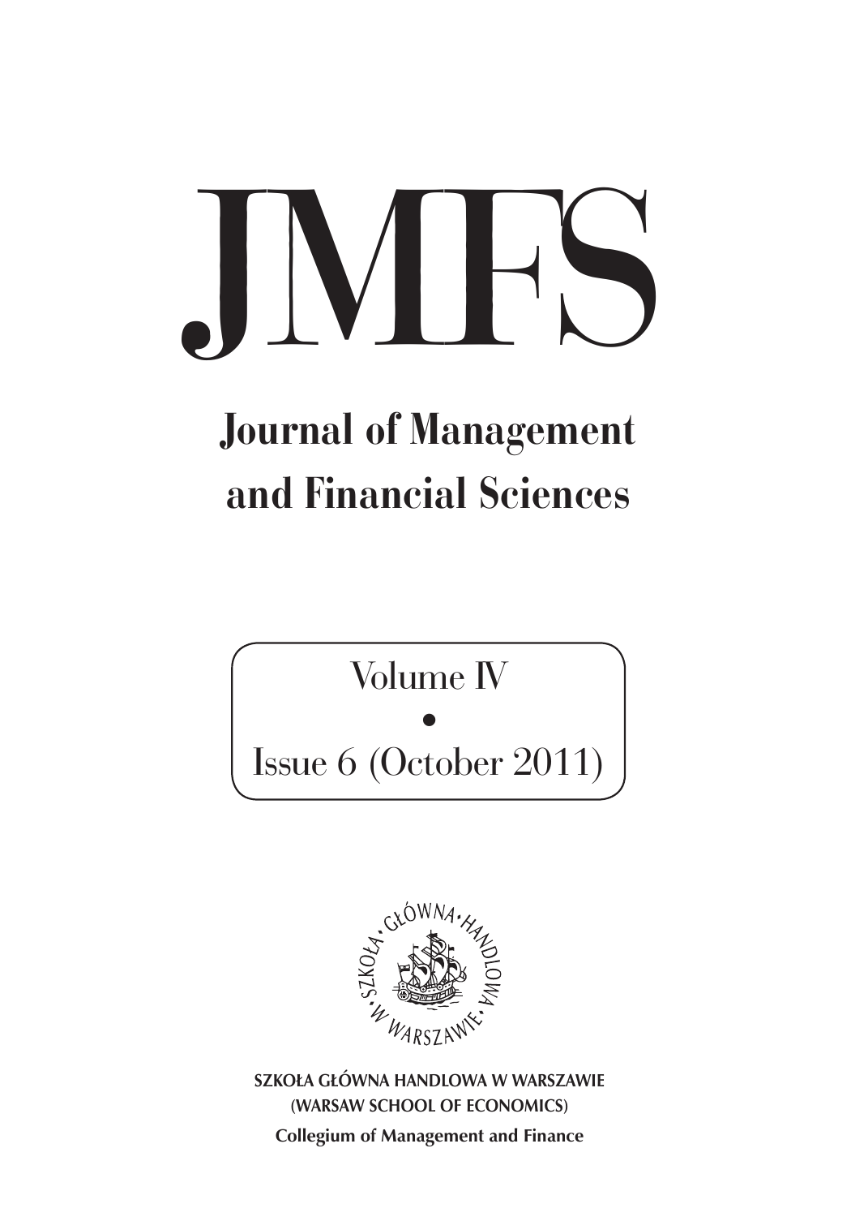# JMFS

## Journal of Management and Financial Sciences

Volume IV

•

Issue 6 (October 2011)

SZKOŁA GŁÓWNA HANDLOWA W WARSZAWIE

(WARSAW SCHOOL OF ECONOMICS)

Collegium of Management and Finance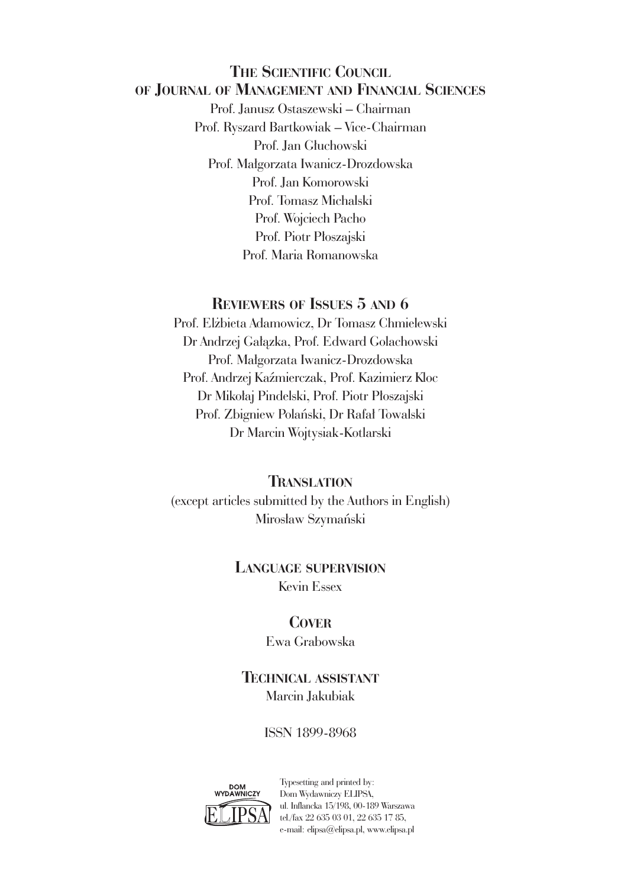## The Scientific Council of Journal of Management and Financial Sciences

Prof. Janusz Ostaszewski – Chairman
Prof. Ryszard Bartkowiak – Vice-Chairman
Prof. Jan Głuchowski
Prof. Małgorzata Iwanicz-Drozdowska
Prof. Jan Komorowski
Prof. Tomasz Michalski
Prof. Wojciech Pacho
Prof. Piotr Płoszajski
Prof. Maria Romanowska

## Reviewers of Issues 5 and 6

Prof. Elżbieta Adamowicz, Dr Tomasz Chmielewski
Dr Andrzej Gałązka, Prof. Edward Golachowski
Prof. Małgorzata Iwanicz-Drozdowska
Prof. Andrzej Kaźmierczak, Prof. Kazimierz Kloc
Dr Mikołaj Pindelski, Prof. Piotr Płoszajski
Prof. Zbigniew Polański, Dr Rafał Towalski
Dr Marcin Wojtysiak-Kotlarski

## Translation

(except articles submitted by the Authors in English)
Mirosław Szymański

## Language supervision

Kevin Essex

## Cover

Ewa Grabowska

## Technical assistant

Marcin Jakubiak

ISSN 1899-8968

DOM WYDAWNICZY ELIPSA

Typesetting and printed by:
Dom Wydawniczy ELIPSA,
ul. Inflancka 15/198, 00-189 Warszawa
tel./fax 22 635 03 01, 22 635 17 85,
e-mail: elipsa@elipsa.pl, www.elipsa.pl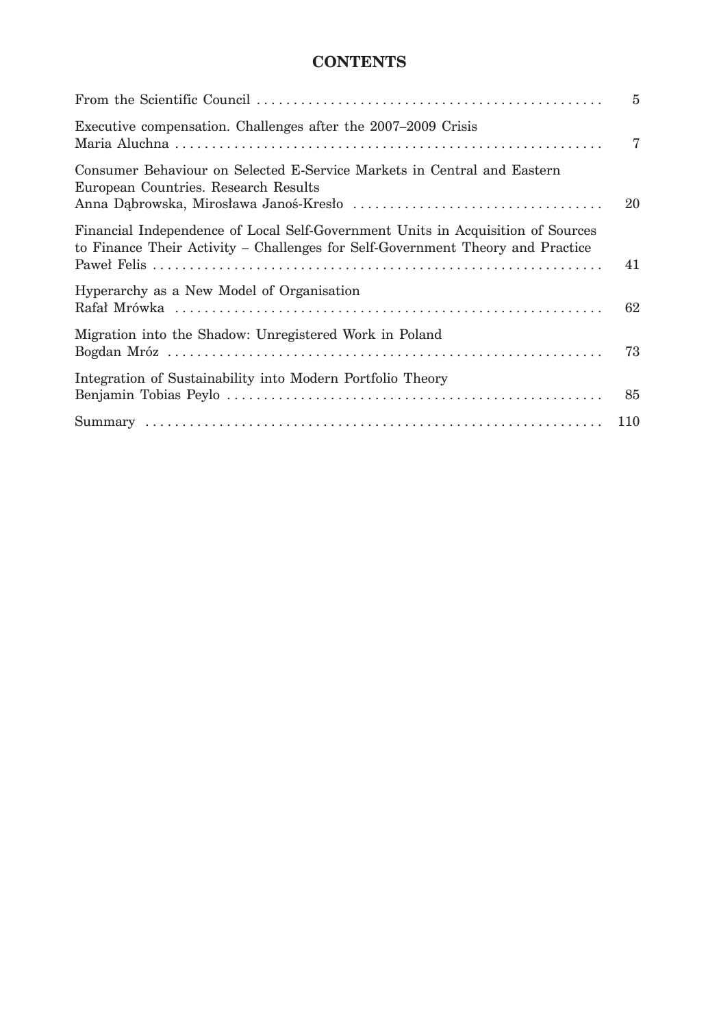# CONTENTS

| | |
|---|---|
| From the Scientific Council | 5 |
| Executive compensation. Challenges after the 2007–2009 Crisis<br>Maria Aluchna | 7 |
| Consumer Behaviour on Selected E-Service Markets in Central and Eastern European Countries. Research Results<br>Anna Dąbrowska, Mirosława Janoś-Kresło | 20 |
| Financial Independence of Local Self-Government Units in Acquisition of Sources to Finance Their Activity – Challenges for Self-Government Theory and Practice<br>Paweł Felis | 41 |
| Hyperarchy as a New Model of Organisation<br>Rafał Mrówka | 62 |
| Migration into the Shadow: Unregistered Work in Poland<br>Bogdan Mróz | 73 |
| Integration of Sustainability into Modern Portfolio Theory<br>Benjamin Tobias Peylo | 85 |
| Summary | 110 |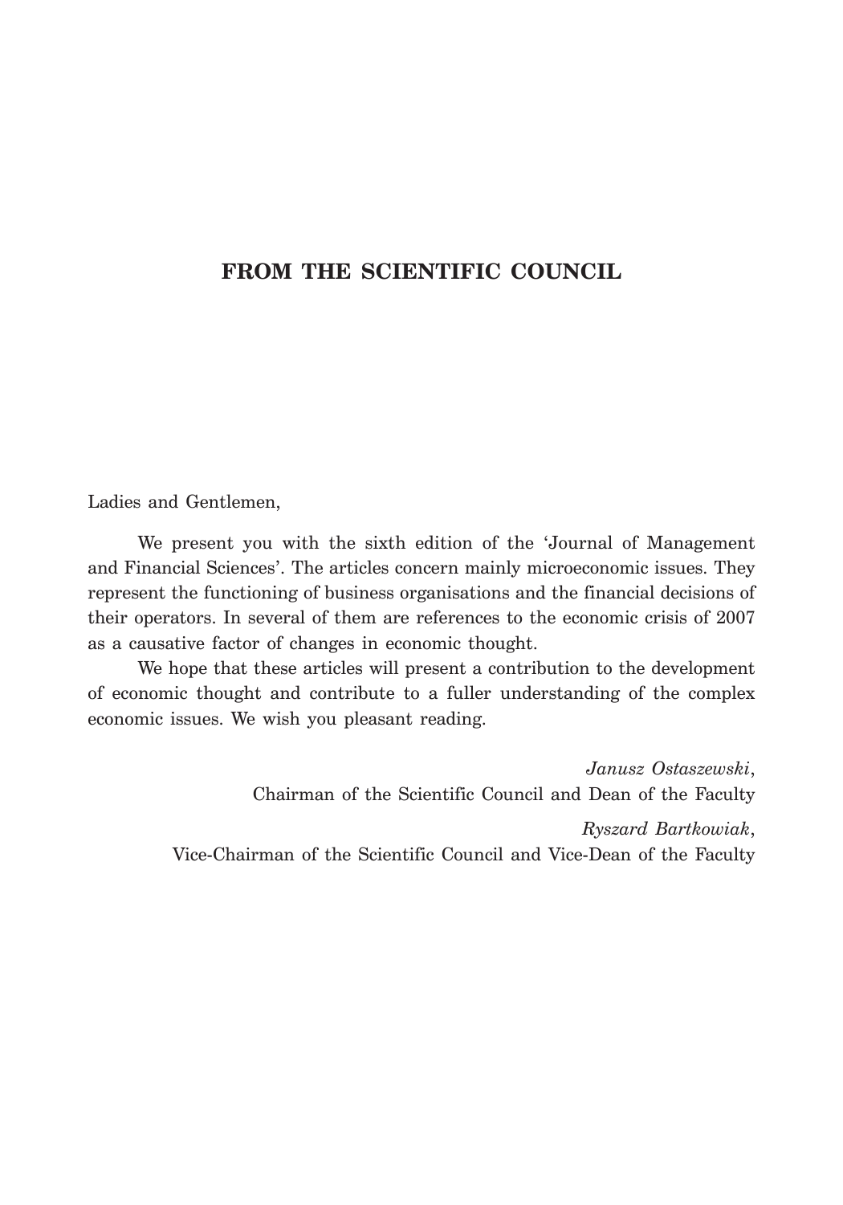# FROM THE SCIENTIFIC COUNCIL

Ladies and Gentlemen,

We present you with the sixth edition of the 'Journal of Management and Financial Sciences'. The articles concern mainly microeconomic issues. They represent the functioning of business organisations and the financial decisions of their operators. In several of them are references to the economic crisis of 2007 as a causative factor of changes in economic thought.

We hope that these articles will present a contribution to the development of economic thought and contribute to a fuller understanding of the complex economic issues. We wish you pleasant reading.

*Janusz Ostaszewski*,
Chairman of the Scientific Council and Dean of the Faculty

*Ryszard Bartkowiak*,
Vice-Chairman of the Scientific Council and Vice-Dean of the Faculty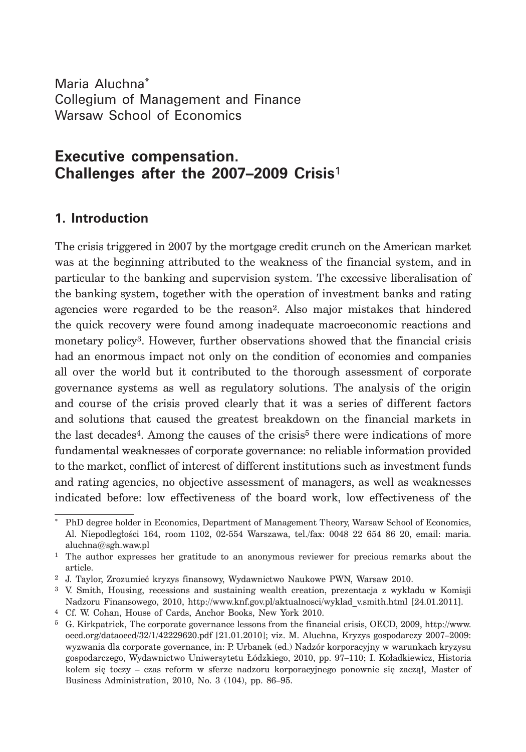Maria Aluchna[*]
Collegium of Management and Finance
Warsaw School of Economics

# Executive compensation. Challenges after the 2007–2009 Crisis[1]

## 1. Introduction

The crisis triggered in 2007 by the mortgage credit crunch on the American market was at the beginning attributed to the weakness of the financial system, and in particular to the banking and supervision system. The excessive liberalisation of the banking system, together with the operation of investment banks and rating agencies were regarded to be the reason[2]. Also major mistakes that hindered the quick recovery were found among inadequate macroeconomic reactions and monetary policy[3]. However, further observations showed that the financial crisis had an enormous impact not only on the condition of economies and companies all over the world but it contributed to the thorough assessment of corporate governance systems as well as regulatory solutions. The analysis of the origin and course of the crisis proved clearly that it was a series of different factors and solutions that caused the greatest breakdown on the financial markets in the last decades[4]. Among the causes of the crisis[5] there were indications of more fundamental weaknesses of corporate governance: no reliable information provided to the market, conflict of interest of different institutions such as investment funds and rating agencies, no objective assessment of managers, as well as weaknesses indicated before: low effectiveness of the board work, low effectiveness of the

---

[*] PhD degree holder in Economics, Department of Management Theory, Warsaw School of Economics, Al. Niepodległości 164, room 1102, 02-554 Warszawa, tel./fax: 0048 22 654 86 20, email: maria.aluchna@sgh.waw.pl

[1] The author expresses her gratitude to an anonymous reviewer for precious remarks about the article.

[2] J. Taylor, Zrozumieć kryzys finansowy, Wydawnictwo Naukowe PWN, Warsaw 2010.

[3] V. Smith, Housing, recessions and sustaining wealth creation, prezentacja z wykładu w Komisji Nadzoru Finansowego, 2010, http://www.knf.gov.pl/aktualnosci/wyklad_v.smith.html [24.01.2011].

[4] Cf. W. Cohan, House of Cards, Anchor Books, New York 2010.

[5] G. Kirkpatrick, The corporate governance lessons from the financial crisis, OECD, 2009, http://www.oecd.org/dataoecd/32/1/42229620.pdf [21.01.2010]; viz. M. Aluchna, Kryzys gospodarczy 2007–2009: wyzwania dla corporate governance, in: P. Urbanek (ed.) Nadzór korporacyjny w warunkach kryzysu gospodarczego, Wydawnictwo Uniwersytetu Łódzkiego, 2010, pp. 97–110; I. Koładkiewicz, Historia kołem się toczy – czas reform w sferze nadzoru korporacyjnego ponownie się zaczął, Master of Business Administration, 2010, No. 3 (104), pp. 86–95.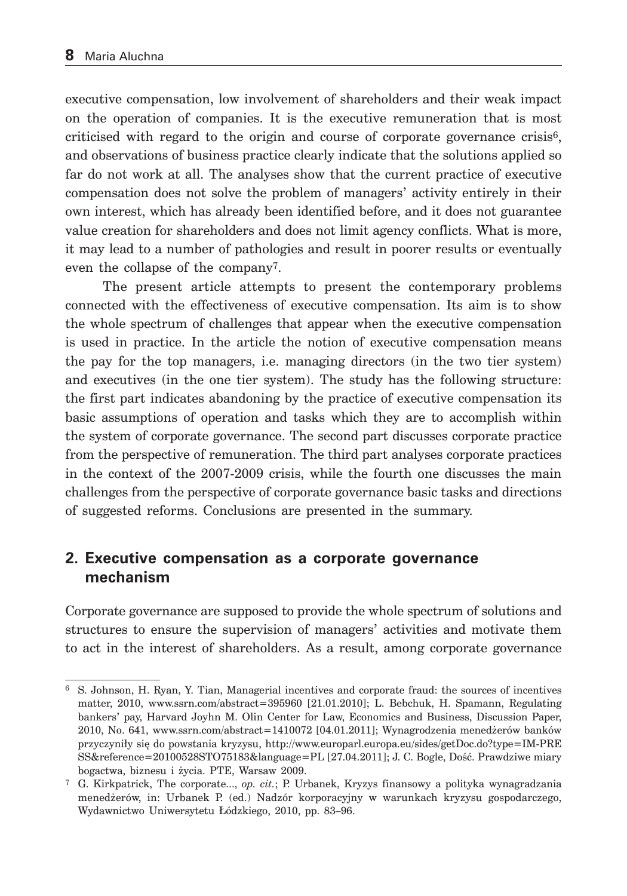executive compensation, low involvement of shareholders and their weak impact on the operation of companies. It is the executive remuneration that is most criticised with regard to the origin and course of corporate governance crisis[6], and observations of business practice clearly indicate that the solutions applied so far do not work at all. The analyses show that the current practice of executive compensation does not solve the problem of managers' activity entirely in their own interest, which has already been identified before, and it does not guarantee value creation for shareholders and does not limit agency conflicts. What is more, it may lead to a number of pathologies and result in poorer results or eventually even the collapse of the company[7].

The present article attempts to present the contemporary problems connected with the effectiveness of executive compensation. Its aim is to show the whole spectrum of challenges that appear when the executive compensation is used in practice. In the article the notion of executive compensation means the pay for the top managers, i.e. managing directors (in the two tier system) and executives (in the one tier system). The study has the following structure: the first part indicates abandoning by the practice of executive compensation its basic assumptions of operation and tasks which they are to accomplish within the system of corporate governance. The second part discusses corporate practice from the perspective of remuneration. The third part analyses corporate practices in the context of the 2007-2009 crisis, while the fourth one discusses the main challenges from the perspective of corporate governance basic tasks and directions of suggested reforms. Conclusions are presented in the summary.

## 2. Executive compensation as a corporate governance mechanism

Corporate governance are supposed to provide the whole spectrum of solutions and structures to ensure the supervision of managers' activities and motivate them to act in the interest of shareholders. As a result, among corporate governance

---

[6] S. Johnson, H. Ryan, Y. Tian, Managerial incentives and corporate fraud: the sources of incentives matter, 2010, www.ssrn.com/abstract=395960 [21.01.2010]; L. Bebchuk, H. Spamann, Regulating bankers' pay, Harvard Joyhn M. Olin Center for Law, Economics and Business, Discussion Paper, 2010, No. 641, www.ssrn.com/abstract=1410072 [04.01.2011]; Wynagrodzenia menedżerów banków przyczyniły się do powstania kryzysu, http://www.europarl.europa.eu/sides/getDoc.do?type=IM-PRESS&reference=20100528STO75183&language=PL [27.04.2011]; J. C. Bogle, Dość. Prawdziwe miary bogactwa, biznesu i życia. PTE, Warsaw 2009.

[7] G. Kirkpatrick, The corporate..., *op. cit.*; P. Urbanek, Kryzys finansowy a polityka wynagradzania menedżerów, in: Urbanek P. (ed.) Nadzór korporacyjny w warunkach kryzysu gospodarczego, Wydawnictwo Uniwersytetu Łódzkiego, 2010, pp. 83–96.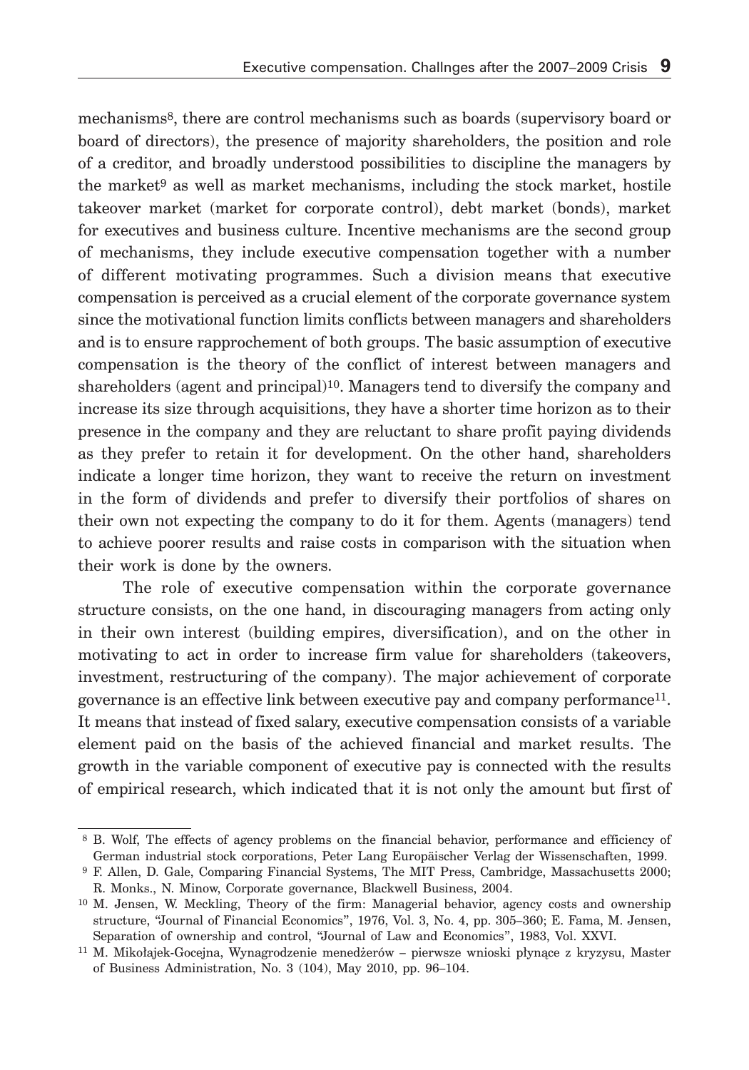mechanisms[8], there are control mechanisms such as boards (supervisory board or board of directors), the presence of majority shareholders, the position and role of a creditor, and broadly understood possibilities to discipline the managers by the market[9] as well as market mechanisms, including the stock market, hostile takeover market (market for corporate control), debt market (bonds), market for executives and business culture. Incentive mechanisms are the second group of mechanisms, they include executive compensation together with a number of different motivating programmes. Such a division means that executive compensation is perceived as a crucial element of the corporate governance system since the motivational function limits conflicts between managers and shareholders and is to ensure rapprochement of both groups. The basic assumption of executive compensation is the theory of the conflict of interest between managers and shareholders (agent and principal)[10]. Managers tend to diversify the company and increase its size through acquisitions, they have a shorter time horizon as to their presence in the company and they are reluctant to share profit paying dividends as they prefer to retain it for development. On the other hand, shareholders indicate a longer time horizon, they want to receive the return on investment in the form of dividends and prefer to diversify their portfolios of shares on their own not expecting the company to do it for them. Agents (managers) tend to achieve poorer results and raise costs in comparison with the situation when their work is done by the owners.

The role of executive compensation within the corporate governance structure consists, on the one hand, in discouraging managers from acting only in their own interest (building empires, diversification), and on the other in motivating to act in order to increase firm value for shareholders (takeovers, investment, restructuring of the company). The major achievement of corporate governance is an effective link between executive pay and company performance[11]. It means that instead of fixed salary, executive compensation consists of a variable element paid on the basis of the achieved financial and market results. The growth in the variable component of executive pay is connected with the results of empirical research, which indicated that it is not only the amount but first of

---

[8] B. Wolf, The effects of agency problems on the financial behavior, performance and efficiency of German industrial stock corporations, Peter Lang Europäischer Verlag der Wissenschaften, 1999.

[9] F. Allen, D. Gale, Comparing Financial Systems, The MIT Press, Cambridge, Massachusetts 2000; R. Monks., N. Minow, Corporate governance, Blackwell Business, 2004.

[10] M. Jensen, W. Meckling, Theory of the firm: Managerial behavior, agency costs and ownership structure, "Journal of Financial Economics", 1976, Vol. 3, No. 4, pp. 305–360; E. Fama, M. Jensen, Separation of ownership and control, "Journal of Law and Economics", 1983, Vol. XXVI.

[11] M. Mikołajek-Gocejna, Wynagrodzenie menedżerów – pierwsze wnioski płynące z kryzysu, Master of Business Administration, No. 3 (104), May 2010, pp. 96–104.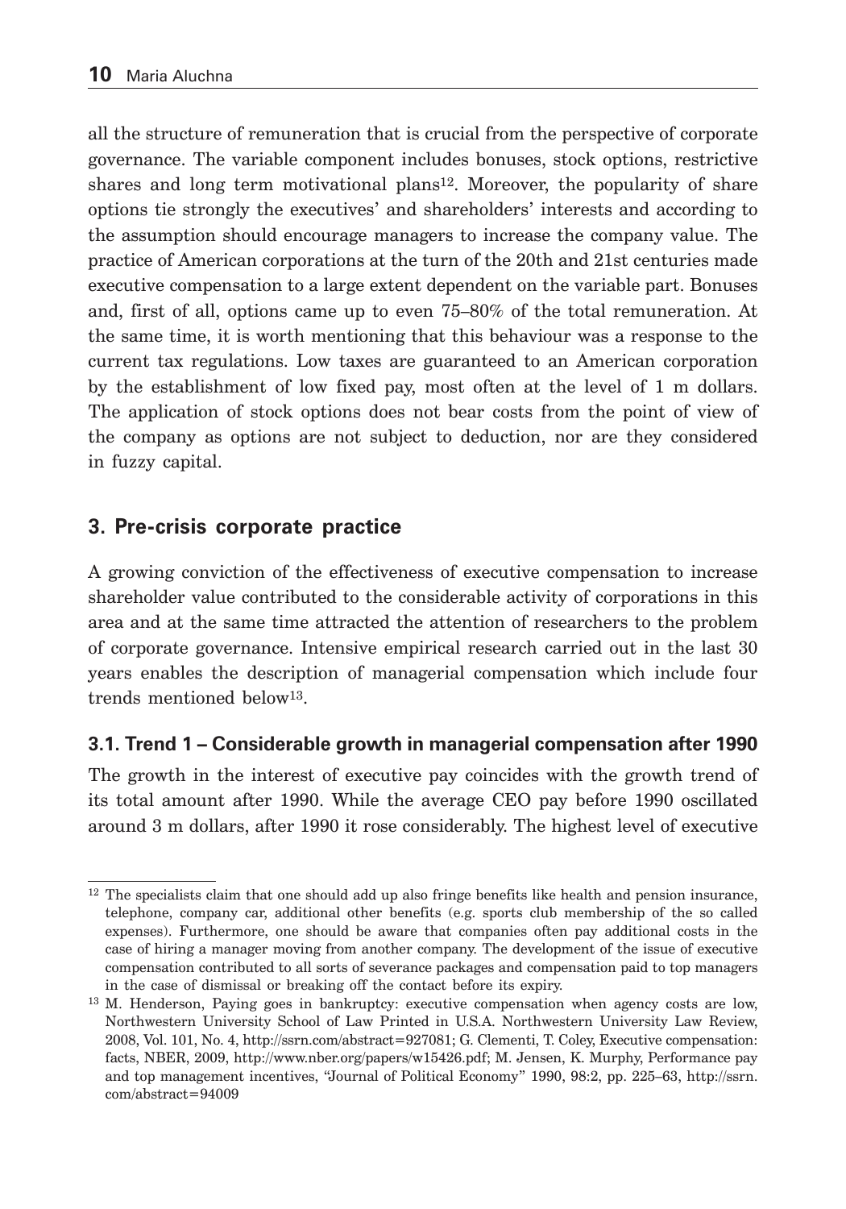all the structure of remuneration that is crucial from the perspective of corporate governance. The variable component includes bonuses, stock options, restrictive shares and long term motivational plans[12]. Moreover, the popularity of share options tie strongly the executives' and shareholders' interests and according to the assumption should encourage managers to increase the company value. The practice of American corporations at the turn of the 20th and 21st centuries made executive compensation to a large extent dependent on the variable part. Bonuses and, first of all, options came up to even 75–80% of the total remuneration. At the same time, it is worth mentioning that this behaviour was a response to the current tax regulations. Low taxes are guaranteed to an American corporation by the establishment of low fixed pay, most often at the level of 1 m dollars. The application of stock options does not bear costs from the point of view of the company as options are not subject to deduction, nor are they considered in fuzzy capital.

## 3. Pre-crisis corporate practice

A growing conviction of the effectiveness of executive compensation to increase shareholder value contributed to the considerable activity of corporations in this area and at the same time attracted the attention of researchers to the problem of corporate governance. Intensive empirical research carried out in the last 30 years enables the description of managerial compensation which include four trends mentioned below[13].

### 3.1. Trend 1 – Considerable growth in managerial compensation after 1990

The growth in the interest of executive pay coincides with the growth trend of its total amount after 1990. While the average CEO pay before 1990 oscillated around 3 m dollars, after 1990 it rose considerably. The highest level of executive

---

[12] The specialists claim that one should add up also fringe benefits like health and pension insurance, telephone, company car, additional other benefits (e.g. sports club membership of the so called expenses). Furthermore, one should be aware that companies often pay additional costs in the case of hiring a manager moving from another company. The development of the issue of executive compensation contributed to all sorts of severance packages and compensation paid to top managers in the case of dismissal or breaking off the contact before its expiry.

[13] M. Henderson, Paying goes in bankruptcy: executive compensation when agency costs are low, Northwestern University School of Law Printed in U.S.A. Northwestern University Law Review, 2008, Vol. 101, No. 4, http://ssrn.com/abstract=927081; G. Clementi, T. Coley, Executive compensation: facts, NBER, 2009, http://www.nber.org/papers/w15426.pdf; M. Jensen, K. Murphy, Performance pay and top management incentives, "Journal of Political Economy" 1990, 98:2, pp. 225–63, http://ssrn.com/abstract=94009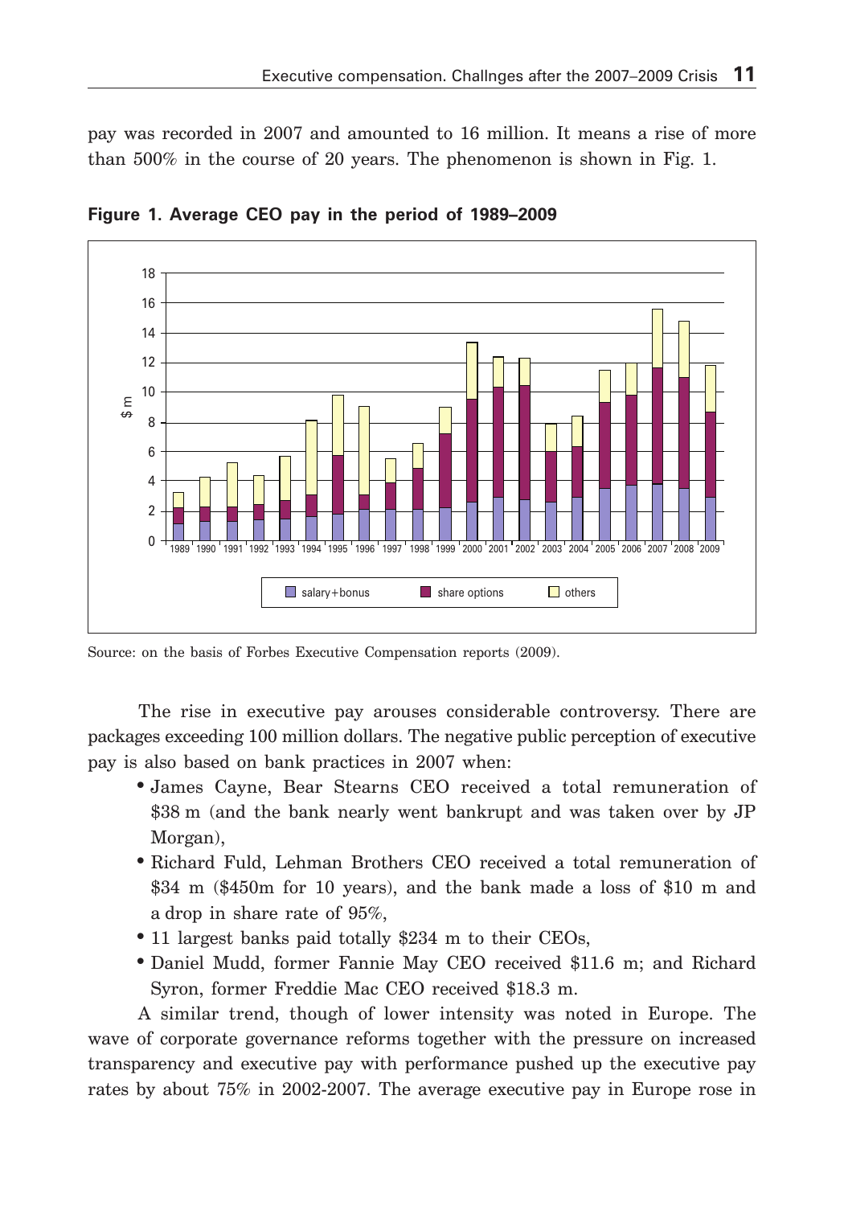pay was recorded in 2007 and amounted to 16 million. It means a rise of more than 500% in the course of 20 years. The phenomenon is shown in Fig. 1.

**Figure 1. Average CEO pay in the period of 1989–2009**

Source: on the basis of Forbes Executive Compensation reports (2009).

The rise in executive pay arouses considerable controversy. There are packages exceeding 100 million dollars. The negative public perception of executive pay is also based on bank practices in 2007 when:

- James Cayne, Bear Stearns CEO received a total remuneration of \$38 m (and the bank nearly went bankrupt and was taken over by JP Morgan),
- Richard Fuld, Lehman Brothers CEO received a total remuneration of \$34 m (\$450m for 10 years), and the bank made a loss of \$10 m and a drop in share rate of 95%,
- 11 largest banks paid totally \$234 m to their CEOs,
- Daniel Mudd, former Fannie May CEO received \$11.6 m; and Richard Syron, former Freddie Mac CEO received \$18.3 m.

A similar trend, though of lower intensity was noted in Europe. The wave of corporate governance reforms together with the pressure on increased transparency and executive pay with performance pushed up the executive pay rates by about 75% in 2002-2007. The average executive pay in Europe rose in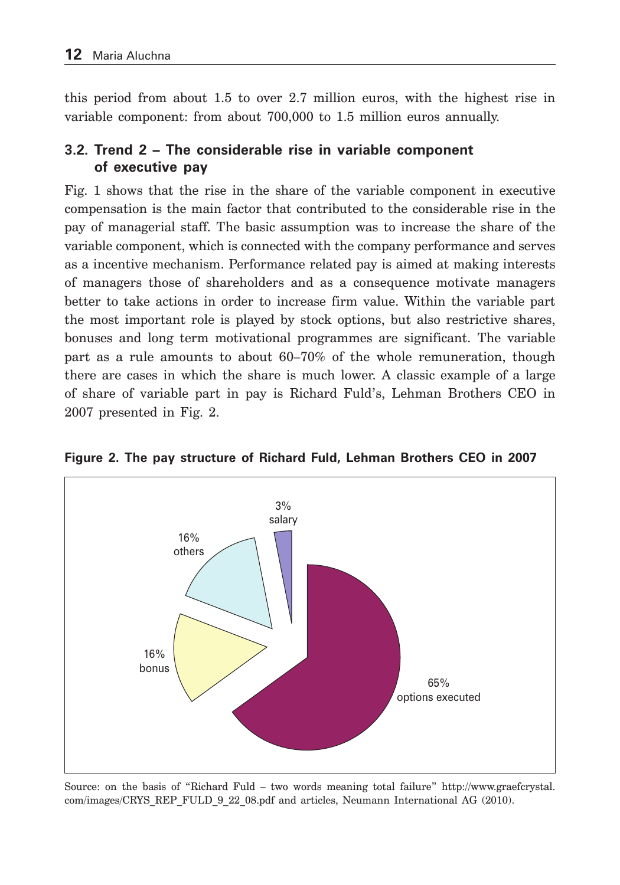this period from about 1.5 to over 2.7 million euros, with the highest rise in variable component: from about 700,000 to 1.5 million euros annually.

### 3.2. Trend 2 – The considerable rise in variable component of executive pay

Fig. 1 shows that the rise in the share of the variable component in executive compensation is the main factor that contributed to the considerable rise in the pay of managerial staff. The basic assumption was to increase the share of the variable component, which is connected with the company performance and serves as a incentive mechanism. Performance related pay is aimed at making interests of managers those of shareholders and as a consequence motivate managers better to take actions in order to increase firm value. Within the variable part the most important role is played by stock options, but also restrictive shares, bonuses and long term motivational programmes are significant. The variable part as a rule amounts to about 60–70% of the whole remuneration, though there are cases in which the share is much lower. A classic example of a large of share of variable part in pay is Richard Fuld's, Lehman Brothers CEO in 2007 presented in Fig. 2.

**Figure 2. The pay structure of Richard Fuld, Lehman Brothers CEO in 2007**

3% salary

16% others

16% bonus

65% options executed

Source: on the basis of "Richard Fuld – two words meaning total failure" http://www.graefcrystal.com/images/CRYS_REP_FULD_9_22_08.pdf and articles, Neumann International AG (2010).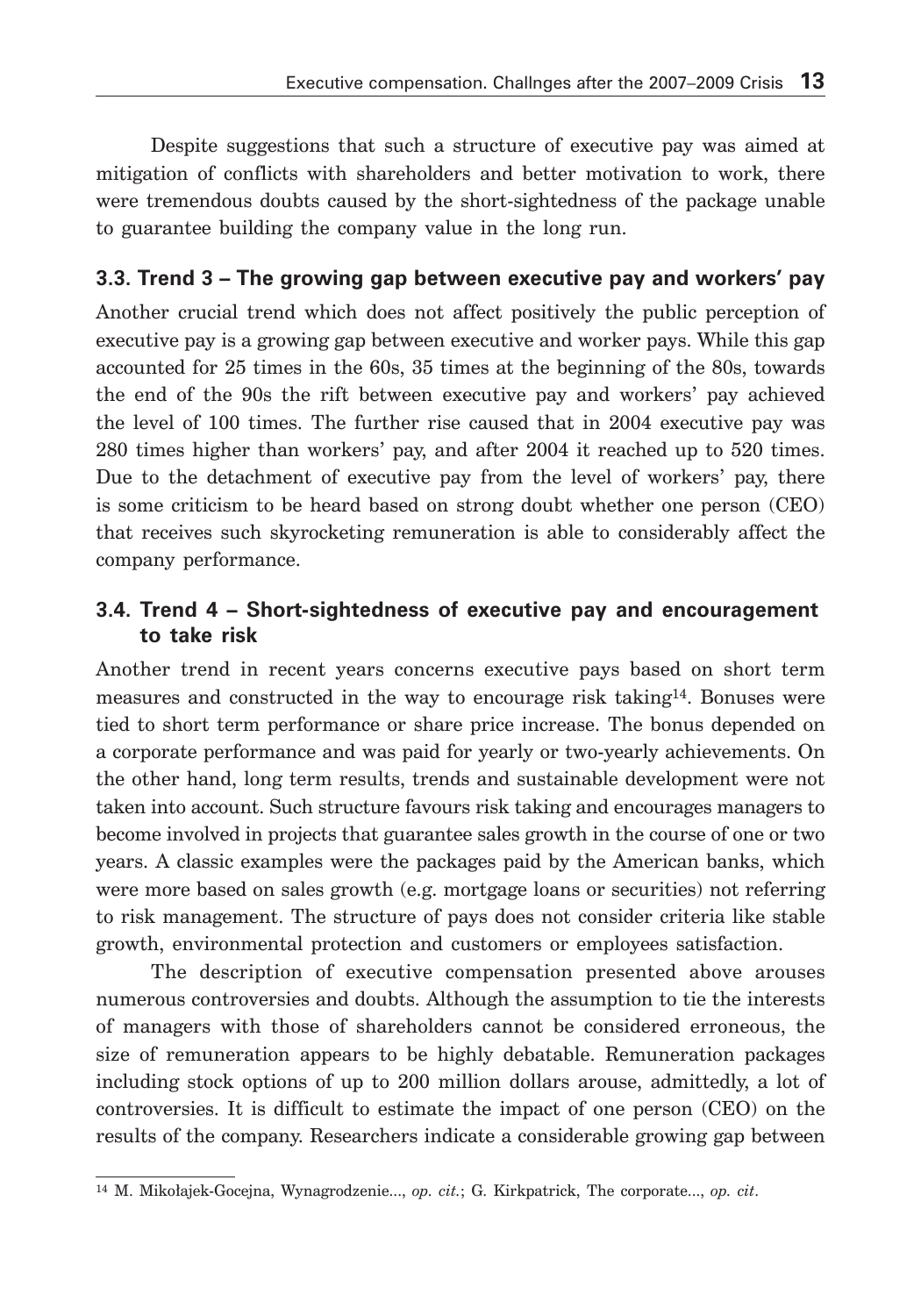Despite suggestions that such a structure of executive pay was aimed at mitigation of conflicts with shareholders and better motivation to work, there were tremendous doubts caused by the short-sightedness of the package unable to guarantee building the company value in the long run.

### 3.3. Trend 3 – The growing gap between executive pay and workers' pay

Another crucial trend which does not affect positively the public perception of executive pay is a growing gap between executive and worker pays. While this gap accounted for 25 times in the 60s, 35 times at the beginning of the 80s, towards the end of the 90s the rift between executive pay and workers' pay achieved the level of 100 times. The further rise caused that in 2004 executive pay was 280 times higher than workers' pay, and after 2004 it reached up to 520 times. Due to the detachment of executive pay from the level of workers' pay, there is some criticism to be heard based on strong doubt whether one person (CEO) that receives such skyrocketing remuneration is able to considerably affect the company performance.

### 3.4. Trend 4 – Short-sightedness of executive pay and encouragement to take risk

Another trend in recent years concerns executive pays based on short term measures and constructed in the way to encourage risk taking[14]. Bonuses were tied to short term performance or share price increase. The bonus depended on a corporate performance and was paid for yearly or two-yearly achievements. On the other hand, long term results, trends and sustainable development were not taken into account. Such structure favours risk taking and encourages managers to become involved in projects that guarantee sales growth in the course of one or two years. A classic examples were the packages paid by the American banks, which were more based on sales growth (e.g. mortgage loans or securities) not referring to risk management. The structure of pays does not consider criteria like stable growth, environmental protection and customers or employees satisfaction.

The description of executive compensation presented above arouses numerous controversies and doubts. Although the assumption to tie the interests of managers with those of shareholders cannot be considered erroneous, the size of remuneration appears to be highly debatable. Remuneration packages including stock options of up to 200 million dollars arouse, admittedly, a lot of controversies. It is difficult to estimate the impact of one person (CEO) on the results of the company. Researchers indicate a considerable growing gap between

[14] M. Mikołajek-Gocejna, Wynagrodzenie..., *op. cit.*; G. Kirkpatrick, The corporate..., *op. cit*.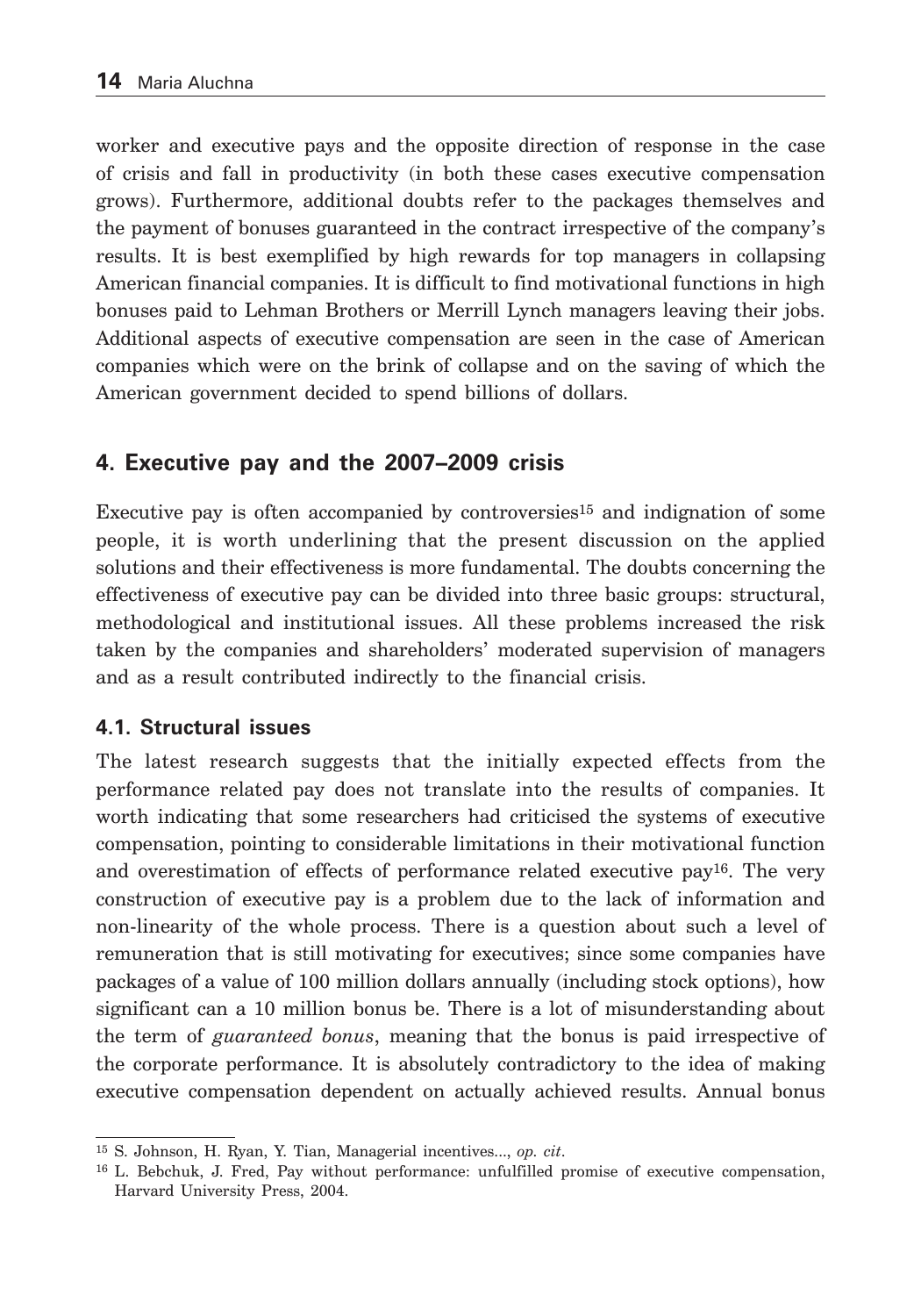worker and executive pays and the opposite direction of response in the case of crisis and fall in productivity (in both these cases executive compensation grows). Furthermore, additional doubts refer to the packages themselves and the payment of bonuses guaranteed in the contract irrespective of the company's results. It is best exemplified by high rewards for top managers in collapsing American financial companies. It is difficult to find motivational functions in high bonuses paid to Lehman Brothers or Merrill Lynch managers leaving their jobs. Additional aspects of executive compensation are seen in the case of American companies which were on the brink of collapse and on the saving of which the American government decided to spend billions of dollars.

## 4. Executive pay and the 2007–2009 crisis

Executive pay is often accompanied by controversies[15] and indignation of some people, it is worth underlining that the present discussion on the applied solutions and their effectiveness is more fundamental. The doubts concerning the effectiveness of executive pay can be divided into three basic groups: structural, methodological and institutional issues. All these problems increased the risk taken by the companies and shareholders' moderated supervision of managers and as a result contributed indirectly to the financial crisis.

### 4.1. Structural issues

The latest research suggests that the initially expected effects from the performance related pay does not translate into the results of companies. It worth indicating that some researchers had criticised the systems of executive compensation, pointing to considerable limitations in their motivational function and overestimation of effects of performance related executive pay[16]. The very construction of executive pay is a problem due to the lack of information and non-linearity of the whole process. There is a question about such a level of remuneration that is still motivating for executives; since some companies have packages of a value of 100 million dollars annually (including stock options), how significant can a 10 million bonus be. There is a lot of misunderstanding about the term of *guaranteed bonus*, meaning that the bonus is paid irrespective of the corporate performance. It is absolutely contradictory to the idea of making executive compensation dependent on actually achieved results. Annual bonus

---

[15] S. Johnson, H. Ryan, Y. Tian, Managerial incentives..., *op. cit*.

[16] L. Bebchuk, J. Fred, Pay without performance: unfulfilled promise of executive compensation, Harvard University Press, 2004.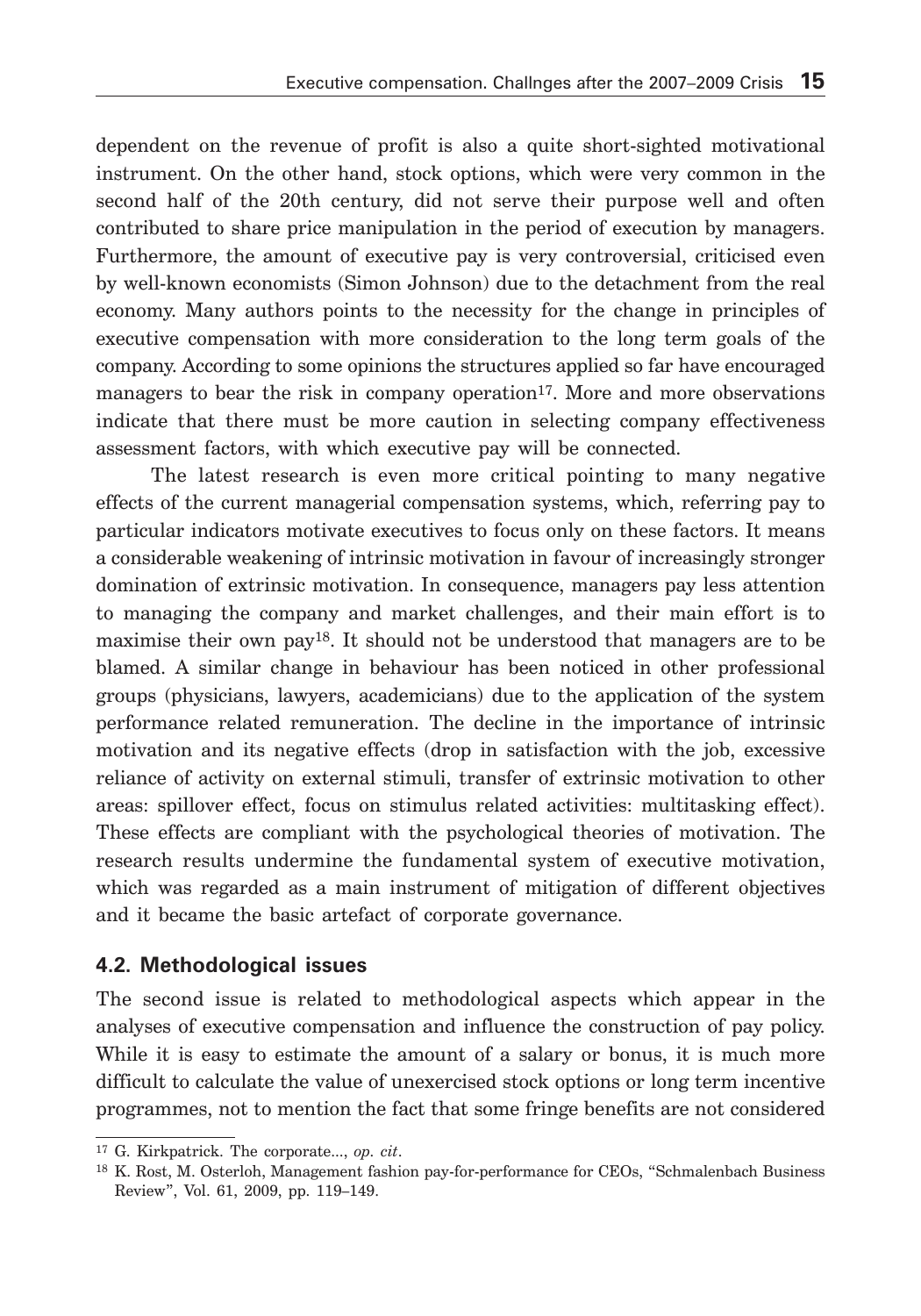dependent on the revenue of profit is also a quite short-sighted motivational instrument. On the other hand, stock options, which were very common in the second half of the 20th century, did not serve their purpose well and often contributed to share price manipulation in the period of execution by managers. Furthermore, the amount of executive pay is very controversial, criticised even by well-known economists (Simon Johnson) due to the detachment from the real economy. Many authors points to the necessity for the change in principles of executive compensation with more consideration to the long term goals of the company. According to some opinions the structures applied so far have encouraged managers to bear the risk in company operation[17]. More and more observations indicate that there must be more caution in selecting company effectiveness assessment factors, with which executive pay will be connected.

The latest research is even more critical pointing to many negative effects of the current managerial compensation systems, which, referring pay to particular indicators motivate executives to focus only on these factors. It means a considerable weakening of intrinsic motivation in favour of increasingly stronger domination of extrinsic motivation. In consequence, managers pay less attention to managing the company and market challenges, and their main effort is to maximise their own pay[18]. It should not be understood that managers are to be blamed. A similar change in behaviour has been noticed in other professional groups (physicians, lawyers, academicians) due to the application of the system performance related remuneration. The decline in the importance of intrinsic motivation and its negative effects (drop in satisfaction with the job, excessive reliance of activity on external stimuli, transfer of extrinsic motivation to other areas: spillover effect, focus on stimulus related activities: multitasking effect). These effects are compliant with the psychological theories of motivation. The research results undermine the fundamental system of executive motivation, which was regarded as a main instrument of mitigation of different objectives and it became the basic artefact of corporate governance.

### 4.2. Methodological issues

The second issue is related to methodological aspects which appear in the analyses of executive compensation and influence the construction of pay policy. While it is easy to estimate the amount of a salary or bonus, it is much more difficult to calculate the value of unexercised stock options or long term incentive programmes, not to mention the fact that some fringe benefits are not considered

---

[17] G. Kirkpatrick. The corporate..., *op. cit*.

[18] K. Rost, M. Osterloh, Management fashion pay-for-performance for CEOs, "Schmalenbach Business Review", Vol. 61, 2009, pp. 119–149.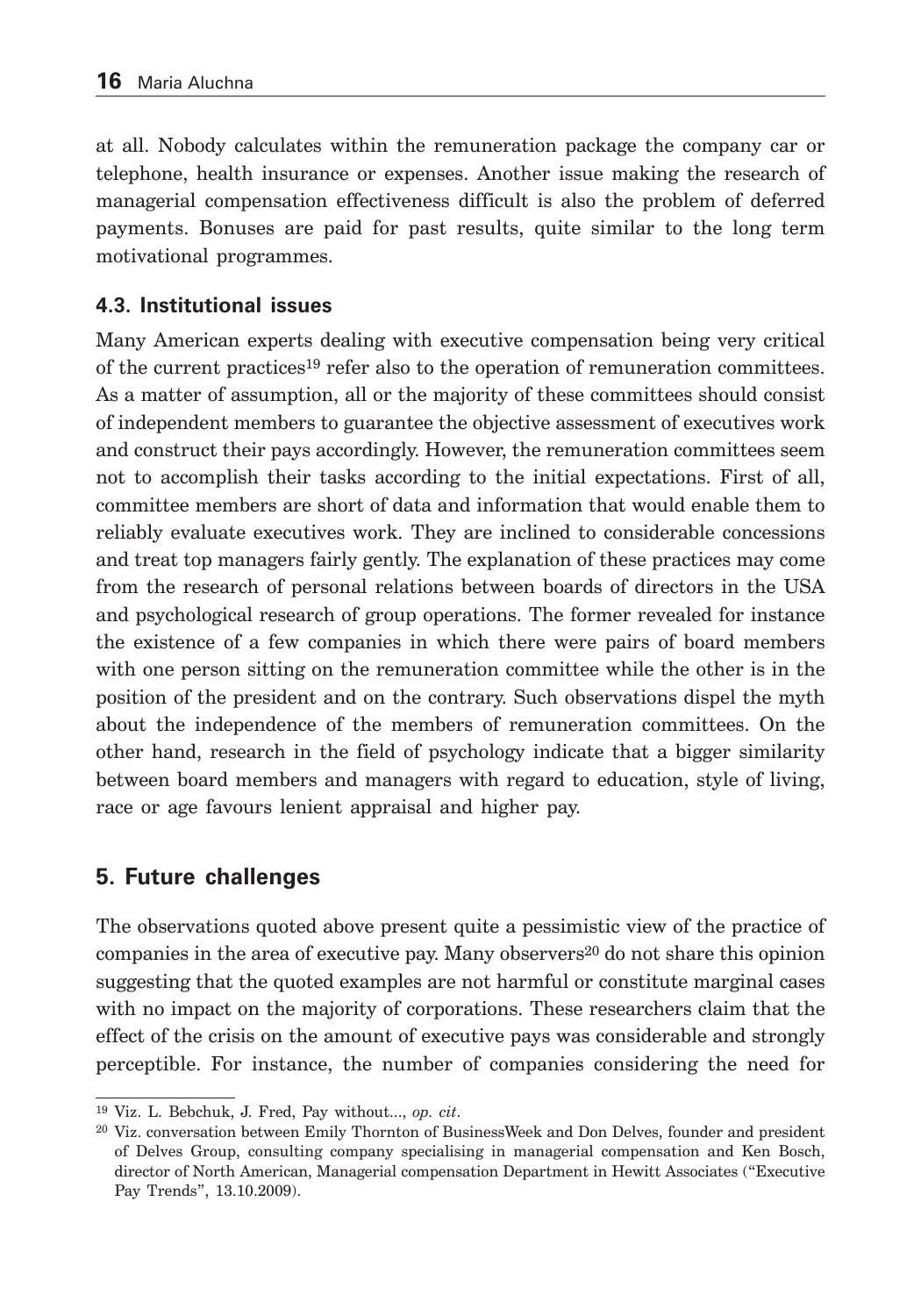at all. Nobody calculates within the remuneration package the company car or telephone, health insurance or expenses. Another issue making the research of managerial compensation effectiveness difficult is also the problem of deferred payments. Bonuses are paid for past results, quite similar to the long term motivational programmes.

### 4.3. Institutional issues

Many American experts dealing with executive compensation being very critical of the current practices[19] refer also to the operation of remuneration committees. As a matter of assumption, all or the majority of these committees should consist of independent members to guarantee the objective assessment of executives work and construct their pays accordingly. However, the remuneration committees seem not to accomplish their tasks according to the initial expectations. First of all, committee members are short of data and information that would enable them to reliably evaluate executives work. They are inclined to considerable concessions and treat top managers fairly gently. The explanation of these practices may come from the research of personal relations between boards of directors in the USA and psychological research of group operations. The former revealed for instance the existence of a few companies in which there were pairs of board members with one person sitting on the remuneration committee while the other is in the position of the president and on the contrary. Such observations dispel the myth about the independence of the members of remuneration committees. On the other hand, research in the field of psychology indicate that a bigger similarity between board members and managers with regard to education, style of living, race or age favours lenient appraisal and higher pay.

## 5. Future challenges

The observations quoted above present quite a pessimistic view of the practice of companies in the area of executive pay. Many observers[20] do not share this opinion suggesting that the quoted examples are not harmful or constitute marginal cases with no impact on the majority of corporations. These researchers claim that the effect of the crisis on the amount of executive pays was considerable and strongly perceptible. For instance, the number of companies considering the need for

---

[19] Viz. L. Bebchuk, J. Fred, Pay without..., *op. cit*.

[20] Viz. conversation between Emily Thornton of BusinessWeek and Don Delves, founder and president of Delves Group, consulting company specialising in managerial compensation and Ken Bosch, director of North American, Managerial compensation Department in Hewitt Associates ("Executive Pay Trends", 13.10.2009).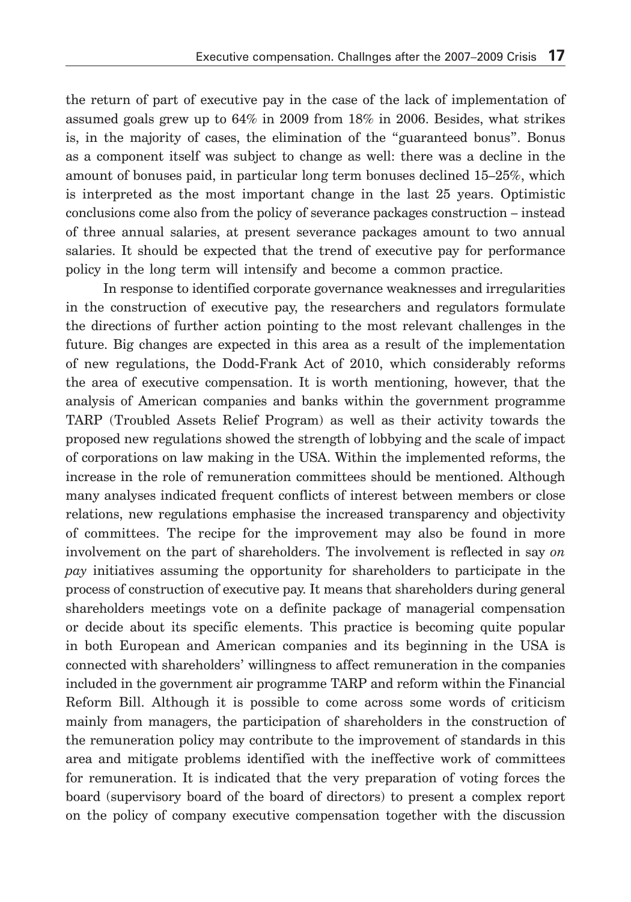the return of part of executive pay in the case of the lack of implementation of assumed goals grew up to 64% in 2009 from 18% in 2006. Besides, what strikes is, in the majority of cases, the elimination of the "guaranteed bonus". Bonus as a component itself was subject to change as well: there was a decline in the amount of bonuses paid, in particular long term bonuses declined 15–25%, which is interpreted as the most important change in the last 25 years. Optimistic conclusions come also from the policy of severance packages construction – instead of three annual salaries, at present severance packages amount to two annual salaries. It should be expected that the trend of executive pay for performance policy in the long term will intensify and become a common practice.

In response to identified corporate governance weaknesses and irregularities in the construction of executive pay, the researchers and regulators formulate the directions of further action pointing to the most relevant challenges in the future. Big changes are expected in this area as a result of the implementation of new regulations, the Dodd-Frank Act of 2010, which considerably reforms the area of executive compensation. It is worth mentioning, however, that the analysis of American companies and banks within the government programme TARP (Troubled Assets Relief Program) as well as their activity towards the proposed new regulations showed the strength of lobbying and the scale of impact of corporations on law making in the USA. Within the implemented reforms, the increase in the role of remuneration committees should be mentioned. Although many analyses indicated frequent conflicts of interest between members or close relations, new regulations emphasise the increased transparency and objectivity of committees. The recipe for the improvement may also be found in more involvement on the part of shareholders. The involvement is reflected in say *on pay* initiatives assuming the opportunity for shareholders to participate in the process of construction of executive pay. It means that shareholders during general shareholders meetings vote on a definite package of managerial compensation or decide about its specific elements. This practice is becoming quite popular in both European and American companies and its beginning in the USA is connected with shareholders' willingness to affect remuneration in the companies included in the government air programme TARP and reform within the Financial Reform Bill. Although it is possible to come across some words of criticism mainly from managers, the participation of shareholders in the construction of the remuneration policy may contribute to the improvement of standards in this area and mitigate problems identified with the ineffective work of committees for remuneration. It is indicated that the very preparation of voting forces the board (supervisory board of the board of directors) to present a complex report on the policy of company executive compensation together with the discussion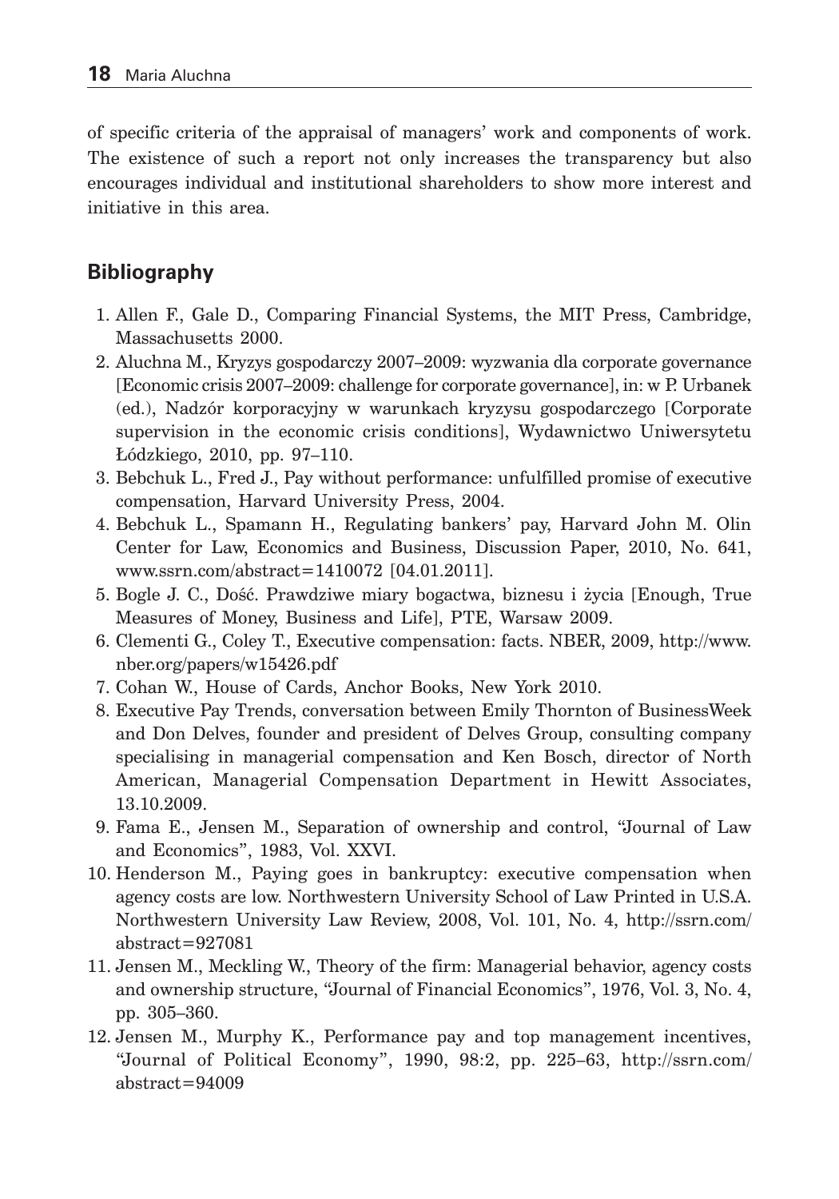of specific criteria of the appraisal of managers' work and components of work. The existence of such a report not only increases the transparency but also encourages individual and institutional shareholders to show more interest and initiative in this area.

## Bibliography

1. Allen F., Gale D., Comparing Financial Systems, the MIT Press, Cambridge, Massachusetts 2000.
2. Aluchna M., Kryzys gospodarczy 2007–2009: wyzwania dla corporate governance [Economic crisis 2007–2009: challenge for corporate governance], in: w P. Urbanek (ed.), Nadzór korporacyjny w warunkach kryzysu gospodarczego [Corporate supervision in the economic crisis conditions], Wydawnictwo Uniwersytetu Łódzkiego, 2010, pp. 97–110.
3. Bebchuk L., Fred J., Pay without performance: unfulfilled promise of executive compensation, Harvard University Press, 2004.
4. Bebchuk L., Spamann H., Regulating bankers' pay, Harvard John M. Olin Center for Law, Economics and Business, Discussion Paper, 2010, No. 641, www.ssrn.com/abstract=1410072 [04.01.2011].
5. Bogle J. C., Dość. Prawdziwe miary bogactwa, biznesu i życia [Enough, True Measures of Money, Business and Life], PTE, Warsaw 2009.
6. Clementi G., Coley T., Executive compensation: facts. NBER, 2009, http://www.nber.org/papers/w15426.pdf
7. Cohan W., House of Cards, Anchor Books, New York 2010.
8. Executive Pay Trends, conversation between Emily Thornton of BusinessWeek and Don Delves, founder and president of Delves Group, consulting company specialising in managerial compensation and Ken Bosch, director of North American, Managerial Compensation Department in Hewitt Associates, 13.10.2009.
9. Fama E., Jensen M., Separation of ownership and control, "Journal of Law and Economics", 1983, Vol. XXVI.
10. Henderson M., Paying goes in bankruptcy: executive compensation when agency costs are low. Northwestern University School of Law Printed in U.S.A. Northwestern University Law Review, 2008, Vol. 101, No. 4, http://ssrn.com/abstract=927081
11. Jensen M., Meckling W., Theory of the firm: Managerial behavior, agency costs and ownership structure, "Journal of Financial Economics", 1976, Vol. 3, No. 4, pp. 305–360.
12. Jensen M., Murphy K., Performance pay and top management incentives, "Journal of Political Economy", 1990, 98:2, pp. 225–63, http://ssrn.com/abstract=94009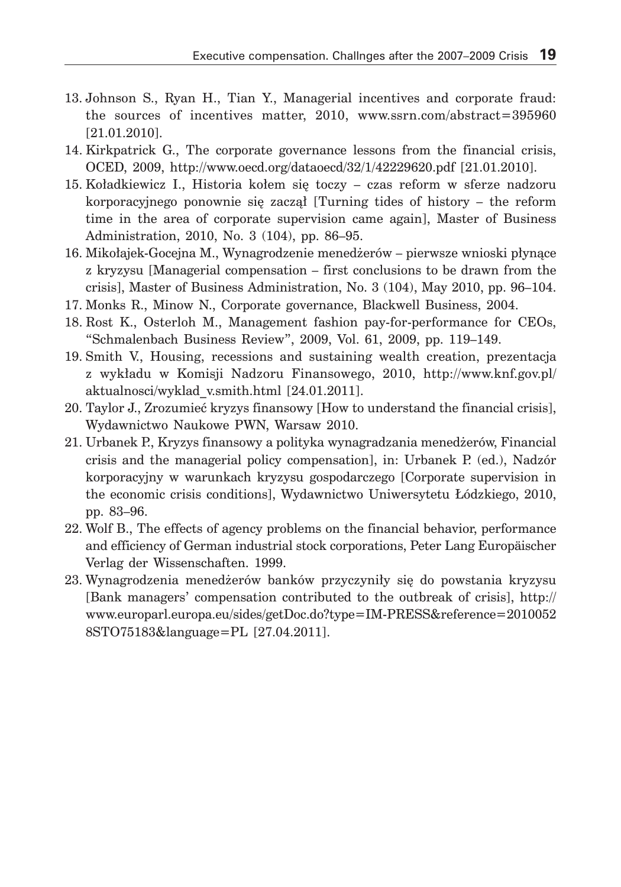13. Johnson S., Ryan H., Tian Y., Managerial incentives and corporate fraud: the sources of incentives matter, 2010, www.ssrn.com/abstract=395960 [21.01.2010].
14. Kirkpatrick G., The corporate governance lessons from the financial crisis, OCED, 2009, http://www.oecd.org/dataoecd/32/1/42229620.pdf [21.01.2010].
15. Koładkiewicz I., Historia kołem się toczy – czas reform w sferze nadzoru korporacyjnego ponownie się zaczął [Turning tides of history – the reform time in the area of corporate supervision came again], Master of Business Administration, 2010, No. 3 (104), pp. 86–95.
16. Mikołajek-Gocejna M., Wynagrodzenie menedżerów – pierwsze wnioski płynące z kryzysu [Managerial compensation – first conclusions to be drawn from the crisis], Master of Business Administration, No. 3 (104), May 2010, pp. 96–104.
17. Monks R., Minow N., Corporate governance, Blackwell Business, 2004.
18. Rost K., Osterloh M., Management fashion pay-for-performance for CEOs, "Schmalenbach Business Review", 2009, Vol. 61, 2009, pp. 119–149.
19. Smith V., Housing, recessions and sustaining wealth creation, prezentacja z wykładu w Komisji Nadzoru Finansowego, 2010, http://www.knf.gov.pl/aktualnosci/wyklad_v.smith.html [24.01.2011].
20. Taylor J., Zrozumieć kryzys finansowy [How to understand the financial crisis], Wydawnictwo Naukowe PWN, Warsaw 2010.
21. Urbanek P., Kryzys finansowy a polityka wynagradzania menedżerów, Financial crisis and the managerial policy compensation], in: Urbanek P. (ed.), Nadzór korporacyjny w warunkach kryzysu gospodarczego [Corporate supervision in the economic crisis conditions], Wydawnictwo Uniwersytetu Łódzkiego, 2010, pp. 83–96.
22. Wolf B., The effects of agency problems on the financial behavior, performance and efficiency of German industrial stock corporations, Peter Lang Europäischer Verlag der Wissenschaften. 1999.
23. Wynagrodzenia menedżerów banków przyczyniły się do powstania kryzysu [Bank managers' compensation contributed to the outbreak of crisis], http://www.europarl.europa.eu/sides/getDoc.do?type=IM-PRESS&reference=20100528STO75183&language=PL [27.04.2011].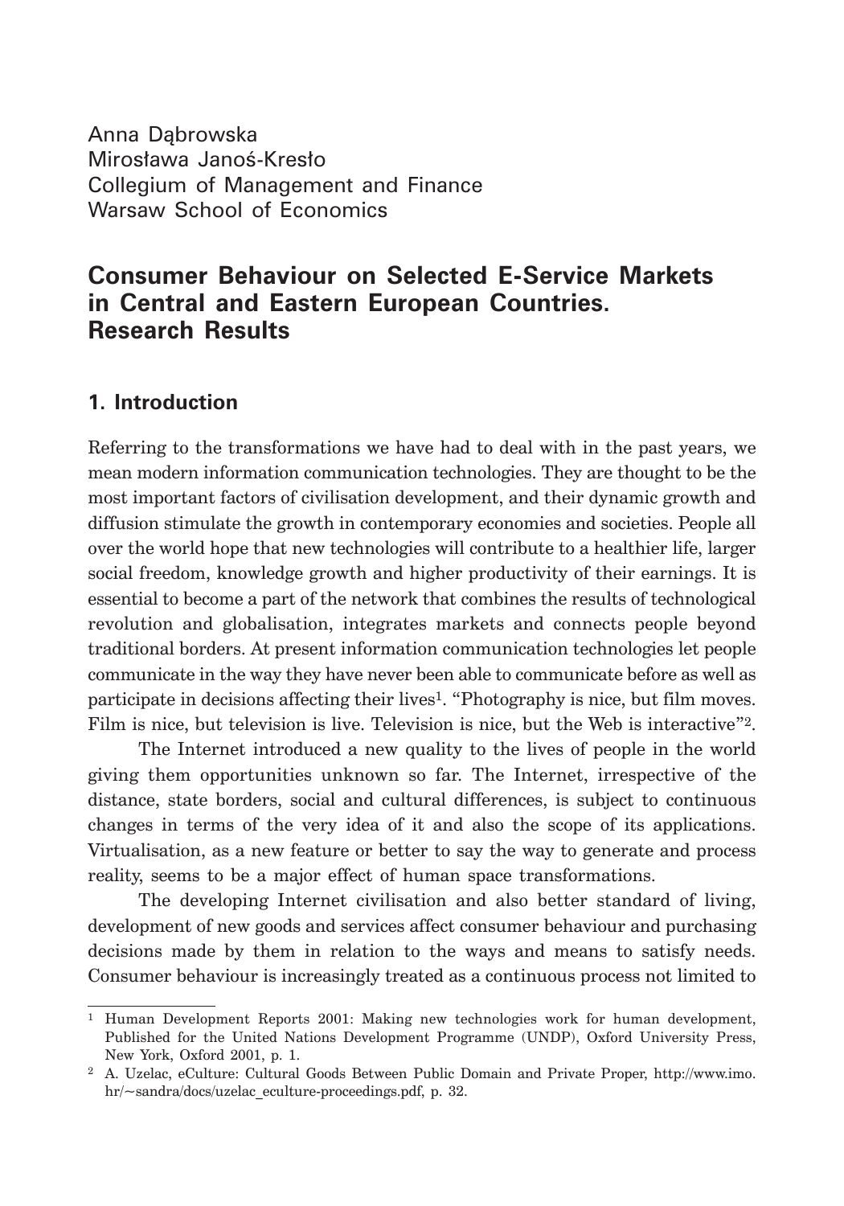Anna Dąbrowska
Mirosława Janoś-Kresło
Collegium of Management and Finance
Warsaw School of Economics

# Consumer Behaviour on Selected E-Service Markets in Central and Eastern European Countries. Research Results

## 1. Introduction

Referring to the transformations we have had to deal with in the past years, we mean modern information communication technologies. They are thought to be the most important factors of civilisation development, and their dynamic growth and diffusion stimulate the growth in contemporary economies and societies. People all over the world hope that new technologies will contribute to a healthier life, larger social freedom, knowledge growth and higher productivity of their earnings. It is essential to become a part of the network that combines the results of technological revolution and globalisation, integrates markets and connects people beyond traditional borders. At present information communication technologies let people communicate in the way they have never been able to communicate before as well as participate in decisions affecting their lives[1]. "Photography is nice, but film moves. Film is nice, but television is live. Television is nice, but the Web is interactive"[2].

The Internet introduced a new quality to the lives of people in the world giving them opportunities unknown so far. The Internet, irrespective of the distance, state borders, social and cultural differences, is subject to continuous changes in terms of the very idea of it and also the scope of its applications. Virtualisation, as a new feature or better to say the way to generate and process reality, seems to be a major effect of human space transformations.

The developing Internet civilisation and also better standard of living, development of new goods and services affect consumer behaviour and purchasing decisions made by them in relation to the ways and means to satisfy needs. Consumer behaviour is increasingly treated as a continuous process not limited to

---

[1] Human Development Reports 2001: Making new technologies work for human development, Published for the United Nations Development Programme (UNDP), Oxford University Press, New York, Oxford 2001, p. 1.

[2] A. Uzelac, eCulture: Cultural Goods Between Public Domain and Private Proper, http://www.imo.hr/~sandra/docs/uzelac_eculture-proceedings.pdf, p. 32.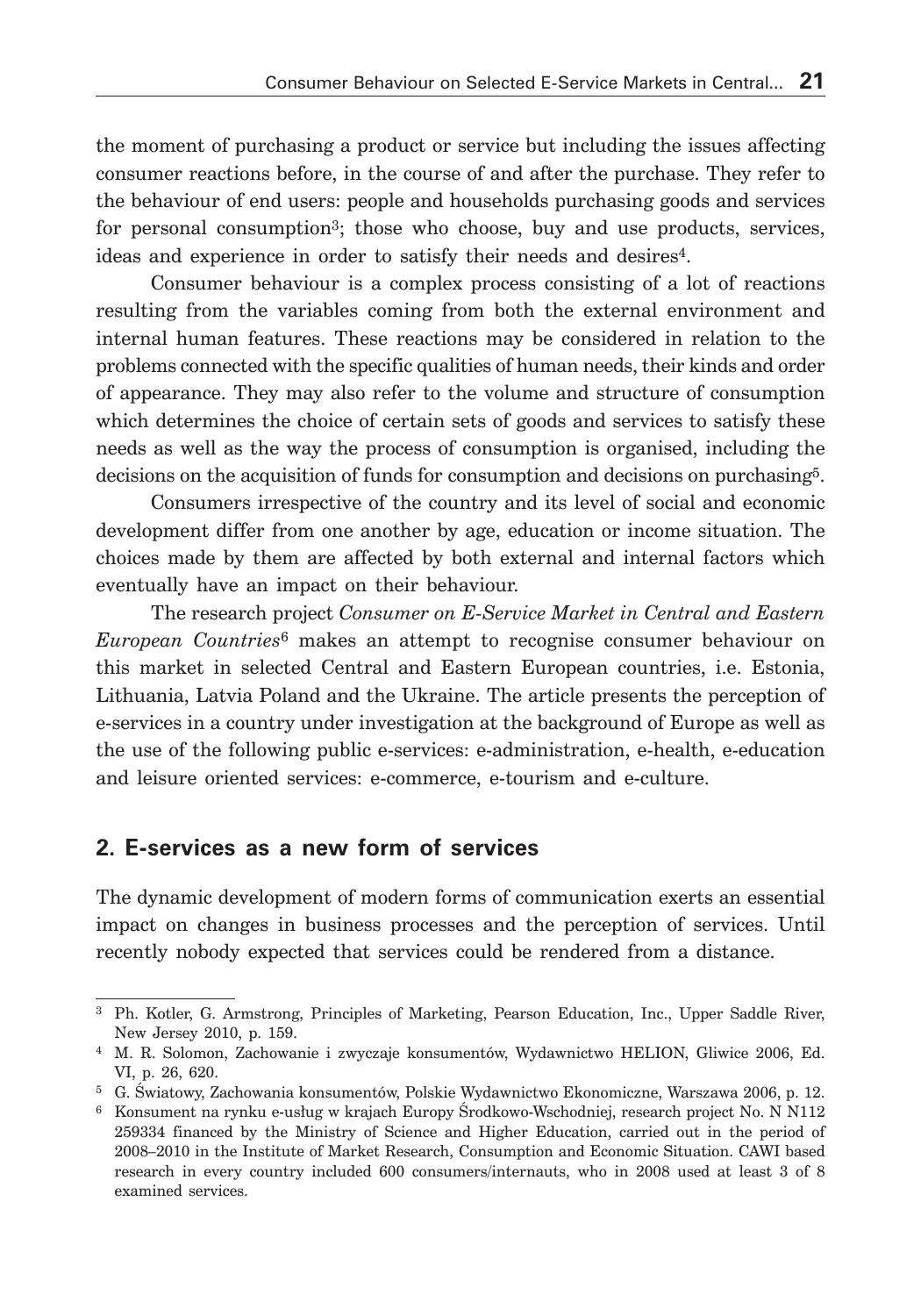the moment of purchasing a product or service but including the issues affecting consumer reactions before, in the course of and after the purchase. They refer to the behaviour of end users: people and households purchasing goods and services for personal consumption[3]; those who choose, buy and use products, services, ideas and experience in order to satisfy their needs and desires[4].

Consumer behaviour is a complex process consisting of a lot of reactions resulting from the variables coming from both the external environment and internal human features. These reactions may be considered in relation to the problems connected with the specific qualities of human needs, their kinds and order of appearance. They may also refer to the volume and structure of consumption which determines the choice of certain sets of goods and services to satisfy these needs as well as the way the process of consumption is organised, including the decisions on the acquisition of funds for consumption and decisions on purchasing[5].

Consumers irrespective of the country and its level of social and economic development differ from one another by age, education or income situation. The choices made by them are affected by both external and internal factors which eventually have an impact on their behaviour.

The research project *Consumer on E-Service Market in Central and Eastern European Countries*[6] makes an attempt to recognise consumer behaviour on this market in selected Central and Eastern European countries, i.e. Estonia, Lithuania, Latvia Poland and the Ukraine. The article presents the perception of e-services in a country under investigation at the background of Europe as well as the use of the following public e-services: e-administration, e-health, e-education and leisure oriented services: e-commerce, e-tourism and e-culture.

## 2. E-services as a new form of services

The dynamic development of modern forms of communication exerts an essential impact on changes in business processes and the perception of services. Until recently nobody expected that services could be rendered from a distance.

---

[3] Ph. Kotler, G. Armstrong, Principles of Marketing, Pearson Education, Inc., Upper Saddle River, New Jersey 2010, p. 159.

[4] M. R. Solomon, Zachowanie i zwyczaje konsumentów, Wydawnictwo HELION, Gliwice 2006, Ed. VI, p. 26, 620.

[5] G. Światowy, Zachowania konsumentów, Polskie Wydawnictwo Ekonomiczne, Warszawa 2006, p. 12.

[6] Konsument na rynku e-usług w krajach Europy Środkowo-Wschodniej, research project No. N N112 259334 financed by the Ministry of Science and Higher Education, carried out in the period of 2008–2010 in the Institute of Market Research, Consumption and Economic Situation. CAWI based research in every country included 600 consumers/internauts, who in 2008 used at least 3 of 8 examined services.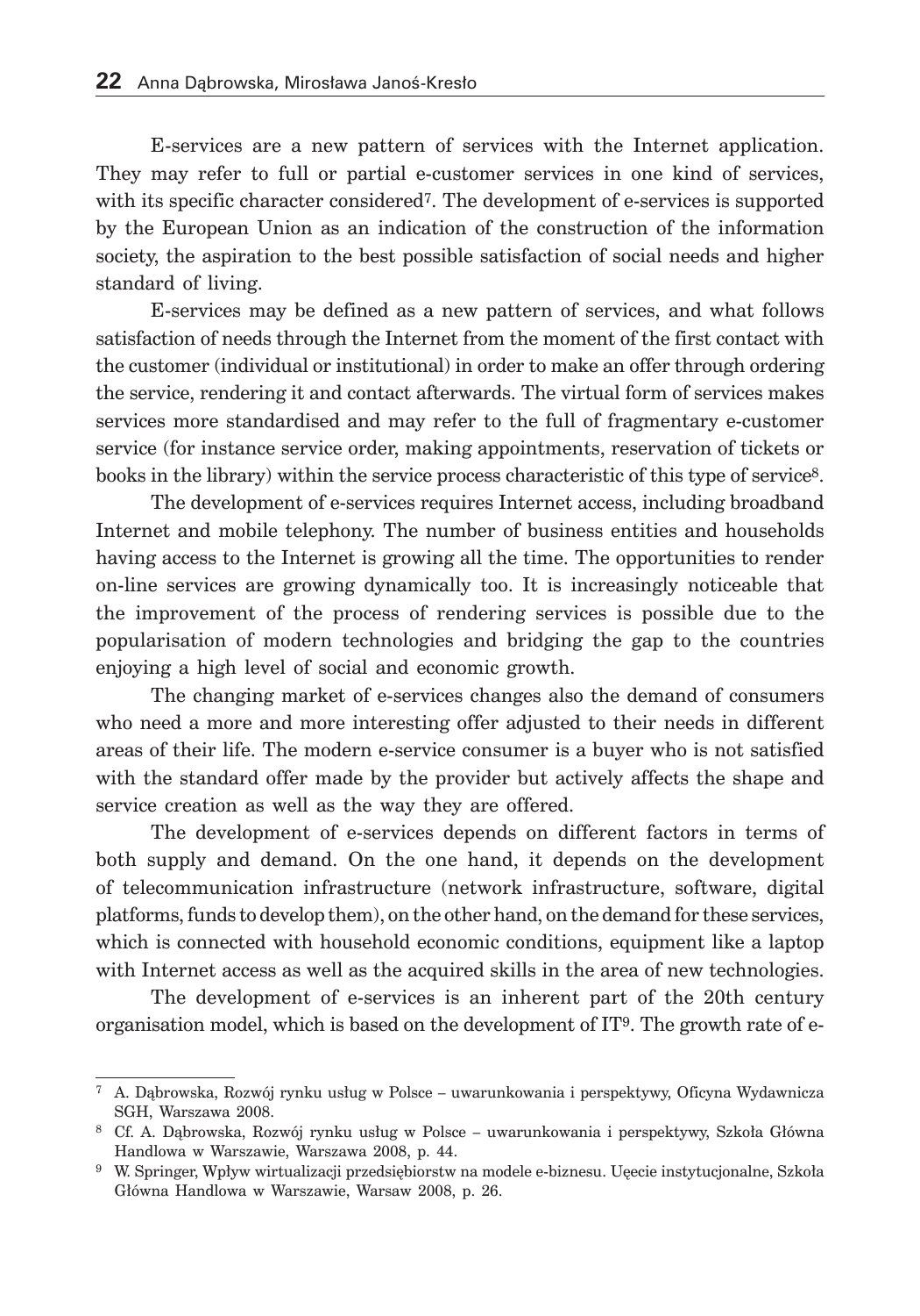E-services are a new pattern of services with the Internet application. They may refer to full or partial e-customer services in one kind of services, with its specific character considered[7]. The development of e-services is supported by the European Union as an indication of the construction of the information society, the aspiration to the best possible satisfaction of social needs and higher standard of living.

E-services may be defined as a new pattern of services, and what follows satisfaction of needs through the Internet from the moment of the first contact with the customer (individual or institutional) in order to make an offer through ordering the service, rendering it and contact afterwards. The virtual form of services makes services more standardised and may refer to the full of fragmentary e-customer service (for instance service order, making appointments, reservation of tickets or books in the library) within the service process characteristic of this type of service[8].

The development of e-services requires Internet access, including broadband Internet and mobile telephony. The number of business entities and households having access to the Internet is growing all the time. The opportunities to render on-line services are growing dynamically too. It is increasingly noticeable that the improvement of the process of rendering services is possible due to the popularisation of modern technologies and bridging the gap to the countries enjoying a high level of social and economic growth.

The changing market of e-services changes also the demand of consumers who need a more and more interesting offer adjusted to their needs in different areas of their life. The modern e-service consumer is a buyer who is not satisfied with the standard offer made by the provider but actively affects the shape and service creation as well as the way they are offered.

The development of e-services depends on different factors in terms of both supply and demand. On the one hand, it depends on the development of telecommunication infrastructure (network infrastructure, software, digital platforms, funds to develop them), on the other hand, on the demand for these services, which is connected with household economic conditions, equipment like a laptop with Internet access as well as the acquired skills in the area of new technologies.

The development of e-services is an inherent part of the 20th century organisation model, which is based on the development of IT[9]. The growth rate of e-

---

[7] A. Dąbrowska, Rozwój rynku usług w Polsce – uwarunkowania i perspektywy, Oficyna Wydawnicza SGH, Warszawa 2008.

[8] Cf. A. Dąbrowska, Rozwój rynku usług w Polsce – uwarunkowania i perspektywy, Szkoła Główna Handlowa w Warszawie, Warszawa 2008, p. 44.

[9] W. Springer, Wpływ wirtualizacji przedsiębiorstw na modele e-biznesu. Uęcie instytucjonalne, Szkoła Główna Handlowa w Warszawie, Warsaw 2008, p. 26.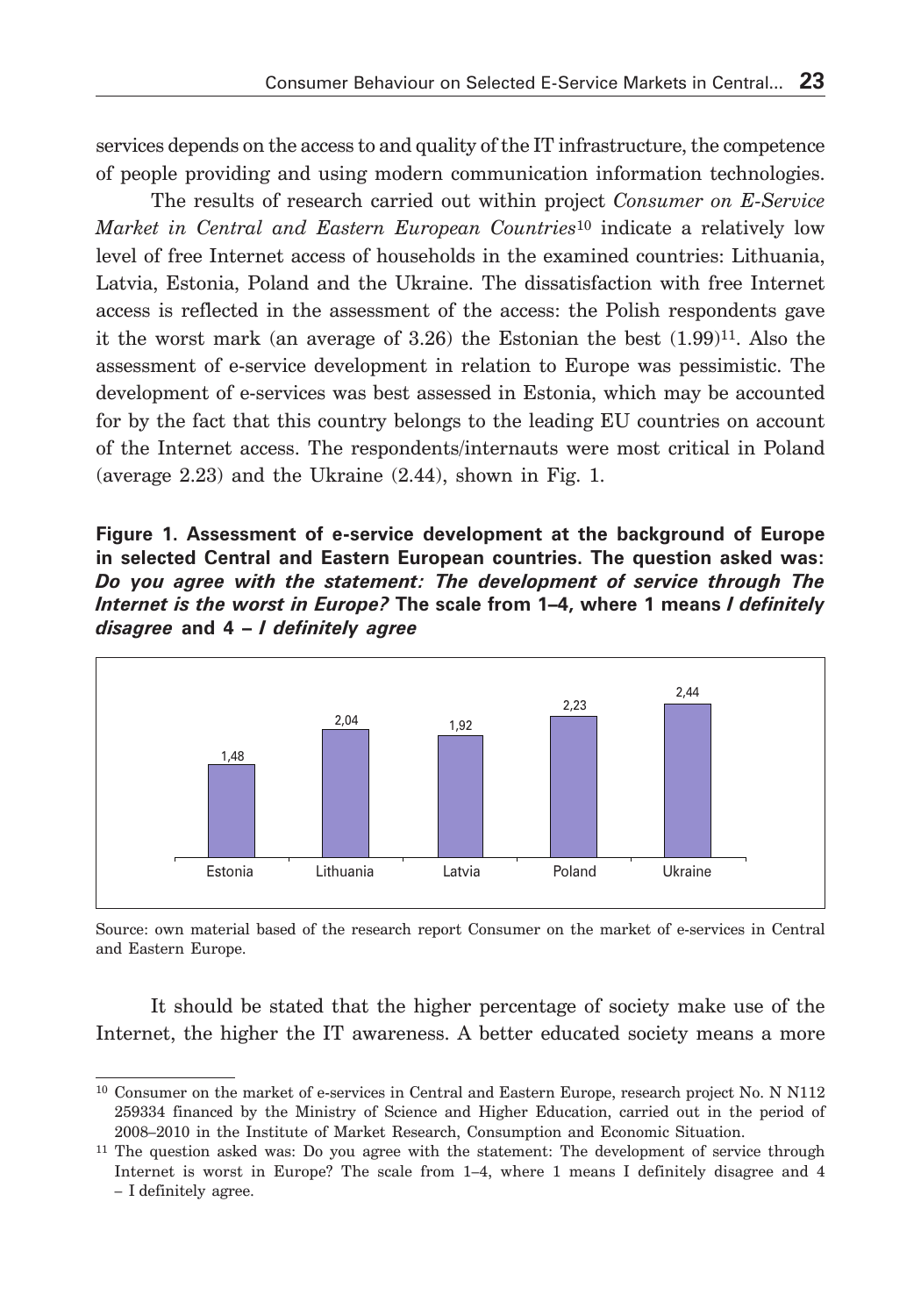services depends on the access to and quality of the IT infrastructure, the competence of people providing and using modern communication information technologies.

The results of research carried out within project *Consumer on E-Service Market in Central and Eastern European Countries*[10] indicate a relatively low level of free Internet access of households in the examined countries: Lithuania, Latvia, Estonia, Poland and the Ukraine. The dissatisfaction with free Internet access is reflected in the assessment of the access: the Polish respondents gave it the worst mark (an average of 3.26) the Estonian the best (1.99)[11]. Also the assessment of e-service development in relation to Europe was pessimistic. The development of e-services was best assessed in Estonia, which may be accounted for by the fact that this country belongs to the leading EU countries on account of the Internet access. The respondents/internauts were most critical in Poland (average 2.23) and the Ukraine (2.44), shown in Fig. 1.

**Figure 1. Assessment of e-service development at the background of Europe in selected Central and Eastern European countries. The question asked was: *Do you agree with the statement: The development of service through The Internet is the worst in Europe?* The scale from 1–4, where 1 means *I definitely disagree* and 4 – *I definitely agree***

| Country | Value |
|---|---|
| Estonia | 1,48 |
| Lithuania | 2,04 |
| Latvia | 1,92 |
| Poland | 2,23 |
| Ukraine | 2,44 |

Source: own material based of the research report Consumer on the market of e-services in Central and Eastern Europe.

It should be stated that the higher percentage of society make use of the Internet, the higher the IT awareness. A better educated society means a more

---

[10] Consumer on the market of e-services in Central and Eastern Europe, research project No. N N112 259334 financed by the Ministry of Science and Higher Education, carried out in the period of 2008–2010 in the Institute of Market Research, Consumption and Economic Situation.

[11] The question asked was: Do you agree with the statement: The development of service through Internet is worst in Europe? The scale from 1–4, where 1 means I definitely disagree and 4 – I definitely agree.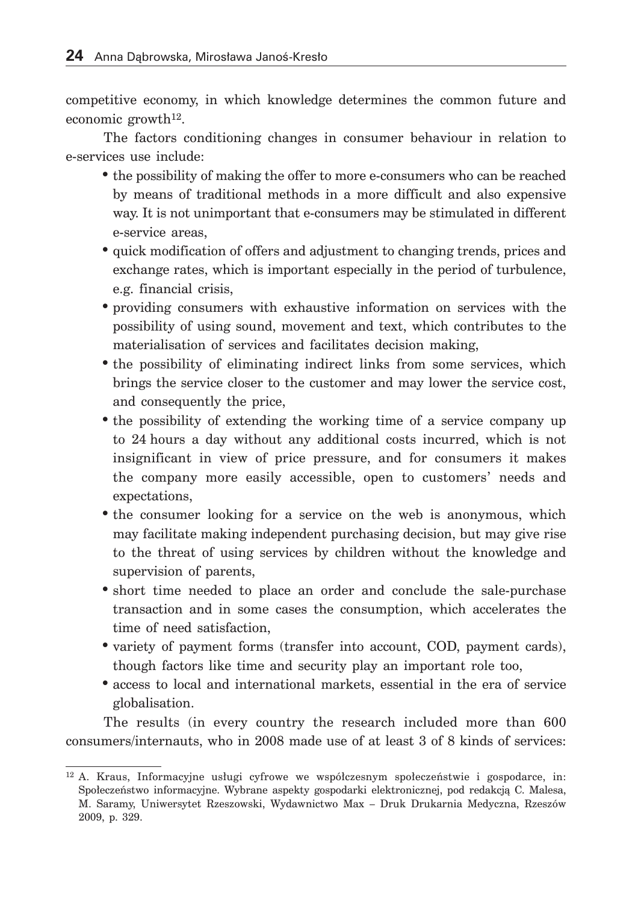competitive economy, in which knowledge determines the common future and economic growth[12].

The factors conditioning changes in consumer behaviour in relation to e-services use include:

- the possibility of making the offer to more e-consumers who can be reached by means of traditional methods in a more difficult and also expensive way. It is not unimportant that e-consumers may be stimulated in different e-service areas,
- quick modification of offers and adjustment to changing trends, prices and exchange rates, which is important especially in the period of turbulence, e.g. financial crisis,
- providing consumers with exhaustive information on services with the possibility of using sound, movement and text, which contributes to the materialisation of services and facilitates decision making,
- the possibility of eliminating indirect links from some services, which brings the service closer to the customer and may lower the service cost, and consequently the price,
- the possibility of extending the working time of a service company up to 24 hours a day without any additional costs incurred, which is not insignificant in view of price pressure, and for consumers it makes the company more easily accessible, open to customers' needs and expectations,
- the consumer looking for a service on the web is anonymous, which may facilitate making independent purchasing decision, but may give rise to the threat of using services by children without the knowledge and supervision of parents,
- short time needed to place an order and conclude the sale-purchase transaction and in some cases the consumption, which accelerates the time of need satisfaction,
- variety of payment forms (transfer into account, COD, payment cards), though factors like time and security play an important role too,
- access to local and international markets, essential in the era of service globalisation.

The results (in every country the research included more than 600 consumers/internauts, who in 2008 made use of at least 3 of 8 kinds of services:

[12] A. Kraus, Informacyjne usługi cyfrowe we współczesnym społeczeństwie i gospodarce, in: Społeczeństwo informacyjne. Wybrane aspekty gospodarki elektronicznej, pod redakcją C. Malesa, M. Saramy, Uniwersytet Rzeszowski, Wydawnictwo Max – Druk Drukarnia Medyczna, Rzeszów 2009, p. 329.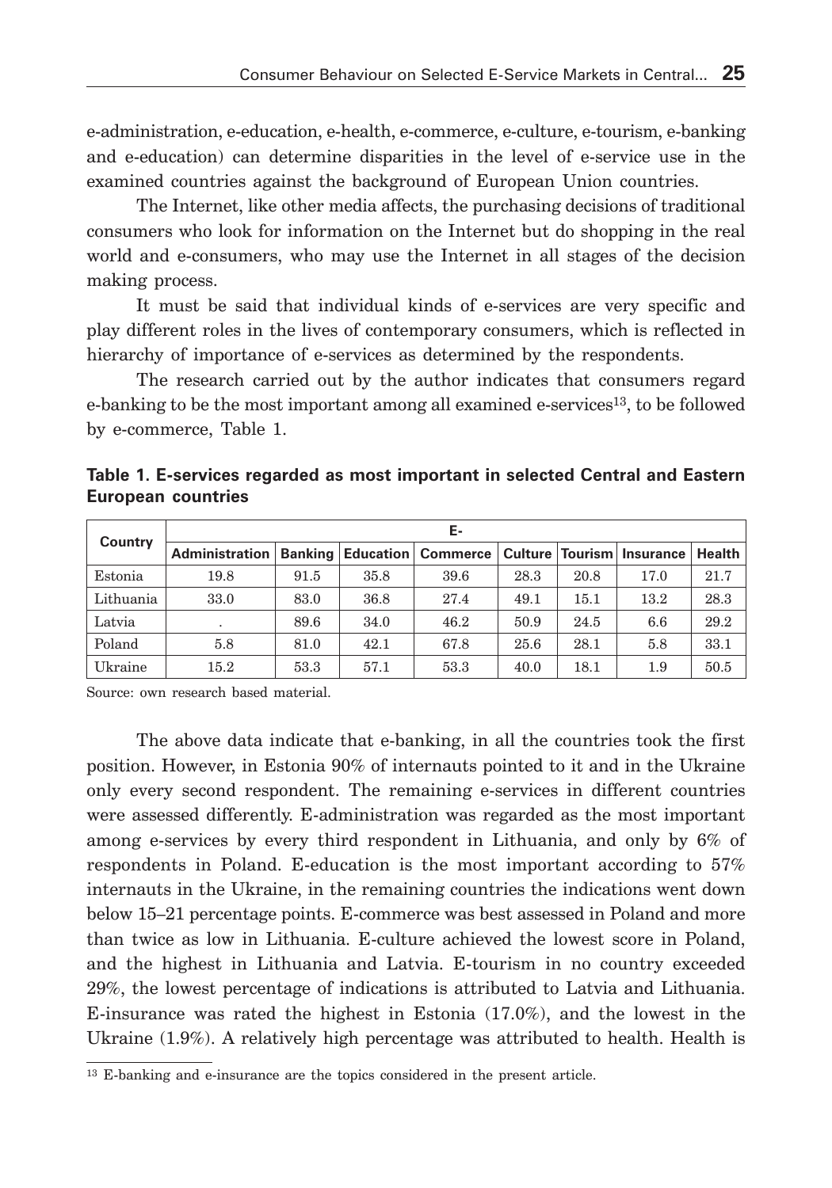e-administration, e-education, e-health, e-commerce, e-culture, e-tourism, e-banking and e-education) can determine disparities in the level of e-service use in the examined countries against the background of European Union countries.

The Internet, like other media affects, the purchasing decisions of traditional consumers who look for information on the Internet but do shopping in the real world and e-consumers, who may use the Internet in all stages of the decision making process.

It must be said that individual kinds of e-services are very specific and play different roles in the lives of contemporary consumers, which is reflected in hierarchy of importance of e-services as determined by the respondents.

The research carried out by the author indicates that consumers regard e-banking to be the most important among all examined e-services[13], to be followed by e-commerce, Table 1.

**Table 1. E-services regarded as most important in selected Central and Eastern European countries**

| Country | E- | | | | | | | |
|---|---|---|---|---|---|---|---|---|
| | Administration | Banking | Education | Commerce | Culture | Tourism | Insurance | Health |
| Estonia | 19.8 | 91.5 | 35.8 | 39.6 | 28.3 | 20.8 | 17.0 | 21.7 |
| Lithuania | 33.0 | 83.0 | 36.8 | 27.4 | 49.1 | 15.1 | 13.2 | 28.3 |
| Latvia | . | 89.6 | 34.0 | 46.2 | 50.9 | 24.5 | 6.6 | 29.2 |
| Poland | 5.8 | 81.0 | 42.1 | 67.8 | 25.6 | 28.1 | 5.8 | 33.1 |
| Ukraine | 15.2 | 53.3 | 57.1 | 53.3 | 40.0 | 18.1 | 1.9 | 50.5 |

Source: own research based material.

The above data indicate that e-banking, in all the countries took the first position. However, in Estonia 90% of internauts pointed to it and in the Ukraine only every second respondent. The remaining e-services in different countries were assessed differently. E-administration was regarded as the most important among e-services by every third respondent in Lithuania, and only by 6% of respondents in Poland. E-education is the most important according to 57% internauts in the Ukraine, in the remaining countries the indications went down below 15–21 percentage points. E-commerce was best assessed in Poland and more than twice as low in Lithuania. E-culture achieved the lowest score in Poland, and the highest in Lithuania and Latvia. E-tourism in no country exceeded 29%, the lowest percentage of indications is attributed to Latvia and Lithuania. E-insurance was rated the highest in Estonia (17.0%), and the lowest in the Ukraine (1.9%). A relatively high percentage was attributed to health. Health is

[13] E-banking and e-insurance are the topics considered in the present article.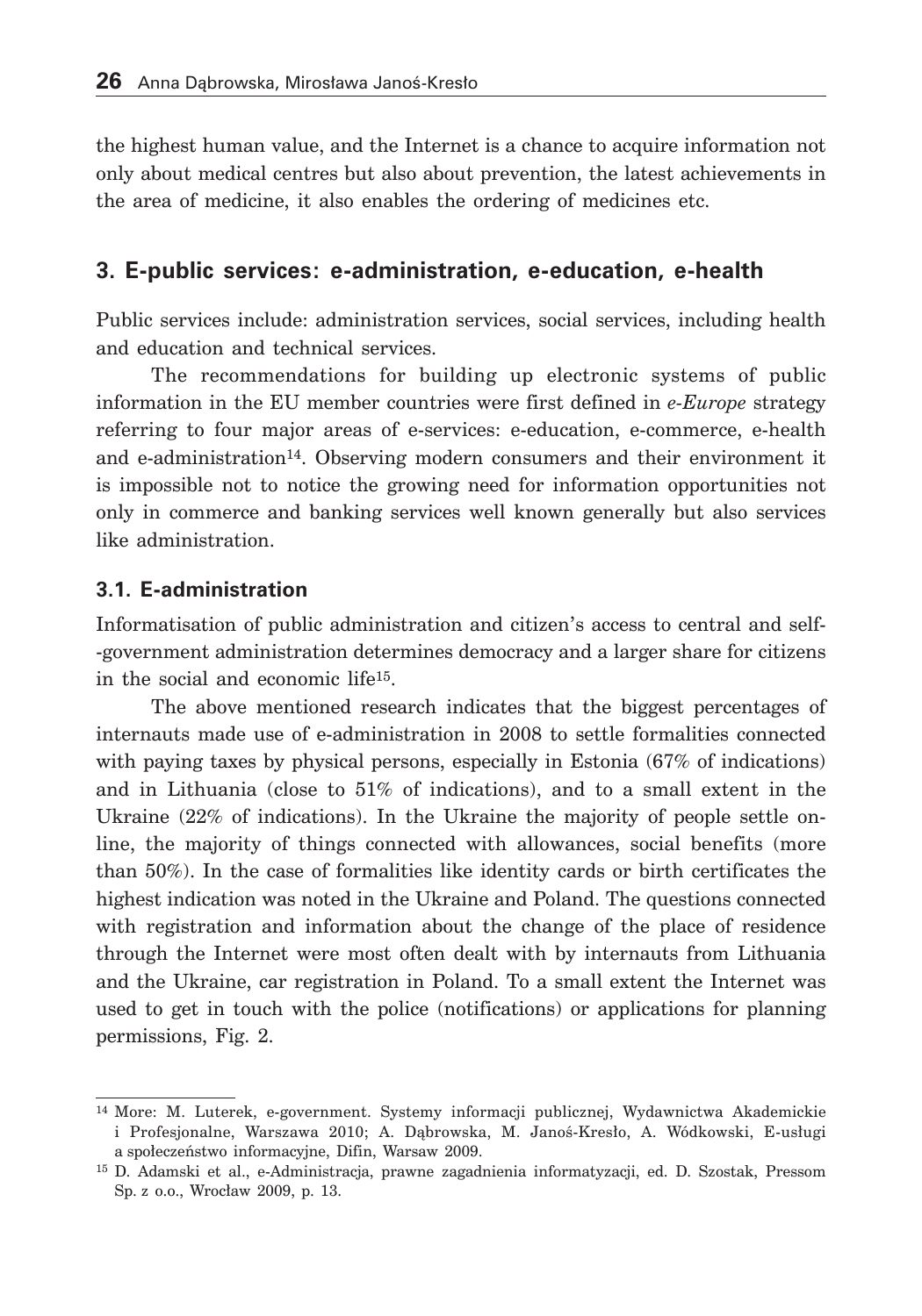the highest human value, and the Internet is a chance to acquire information not only about medical centres but also about prevention, the latest achievements in the area of medicine, it also enables the ordering of medicines etc.

## 3. E-public services: e-administration, e-education, e-health

Public services include: administration services, social services, including health and education and technical services.

The recommendations for building up electronic systems of public information in the EU member countries were first defined in *e-Europe* strategy referring to four major areas of e-services: e-education, e-commerce, e-health and e-administration[14]. Observing modern consumers and their environment it is impossible not to notice the growing need for information opportunities not only in commerce and banking services well known generally but also services like administration.

### 3.1. E-administration

Informatisation of public administration and citizen's access to central and self-government administration determines democracy and a larger share for citizens in the social and economic life[15].

The above mentioned research indicates that the biggest percentages of internauts made use of e-administration in 2008 to settle formalities connected with paying taxes by physical persons, especially in Estonia (67% of indications) and in Lithuania (close to 51% of indications), and to a small extent in the Ukraine (22% of indications). In the Ukraine the majority of people settle on-line, the majority of things connected with allowances, social benefits (more than 50%). In the case of formalities like identity cards or birth certificates the highest indication was noted in the Ukraine and Poland. The questions connected with registration and information about the change of the place of residence through the Internet were most often dealt with by internauts from Lithuania and the Ukraine, car registration in Poland. To a small extent the Internet was used to get in touch with the police (notifications) or applications for planning permissions, Fig. 2.

---

[14] More: M. Luterek, e-government. Systemy informacji publicznej, Wydawnictwa Akademickie i Profesjonalne, Warszawa 2010; A. Dąbrowska, M. Janoś-Kresło, A. Wódkowski, E-usługi a społeczeństwo informacyjne, Difin, Warsaw 2009.

[15] D. Adamski et al., e-Administracja, prawne zagadnienia informatyzacji, ed. D. Szostak, Pressom Sp. z o.o., Wrocław 2009, p. 13.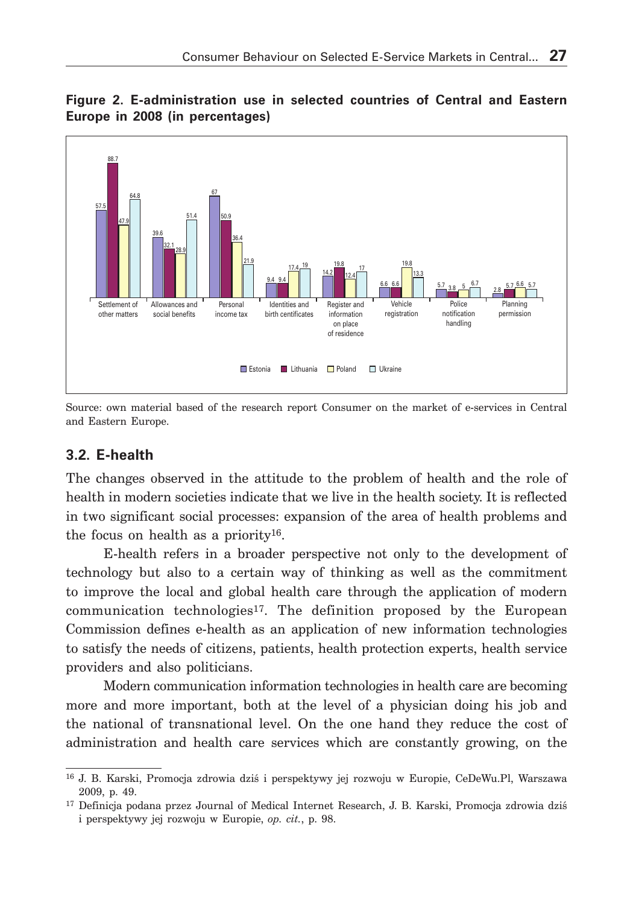**Figure 2. E-administration use in selected countries of Central and Eastern Europe in 2008 (in percentages)**

| | Estonia | Lithuania | Poland | Ukraine |
|---|---|---|---|---|
| Settlement of other matters | 57.5 | 88.7 | 47.9 | 64.8 |
| Allowances and social benefits | 39.6 | 32.1 | 28.9 | 51.4 |
| Personal income tax | 67 | 50.9 | 36.4 | 21.9 |
| Identities and birth certificates | 9.4 | 9.4 | 17.4 | 19 |
| Register and information on place of residence | 14.2 | 19.8 | 12.4 | 17 |
| Vehicle registration | 6.6 | 6.6 | 19.8 | 13.3 |
| Police notification handling | 5.7 | 3.8 | 5 | 6.7 |
| Planning permission | 2.8 | 5.7 | 6.6 | 5.7 |

Source: own material based of the research report Consumer on the market of e-services in Central and Eastern Europe.

## 3.2. E-health

The changes observed in the attitude to the problem of health and the role of health in modern societies indicate that we live in the health society. It is reflected in two significant social processes: expansion of the area of health problems and the focus on health as a priority[16].

E-health refers in a broader perspective not only to the development of technology but also to a certain way of thinking as well as the commitment to improve the local and global health care through the application of modern communication technologies[17]. The definition proposed by the European Commission defines e-health as an application of new information technologies to satisfy the needs of citizens, patients, health protection experts, health service providers and also politicians.

Modern communication information technologies in health care are becoming more and more important, both at the level of a physician doing his job and the national of transnational level. On the one hand they reduce the cost of administration and health care services which are constantly growing, on the

---

[16] J. B. Karski, Promocja zdrowia dziś i perspektywy jej rozwoju w Europie, CeDeWu.Pl, Warszawa 2009, p. 49.

[17] Definicja podana przez Journal of Medical Internet Research, J. B. Karski, Promocja zdrowia dziś i perspektywy jej rozwoju w Europie, *op. cit.*, p. 98.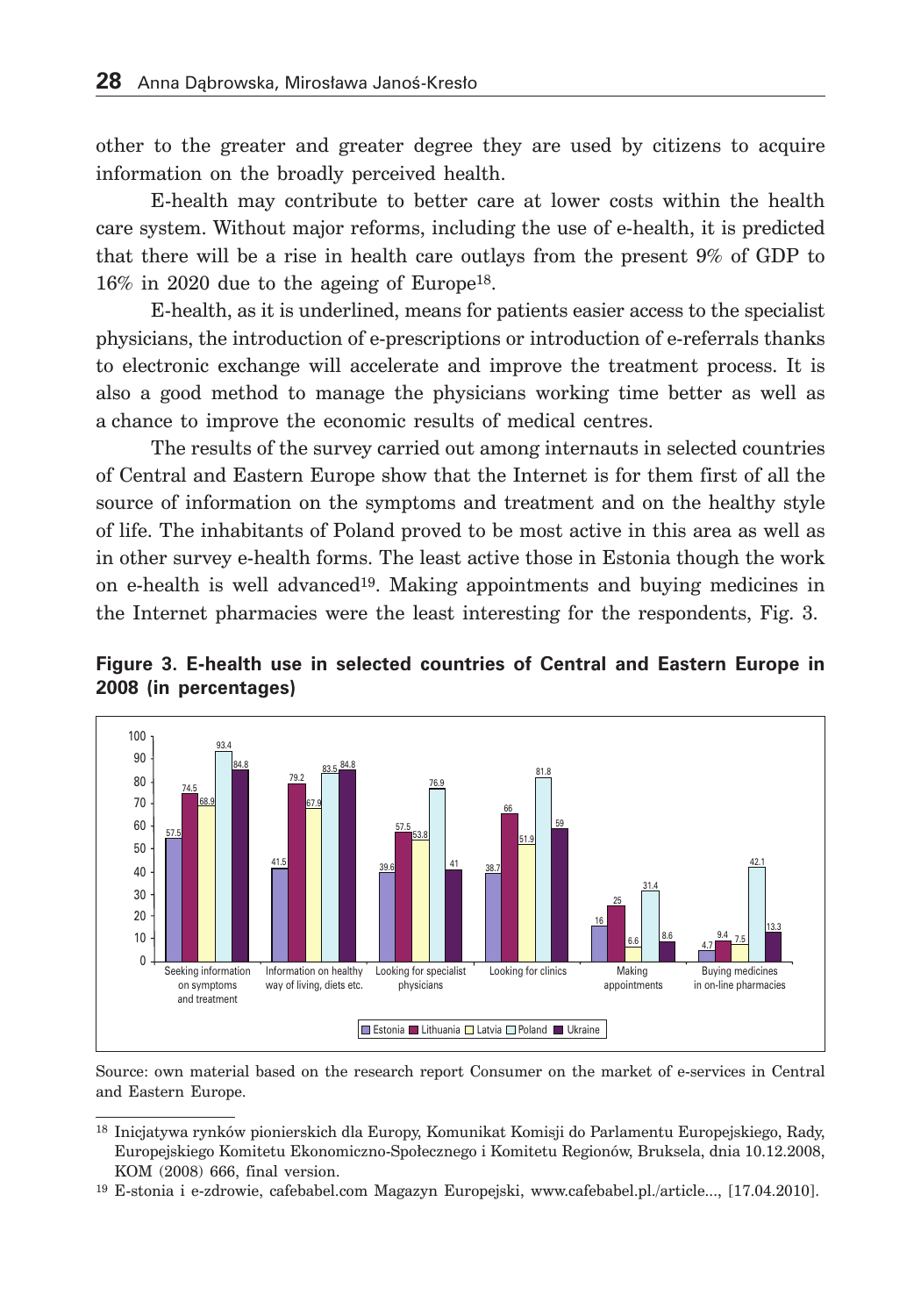other to the greater and greater degree they are used by citizens to acquire information on the broadly perceived health.

E-health may contribute to better care at lower costs within the health care system. Without major reforms, including the use of e-health, it is predicted that there will be a rise in health care outlays from the present 9% of GDP to 16% in 2020 due to the ageing of Europe[18].

E-health, as it is underlined, means for patients easier access to the specialist physicians, the introduction of e-prescriptions or introduction of e-referrals thanks to electronic exchange will accelerate and improve the treatment process. It is also a good method to manage the physicians working time better as well as a chance to improve the economic results of medical centres.

The results of the survey carried out among internauts in selected countries of Central and Eastern Europe show that the Internet is for them first of all the source of information on the symptoms and treatment and on the healthy style of life. The inhabitants of Poland proved to be most active in this area as well as in other survey e-health forms. The least active those in Estonia though the work on e-health is well advanced[19]. Making appointments and buying medicines in the Internet pharmacies were the least interesting for the respondents, Fig. 3.

**Figure 3. E-health use in selected countries of Central and Eastern Europe in 2008 (in percentages)**

| | Estonia | Lithuania | Latvia | Poland | Ukraine |
|---|---|---|---|---|---|
| Seeking information on symptoms and treatment | 57.5 | 74.5 | 68.9 | 93.4 | 84.8 |
| Information on healthy way of living, diets etc. | 41.5 | 79.2 | 67.9 | 83.5 | 84.8 |
| Looking for specialist physicians | 39.6 | 57.5 | 53.8 | 76.9 | 41 |
| Looking for clinics | 38.7 | 66 | 51.9 | 81.8 | 59 |
| Making appointments | 16 | 25 | 6.6 | 31.4 | 8.6 |
| Buying medicines in on-line pharmacies | 4.7 | 9.4 | 7.5 | 42.1 | 13.3 |

Source: own material based on the research report Consumer on the market of e-services in Central and Eastern Europe.

---

[18] Inicjatywa rynków pionierskich dla Europy, Komunikat Komisji do Parlamentu Europejskiego, Rady, Europejskiego Komitetu Ekonomiczno-Społecznego i Komitetu Regionów, Bruksela, dnia 10.12.2008, KOM (2008) 666, final version.

[19] E-stonia i e-zdrowie, cafebabel.com Magazyn Europejski, www.cafebabel.pl./article..., [17.04.2010].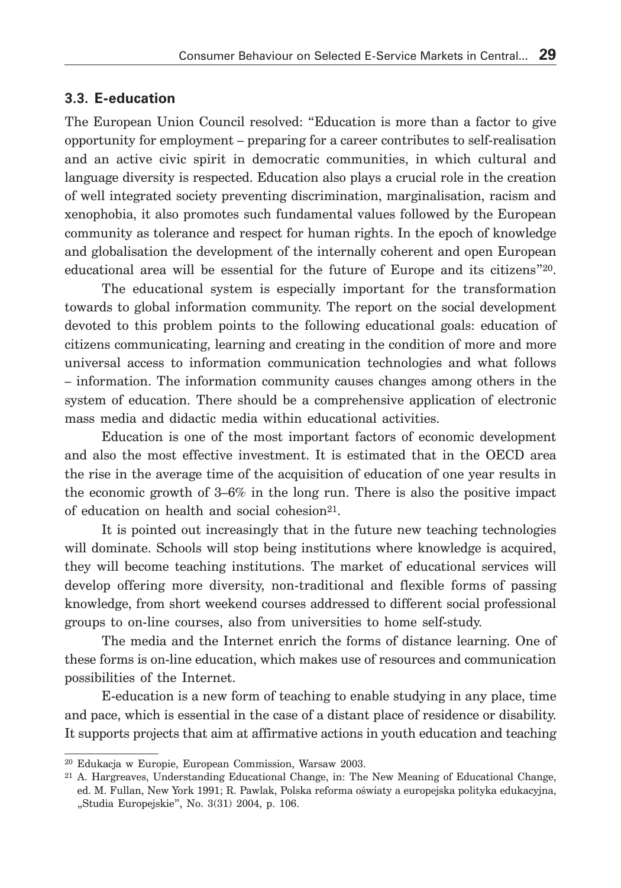### 3.3. E-education

The European Union Council resolved: "Education is more than a factor to give opportunity for employment – preparing for a career contributes to self-realisation and an active civic spirit in democratic communities, in which cultural and language diversity is respected. Education also plays a crucial role in the creation of well integrated society preventing discrimination, marginalisation, racism and xenophobia, it also promotes such fundamental values followed by the European community as tolerance and respect for human rights. In the epoch of knowledge and globalisation the development of the internally coherent and open European educational area will be essential for the future of Europe and its citizens"[20].

The educational system is especially important for the transformation towards to global information community. The report on the social development devoted to this problem points to the following educational goals: education of citizens communicating, learning and creating in the condition of more and more universal access to information communication technologies and what follows – information. The information community causes changes among others in the system of education. There should be a comprehensive application of electronic mass media and didactic media within educational activities.

Education is one of the most important factors of economic development and also the most effective investment. It is estimated that in the OECD area the rise in the average time of the acquisition of education of one year results in the economic growth of 3–6% in the long run. There is also the positive impact of education on health and social cohesion[21].

It is pointed out increasingly that in the future new teaching technologies will dominate. Schools will stop being institutions where knowledge is acquired, they will become teaching institutions. The market of educational services will develop offering more diversity, non-traditional and flexible forms of passing knowledge, from short weekend courses addressed to different social professional groups to on-line courses, also from universities to home self-study.

The media and the Internet enrich the forms of distance learning. One of these forms is on-line education, which makes use of resources and communication possibilities of the Internet.

E-education is a new form of teaching to enable studying in any place, time and pace, which is essential in the case of a distant place of residence or disability. It supports projects that aim at affirmative actions in youth education and teaching

---

[20] Edukacja w Europie, European Commission, Warsaw 2003.

[21] A. Hargreaves, Understanding Educational Change, in: The New Meaning of Educational Change, ed. M. Fullan, New York 1991; R. Pawlak, Polska reforma oświaty a europejska polityka edukacyjna, „Studia Europejskie", No. 3(31) 2004, p. 106.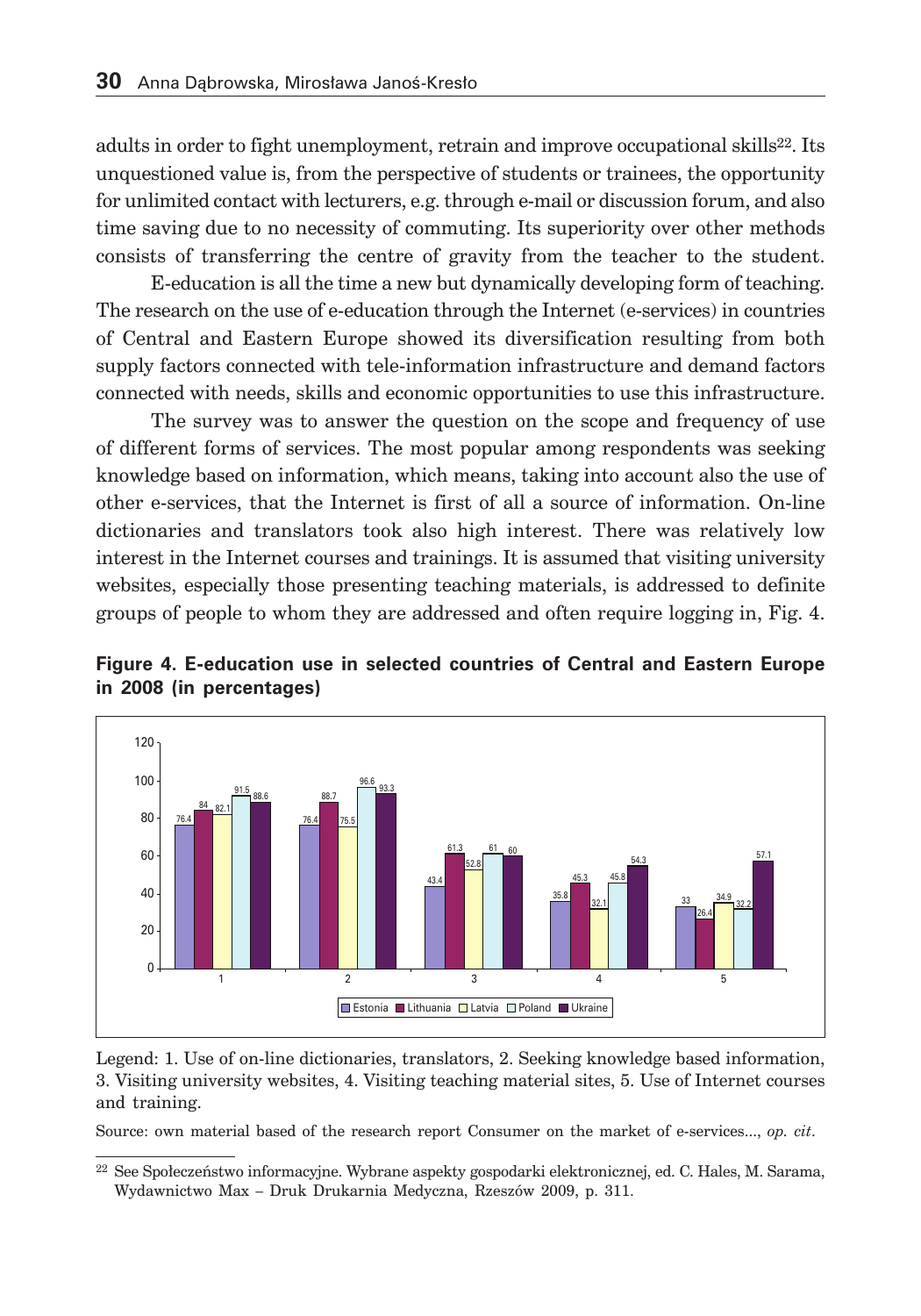adults in order to fight unemployment, retrain and improve occupational skills[22]. Its unquestioned value is, from the perspective of students or trainees, the opportunity for unlimited contact with lecturers, e.g. through e-mail or discussion forum, and also time saving due to no necessity of commuting. Its superiority over other methods consists of transferring the centre of gravity from the teacher to the student.

E-education is all the time a new but dynamically developing form of teaching. The research on the use of e-education through the Internet (e-services) in countries of Central and Eastern Europe showed its diversification resulting from both supply factors connected with tele-information infrastructure and demand factors connected with needs, skills and economic opportunities to use this infrastructure.

The survey was to answer the question on the scope and frequency of use of different forms of services. The most popular among respondents was seeking knowledge based on information, which means, taking into account also the use of other e-services, that the Internet is first of all a source of information. On-line dictionaries and translators took also high interest. There was relatively low interest in the Internet courses and trainings. It is assumed that visiting university websites, especially those presenting teaching materials, is addressed to definite groups of people to whom they are addressed and often require logging in, Fig. 4.

**Figure 4. E-education use in selected countries of Central and Eastern Europe in 2008 (in percentages)**

| | Estonia | Lithuania | Latvia | Poland | Ukraine |
|---|---|---|---|---|---|
| 1 | 76.4 | 84 | 82.1 | 91.5 | 88.6 |
| 2 | 76.4 | 88.7 | 75.5 | 96.6 | 93.3 |
| 3 | 43.4 | 61.3 | 52.8 | 61 | 60 |
| 4 | 35.8 | 45.3 | 32.1 | 45.8 | 54.3 |
| 5 | 33 | 26.4 | 34.9 | 32.2 | 57.1 |

Legend: 1. Use of on-line dictionaries, translators, 2. Seeking knowledge based information, 3. Visiting university websites, 4. Visiting teaching material sites, 5. Use of Internet courses and training.

Source: own material based of the research report Consumer on the market of e-services..., *op. cit*.

[22] See Społeczeństwo informacyjne. Wybrane aspekty gospodarki elektronicznej, ed. C. Hales, M. Sarama, Wydawnictwo Max – Druk Drukarnia Medyczna, Rzeszów 2009, p. 311.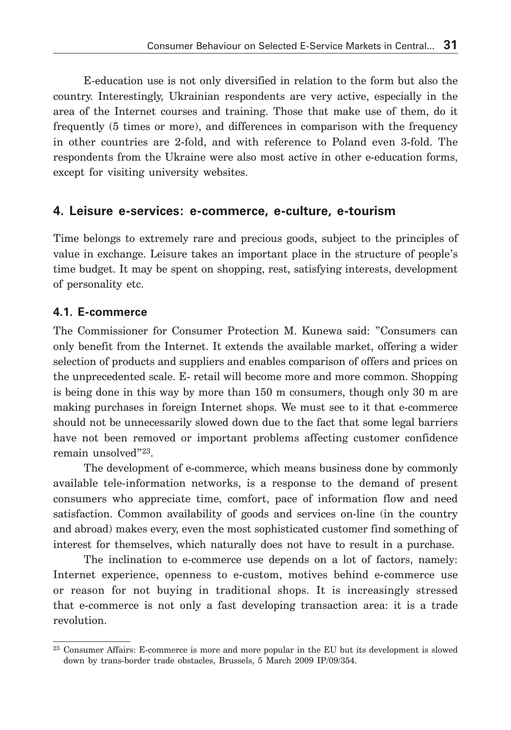E-education use is not only diversified in relation to the form but also the country. Interestingly, Ukrainian respondents are very active, especially in the area of the Internet courses and training. Those that make use of them, do it frequently (5 times or more), and differences in comparison with the frequency in other countries are 2-fold, and with reference to Poland even 3-fold. The respondents from the Ukraine were also most active in other e-education forms, except for visiting university websites.

## 4. Leisure e-services: e-commerce, e-culture, e-tourism

Time belongs to extremely rare and precious goods, subject to the principles of value in exchange. Leisure takes an important place in the structure of people's time budget. It may be spent on shopping, rest, satisfying interests, development of personality etc.

### 4.1. E-commerce

The Commissioner for Consumer Protection M. Kunewa said: "Consumers can only benefit from the Internet. It extends the available market, offering a wider selection of products and suppliers and enables comparison of offers and prices on the unprecedented scale. E- retail will become more and more common. Shopping is being done in this way by more than 150 m consumers, though only 30 m are making purchases in foreign Internet shops. We must see to it that e-commerce should not be unnecessarily slowed down due to the fact that some legal barriers have not been removed or important problems affecting customer confidence remain unsolved"[23].

The development of e-commerce, which means business done by commonly available tele-information networks, is a response to the demand of present consumers who appreciate time, comfort, pace of information flow and need satisfaction. Common availability of goods and services on-line (in the country and abroad) makes every, even the most sophisticated customer find something of interest for themselves, which naturally does not have to result in a purchase.

The inclination to e-commerce use depends on a lot of factors, namely: Internet experience, openness to e-custom, motives behind e-commerce use or reason for not buying in traditional shops. It is increasingly stressed that e-commerce is not only a fast developing transaction area: it is a trade revolution.

[23] Consumer Affairs: E-commerce is more and more popular in the EU but its development is slowed down by trans-border trade obstacles, Brussels, 5 March 2009 IP/09/354.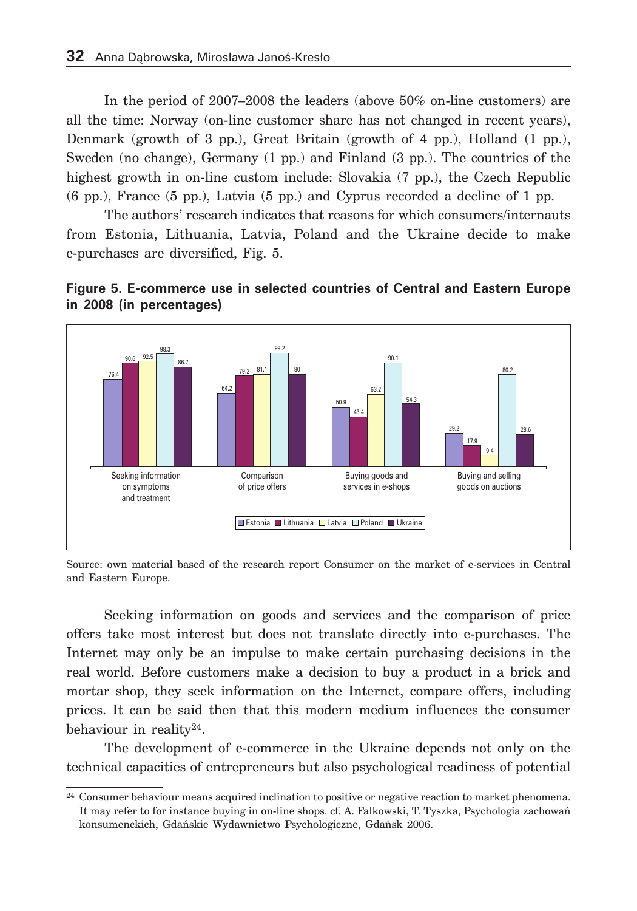In the period of 2007–2008 the leaders (above 50% on-line customers) are all the time: Norway (on-line customer share has not changed in recent years), Denmark (growth of 3 pp.), Great Britain (growth of 4 pp.), Holland (1 pp.), Sweden (no change), Germany (1 pp.) and Finland (3 pp.). The countries of the highest growth in on-line custom include: Slovakia (7 pp.), the Czech Republic (6 pp.), France (5 pp.), Latvia (5 pp.) and Cyprus recorded a decline of 1 pp.

The authors' research indicates that reasons for which consumers/internauts from Estonia, Lithuania, Latvia, Poland and the Ukraine decide to make e-purchases are diversified, Fig. 5.

**Figure 5. E-commerce use in selected countries of Central and Eastern Europe in 2008 (in percentages)**

| | Estonia | Lithuania | Latvia | Poland | Ukraine |
|---|---|---|---|---|---|
| Seeking information on symptoms and treatment | 76.4 | 90.6 | 92.5 | 98.3 | 86.7 |
| Comparison of price offers | 64.2 | 79.2 | 81.1 | 99.2 | 80 |
| Buying goods and services in e-shops | 50.9 | 43.4 | 63.2 | 90.1 | 54.3 |
| Buying and selling goods on auctions | 29.2 | 17.9 | 9.4 | 80.2 | 28.6 |

Source: own material based of the research report Consumer on the market of e-services in Central and Eastern Europe.

Seeking information on goods and services and the comparison of price offers take most interest but does not translate directly into e-purchases. The Internet may only be an impulse to make certain purchasing decisions in the real world. Before customers make a decision to buy a product in a brick and mortar shop, they seek information on the Internet, compare offers, including prices. It can be said then that this modern medium influences the consumer behaviour in reality[24].

The development of e-commerce in the Ukraine depends not only on the technical capacities of entrepreneurs but also psychological readiness of potential

[24] Consumer behaviour means acquired inclination to positive or negative reaction to market phenomena. It may refer to for instance buying in on-line shops. cf. A. Falkowski, T. Tyszka, Psychologia zachowań konsumenckich, Gdańskie Wydawnictwo Psychologiczne, Gdańsk 2006.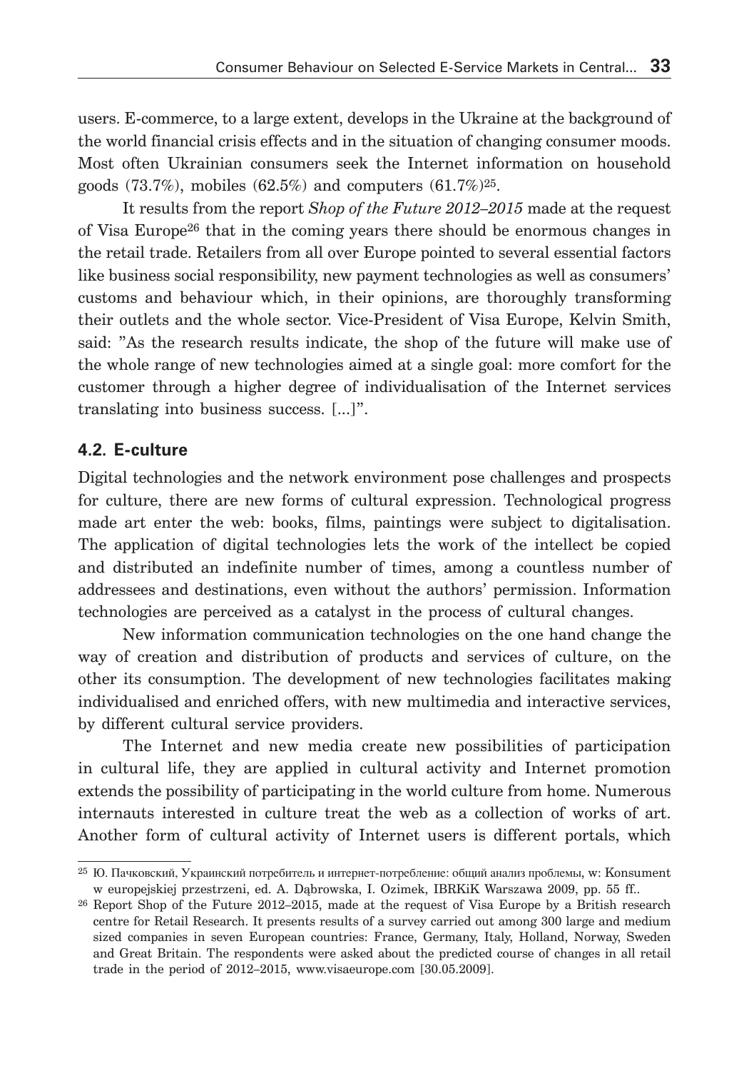users. E-commerce, to a large extent, develops in the Ukraine at the background of the world financial crisis effects and in the situation of changing consumer moods. Most often Ukrainian consumers seek the Internet information on household goods (73.7%), mobiles (62.5%) and computers (61.7%)[25].

It results from the report *Shop of the Future 2012–2015* made at the request of Visa Europe[26] that in the coming years there should be enormous changes in the retail trade. Retailers from all over Europe pointed to several essential factors like business social responsibility, new payment technologies as well as consumers' customs and behaviour which, in their opinions, are thoroughly transforming their outlets and the whole sector. Vice-President of Visa Europe, Kelvin Smith, said: "As the research results indicate, the shop of the future will make use of the whole range of new technologies aimed at a single goal: more comfort for the customer through a higher degree of individualisation of the Internet services translating into business success. [...]".

## 4.2. E-culture

Digital technologies and the network environment pose challenges and prospects for culture, there are new forms of cultural expression. Technological progress made art enter the web: books, films, paintings were subject to digitalisation. The application of digital technologies lets the work of the intellect be copied and distributed an indefinite number of times, among a countless number of addressees and destinations, even without the authors' permission. Information technologies are perceived as a catalyst in the process of cultural changes.

New information communication technologies on the one hand change the way of creation and distribution of products and services of culture, on the other its consumption. The development of new technologies facilitates making individualised and enriched offers, with new multimedia and interactive services, by different cultural service providers.

The Internet and new media create new possibilities of participation in cultural life, they are applied in cultural activity and Internet promotion extends the possibility of participating in the world culture from home. Numerous internauts interested in culture treat the web as a collection of works of art. Another form of cultural activity of Internet users is different portals, which

---

[25] Ю. Пачковский, Украинский потребитель и интернет-потребление: общий анализ проблемы, w: Konsument w europejskiej przestrzeni, ed. A. Dąbrowska, I. Ozimek, IBRKiK Warszawa 2009, pp. 55 ff..

[26] Report Shop of the Future 2012–2015, made at the request of Visa Europe by a British research centre for Retail Research. It presents results of a survey carried out among 300 large and medium sized companies in seven European countries: France, Germany, Italy, Holland, Norway, Sweden and Great Britain. The respondents were asked about the predicted course of changes in all retail trade in the period of 2012–2015, www.visaeurope.com [30.05.2009].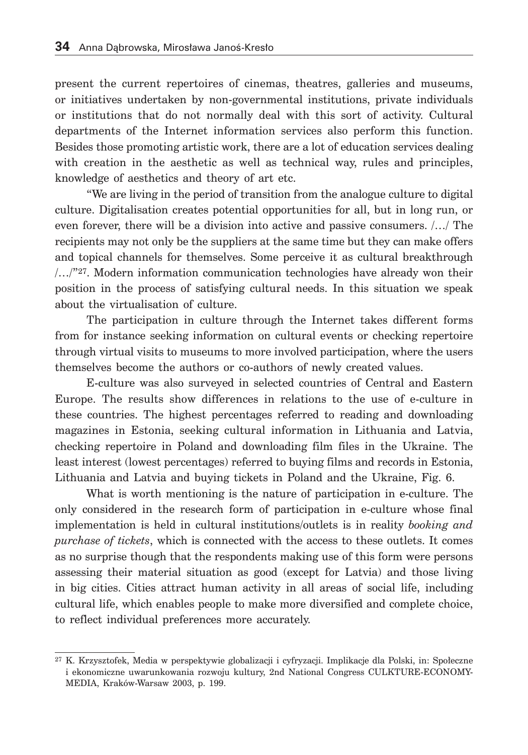present the current repertoires of cinemas, theatres, galleries and museums, or initiatives undertaken by non-governmental institutions, private individuals or institutions that do not normally deal with this sort of activity. Cultural departments of the Internet information services also perform this function. Besides those promoting artistic work, there are a lot of education services dealing with creation in the aesthetic as well as technical way, rules and principles, knowledge of aesthetics and theory of art etc.

"We are living in the period of transition from the analogue culture to digital culture. Digitalisation creates potential opportunities for all, but in long run, or even forever, there will be a division into active and passive consumers. /…/ The recipients may not only be the suppliers at the same time but they can make offers and topical channels for themselves. Some perceive it as cultural breakthrough /…/"[27]. Modern information communication technologies have already won their position in the process of satisfying cultural needs. In this situation we speak about the virtualisation of culture.

The participation in culture through the Internet takes different forms from for instance seeking information on cultural events or checking repertoire through virtual visits to museums to more involved participation, where the users themselves become the authors or co-authors of newly created values.

E-culture was also surveyed in selected countries of Central and Eastern Europe. The results show differences in relations to the use of e-culture in these countries. The highest percentages referred to reading and downloading magazines in Estonia, seeking cultural information in Lithuania and Latvia, checking repertoire in Poland and downloading film files in the Ukraine. The least interest (lowest percentages) referred to buying films and records in Estonia, Lithuania and Latvia and buying tickets in Poland and the Ukraine, Fig. 6.

What is worth mentioning is the nature of participation in e-culture. The only considered in the research form of participation in e-culture whose final implementation is held in cultural institutions/outlets is in reality *booking and purchase of tickets*, which is connected with the access to these outlets. It comes as no surprise though that the respondents making use of this form were persons assessing their material situation as good (except for Latvia) and those living in big cities. Cities attract human activity in all areas of social life, including cultural life, which enables people to make more diversified and complete choice, to reflect individual preferences more accurately.

[27] K. Krzysztofek, Media w perspektywie globalizacji i cyfryzacji. Implikacje dla Polski, in: Społeczne i ekonomiczne uwarunkowania rozwoju kultury, 2nd National Congress CULKTURE-ECONOMY-MEDIA, Kraków-Warsaw 2003, p. 199.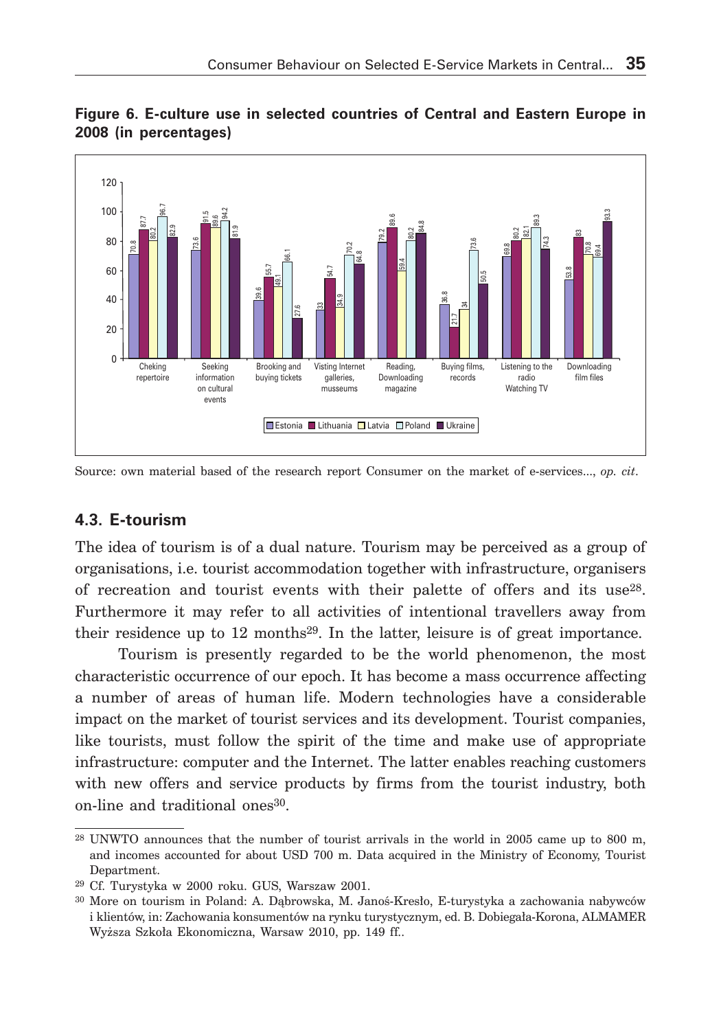**Figure 6. E-culture use in selected countries of Central and Eastern Europe in 2008 (in percentages)**

| | Estonia | Lithuania | Latvia | Poland | Ukraine |
|---|---|---|---|---|---|
| Cheking repertoire | 70.8 | 87.7 | 80.2 | 96.7 | 82.9 |
| Seeking information on cultural events | 73.6 | 91.5 | 89.6 | 94.2 | 81.9 |
| Brooking and buying tickets | 39.6 | 55.7 | 49.1 | 66.1 | 27.6 |
| Visting Internet galleries, musseums | 33 | 54.7 | 34.9 | 70.2 | 64.8 |
| Reading, Downloading magazine | 79.2 | 89.6 | 59.4 | 80.2 | 84.8 |
| Buying films, records | 36.8 | 21.7 | 34 | 73.6 | 50.5 |
| Listening to the radio Watching TV | 69.8 | 80.2 | 82.1 | 89.3 | 74.3 |
| Downloading film files | 53.8 | 83 | 70.8 | 69.4 | 93.3 |

Source: own material based of the research report Consumer on the market of e-services..., *op. cit*.

### 4.3. E-tourism

The idea of tourism is of a dual nature. Tourism may be perceived as a group of organisations, i.e. tourist accommodation together with infrastructure, organisers of recreation and tourist events with their palette of offers and its use[28]. Furthermore it may refer to all activities of intentional travellers away from their residence up to 12 months[29]. In the latter, leisure is of great importance.

Tourism is presently regarded to be the world phenomenon, the most characteristic occurrence of our epoch. It has become a mass occurrence affecting a number of areas of human life. Modern technologies have a considerable impact on the market of tourist services and its development. Tourist companies, like tourists, must follow the spirit of the time and make use of appropriate infrastructure: computer and the Internet. The latter enables reaching customers with new offers and service products by firms from the tourist industry, both on-line and traditional ones[30].

---

[28] UNWTO announces that the number of tourist arrivals in the world in 2005 came up to 800 m, and incomes accounted for about USD 700 m. Data acquired in the Ministry of Economy, Tourist Department.

[29] Cf. Turystyka w 2000 roku. GUS, Warszaw 2001.

[30] More on tourism in Poland: A. Dąbrowska, M. Janoś-Kresło, E-turystyka a zachowania nabywców i klientów, in: Zachowania konsumentów na rynku turystycznym, ed. B. Dobiegała-Korona, ALMAMER Wyższa Szkoła Ekonomiczna, Warsaw 2010, pp. 149 ff..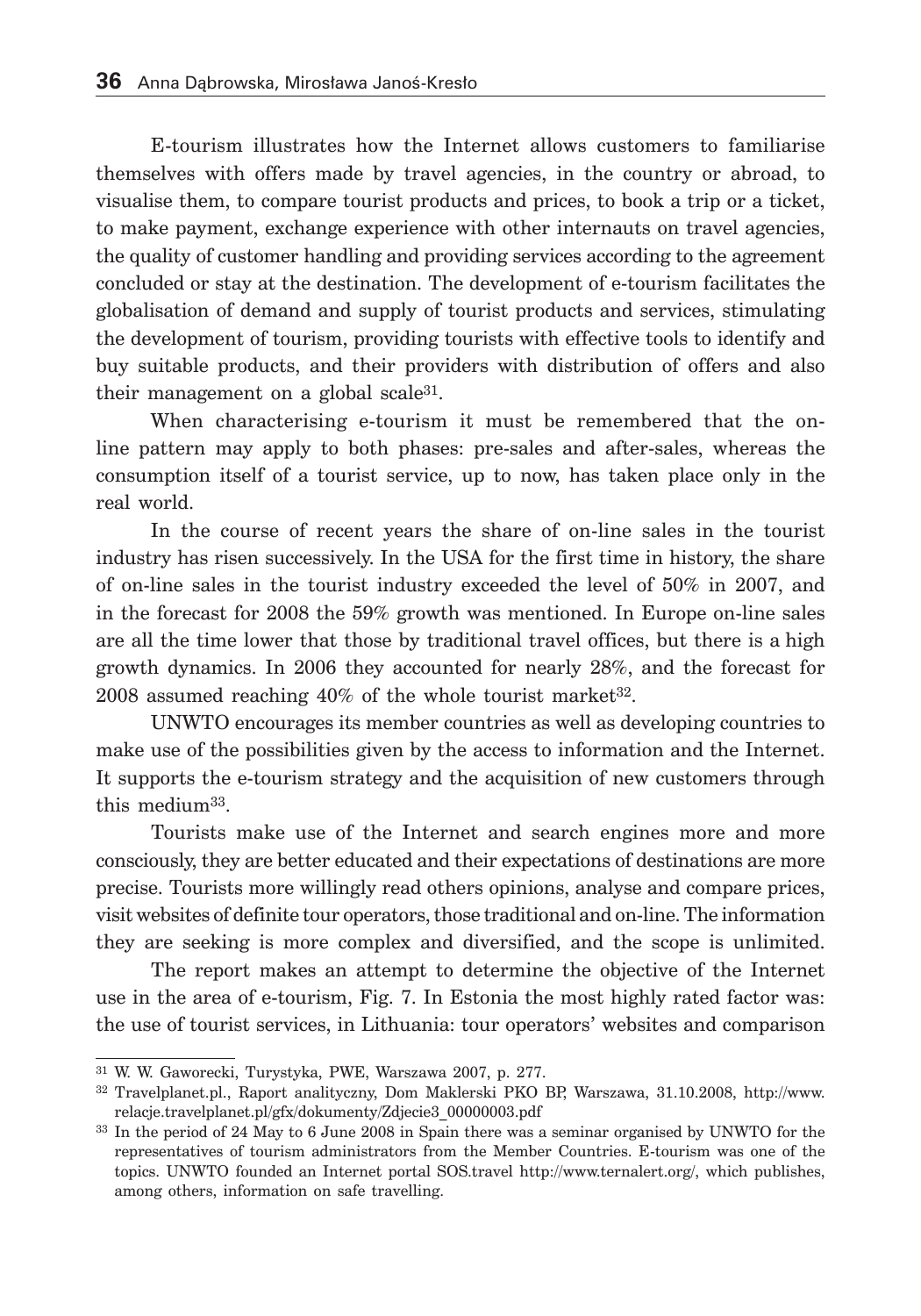E-tourism illustrates how the Internet allows customers to familiarise themselves with offers made by travel agencies, in the country or abroad, to visualise them, to compare tourist products and prices, to book a trip or a ticket, to make payment, exchange experience with other internauts on travel agencies, the quality of customer handling and providing services according to the agreement concluded or stay at the destination. The development of e-tourism facilitates the globalisation of demand and supply of tourist products and services, stimulating the development of tourism, providing tourists with effective tools to identify and buy suitable products, and their providers with distribution of offers and also their management on a global scale[31].

When characterising e-tourism it must be remembered that the on-line pattern may apply to both phases: pre-sales and after-sales, whereas the consumption itself of a tourist service, up to now, has taken place only in the real world.

In the course of recent years the share of on-line sales in the tourist industry has risen successively. In the USA for the first time in history, the share of on-line sales in the tourist industry exceeded the level of 50% in 2007, and in the forecast for 2008 the 59% growth was mentioned. In Europe on-line sales are all the time lower that those by traditional travel offices, but there is a high growth dynamics. In 2006 they accounted for nearly 28%, and the forecast for 2008 assumed reaching 40% of the whole tourist market[32].

UNWTO encourages its member countries as well as developing countries to make use of the possibilities given by the access to information and the Internet. It supports the e-tourism strategy and the acquisition of new customers through this medium[33].

Tourists make use of the Internet and search engines more and more consciously, they are better educated and their expectations of destinations are more precise. Tourists more willingly read others opinions, analyse and compare prices, visit websites of definite tour operators, those traditional and on-line. The information they are seeking is more complex and diversified, and the scope is unlimited.

The report makes an attempt to determine the objective of the Internet use in the area of e-tourism, Fig. 7. In Estonia the most highly rated factor was: the use of tourist services, in Lithuania: tour operators' websites and comparison

---

[31] W. W. Gaworecki, Turystyka, PWE, Warszawa 2007, p. 277.

[32] Travelplanet.pl., Raport analityczny, Dom Maklerski PKO BP, Warszawa, 31.10.2008, http://www.relacje.travelplanet.pl/gfx/dokumenty/Zdjecie3_00000003.pdf

[33] In the period of 24 May to 6 June 2008 in Spain there was a seminar organised by UNWTO for the representatives of tourism administrators from the Member Countries. E-tourism was one of the topics. UNWTO founded an Internet portal SOS.travel http://www.ternalert.org/, which publishes, among others, information on safe travelling.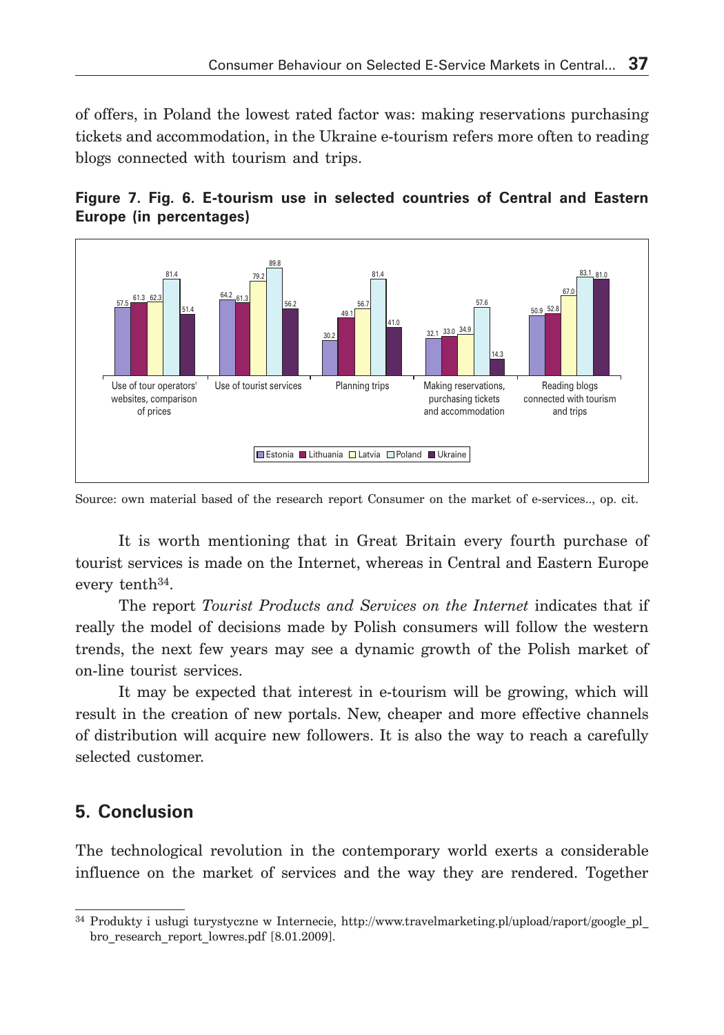of offers, in Poland the lowest rated factor was: making reservations purchasing tickets and accommodation, in the Ukraine e-tourism refers more often to reading blogs connected with tourism and trips.

**Figure 7. Fig. 6. E-tourism use in selected countries of Central and Eastern Europe (in percentages)**

| | Estonia | Lithuania | Latvia | Poland | Ukraine |
|---|---|---|---|---|---|
| Use of tour operators' websites, comparison of prices | 57.5 | 61.3 | 62.3 | 81.4 | 51.4 |
| Use of tourist services | 64.2 | 61.3 | 79.2 | 89.8 | 56.2 |
| Planning trips | 30.2 | 49.1 | 56.7 | 81.4 | 41.0 |
| Making reservations, purchasing tickets and accommodation | 32.1 | 33.0 | 34.9 | 57.6 | 14.3 |
| Reading blogs connected with tourism and trips | 50.9 | 52.8 | 67.0 | 83.1 | 81.0 |

Source: own material based of the research report Consumer on the market of e-services.., op. cit.

It is worth mentioning that in Great Britain every fourth purchase of tourist services is made on the Internet, whereas in Central and Eastern Europe every tenth[34].

The report *Tourist Products and Services on the Internet* indicates that if really the model of decisions made by Polish consumers will follow the western trends, the next few years may see a dynamic growth of the Polish market of on-line tourist services.

It may be expected that interest in e-tourism will be growing, which will result in the creation of new portals. New, cheaper and more effective channels of distribution will acquire new followers. It is also the way to reach a carefully selected customer.

## 5. Conclusion

The technological revolution in the contemporary world exerts a considerable influence on the market of services and the way they are rendered. Together

[34] Produkty i usługi turystyczne w Internecie, http://www.travelmarketing.pl/upload/raport/google_pl_bro_research_report_lowres.pdf [8.01.2009].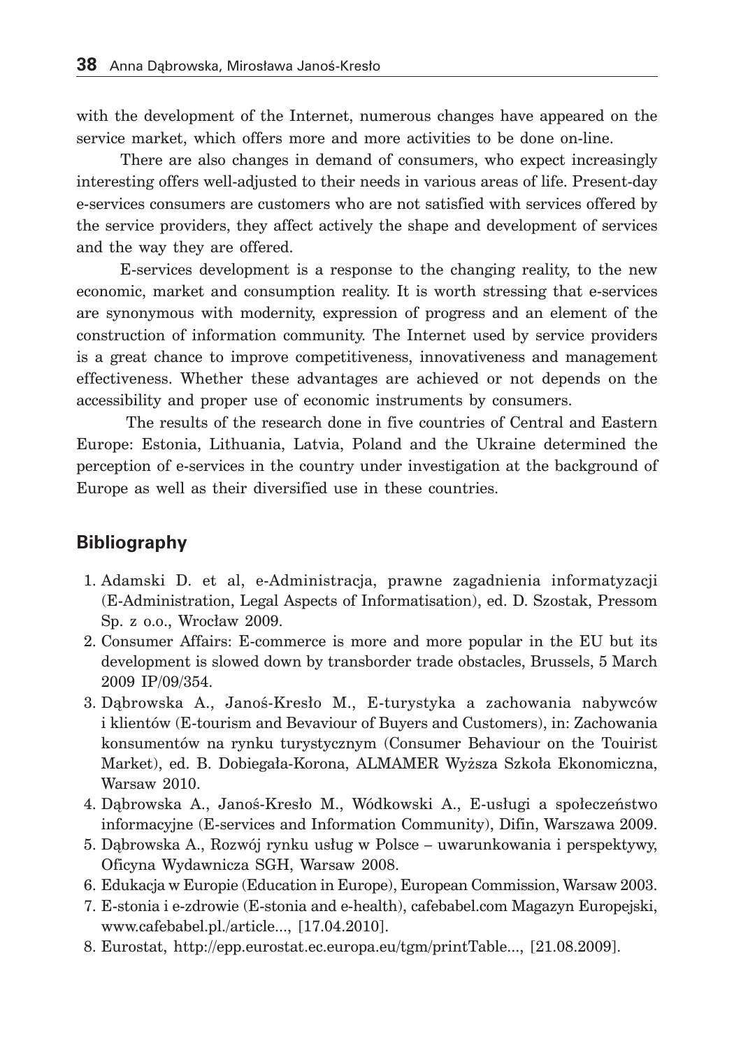with the development of the Internet, numerous changes have appeared on the service market, which offers more and more activities to be done on-line.

There are also changes in demand of consumers, who expect increasingly interesting offers well-adjusted to their needs in various areas of life. Present-day e-services consumers are customers who are not satisfied with services offered by the service providers, they affect actively the shape and development of services and the way they are offered.

E-services development is a response to the changing reality, to the new economic, market and consumption reality. It is worth stressing that e-services are synonymous with modernity, expression of progress and an element of the construction of information community. The Internet used by service providers is a great chance to improve competitiveness, innovativeness and management effectiveness. Whether these advantages are achieved or not depends on the accessibility and proper use of economic instruments by consumers.

The results of the research done in five countries of Central and Eastern Europe: Estonia, Lithuania, Latvia, Poland and the Ukraine determined the perception of e-services in the country under investigation at the background of Europe as well as their diversified use in these countries.

## Bibliography

1. Adamski D. et al, e-Administracja, prawne zagadnienia informatyzacji (E-Administration, Legal Aspects of Informatisation), ed. D. Szostak, Pressom Sp. z o.o., Wrocław 2009.
2. Consumer Affairs: E-commerce is more and more popular in the EU but its development is slowed down by transborder trade obstacles, Brussels, 5 March 2009 IP/09/354.
3. Dąbrowska A., Janoś-Kresło M., E-turystyka a zachowania nabywców i klientów (E-tourism and Bevaviour of Buyers and Customers), in: Zachowania konsumentów na rynku turystycznym (Consumer Behaviour on the Touirist Market), ed. B. Dobiegała-Korona, ALMAMER Wyższa Szkoła Ekonomiczna, Warsaw 2010.
4. Dąbrowska A., Janoś-Kresło M., Wódkowski A., E-usługi a społeczeństwo informacyjne (E-services and Information Community), Difin, Warszawa 2009.
5. Dąbrowska A., Rozwój rynku usług w Polsce – uwarunkowania i perspektywy, Oficyna Wydawnicza SGH, Warsaw 2008.
6. Edukacja w Europie (Education in Europe), European Commission, Warsaw 2003.
7. E-stonia i e-zdrowie (E-stonia and e-health), cafebabel.com Magazyn Europejski, www.cafebabel.pl./article..., [17.04.2010].
8. Eurostat, http://epp.eurostat.ec.europa.eu/tgm/printTable..., [21.08.2009].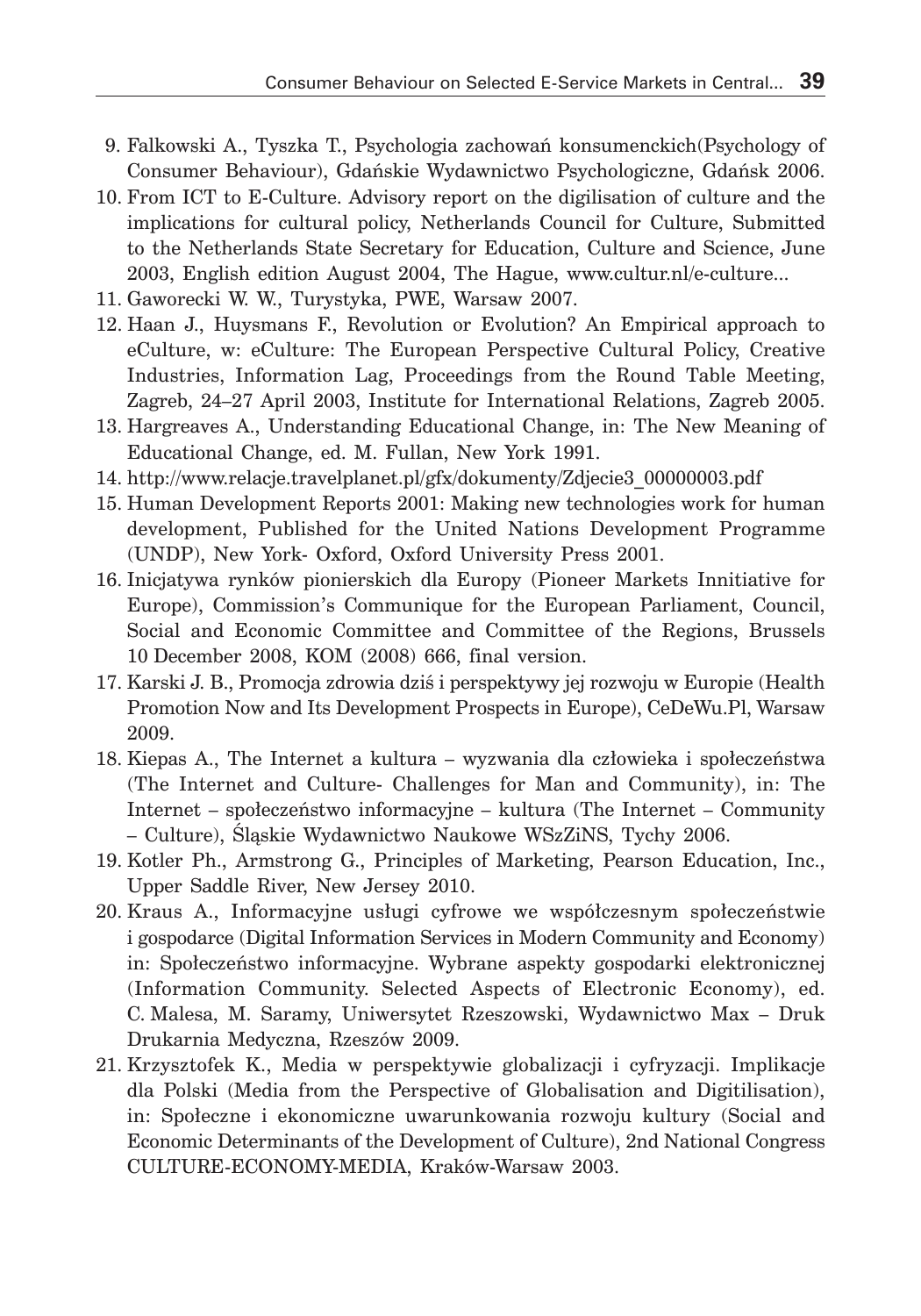9. Falkowski A., Tyszka T., Psychologia zachowań konsumenckich(Psychology of Consumer Behaviour), Gdańskie Wydawnictwo Psychologiczne, Gdańsk 2006.
10. From ICT to E-Culture. Advisory report on the digilisation of culture and the implications for cultural policy, Netherlands Council for Culture, Submitted to the Netherlands State Secretary for Education, Culture and Science, June 2003, English edition August 2004, The Hague, www.cultur.nl/e-culture...
11. Gaworecki W. W., Turystyka, PWE, Warsaw 2007.
12. Haan J., Huysmans F., Revolution or Evolution? An Empirical approach to eCulture, w: eCulture: The European Perspective Cultural Policy, Creative Industries, Information Lag, Proceedings from the Round Table Meeting, Zagreb, 24–27 April 2003, Institute for International Relations, Zagreb 2005.
13. Hargreaves A., Understanding Educational Change, in: The New Meaning of Educational Change, ed. M. Fullan, New York 1991.
14. http://www.relacje.travelplanet.pl/gfx/dokumenty/Zdjecie3_00000003.pdf
15. Human Development Reports 2001: Making new technologies work for human development, Published for the United Nations Development Programme (UNDP), New York- Oxford, Oxford University Press 2001.
16. Inicjatywa rynków pionierskich dla Europy (Pioneer Markets Innitiative for Europe), Commission's Communique for the European Parliament, Council, Social and Economic Committee and Committee of the Regions, Brussels 10 December 2008, KOM (2008) 666, final version.
17. Karski J. B., Promocja zdrowia dziś i perspektywy jej rozwoju w Europie (Health Promotion Now and Its Development Prospects in Europe), CeDeWu.Pl, Warsaw 2009.
18. Kiepas A., The Internet a kultura – wyzwania dla człowieka i społeczeństwa (The Internet and Culture- Challenges for Man and Community), in: The Internet – społeczeństwo informacyjne – kultura (The Internet – Community – Culture), Śląskie Wydawnictwo Naukowe WSzZiNS, Tychy 2006.
19. Kotler Ph., Armstrong G., Principles of Marketing, Pearson Education, Inc., Upper Saddle River, New Jersey 2010.
20. Kraus A., Informacyjne usługi cyfrowe we współczesnym społeczeństwie i gospodarce (Digital Information Services in Modern Community and Economy) in: Społeczeństwo informacyjne. Wybrane aspekty gospodarki elektronicznej (Information Community. Selected Aspects of Electronic Economy), ed. C. Malesa, M. Saramy, Uniwersytet Rzeszowski, Wydawnictwo Max – Druk Drukarnia Medyczna, Rzeszów 2009.
21. Krzysztofek K., Media w perspektywie globalizacji i cyfryzacji. Implikacje dla Polski (Media from the Perspective of Globalisation and Digitilisation), in: Społeczne i ekonomiczne uwarunkowania rozwoju kultury (Social and Economic Determinants of the Development of Culture), 2nd National Congress CULTURE-ECONOMY-MEDIA, Kraków-Warsaw 2003.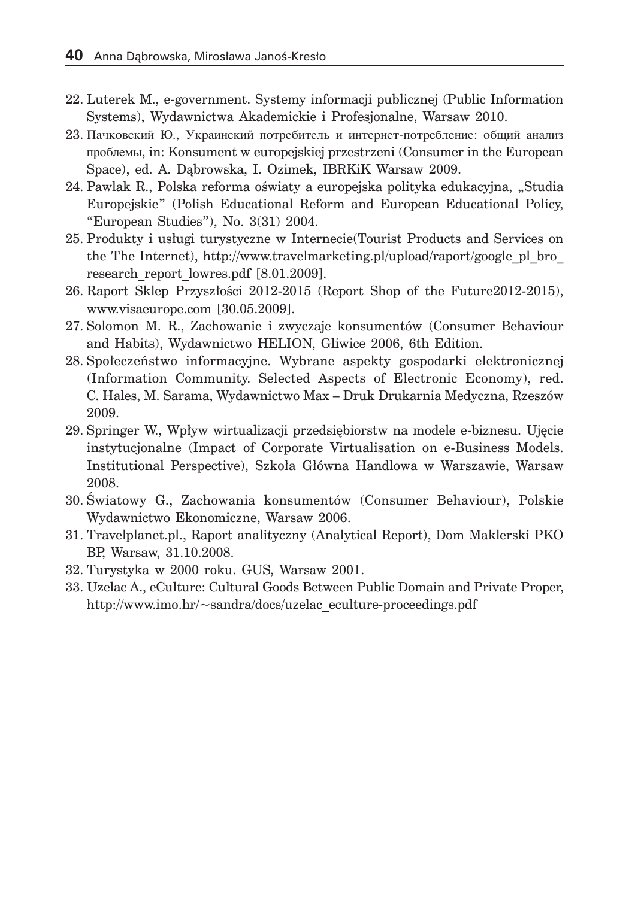22. Luterek M., e-government. Systemy informacji publicznej (Public Information Systems), Wydawnictwa Akademickie i Profesjonalne, Warsaw 2010.
23. Пачковский Ю., Украинский потребитель и интернет-потребление: общий анализ проблемы, in: Konsument w europejskiej przestrzeni (Consumer in the European Space), ed. A. Dąbrowska, I. Ozimek, IBRKiK Warsaw 2009.
24. Pawlak R., Polska reforma oświaty a europejska polityka edukacyjna, „Studia Europejskie" (Polish Educational Reform and European Educational Policy, "European Studies"), No. 3(31) 2004.
25. Produkty i usługi turystyczne w Internecie(Tourist Products and Services on the The Internet), http://www.travelmarketing.pl/upload/raport/google_pl_bro_research_report_lowres.pdf [8.01.2009].
26. Raport Sklep Przyszłości 2012-2015 (Report Shop of the Future2012-2015), www.visaeurope.com [30.05.2009].
27. Solomon M. R., Zachowanie i zwyczaje konsumentów (Consumer Behaviour and Habits), Wydawnictwo HELION, Gliwice 2006, 6th Edition.
28. Społeczeństwo informacyjne. Wybrane aspekty gospodarki elektronicznej (Information Community. Selected Aspects of Electronic Economy), red. C. Hales, M. Sarama, Wydawnictwo Max – Druk Drukarnia Medyczna, Rzeszów 2009.
29. Springer W., Wpływ wirtualizacji przedsiębiorstw na modele e-biznesu. Ujęcie instytucjonalne (Impact of Corporate Virtualisation on e-Business Models. Institutional Perspective), Szkoła Główna Handlowa w Warszawie, Warsaw 2008.
30. Światowy G., Zachowania konsumentów (Consumer Behaviour), Polskie Wydawnictwo Ekonomiczne, Warsaw 2006.
31. Travelplanet.pl., Raport analityczny (Analytical Report), Dom Maklerski PKO BP, Warsaw, 31.10.2008.
32. Turystyka w 2000 roku. GUS, Warsaw 2001.
33. Uzelac A., eCulture: Cultural Goods Between Public Domain and Private Proper, http://www.imo.hr/~sandra/docs/uzelac_eculture-proceedings.pdf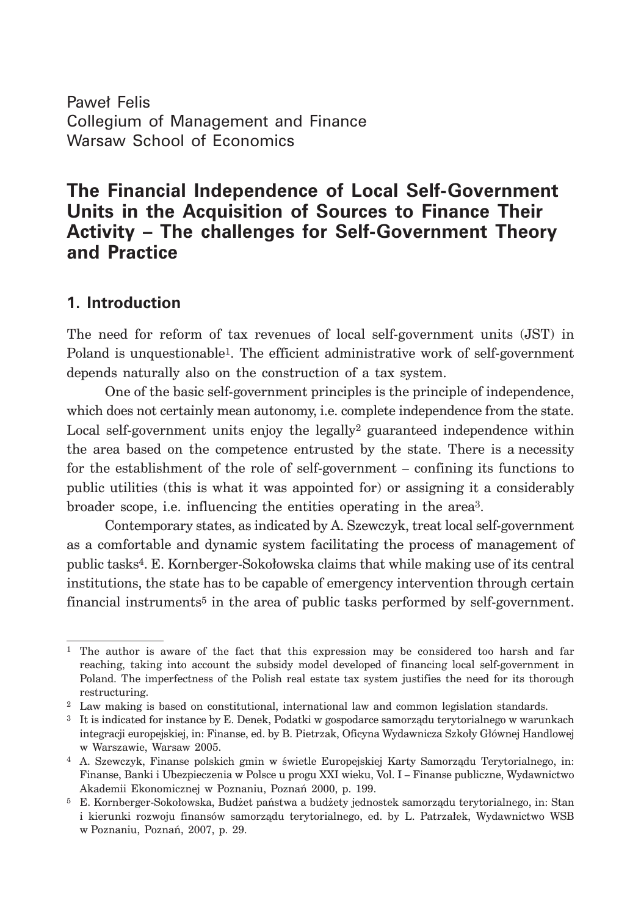Paweł Felis
Collegium of Management and Finance
Warsaw School of Economics

# The Financial Independence of Local Self-Government Units in the Acquisition of Sources to Finance Their Activity – The challenges for Self-Government Theory and Practice

## 1. Introduction

The need for reform of tax revenues of local self-government units (JST) in Poland is unquestionable[1]. The efficient administrative work of self-government depends naturally also on the construction of a tax system.

One of the basic self-government principles is the principle of independence, which does not certainly mean autonomy, i.e. complete independence from the state. Local self-government units enjoy the legally[2] guaranteed independence within the area based on the competence entrusted by the state. There is a necessity for the establishment of the role of self-government – confining its functions to public utilities (this is what it was appointed for) or assigning it a considerably broader scope, i.e. influencing the entities operating in the area[3].

Contemporary states, as indicated by A. Szewczyk, treat local self-government as a comfortable and dynamic system facilitating the process of management of public tasks[4]. E. Kornberger-Sokołowska claims that while making use of its central institutions, the state has to be capable of emergency intervention through certain financial instruments[5] in the area of public tasks performed by self-government.

---

[1] The author is aware of the fact that this expression may be considered too harsh and far reaching, taking into account the subsidy model developed of financing local self-government in Poland. The imperfectness of the Polish real estate tax system justifies the need for its thorough restructuring.

[2] Law making is based on constitutional, international law and common legislation standards.

[3] It is indicated for instance by E. Denek, Podatki w gospodarce samorządu terytorialnego w warunkach integracji europejskiej, in: Finanse, ed. by B. Pietrzak, Oficyna Wydawnicza Szkoły Głównej Handlowej w Warszawie, Warsaw 2005.

[4] A. Szewczyk, Finanse polskich gmin w świetle Europejskiej Karty Samorządu Terytorialnego, in: Finanse, Banki i Ubezpieczenia w Polsce u progu XXI wieku, Vol. I – Finanse publiczne, Wydawnictwo Akademii Ekonomicznej w Poznaniu, Poznań 2000, p. 199.

[5] E. Kornberger-Sokołowska, Budżet państwa a budżety jednostek samorządu terytorialnego, in: Stan i kierunki rozwoju finansów samorządu terytorialnego, ed. by L. Patrzałek, Wydawnictwo WSB w Poznaniu, Poznań, 2007, p. 29.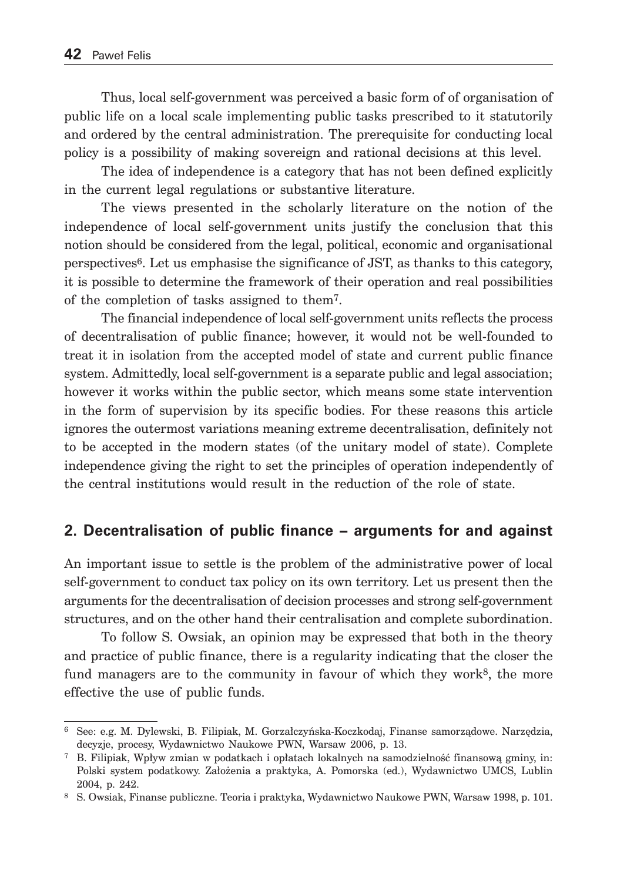Thus, local self-government was perceived a basic form of of organisation of public life on a local scale implementing public tasks prescribed to it statutorily and ordered by the central administration. The prerequisite for conducting local policy is a possibility of making sovereign and rational decisions at this level.

The idea of independence is a category that has not been defined explicitly in the current legal regulations or substantive literature.

The views presented in the scholarly literature on the notion of the independence of local self-government units justify the conclusion that this notion should be considered from the legal, political, economic and organisational perspectives[6]. Let us emphasise the significance of JST, as thanks to this category, it is possible to determine the framework of their operation and real possibilities of the completion of tasks assigned to them[7].

The financial independence of local self-government units reflects the process of decentralisation of public finance; however, it would not be well-founded to treat it in isolation from the accepted model of state and current public finance system. Admittedly, local self-government is a separate public and legal association; however it works within the public sector, which means some state intervention in the form of supervision by its specific bodies. For these reasons this article ignores the outermost variations meaning extreme decentralisation, definitely not to be accepted in the modern states (of the unitary model of state). Complete independence giving the right to set the principles of operation independently of the central institutions would result in the reduction of the role of state.

## 2. Decentralisation of public finance – arguments for and against

An important issue to settle is the problem of the administrative power of local self-government to conduct tax policy on its own territory. Let us present then the arguments for the decentralisation of decision processes and strong self-government structures, and on the other hand their centralisation and complete subordination.

To follow S. Owsiak, an opinion may be expressed that both in the theory and practice of public finance, there is a regularity indicating that the closer the fund managers are to the community in favour of which they work[8], the more effective the use of public funds.

---

[6] See: e.g. M. Dylewski, B. Filipiak, M. Gorzałczyńska-Koczkodaj, Finanse samorządowe. Narzędzia, decyzje, procesy, Wydawnictwo Naukowe PWN, Warsaw 2006, p. 13.

[7] B. Filipiak, Wpływ zmian w podatkach i opłatach lokalnych na samodzielność finansową gminy, in: Polski system podatkowy. Założenia a praktyka, A. Pomorska (ed.), Wydawnictwo UMCS, Lublin 2004, p. 242.

[8] S. Owsiak, Finanse publiczne. Teoria i praktyka, Wydawnictwo Naukowe PWN, Warsaw 1998, p. 101.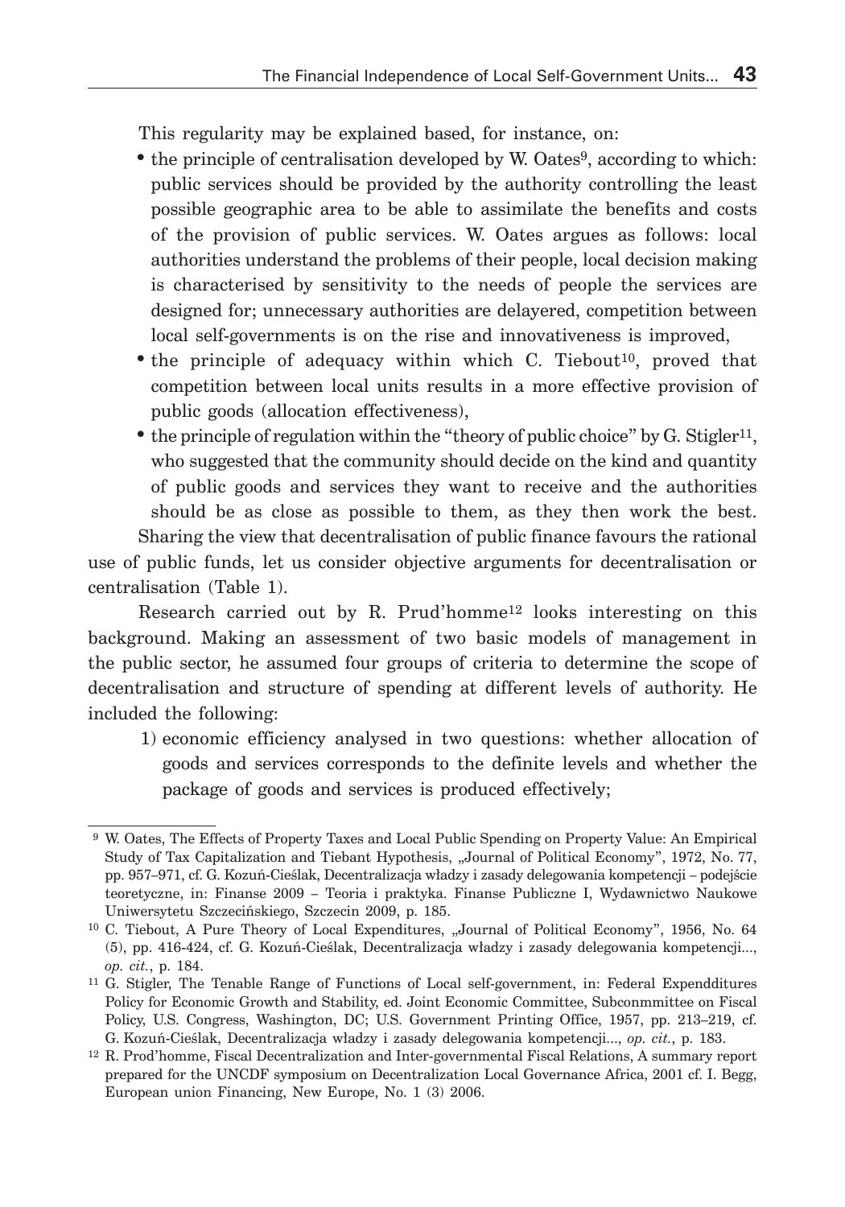This regularity may be explained based, for instance, on:

- the principle of centralisation developed by W. Oates[9], according to which: public services should be provided by the authority controlling the least possible geographic area to be able to assimilate the benefits and costs of the provision of public services. W. Oates argues as follows: local authorities understand the problems of their people, local decision making is characterised by sensitivity to the needs of people the services are designed for; unnecessary authorities are delayered, competition between local self-governments is on the rise and innovativeness is improved,
- the principle of adequacy within which C. Tiebout[10], proved that competition between local units results in a more effective provision of public goods (allocation effectiveness),
- the principle of regulation within the "theory of public choice" by G. Stigler[11], who suggested that the community should decide on the kind and quantity of public goods and services they want to receive and the authorities should be as close as possible to them, as they then work the best.

Sharing the view that decentralisation of public finance favours the rational use of public funds, let us consider objective arguments for decentralisation or centralisation (Table 1).

Research carried out by R. Prud'homme[12] looks interesting on this background. Making an assessment of two basic models of management in the public sector, he assumed four groups of criteria to determine the scope of decentralisation and structure of spending at different levels of authority. He included the following:

1) economic efficiency analysed in two questions: whether allocation of goods and services corresponds to the definite levels and whether the package of goods and services is produced effectively;

---

[9] W. Oates, The Effects of Property Taxes and Local Public Spending on Property Value: An Empirical Study of Tax Capitalization and Tiebant Hypothesis, „Journal of Political Economy", 1972, No. 77, pp. 957–971, cf. G. Kozuń-Cieślak, Decentralizacja władzy i zasady delegowania kompetencji – podejście teoretyczne, in: Finanse 2009 – Teoria i praktyka. Finanse Publiczne I, Wydawnictwo Naukowe Uniwersytetu Szczecińskiego, Szczecin 2009, p. 185.

[10] C. Tiebout, A Pure Theory of Local Expenditures, „Journal of Political Economy", 1956, No. 64 (5), pp. 416-424, cf. G. Kozuń-Cieślak, Decentralizacja władzy i zasady delegowania kompetencji..., *op. cit.*, p. 184.

[11] G. Stigler, The Tenable Range of Functions of Local self-government, in: Federal Expendditures Policy for Economic Growth and Stability, ed. Joint Economic Committee, Subconmmittee on Fiscal Policy, U.S. Congress, Washington, DC; U.S. Government Printing Office, 1957, pp. 213–219, cf. G. Kozuń-Cieślak, Decentralizacja władzy i zasady delegowania kompetencji..., *op. cit.*, p. 183.

[12] R. Prod'homme, Fiscal Decentralization and Inter-governmental Fiscal Relations, A summary report prepared for the UNCDF symposium on Decentralization Local Governance Africa, 2001 cf. I. Begg, European union Financing, New Europe, No. 1 (3) 2006.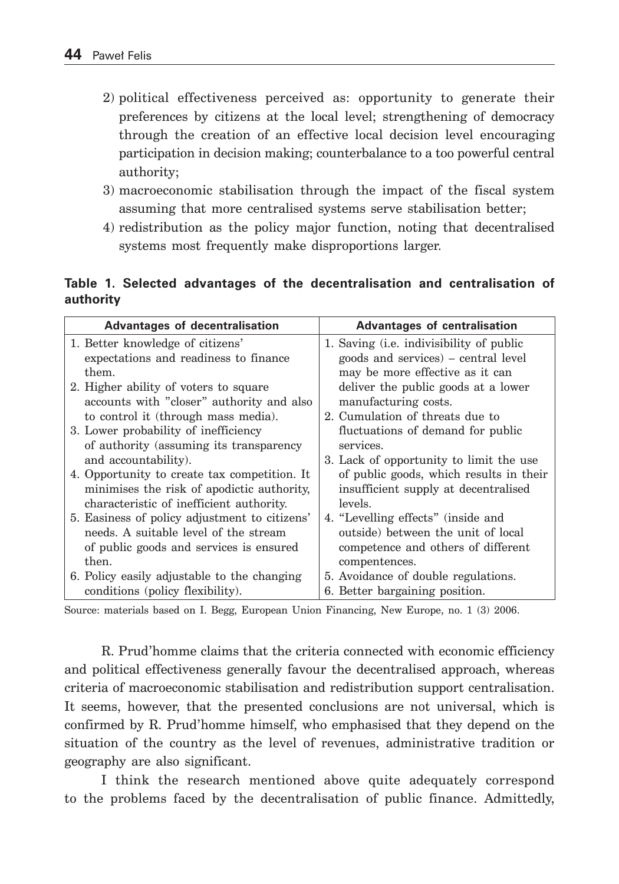2) political effectiveness perceived as: opportunity to generate their preferences by citizens at the local level; strengthening of democracy through the creation of an effective local decision level encouraging participation in decision making; counterbalance to a too powerful central authority;
3) macroeconomic stabilisation through the impact of the fiscal system assuming that more centralised systems serve stabilisation better;
4) redistribution as the policy major function, noting that decentralised systems most frequently make disproportions larger.

**Table 1. Selected advantages of the decentralisation and centralisation of authority**

| Advantages of decentralisation | Advantages of centralisation |
|---|---|
| 1. Better knowledge of citizens' expectations and readiness to finance them. | 1. Saving (i.e. indivisibility of public goods and services) – central level may be more effective as it can deliver the public goods at a lower manufacturing costs. |
| 2. Higher ability of voters to square accounts with "closer" authority and also to control it (through mass media). | 2. Cumulation of threats due to fluctuations of demand for public services. |
| 3. Lower probability of inefficiency of authority (assuming its transparency and accountability). | 3. Lack of opportunity to limit the use of public goods, which results in their insufficient supply at decentralised levels. |
| 4. Opportunity to create tax competition. It minimises the risk of apodictic authority, characteristic of inefficient authority. | 4. "Levelling effects" (inside and outside) between the unit of local competence and others of different compentences. |
| 5. Easiness of policy adjustment to citizens' needs. A suitable level of the stream of public goods and services is ensured then. | 5. Avoidance of double regulations. |
| 6. Policy easily adjustable to the changing conditions (policy flexibility). | 6. Better bargaining position. |

Source: materials based on I. Begg, European Union Financing, New Europe, no. 1 (3) 2006.

R. Prud'homme claims that the criteria connected with economic efficiency and political effectiveness generally favour the decentralised approach, whereas criteria of macroeconomic stabilisation and redistribution support centralisation. It seems, however, that the presented conclusions are not universal, which is confirmed by R. Prud'homme himself, who emphasised that they depend on the situation of the country as the level of revenues, administrative tradition or geography are also significant.

I think the research mentioned above quite adequately correspond to the problems faced by the decentralisation of public finance. Admittedly,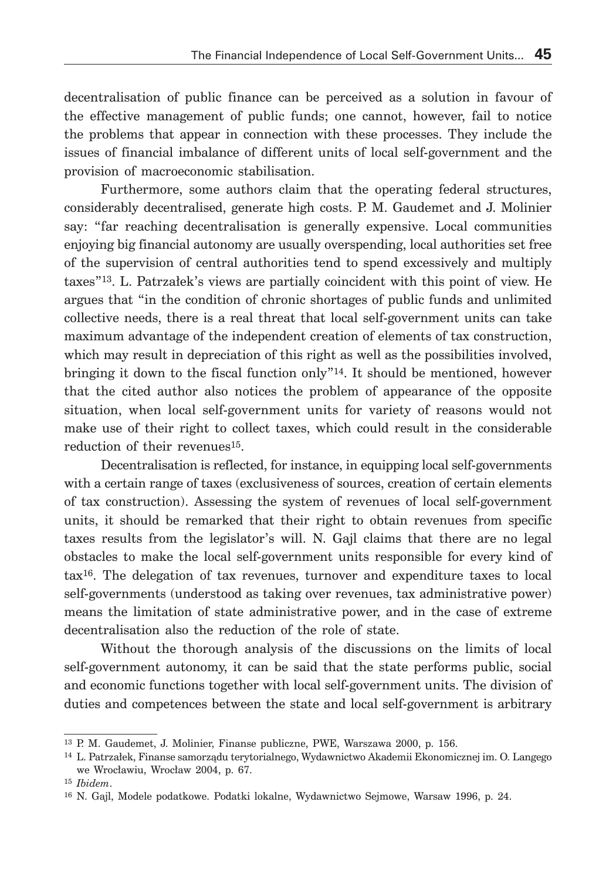decentralisation of public finance can be perceived as a solution in favour of the effective management of public funds; one cannot, however, fail to notice the problems that appear in connection with these processes. They include the issues of financial imbalance of different units of local self-government and the provision of macroeconomic stabilisation.

Furthermore, some authors claim that the operating federal structures, considerably decentralised, generate high costs. P. M. Gaudemet and J. Molinier say: "far reaching decentralisation is generally expensive. Local communities enjoying big financial autonomy are usually overspending, local authorities set free of the supervision of central authorities tend to spend excessively and multiply taxes"[13]. L. Patrzałek's views are partially coincident with this point of view. He argues that "in the condition of chronic shortages of public funds and unlimited collective needs, there is a real threat that local self-government units can take maximum advantage of the independent creation of elements of tax construction, which may result in depreciation of this right as well as the possibilities involved, bringing it down to the fiscal function only"[14]. It should be mentioned, however that the cited author also notices the problem of appearance of the opposite situation, when local self-government units for variety of reasons would not make use of their right to collect taxes, which could result in the considerable reduction of their revenues[15].

Decentralisation is reflected, for instance, in equipping local self-governments with a certain range of taxes (exclusiveness of sources, creation of certain elements of tax construction). Assessing the system of revenues of local self-government units, it should be remarked that their right to obtain revenues from specific taxes results from the legislator's will. N. Gajl claims that there are no legal obstacles to make the local self-government units responsible for every kind of tax[16]. The delegation of tax revenues, turnover and expenditure taxes to local self-governments (understood as taking over revenues, tax administrative power) means the limitation of state administrative power, and in the case of extreme decentralisation also the reduction of the role of state.

Without the thorough analysis of the discussions on the limits of local self-government autonomy, it can be said that the state performs public, social and economic functions together with local self-government units. The division of duties and competences between the state and local self-government is arbitrary

---

[13] P. M. Gaudemet, J. Molinier, Finanse publiczne, PWE, Warszawa 2000, p. 156.

[14] L. Patrzałek, Finanse samorządu terytorialnego, Wydawnictwo Akademii Ekonomicznej im. O. Langego we Wrocławiu, Wrocław 2004, p. 67.

[15] *Ibidem*.

[16] N. Gajl, Modele podatkowe. Podatki lokalne, Wydawnictwo Sejmowe, Warsaw 1996, p. 24.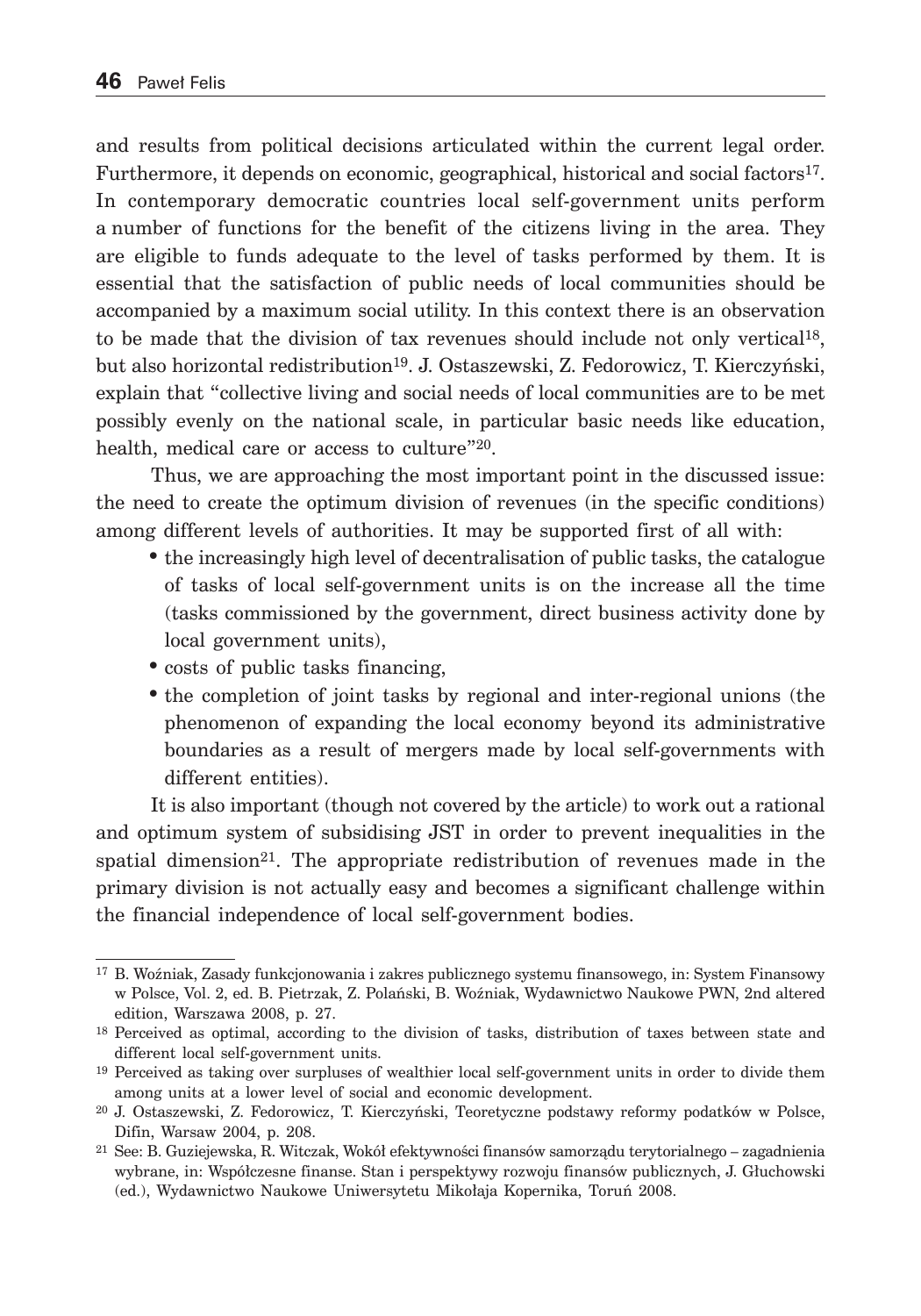and results from political decisions articulated within the current legal order. Furthermore, it depends on economic, geographical, historical and social factors[17]. In contemporary democratic countries local self-government units perform a number of functions for the benefit of the citizens living in the area. They are eligible to funds adequate to the level of tasks performed by them. It is essential that the satisfaction of public needs of local communities should be accompanied by a maximum social utility. In this context there is an observation to be made that the division of tax revenues should include not only vertical[18], but also horizontal redistribution[19]. J. Ostaszewski, Z. Fedorowicz, T. Kierczyński, explain that "collective living and social needs of local communities are to be met possibly evenly on the national scale, in particular basic needs like education, health, medical care or access to culture"[20].

Thus, we are approaching the most important point in the discussed issue: the need to create the optimum division of revenues (in the specific conditions) among different levels of authorities. It may be supported first of all with:

- the increasingly high level of decentralisation of public tasks, the catalogue of tasks of local self-government units is on the increase all the time (tasks commissioned by the government, direct business activity done by local government units),
- costs of public tasks financing,
- the completion of joint tasks by regional and inter-regional unions (the phenomenon of expanding the local economy beyond its administrative boundaries as a result of mergers made by local self-governments with different entities).

It is also important (though not covered by the article) to work out a rational and optimum system of subsidising JST in order to prevent inequalities in the spatial dimension[21]. The appropriate redistribution of revenues made in the primary division is not actually easy and becomes a significant challenge within the financial independence of local self-government bodies.

---

[17] B. Woźniak, Zasady funkcjonowania i zakres publicznego systemu finansowego, in: System Finansowy w Polsce, Vol. 2, ed. B. Pietrzak, Z. Polański, B. Woźniak, Wydawnictwo Naukowe PWN, 2nd altered edition, Warszawa 2008, p. 27.

[18] Perceived as optimal, according to the division of tasks, distribution of taxes between state and different local self-government units.

[19] Perceived as taking over surpluses of wealthier local self-government units in order to divide them among units at a lower level of social and economic development.

[20] J. Ostaszewski, Z. Fedorowicz, T. Kierczyński, Teoretyczne podstawy reformy podatków w Polsce, Difin, Warsaw 2004, p. 208.

[21] See: B. Guziejewska, R. Witczak, Wokół efektywności finansów samorządu terytorialnego – zagadnienia wybrane, in: Współczesne finanse. Stan i perspektywy rozwoju finansów publicznych, J. Głuchowski (ed.), Wydawnictwo Naukowe Uniwersytetu Mikołaja Kopernika, Toruń 2008.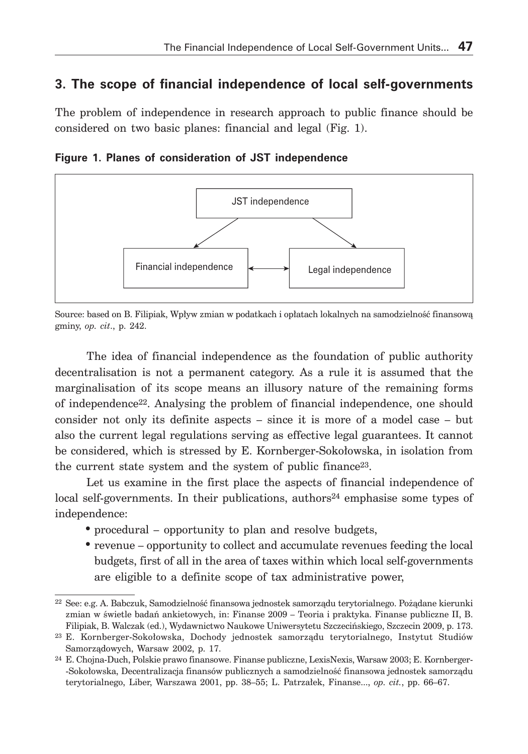## 3. The scope of financial independence of local self-governments

The problem of independence in research approach to public finance should be considered on two basic planes: financial and legal (Fig. 1).

**Figure 1. Planes of consideration of JST independence**

JST independence

Financial independence ⟷ Legal independence

Source: based on B. Filipiak, Wpływ zmian w podatkach i opłatach lokalnych na samodzielność finansową gminy, *op. cit*., p. 242.

The idea of financial independence as the foundation of public authority decentralisation is not a permanent category. As a rule it is assumed that the marginalisation of its scope means an illusory nature of the remaining forms of independence[22]. Analysing the problem of financial independence, one should consider not only its definite aspects – since it is more of a model case – but also the current legal regulations serving as effective legal guarantees. It cannot be considered, which is stressed by E. Kornberger-Sokołowska, in isolation from the current state system and the system of public finance[23].

Let us examine in the first place the aspects of financial independence of local self-governments. In their publications, authors[24] emphasise some types of independence:

- procedural – opportunity to plan and resolve budgets,
- revenue – opportunity to collect and accumulate revenues feeding the local budgets, first of all in the area of taxes within which local self-governments are eligible to a definite scope of tax administrative power,

[22] See: e.g. A. Babczuk, Samodzielność finansowa jednostek samorządu terytorialnego. Pożądane kierunki zmian w świetle badań ankietowych, in: Finanse 2009 – Teoria i praktyka. Finanse publiczne II, B. Filipiak, B. Walczak (ed.), Wydawnictwo Naukowe Uniwersytetu Szczecińskiego, Szczecin 2009, p. 173.

[23] E. Kornberger-Sokołowska, Dochody jednostek samorządu terytorialnego, Instytut Studiów Samorządowych, Warsaw 2002, p. 17.

[24] E. Chojna-Duch, Polskie prawo finansowe. Finanse publiczne, LexisNexis, Warsaw 2003; E. Kornberger-Sokołowska, Decentralizacja finansów publicznych a samodzielność finansowa jednostek samorządu terytorialnego, Liber, Warszawa 2001, pp. 38–55; L. Patrzałek, Finanse..., *op. cit.*, pp. 66–67.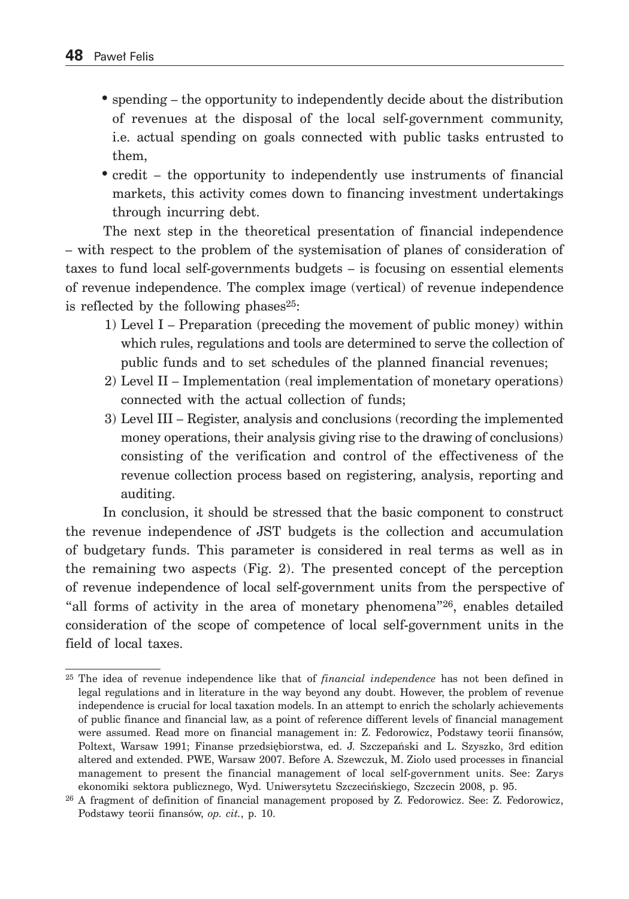- spending – the opportunity to independently decide about the distribution of revenues at the disposal of the local self-government community, i.e. actual spending on goals connected with public tasks entrusted to them,
- credit – the opportunity to independently use instruments of financial markets, this activity comes down to financing investment undertakings through incurring debt.

The next step in the theoretical presentation of financial independence – with respect to the problem of the systemisation of planes of consideration of taxes to fund local self-governments budgets – is focusing on essential elements of revenue independence. The complex image (vertical) of revenue independence is reflected by the following phases[25]:

1) Level I – Preparation (preceding the movement of public money) within which rules, regulations and tools are determined to serve the collection of public funds and to set schedules of the planned financial revenues;
2) Level II – Implementation (real implementation of monetary operations) connected with the actual collection of funds;
3) Level III – Register, analysis and conclusions (recording the implemented money operations, their analysis giving rise to the drawing of conclusions) consisting of the verification and control of the effectiveness of the revenue collection process based on registering, analysis, reporting and auditing.

In conclusion, it should be stressed that the basic component to construct the revenue independence of JST budgets is the collection and accumulation of budgetary funds. This parameter is considered in real terms as well as in the remaining two aspects (Fig. 2). The presented concept of the perception of revenue independence of local self-government units from the perspective of "all forms of activity in the area of monetary phenomena"[26], enables detailed consideration of the scope of competence of local self-government units in the field of local taxes.

---

[25] The idea of revenue independence like that of *financial independence* has not been defined in legal regulations and in literature in the way beyond any doubt. However, the problem of revenue independence is crucial for local taxation models. In an attempt to enrich the scholarly achievements of public finance and financial law, as a point of reference different levels of financial management were assumed. Read more on financial management in: Z. Fedorowicz, Podstawy teorii finansów, Poltext, Warsaw 1991; Finanse przedsiębiorstwa, ed. J. Szczepański and L. Szyszko, 3rd edition altered and extended. PWE, Warsaw 2007. Before A. Szewczuk, M. Zioło used processes in financial management to present the financial management of local self-government units. See: Zarys ekonomiki sektora publicznego, Wyd. Uniwersytetu Szczecińskiego, Szczecin 2008, p. 95.

[26] A fragment of definition of financial management proposed by Z. Fedorowicz. See: Z. Fedorowicz, Podstawy teorii finansów, *op. cit.*, p. 10.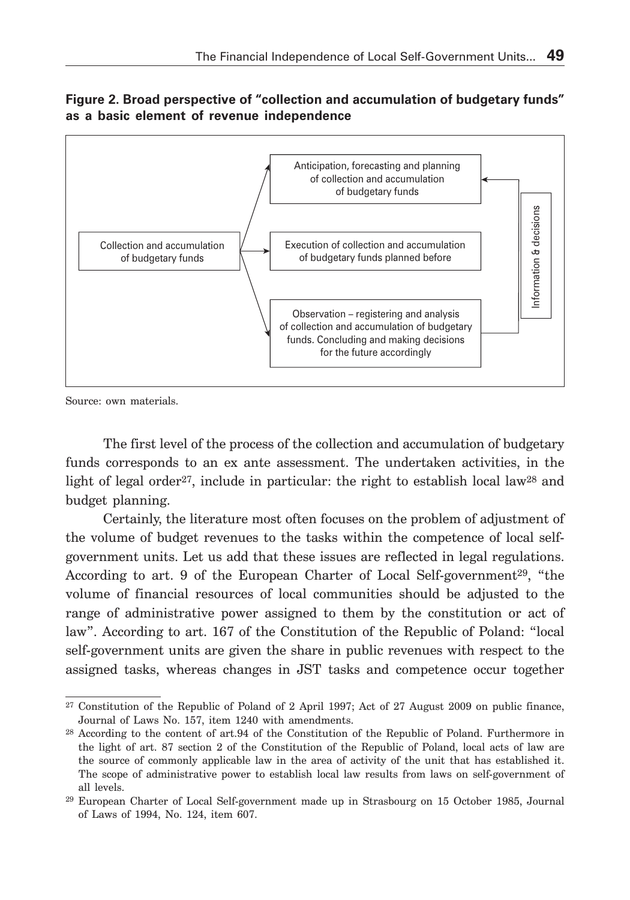**Figure 2. Broad perspective of "collection and accumulation of budgetary funds" as a basic element of revenue independence**

Collection and accumulation of budgetary funds

Anticipation, forecasting and planning of collection and accumulation of budgetary funds

Execution of collection and accumulation of budgetary funds planned before

Observation – registering and analysis of collection and accumulation of budgetary funds. Concluding and making decisions for the future accordingly

Information & decisions

Source: own materials.

The first level of the process of the collection and accumulation of budgetary funds corresponds to an ex ante assessment. The undertaken activities, in the light of legal order[27], include in particular: the right to establish local law[28] and budget planning.

Certainly, the literature most often focuses on the problem of adjustment of the volume of budget revenues to the tasks within the competence of local self-government units. Let us add that these issues are reflected in legal regulations. According to art. 9 of the European Charter of Local Self-government[29], "the volume of financial resources of local communities should be adjusted to the range of administrative power assigned to them by the constitution or act of law". According to art. 167 of the Constitution of the Republic of Poland: "local self-government units are given the share in public revenues with respect to the assigned tasks, whereas changes in JST tasks and competence occur together

[27] Constitution of the Republic of Poland of 2 April 1997; Act of 27 August 2009 on public finance, Journal of Laws No. 157, item 1240 with amendments.

[28] According to the content of art.94 of the Constitution of the Republic of Poland. Furthermore in the light of art. 87 section 2 of the Constitution of the Republic of Poland, local acts of law are the source of commonly applicable law in the area of activity of the unit that has established it. The scope of administrative power to establish local law results from laws on self-government of all levels.

[29] European Charter of Local Self-government made up in Strasbourg on 15 October 1985, Journal of Laws of 1994, No. 124, item 607.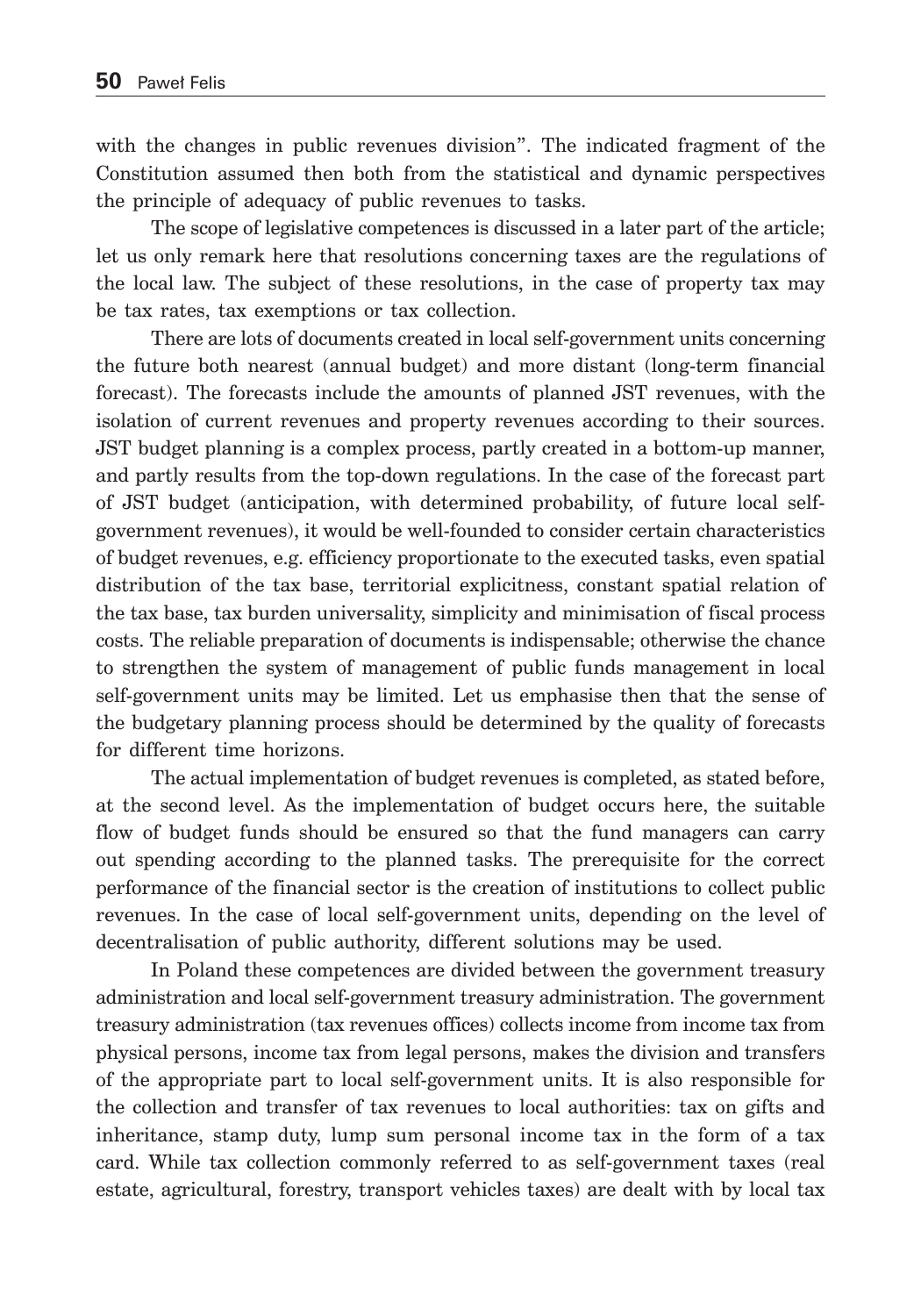with the changes in public revenues division". The indicated fragment of the Constitution assumed then both from the statistical and dynamic perspectives the principle of adequacy of public revenues to tasks.

The scope of legislative competences is discussed in a later part of the article; let us only remark here that resolutions concerning taxes are the regulations of the local law. The subject of these resolutions, in the case of property tax may be tax rates, tax exemptions or tax collection.

There are lots of documents created in local self-government units concerning the future both nearest (annual budget) and more distant (long-term financial forecast). The forecasts include the amounts of planned JST revenues, with the isolation of current revenues and property revenues according to their sources. JST budget planning is a complex process, partly created in a bottom-up manner, and partly results from the top-down regulations. In the case of the forecast part of JST budget (anticipation, with determined probability, of future local self-government revenues), it would be well-founded to consider certain characteristics of budget revenues, e.g. efficiency proportionate to the executed tasks, even spatial distribution of the tax base, territorial explicitness, constant spatial relation of the tax base, tax burden universality, simplicity and minimisation of fiscal process costs. The reliable preparation of documents is indispensable; otherwise the chance to strengthen the system of management of public funds management in local self-government units may be limited. Let us emphasise then that the sense of the budgetary planning process should be determined by the quality of forecasts for different time horizons.

The actual implementation of budget revenues is completed, as stated before, at the second level. As the implementation of budget occurs here, the suitable flow of budget funds should be ensured so that the fund managers can carry out spending according to the planned tasks. The prerequisite for the correct performance of the financial sector is the creation of institutions to collect public revenues. In the case of local self-government units, depending on the level of decentralisation of public authority, different solutions may be used.

In Poland these competences are divided between the government treasury administration and local self-government treasury administration. The government treasury administration (tax revenues offices) collects income from income tax from physical persons, income tax from legal persons, makes the division and transfers of the appropriate part to local self-government units. It is also responsible for the collection and transfer of tax revenues to local authorities: tax on gifts and inheritance, stamp duty, lump sum personal income tax in the form of a tax card. While tax collection commonly referred to as self-government taxes (real estate, agricultural, forestry, transport vehicles taxes) are dealt with by local tax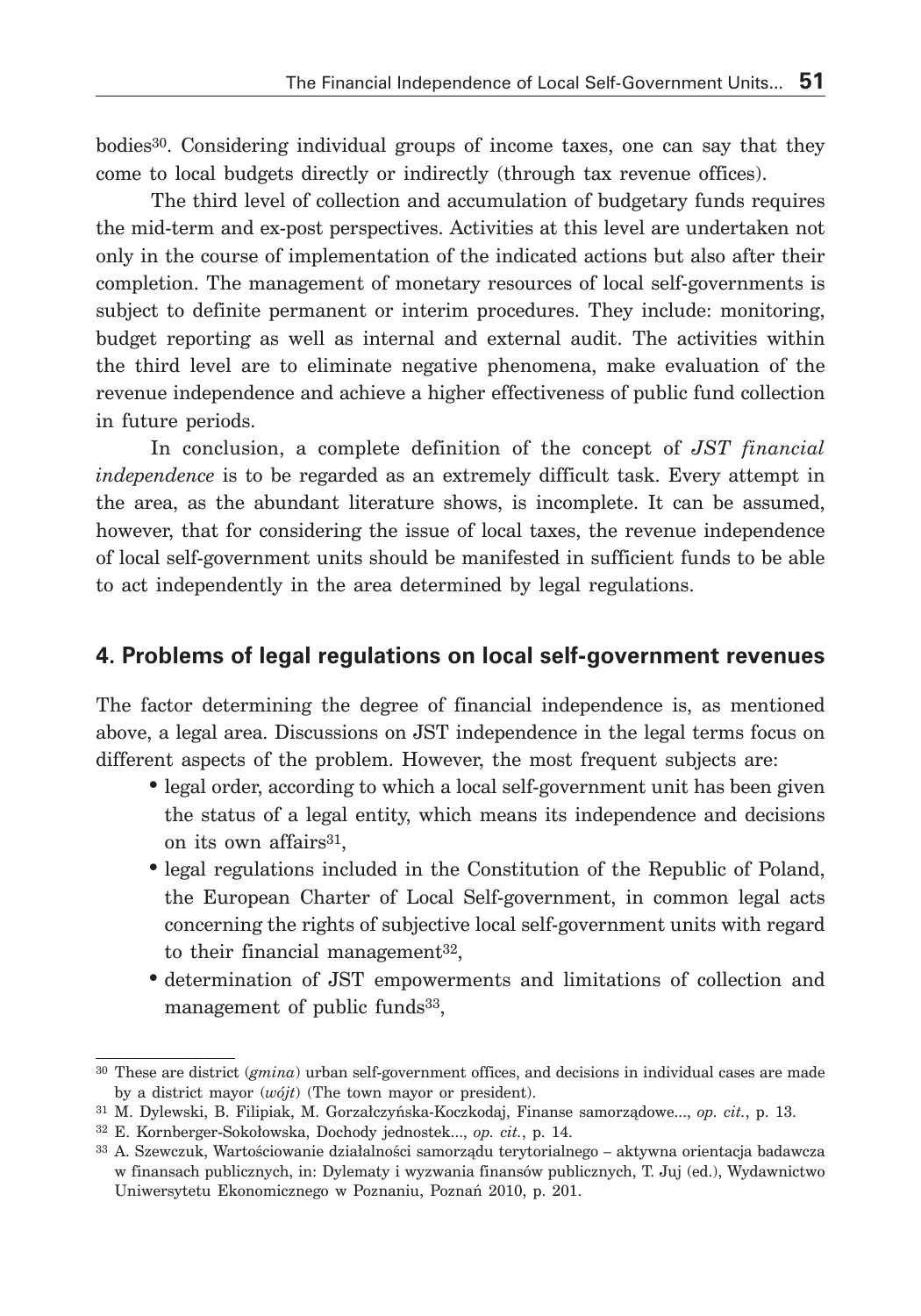bodies[30]. Considering individual groups of income taxes, one can say that they come to local budgets directly or indirectly (through tax revenue offices).

The third level of collection and accumulation of budgetary funds requires the mid-term and ex-post perspectives. Activities at this level are undertaken not only in the course of implementation of the indicated actions but also after their completion. The management of monetary resources of local self-governments is subject to definite permanent or interim procedures. They include: monitoring, budget reporting as well as internal and external audit. The activities within the third level are to eliminate negative phenomena, make evaluation of the revenue independence and achieve a higher effectiveness of public fund collection in future periods.

In conclusion, a complete definition of the concept of *JST financial independence* is to be regarded as an extremely difficult task. Every attempt in the area, as the abundant literature shows, is incomplete. It can be assumed, however, that for considering the issue of local taxes, the revenue independence of local self-government units should be manifested in sufficient funds to be able to act independently in the area determined by legal regulations.

## 4. Problems of legal regulations on local self-government revenues

The factor determining the degree of financial independence is, as mentioned above, a legal area. Discussions on JST independence in the legal terms focus on different aspects of the problem. However, the most frequent subjects are:

- legal order, according to which a local self-government unit has been given the status of a legal entity, which means its independence and decisions on its own affairs[31],
- legal regulations included in the Constitution of the Republic of Poland, the European Charter of Local Self-government, in common legal acts concerning the rights of subjective local self-government units with regard to their financial management[32],
- determination of JST empowerments and limitations of collection and management of public funds[33],

---

[30] These are district (*gmina*) urban self-government offices, and decisions in individual cases are made by a district mayor (*wójt*) (The town mayor or president).

[31] M. Dylewski, B. Filipiak, M. Gorzałczyńska-Koczkodaj, Finanse samorządowe..., *op. cit.*, p. 13.

[32] E. Kornberger-Sokołowska, Dochody jednostek..., *op. cit.*, p. 14.

[33] A. Szewczuk, Wartościowanie działalności samorządu terytorialnego – aktywna orientacja badawcza w finansach publicznych, in: Dylematy i wyzwania finansów publicznych, T. Juj (ed.), Wydawnictwo Uniwersytetu Ekonomicznego w Poznaniu, Poznań 2010, p. 201.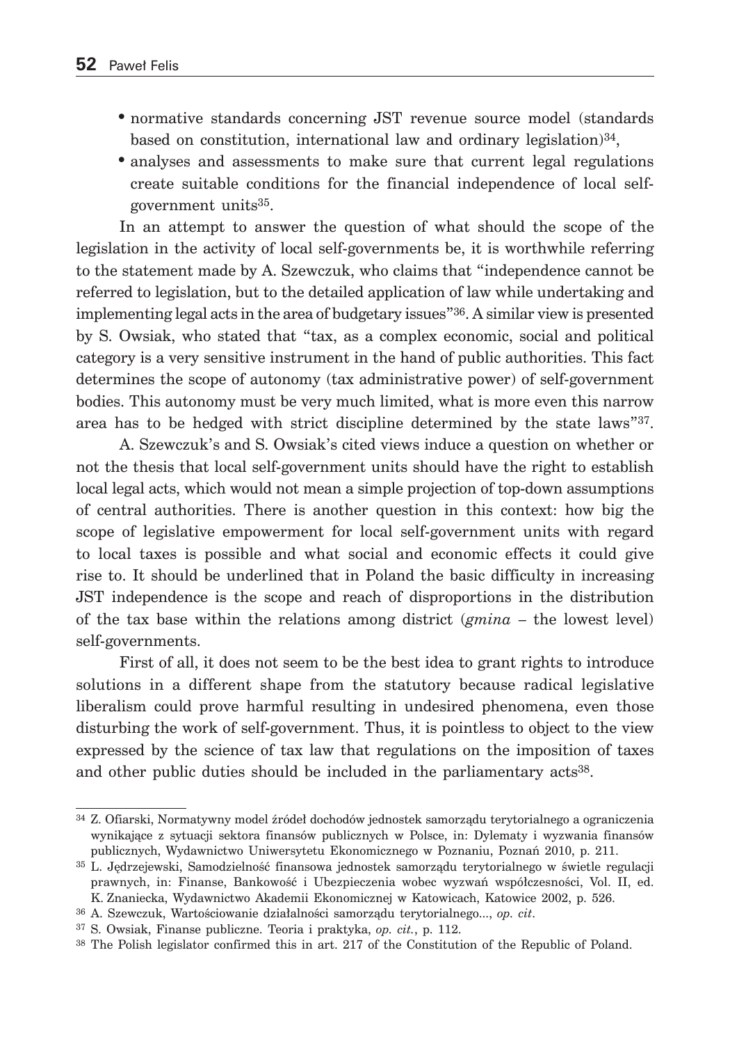- normative standards concerning JST revenue source model (standards based on constitution, international law and ordinary legislation)[34],
- analyses and assessments to make sure that current legal regulations create suitable conditions for the financial independence of local self-government units[35].

In an attempt to answer the question of what should the scope of the legislation in the activity of local self-governments be, it is worthwhile referring to the statement made by A. Szewczuk, who claims that "independence cannot be referred to legislation, but to the detailed application of law while undertaking and implementing legal acts in the area of budgetary issues"[36]. A similar view is presented by S. Owsiak, who stated that "tax, as a complex economic, social and political category is a very sensitive instrument in the hand of public authorities. This fact determines the scope of autonomy (tax administrative power) of self-government bodies. This autonomy must be very much limited, what is more even this narrow area has to be hedged with strict discipline determined by the state laws"[37].

A. Szewczuk's and S. Owsiak's cited views induce a question on whether or not the thesis that local self-government units should have the right to establish local legal acts, which would not mean a simple projection of top-down assumptions of central authorities. There is another question in this context: how big the scope of legislative empowerment for local self-government units with regard to local taxes is possible and what social and economic effects it could give rise to. It should be underlined that in Poland the basic difficulty in increasing JST independence is the scope and reach of disproportions in the distribution of the tax base within the relations among district (*gmina* – the lowest level) self-governments.

First of all, it does not seem to be the best idea to grant rights to introduce solutions in a different shape from the statutory because radical legislative liberalism could prove harmful resulting in undesired phenomena, even those disturbing the work of self-government. Thus, it is pointless to object to the view expressed by the science of tax law that regulations on the imposition of taxes and other public duties should be included in the parliamentary acts[38].

---

[34] Z. Ofiarski, Normatywny model źródeł dochodów jednostek samorządu terytorialnego a ograniczenia wynikające z sytuacji sektora finansów publicznych w Polsce, in: Dylematy i wyzwania finansów publicznych, Wydawnictwo Uniwersytetu Ekonomicznego w Poznaniu, Poznań 2010, p. 211.

[35] L. Jędrzejewski, Samodzielność finansowa jednostek samorządu terytorialnego w świetle regulacji prawnych, in: Finanse, Bankowość i Ubezpieczenia wobec wyzwań współczesności, Vol. II, ed. K. Znaniecka, Wydawnictwo Akademii Ekonomicznej w Katowicach, Katowice 2002, p. 526.

[36] A. Szewczuk, Wartościowanie działalności samorządu terytorialnego..., *op. cit*.

[37] S. Owsiak, Finanse publiczne. Teoria i praktyka, *op. cit.*, p. 112.

[38] The Polish legislator confirmed this in art. 217 of the Constitution of the Republic of Poland.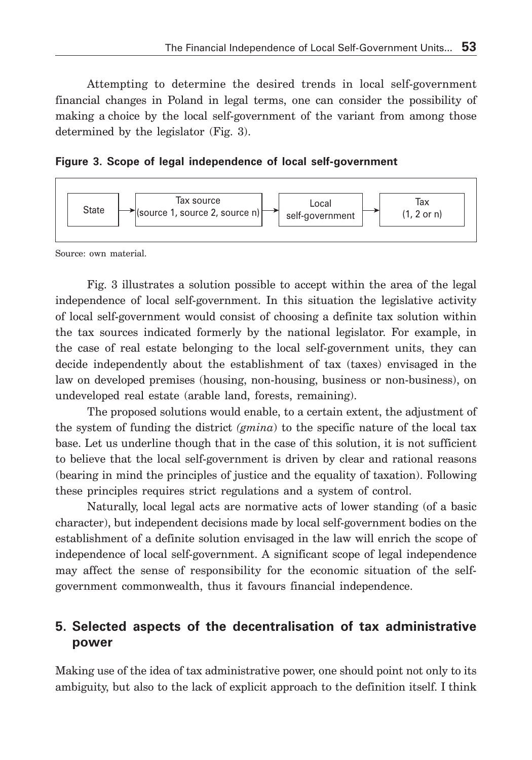Attempting to determine the desired trends in local self-government financial changes in Poland in legal terms, one can consider the possibility of making a choice by the local self-government of the variant from among those determined by the legislator (Fig. 3).

**Figure 3. Scope of legal independence of local self-government**

State → Tax source (source 1, source 2, source n) → Local self-government → Tax (1, 2 or n)

Source: own material.

Fig. 3 illustrates a solution possible to accept within the area of the legal independence of local self-government. In this situation the legislative activity of local self-government would consist of choosing a definite tax solution within the tax sources indicated formerly by the national legislator. For example, in the case of real estate belonging to the local self-government units, they can decide independently about the establishment of tax (taxes) envisaged in the law on developed premises (housing, non-housing, business or non-business), on undeveloped real estate (arable land, forests, remaining).

The proposed solutions would enable, to a certain extent, the adjustment of the system of funding the district *(gmina)* to the specific nature of the local tax base. Let us underline though that in the case of this solution, it is not sufficient to believe that the local self-government is driven by clear and rational reasons (bearing in mind the principles of justice and the equality of taxation). Following these principles requires strict regulations and a system of control.

Naturally, local legal acts are normative acts of lower standing (of a basic character), but independent decisions made by local self-government bodies on the establishment of a definite solution envisaged in the law will enrich the scope of independence of local self-government. A significant scope of legal independence may affect the sense of responsibility for the economic situation of the self-government commonwealth, thus it favours financial independence.

## 5. Selected aspects of the decentralisation of tax administrative power

Making use of the idea of tax administrative power, one should point not only to its ambiguity, but also to the lack of explicit approach to the definition itself. I think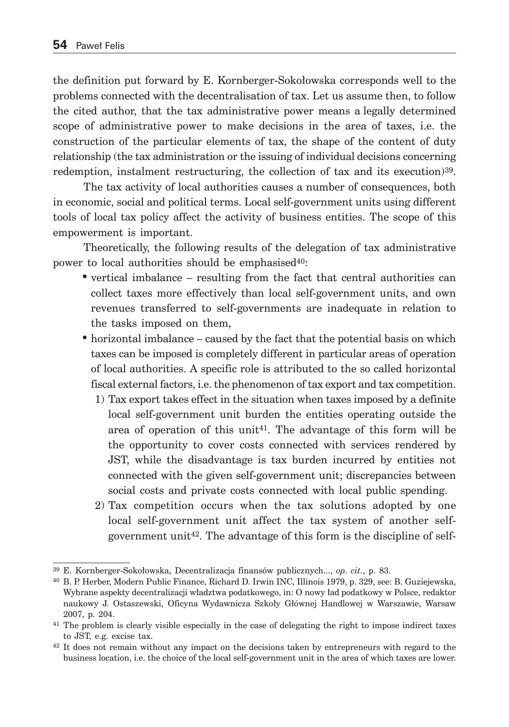the definition put forward by E. Kornberger-Sokołowska corresponds well to the problems connected with the decentralisation of tax. Let us assume then, to follow the cited author, that the tax administrative power means a legally determined scope of administrative power to make decisions in the area of taxes, i.e. the construction of the particular elements of tax, the shape of the content of duty relationship (the tax administration or the issuing of individual decisions concerning redemption, instalment restructuring, the collection of tax and its execution)[39].

The tax activity of local authorities causes a number of consequences, both in economic, social and political terms. Local self-government units using different tools of local tax policy affect the activity of business entities. The scope of this empowerment is important.

Theoretically, the following results of the delegation of tax administrative power to local authorities should be emphasised[40]:

- vertical imbalance – resulting from the fact that central authorities can collect taxes more effectively than local self-government units, and own revenues transferred to self-governments are inadequate in relation to the tasks imposed on them,
- horizontal imbalance – caused by the fact that the potential basis on which taxes can be imposed is completely different in particular areas of operation of local authorities. A specific role is attributed to the so called horizontal fiscal external factors, i.e. the phenomenon of tax export and tax competition.
  1) Tax export takes effect in the situation when taxes imposed by a definite local self-government unit burden the entities operating outside the area of operation of this unit[41]. The advantage of this form will be the opportunity to cover costs connected with services rendered by JST, while the disadvantage is tax burden incurred by entities not connected with the given self-government unit; discrepancies between social costs and private costs connected with local public spending.
  2) Tax competition occurs when the tax solutions adopted by one local self-government unit affect the tax system of another self-government unit[42]. The advantage of this form is the discipline of self-

---

[39] E. Kornberger-Sokołowska, Decentralizacja finansów publicznych..., *op. cit.*, p. 83.

[40] B. P. Herber, Modern Public Finance, Richard D. Irwin INC, Illinois 1979, p. 329, see: B. Guziejewska, Wybrane aspekty decentralizacji władztwa podatkowego, in: O nowy ład podatkowy w Polsce, redaktor naukowy J. Ostaszewski, Oficyna Wydawnicza Szkoły Głównej Handlowej w Warszawie, Warsaw 2007, p. 204.

[41] The problem is clearly visible especially in the case of delegating the right to impose indirect taxes to JST, e.g. excise tax.

[42] It does not remain without any impact on the decisions taken by entrepreneurs with regard to the business location, i.e. the choice of the local self-government unit in the area of which taxes are lower.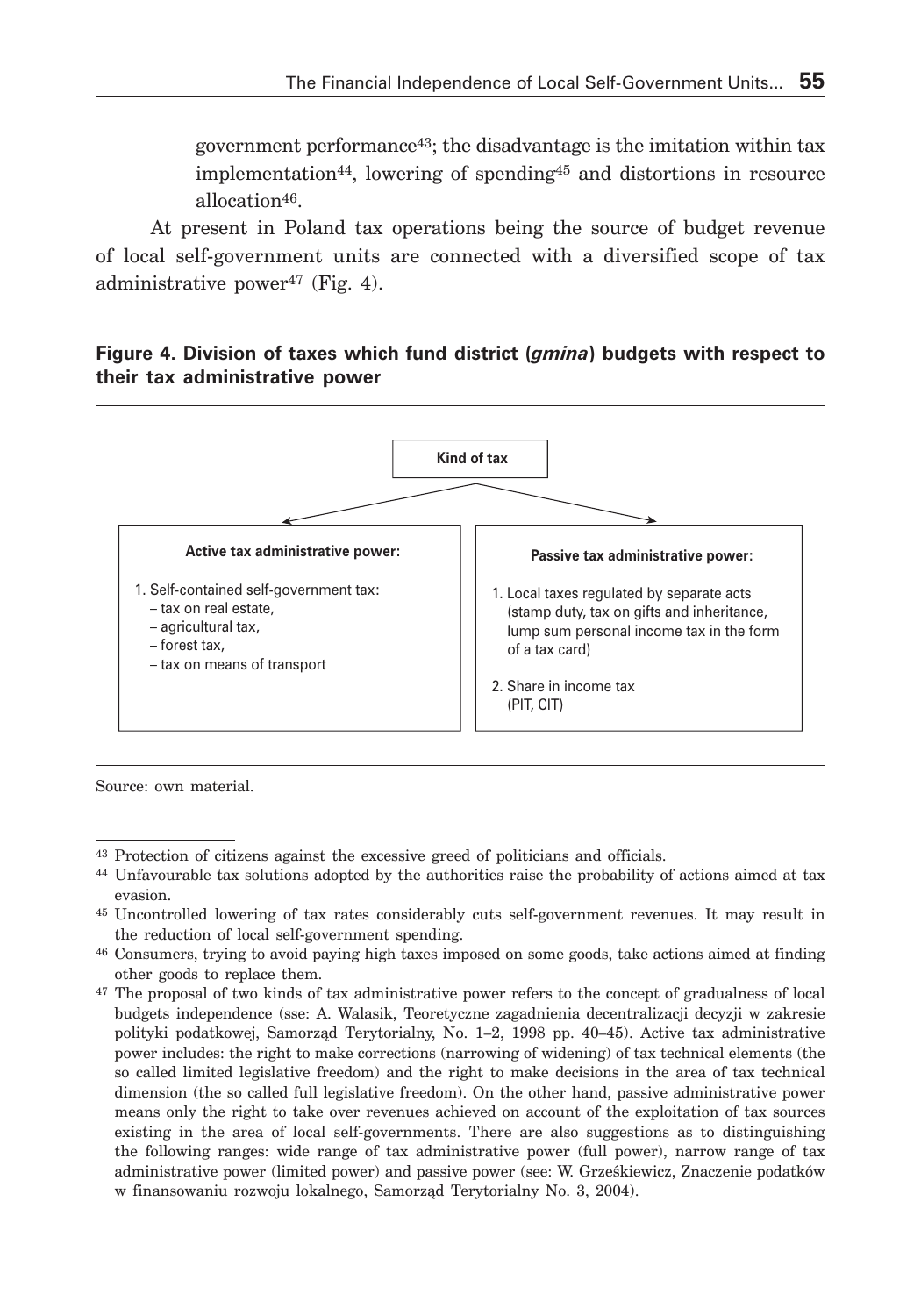government performance[43]; the disadvantage is the imitation within tax implementation[44], lowering of spending[45] and distortions in resource allocation[46].

At present in Poland tax operations being the source of budget revenue of local self-government units are connected with a diversified scope of tax administrative power[47] (Fig. 4).

**Figure 4. Division of taxes which fund district (*gmina*) budgets with respect to their tax administrative power**

**Kind of tax**

| **Active tax administrative power:** | **Passive tax administrative power:** |
| --- | --- |
| 1. Self-contained self-government tax:<br>– tax on real estate,<br>– agricultural tax,<br>– forest tax,<br>– tax on means of transport | 1. Local taxes regulated by separate acts (stamp duty, tax on gifts and inheritance, lump sum personal income tax in the form of a tax card)<br><br>2. Share in income tax (PIT, CIT) |

Source: own material.

---

[43] Protection of citizens against the excessive greed of politicians and officials.

[44] Unfavourable tax solutions adopted by the authorities raise the probability of actions aimed at tax evasion.

[45] Uncontrolled lowering of tax rates considerably cuts self-government revenues. It may result in the reduction of local self-government spending.

[46] Consumers, trying to avoid paying high taxes imposed on some goods, take actions aimed at finding other goods to replace them.

[47] The proposal of two kinds of tax administrative power refers to the concept of gradualness of local budgets independence (sse: A. Walasik, Teoretyczne zagadnienia decentralizacji decyzji w zakresie polityki podatkowej, Samorząd Terytorialny, No. 1–2, 1998 pp. 40–45). Active tax administrative power includes: the right to make corrections (narrowing of widening) of tax technical elements (the so called limited legislative freedom) and the right to make decisions in the area of tax technical dimension (the so called full legislative freedom). On the other hand, passive administrative power means only the right to take over revenues achieved on account of the exploitation of tax sources existing in the area of local self-governments. There are also suggestions as to distinguishing the following ranges: wide range of tax administrative power (full power), narrow range of tax administrative power (limited power) and passive power (see: W. Grześkiewicz, Znaczenie podatków w finansowaniu rozwoju lokalnego, Samorząd Terytorialny No. 3, 2004).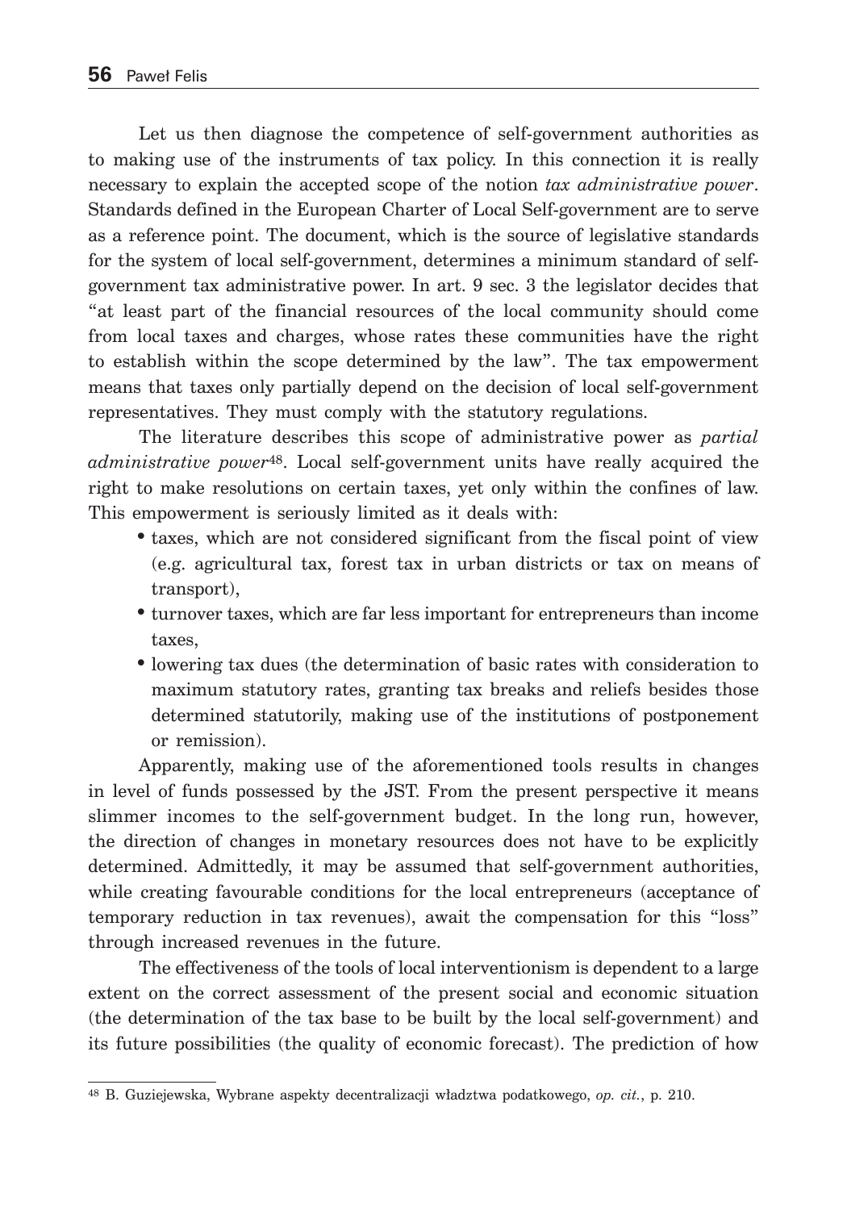Let us then diagnose the competence of self-government authorities as to making use of the instruments of tax policy. In this connection it is really necessary to explain the accepted scope of the notion *tax administrative power*. Standards defined in the European Charter of Local Self-government are to serve as a reference point. The document, which is the source of legislative standards for the system of local self-government, determines a minimum standard of self-government tax administrative power. In art. 9 sec. 3 the legislator decides that "at least part of the financial resources of the local community should come from local taxes and charges, whose rates these communities have the right to establish within the scope determined by the law". The tax empowerment means that taxes only partially depend on the decision of local self-government representatives. They must comply with the statutory regulations.

The literature describes this scope of administrative power as *partial administrative power*[48]. Local self-government units have really acquired the right to make resolutions on certain taxes, yet only within the confines of law. This empowerment is seriously limited as it deals with:

- taxes, which are not considered significant from the fiscal point of view (e.g. agricultural tax, forest tax in urban districts or tax on means of transport),
- turnover taxes, which are far less important for entrepreneurs than income taxes,
- lowering tax dues (the determination of basic rates with consideration to maximum statutory rates, granting tax breaks and reliefs besides those determined statutorily, making use of the institutions of postponement or remission).

Apparently, making use of the aforementioned tools results in changes in level of funds possessed by the JST. From the present perspective it means slimmer incomes to the self-government budget. In the long run, however, the direction of changes in monetary resources does not have to be explicitly determined. Admittedly, it may be assumed that self-government authorities, while creating favourable conditions for the local entrepreneurs (acceptance of temporary reduction in tax revenues), await the compensation for this "loss" through increased revenues in the future.

The effectiveness of the tools of local interventionism is dependent to a large extent on the correct assessment of the present social and economic situation (the determination of the tax base to be built by the local self-government) and its future possibilities (the quality of economic forecast). The prediction of how

---

[48] B. Guziejewska, Wybrane aspekty decentralizacji władztwa podatkowego, *op. cit.*, p. 210.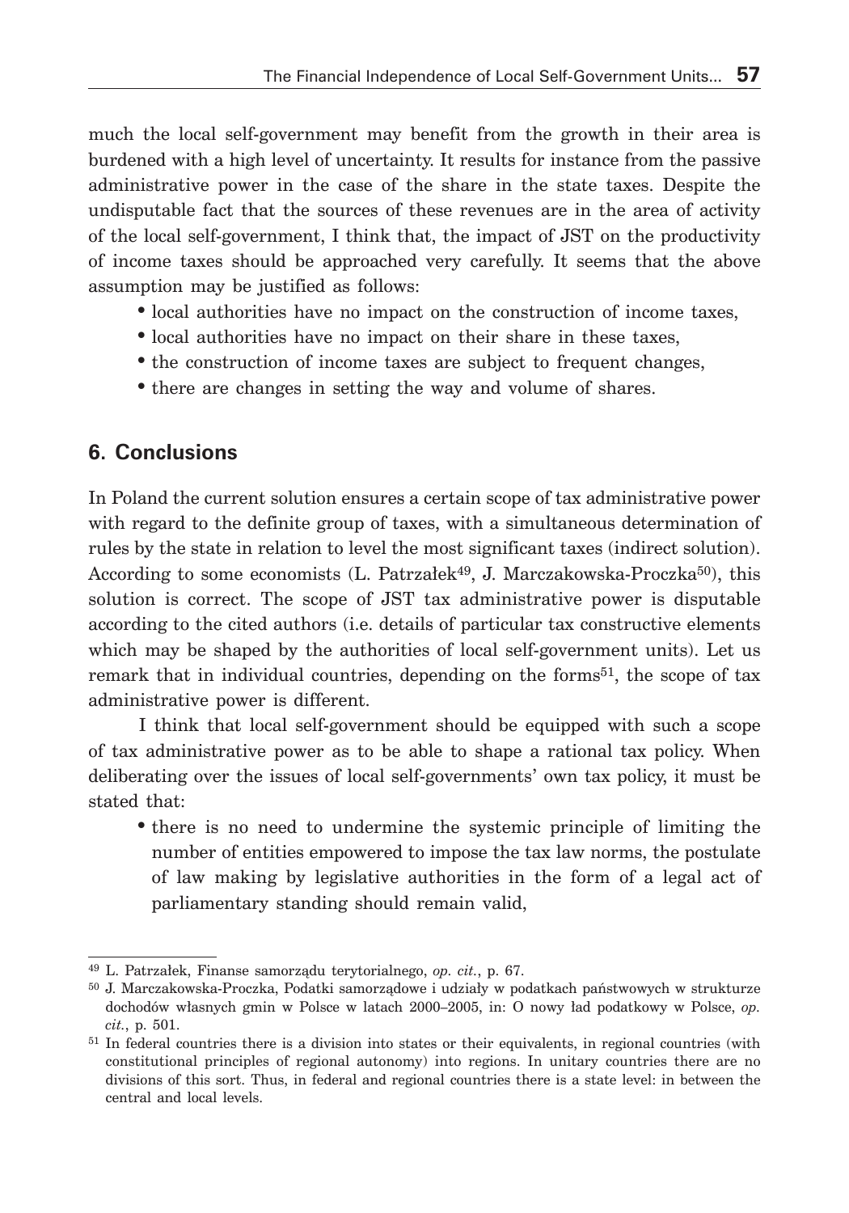much the local self-government may benefit from the growth in their area is burdened with a high level of uncertainty. It results for instance from the passive administrative power in the case of the share in the state taxes. Despite the undisputable fact that the sources of these revenues are in the area of activity of the local self-government, I think that, the impact of JST on the productivity of income taxes should be approached very carefully. It seems that the above assumption may be justified as follows:

- local authorities have no impact on the construction of income taxes,
- local authorities have no impact on their share in these taxes,
- the construction of income taxes are subject to frequent changes,
- there are changes in setting the way and volume of shares.

## 6. Conclusions

In Poland the current solution ensures a certain scope of tax administrative power with regard to the definite group of taxes, with a simultaneous determination of rules by the state in relation to level the most significant taxes (indirect solution). According to some economists (L. Patrzałek[49], J. Marczakowska-Proczka[50]), this solution is correct. The scope of JST tax administrative power is disputable according to the cited authors (i.e. details of particular tax constructive elements which may be shaped by the authorities of local self-government units). Let us remark that in individual countries, depending on the forms[51], the scope of tax administrative power is different.

I think that local self-government should be equipped with such a scope of tax administrative power as to be able to shape a rational tax policy. When deliberating over the issues of local self-governments' own tax policy, it must be stated that:

- there is no need to undermine the systemic principle of limiting the number of entities empowered to impose the tax law norms, the postulate of law making by legislative authorities in the form of a legal act of parliamentary standing should remain valid,

---

[49] L. Patrzałek, Finanse samorządu terytorialnego, *op. cit.*, p. 67.

[50] J. Marczakowska-Proczka, Podatki samorządowe i udziały w podatkach państwowych w strukturze dochodów własnych gmin w Polsce w latach 2000–2005, in: O nowy ład podatkowy w Polsce, *op. cit.*, p. 501.

[51] In federal countries there is a division into states or their equivalents, in regional countries (with constitutional principles of regional autonomy) into regions. In unitary countries there are no divisions of this sort. Thus, in federal and regional countries there is a state level: in between the central and local levels.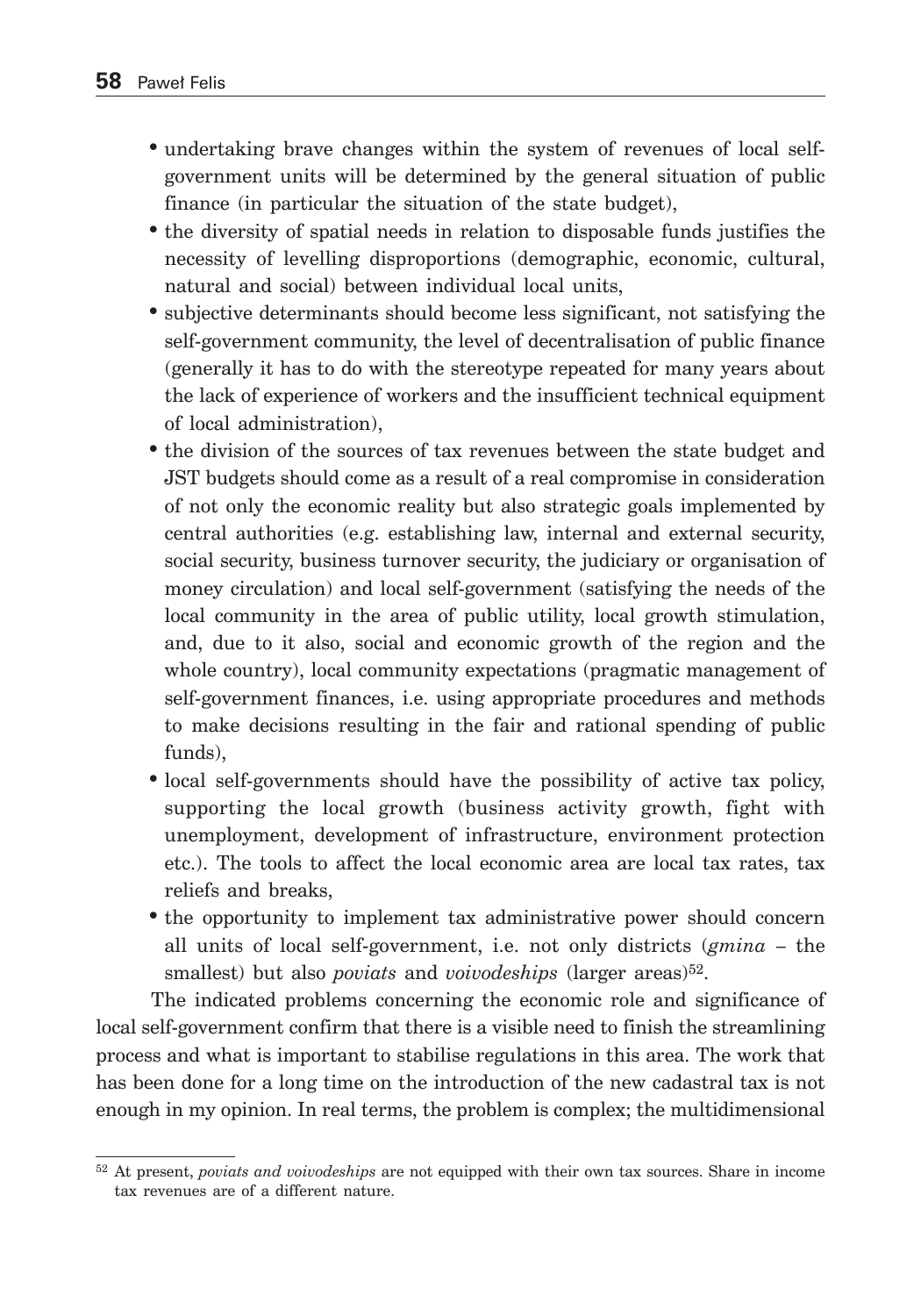- undertaking brave changes within the system of revenues of local self-government units will be determined by the general situation of public finance (in particular the situation of the state budget),
- the diversity of spatial needs in relation to disposable funds justifies the necessity of levelling disproportions (demographic, economic, cultural, natural and social) between individual local units,
- subjective determinants should become less significant, not satisfying the self-government community, the level of decentralisation of public finance (generally it has to do with the stereotype repeated for many years about the lack of experience of workers and the insufficient technical equipment of local administration),
- the division of the sources of tax revenues between the state budget and JST budgets should come as a result of a real compromise in consideration of not only the economic reality but also strategic goals implemented by central authorities (e.g. establishing law, internal and external security, social security, business turnover security, the judiciary or organisation of money circulation) and local self-government (satisfying the needs of the local community in the area of public utility, local growth stimulation, and, due to it also, social and economic growth of the region and the whole country), local community expectations (pragmatic management of self-government finances, i.e. using appropriate procedures and methods to make decisions resulting in the fair and rational spending of public funds),
- local self-governments should have the possibility of active tax policy, supporting the local growth (business activity growth, fight with unemployment, development of infrastructure, environment protection etc.). The tools to affect the local economic area are local tax rates, tax reliefs and breaks,
- the opportunity to implement tax administrative power should concern all units of local self-government, i.e. not only districts (*gmina* – the smallest) but also *poviats* and *voivodeships* (larger areas)[52].

The indicated problems concerning the economic role and significance of local self-government confirm that there is a visible need to finish the streamlining process and what is important to stabilise regulations in this area. The work that has been done for a long time on the introduction of the new cadastral tax is not enough in my opinion. In real terms, the problem is complex; the multidimensional

[52] At present, *poviats and voivodeships* are not equipped with their own tax sources. Share in income tax revenues are of a different nature.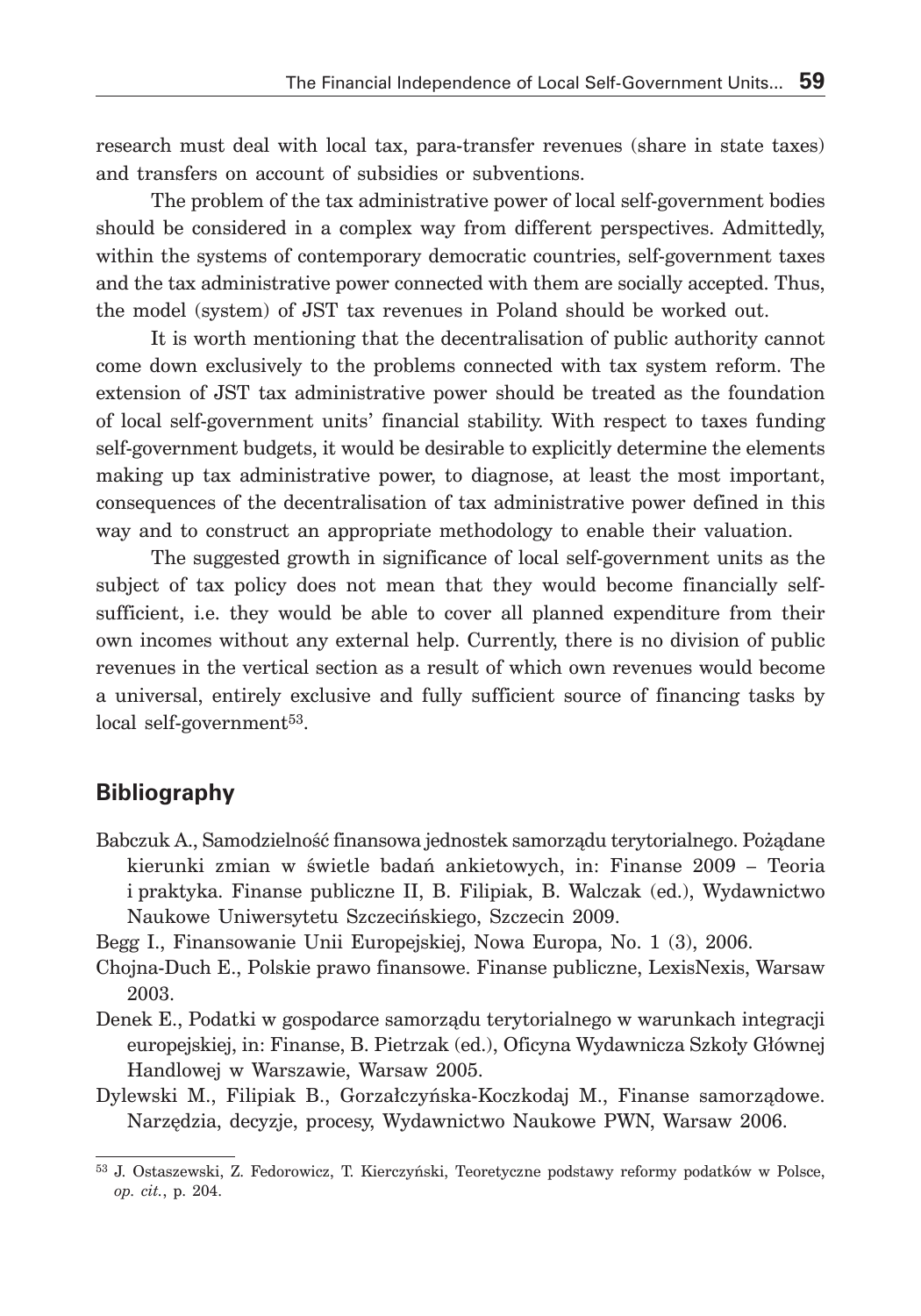research must deal with local tax, para-transfer revenues (share in state taxes) and transfers on account of subsidies or subventions.

The problem of the tax administrative power of local self-government bodies should be considered in a complex way from different perspectives. Admittedly, within the systems of contemporary democratic countries, self-government taxes and the tax administrative power connected with them are socially accepted. Thus, the model (system) of JST tax revenues in Poland should be worked out.

It is worth mentioning that the decentralisation of public authority cannot come down exclusively to the problems connected with tax system reform. The extension of JST tax administrative power should be treated as the foundation of local self-government units' financial stability. With respect to taxes funding self-government budgets, it would be desirable to explicitly determine the elements making up tax administrative power, to diagnose, at least the most important, consequences of the decentralisation of tax administrative power defined in this way and to construct an appropriate methodology to enable their valuation.

The suggested growth in significance of local self-government units as the subject of tax policy does not mean that they would become financially self-sufficient, i.e. they would be able to cover all planned expenditure from their own incomes without any external help. Currently, there is no division of public revenues in the vertical section as a result of which own revenues would become a universal, entirely exclusive and fully sufficient source of financing tasks by local self-government[53].

## Bibliography

Babczuk A., Samodzielność finansowa jednostek samorządu terytorialnego. Pożądane kierunki zmian w świetle badań ankietowych, in: Finanse 2009 – Teoria i praktyka. Finanse publiczne II, B. Filipiak, B. Walczak (ed.), Wydawnictwo Naukowe Uniwersytetu Szczecińskiego, Szczecin 2009.

Begg I., Finansowanie Unii Europejskiej, Nowa Europa, No. 1 (3), 2006.

Chojna-Duch E., Polskie prawo finansowe. Finanse publiczne, LexisNexis, Warsaw 2003.

Denek E., Podatki w gospodarce samorządu terytorialnego w warunkach integracji europejskiej, in: Finanse, B. Pietrzak (ed.), Oficyna Wydawnicza Szkoły Głównej Handlowej w Warszawie, Warsaw 2005.

Dylewski M., Filipiak B., Gorzałczyńska-Koczkodaj M., Finanse samorządowe. Narzędzia, decyzje, procesy, Wydawnictwo Naukowe PWN, Warsaw 2006.

---

[53] J. Ostaszewski, Z. Fedorowicz, T. Kierczyński, Teoretyczne podstawy reformy podatków w Polsce, *op. cit.*, p. 204.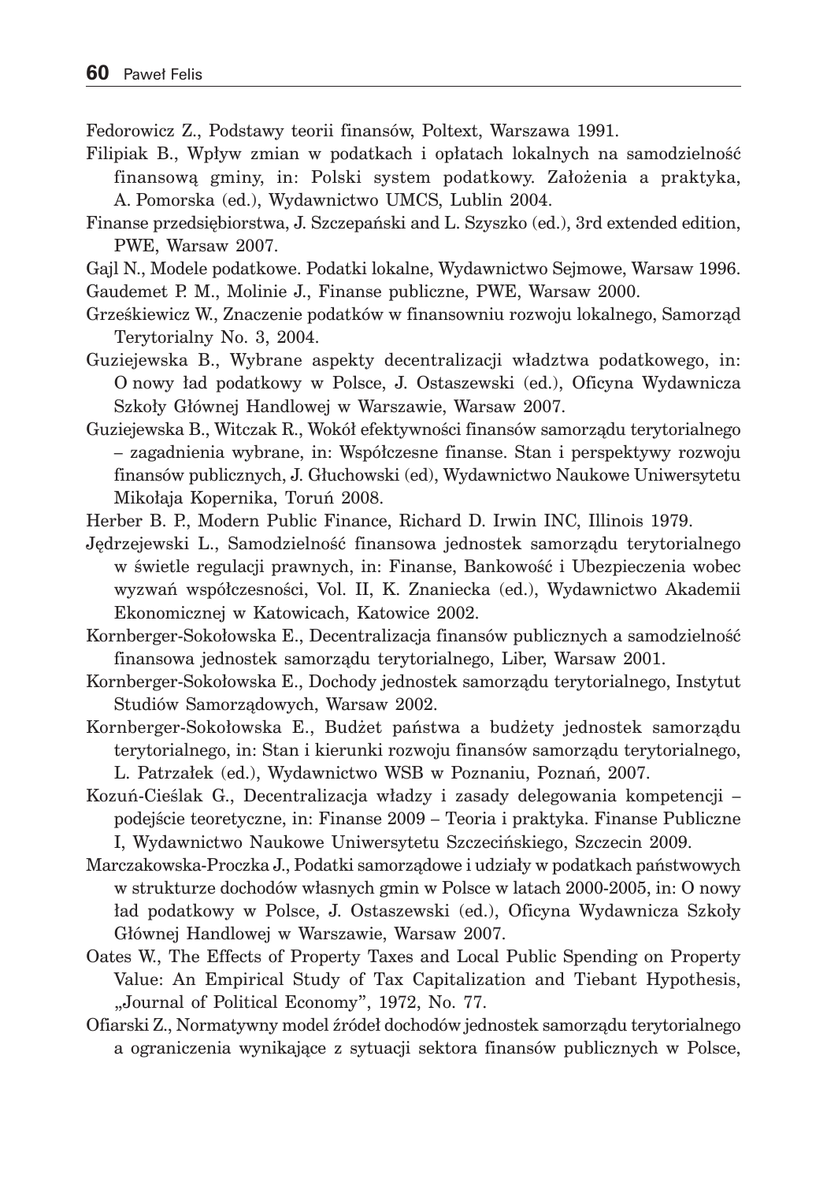Fedorowicz Z., Podstawy teorii finansów, Poltext, Warszawa 1991.

Filipiak B., Wpływ zmian w podatkach i opłatach lokalnych na samodzielność finansową gminy, in: Polski system podatkowy. Założenia a praktyka, A. Pomorska (ed.), Wydawnictwo UMCS, Lublin 2004.

Finanse przedsiębiorstwa, J. Szczepański and L. Szyszko (ed.), 3rd extended edition, PWE, Warsaw 2007.

Gajl N., Modele podatkowe. Podatki lokalne, Wydawnictwo Sejmowe, Warsaw 1996.

Gaudemet P. M., Molinie J., Finanse publiczne, PWE, Warsaw 2000.

Grześkiewicz W., Znaczenie podatków w finansowniu rozwoju lokalnego, Samorząd Terytorialny No. 3, 2004.

Guziejewska B., Wybrane aspekty decentralizacji władztwa podatkowego, in: O nowy ład podatkowy w Polsce, J. Ostaszewski (ed.), Oficyna Wydawnicza Szkoły Głównej Handlowej w Warszawie, Warsaw 2007.

Guziejewska B., Witczak R., Wokół efektywności finansów samorządu terytorialnego – zagadnienia wybrane, in: Współczesne finanse. Stan i perspektywy rozwoju finansów publicznych, J. Głuchowski (ed), Wydawnictwo Naukowe Uniwersytetu Mikołaja Kopernika, Toruń 2008.

Herber B. P., Modern Public Finance, Richard D. Irwin INC, Illinois 1979.

Jędrzejewski L., Samodzielność finansowa jednostek samorządu terytorialnego w świetle regulacji prawnych, in: Finanse, Bankowość i Ubezpieczenia wobec wyzwań współczesności, Vol. II, K. Znaniecka (ed.), Wydawnictwo Akademii Ekonomicznej w Katowicach, Katowice 2002.

Kornberger-Sokołowska E., Decentralizacja finansów publicznych a samodzielność finansowa jednostek samorządu terytorialnego, Liber, Warsaw 2001.

Kornberger-Sokołowska E., Dochody jednostek samorządu terytorialnego, Instytut Studiów Samorządowych, Warsaw 2002.

Kornberger-Sokołowska E., Budżet państwa a budżety jednostek samorządu terytorialnego, in: Stan i kierunki rozwoju finansów samorządu terytorialnego, L. Patrzałek (ed.), Wydawnictwo WSB w Poznaniu, Poznań, 2007.

Kozuń-Cieślak G., Decentralizacja władzy i zasady delegowania kompetencji – podejście teoretyczne, in: Finanse 2009 – Teoria i praktyka. Finanse Publiczne I, Wydawnictwo Naukowe Uniwersytetu Szczecińskiego, Szczecin 2009.

Marczakowska-Proczka J., Podatki samorządowe i udziały w podatkach państwowych w strukturze dochodów własnych gmin w Polsce w latach 2000-2005, in: O nowy ład podatkowy w Polsce, J. Ostaszewski (ed.), Oficyna Wydawnicza Szkoły Głównej Handlowej w Warszawie, Warsaw 2007.

Oates W., The Effects of Property Taxes and Local Public Spending on Property Value: An Empirical Study of Tax Capitalization and Tiebant Hypothesis, „Journal of Political Economy", 1972, No. 77.

Ofiarski Z., Normatywny model źródeł dochodów jednostek samorządu terytorialnego a ograniczenia wynikające z sytuacji sektora finansów publicznych w Polsce,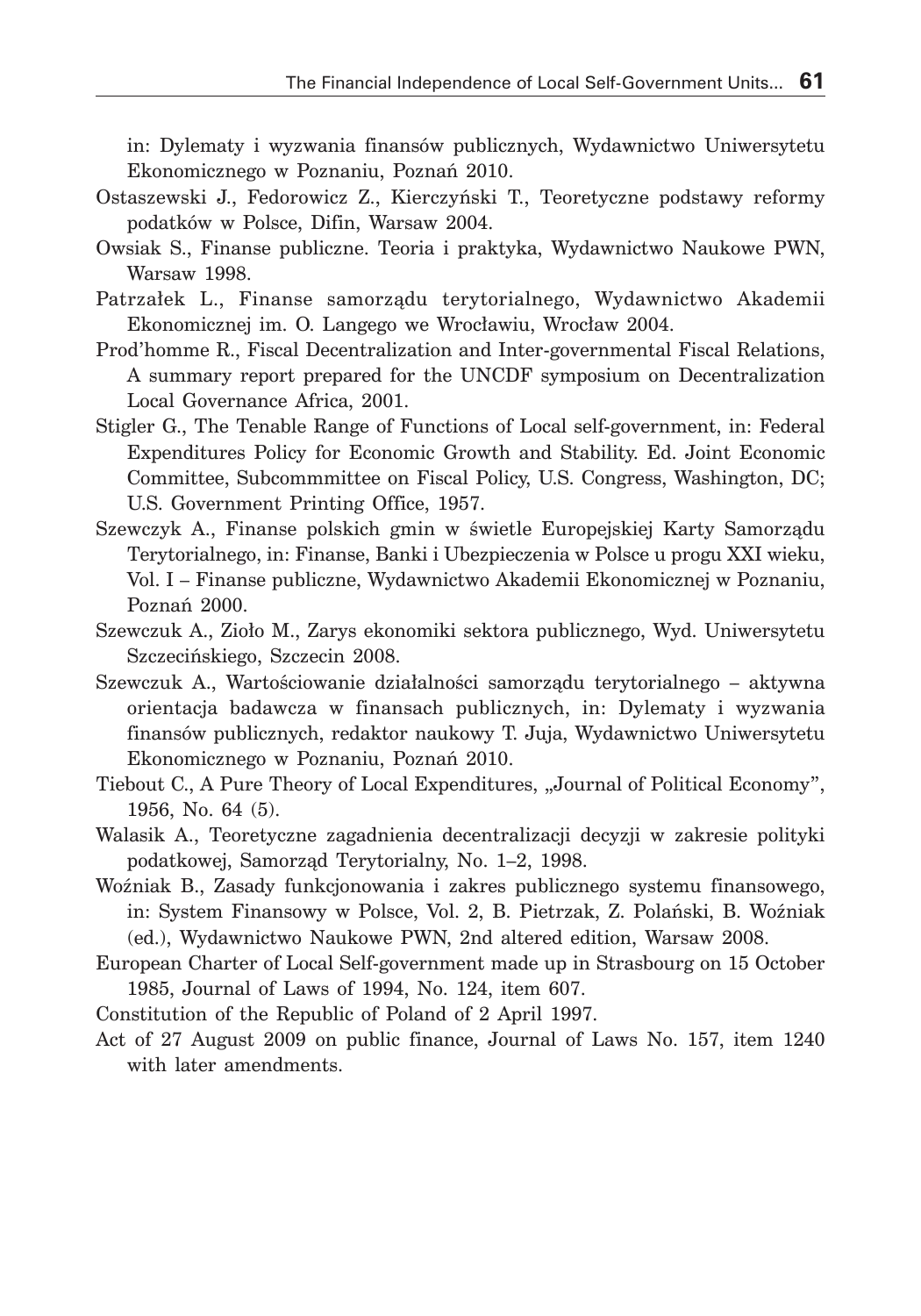in: Dylematy i wyzwania finansów publicznych, Wydawnictwo Uniwersytetu Ekonomicznego w Poznaniu, Poznań 2010.

Ostaszewski J., Fedorowicz Z., Kierczyński T., Teoretyczne podstawy reformy podatków w Polsce, Difin, Warsaw 2004.

Owsiak S., Finanse publiczne. Teoria i praktyka, Wydawnictwo Naukowe PWN, Warsaw 1998.

Patrzałek L., Finanse samorządu terytorialnego, Wydawnictwo Akademii Ekonomicznej im. O. Langego we Wrocławiu, Wrocław 2004.

Prod'homme R., Fiscal Decentralization and Inter-governmental Fiscal Relations, A summary report prepared for the UNCDF symposium on Decentralization Local Governance Africa, 2001.

Stigler G., The Tenable Range of Functions of Local self-government, in: Federal Expenditures Policy for Economic Growth and Stability. Ed. Joint Economic Committee, Subcommmittee on Fiscal Policy, U.S. Congress, Washington, DC; U.S. Government Printing Office, 1957.

Szewczyk A., Finanse polskich gmin w świetle Europejskiej Karty Samorządu Terytorialnego, in: Finanse, Banki i Ubezpieczenia w Polsce u progu XXI wieku, Vol. I – Finanse publiczne, Wydawnictwo Akademii Ekonomicznej w Poznaniu, Poznań 2000.

Szewczuk A., Zioło M., Zarys ekonomiki sektora publicznego, Wyd. Uniwersytetu Szczecińskiego, Szczecin 2008.

Szewczuk A., Wartościowanie działalności samorządu terytorialnego – aktywna orientacja badawcza w finansach publicznych, in: Dylematy i wyzwania finansów publicznych, redaktor naukowy T. Juja, Wydawnictwo Uniwersytetu Ekonomicznego w Poznaniu, Poznań 2010.

Tiebout C., A Pure Theory of Local Expenditures, „Journal of Political Economy", 1956, No. 64 (5).

Walasik A., Teoretyczne zagadnienia decentralizacji decyzji w zakresie polityki podatkowej, Samorząd Terytorialny, No. 1–2, 1998.

Woźniak B., Zasady funkcjonowania i zakres publicznego systemu finansowego, in: System Finansowy w Polsce, Vol. 2, B. Pietrzak, Z. Polański, B. Woźniak (ed.), Wydawnictwo Naukowe PWN, 2nd altered edition, Warsaw 2008.

European Charter of Local Self-government made up in Strasbourg on 15 October 1985, Journal of Laws of 1994, No. 124, item 607.

Constitution of the Republic of Poland of 2 April 1997.

Act of 27 August 2009 on public finance, Journal of Laws No. 157, item 1240 with later amendments.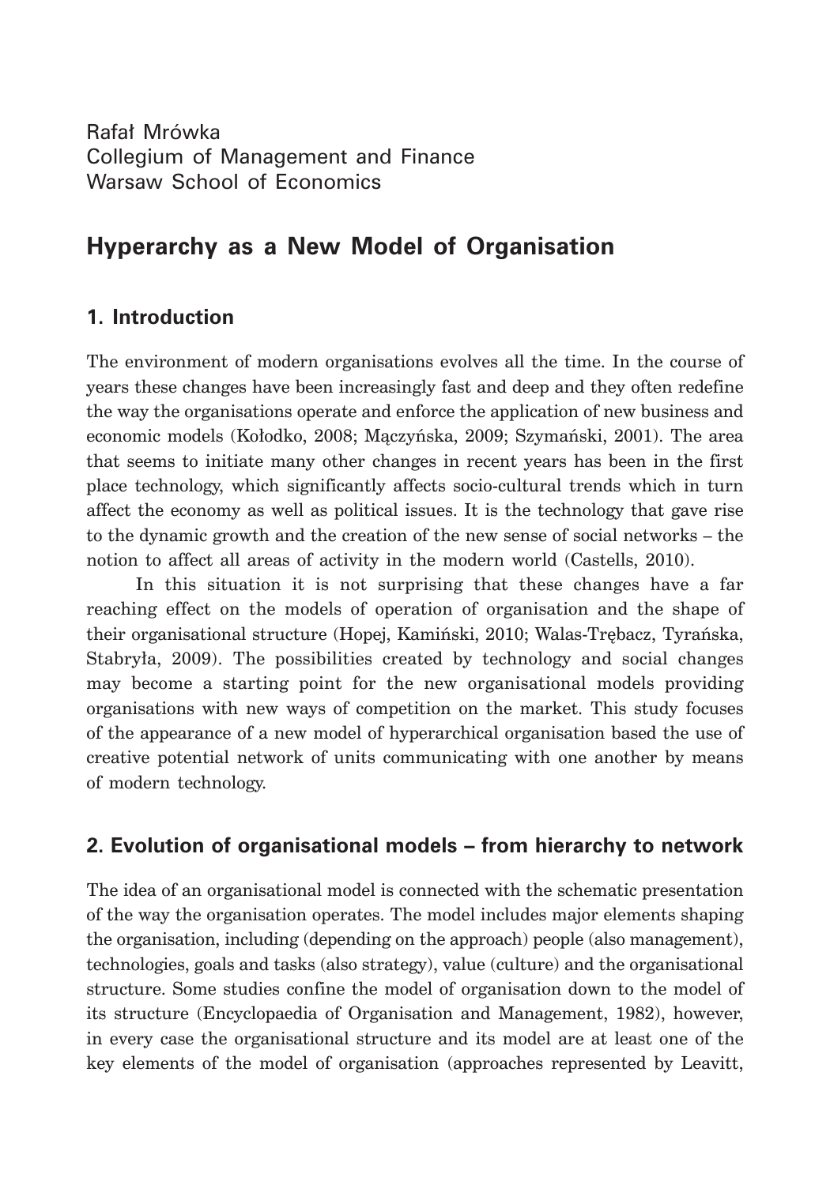Rafał Mrówka
Collegium of Management and Finance
Warsaw School of Economics

# Hyperarchy as a New Model of Organisation

## 1. Introduction

The environment of modern organisations evolves all the time. In the course of years these changes have been increasingly fast and deep and they often redefine the way the organisations operate and enforce the application of new business and economic models (Kołodko, 2008; Mączyńska, 2009; Szymański, 2001). The area that seems to initiate many other changes in recent years has been in the first place technology, which significantly affects socio-cultural trends which in turn affect the economy as well as political issues. It is the technology that gave rise to the dynamic growth and the creation of the new sense of social networks – the notion to affect all areas of activity in the modern world (Castells, 2010).

In this situation it is not surprising that these changes have a far reaching effect on the models of operation of organisation and the shape of their organisational structure (Hopej, Kamiński, 2010; Walas-Trębacz, Tyrańska, Stabryła, 2009). The possibilities created by technology and social changes may become a starting point for the new organisational models providing organisations with new ways of competition on the market. This study focuses of the appearance of a new model of hyperarchical organisation based the use of creative potential network of units communicating with one another by means of modern technology.

## 2. Evolution of organisational models – from hierarchy to network

The idea of an organisational model is connected with the schematic presentation of the way the organisation operates. The model includes major elements shaping the organisation, including (depending on the approach) people (also management), technologies, goals and tasks (also strategy), value (culture) and the organisational structure. Some studies confine the model of organisation down to the model of its structure (Encyclopaedia of Organisation and Management, 1982), however, in every case the organisational structure and its model are at least one of the key elements of the model of organisation (approaches represented by Leavitt,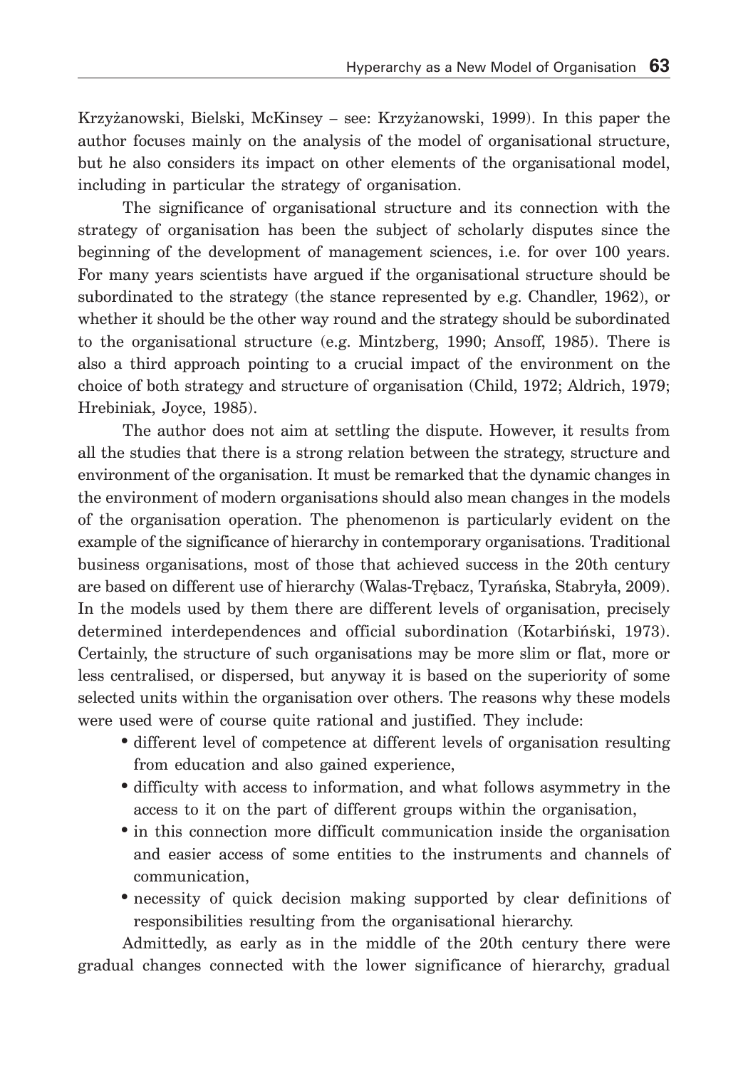Krzyżanowski, Bielski, McKinsey – see: Krzyżanowski, 1999). In this paper the author focuses mainly on the analysis of the model of organisational structure, but he also considers its impact on other elements of the organisational model, including in particular the strategy of organisation.

The significance of organisational structure and its connection with the strategy of organisation has been the subject of scholarly disputes since the beginning of the development of management sciences, i.e. for over 100 years. For many years scientists have argued if the organisational structure should be subordinated to the strategy (the stance represented by e.g. Chandler, 1962), or whether it should be the other way round and the strategy should be subordinated to the organisational structure (e.g. Mintzberg, 1990; Ansoff, 1985). There is also a third approach pointing to a crucial impact of the environment on the choice of both strategy and structure of organisation (Child, 1972; Aldrich, 1979; Hrebiniak, Joyce, 1985).

The author does not aim at settling the dispute. However, it results from all the studies that there is a strong relation between the strategy, structure and environment of the organisation. It must be remarked that the dynamic changes in the environment of modern organisations should also mean changes in the models of the organisation operation. The phenomenon is particularly evident on the example of the significance of hierarchy in contemporary organisations. Traditional business organisations, most of those that achieved success in the 20th century are based on different use of hierarchy (Walas-Trębacz, Tyrańska, Stabryła, 2009). In the models used by them there are different levels of organisation, precisely determined interdependences and official subordination (Kotarbiński, 1973). Certainly, the structure of such organisations may be more slim or flat, more or less centralised, or dispersed, but anyway it is based on the superiority of some selected units within the organisation over others. The reasons why these models were used were of course quite rational and justified. They include:

- different level of competence at different levels of organisation resulting from education and also gained experience,
- difficulty with access to information, and what follows asymmetry in the access to it on the part of different groups within the organisation,
- in this connection more difficult communication inside the organisation and easier access of some entities to the instruments and channels of communication,
- necessity of quick decision making supported by clear definitions of responsibilities resulting from the organisational hierarchy.

Admittedly, as early as in the middle of the 20th century there were gradual changes connected with the lower significance of hierarchy, gradual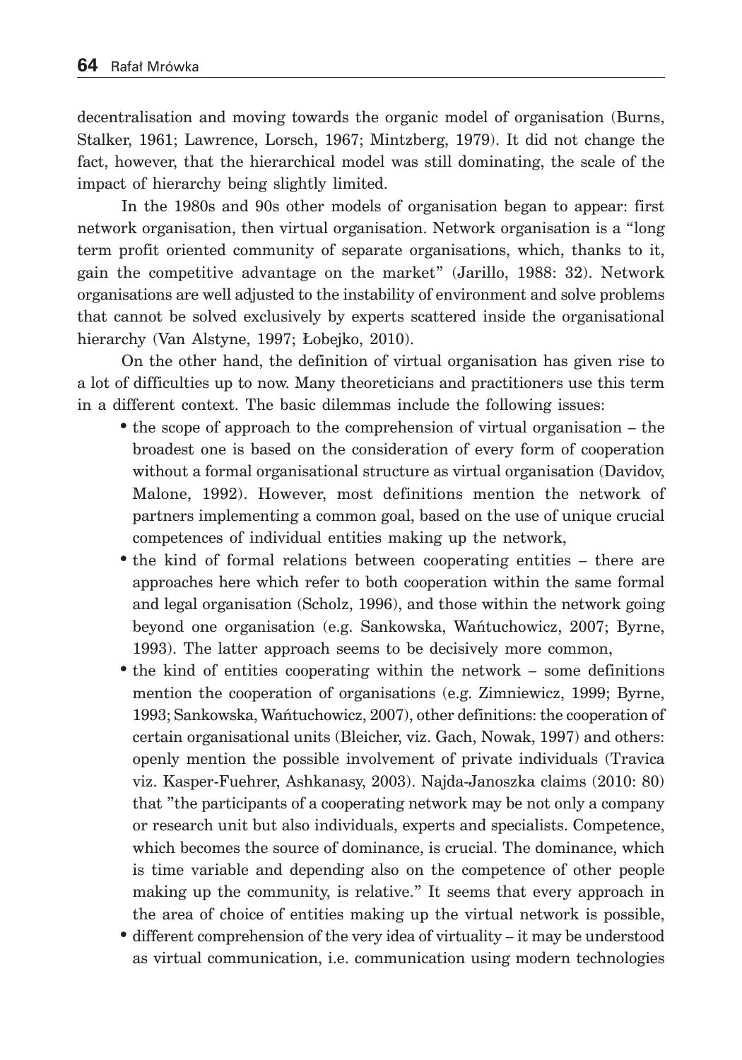decentralisation and moving towards the organic model of organisation (Burns, Stalker, 1961; Lawrence, Lorsch, 1967; Mintzberg, 1979). It did not change the fact, however, that the hierarchical model was still dominating, the scale of the impact of hierarchy being slightly limited.

In the 1980s and 90s other models of organisation began to appear: first network organisation, then virtual organisation. Network organisation is a "long term profit oriented community of separate organisations, which, thanks to it, gain the competitive advantage on the market" (Jarillo, 1988: 32). Network organisations are well adjusted to the instability of environment and solve problems that cannot be solved exclusively by experts scattered inside the organisational hierarchy (Van Alstyne, 1997; Łobejko, 2010).

On the other hand, the definition of virtual organisation has given rise to a lot of difficulties up to now. Many theoreticians and practitioners use this term in a different context. The basic dilemmas include the following issues:

- the scope of approach to the comprehension of virtual organisation – the broadest one is based on the consideration of every form of cooperation without a formal organisational structure as virtual organisation (Davidov, Malone, 1992). However, most definitions mention the network of partners implementing a common goal, based on the use of unique crucial competences of individual entities making up the network,
- the kind of formal relations between cooperating entities – there are approaches here which refer to both cooperation within the same formal and legal organisation (Scholz, 1996), and those within the network going beyond one organisation (e.g. Sankowska, Wańtuchowicz, 2007; Byrne, 1993). The latter approach seems to be decisively more common,
- the kind of entities cooperating within the network – some definitions mention the cooperation of organisations (e.g. Zimniewicz, 1999; Byrne, 1993; Sankowska, Wańtuchowicz, 2007), other definitions: the cooperation of certain organisational units (Bleicher, viz. Gach, Nowak, 1997) and others: openly mention the possible involvement of private individuals (Travica viz. Kasper-Fuehrer, Ashkanasy, 2003). Najda-Janoszka claims (2010: 80) that "the participants of a cooperating network may be not only a company or research unit but also individuals, experts and specialists. Competence, which becomes the source of dominance, is crucial. The dominance, which is time variable and depending also on the competence of other people making up the community, is relative." It seems that every approach in the area of choice of entities making up the virtual network is possible,
- different comprehension of the very idea of virtuality – it may be understood as virtual communication, i.e. communication using modern technologies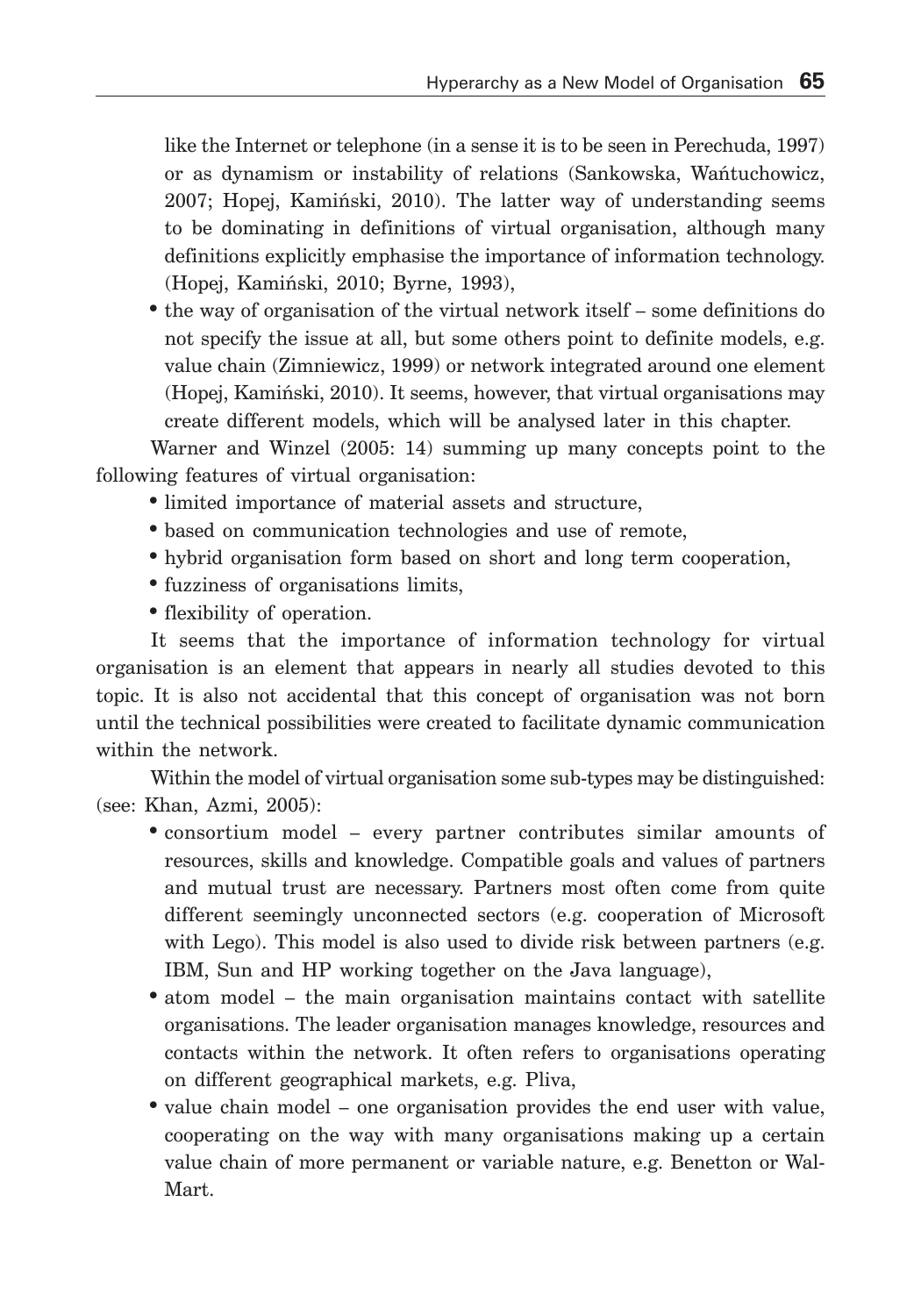like the Internet or telephone (in a sense it is to be seen in Perechuda, 1997) or as dynamism or instability of relations (Sankowska, Wańtuchowicz, 2007; Hopej, Kamiński, 2010). The latter way of understanding seems to be dominating in definitions of virtual organisation, although many definitions explicitly emphasise the importance of information technology. (Hopej, Kamiński, 2010; Byrne, 1993),

- the way of organisation of the virtual network itself – some definitions do not specify the issue at all, but some others point to definite models, e.g. value chain (Zimniewicz, 1999) or network integrated around one element (Hopej, Kamiński, 2010). It seems, however, that virtual organisations may create different models, which will be analysed later in this chapter.

Warner and Winzel (2005: 14) summing up many concepts point to the following features of virtual organisation:

- limited importance of material assets and structure,
- based on communication technologies and use of remote,
- hybrid organisation form based on short and long term cooperation,
- fuzziness of organisations limits,
- flexibility of operation.

It seems that the importance of information technology for virtual organisation is an element that appears in nearly all studies devoted to this topic. It is also not accidental that this concept of organisation was not born until the technical possibilities were created to facilitate dynamic communication within the network.

Within the model of virtual organisation some sub-types may be distinguished: (see: Khan, Azmi, 2005):

- consortium model – every partner contributes similar amounts of resources, skills and knowledge. Compatible goals and values of partners and mutual trust are necessary. Partners most often come from quite different seemingly unconnected sectors (e.g. cooperation of Microsoft with Lego). This model is also used to divide risk between partners (e.g. IBM, Sun and HP working together on the Java language),
- atom model – the main organisation maintains contact with satellite organisations. The leader organisation manages knowledge, resources and contacts within the network. It often refers to organisations operating on different geographical markets, e.g. Pliva,
- value chain model – one organisation provides the end user with value, cooperating on the way with many organisations making up a certain value chain of more permanent or variable nature, e.g. Benetton or Wal-Mart.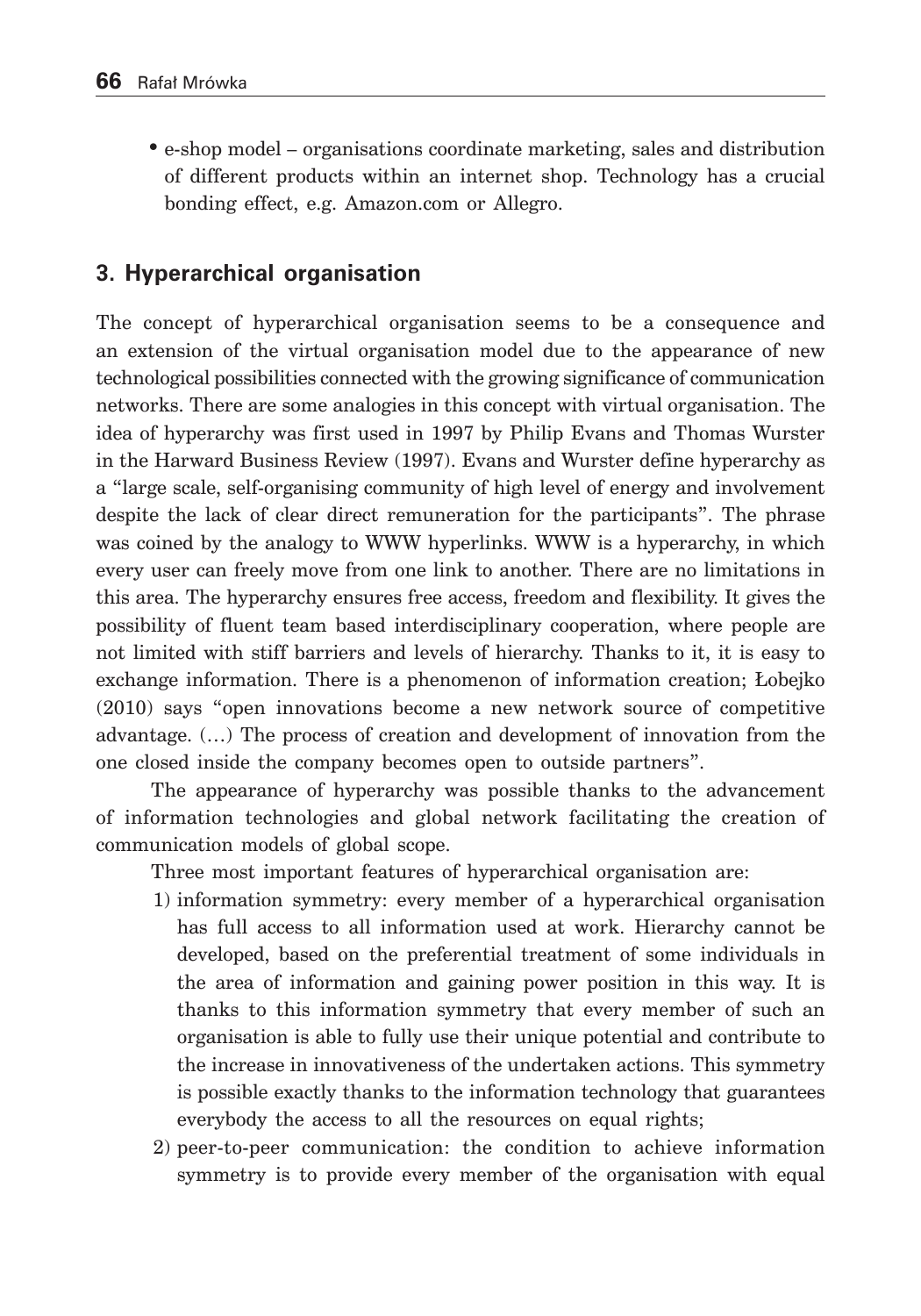- e-shop model – organisations coordinate marketing, sales and distribution of different products within an internet shop. Technology has a crucial bonding effect, e.g. Amazon.com or Allegro.

## 3. Hyperarchical organisation

The concept of hyperarchical organisation seems to be a consequence and an extension of the virtual organisation model due to the appearance of new technological possibilities connected with the growing significance of communication networks. There are some analogies in this concept with virtual organisation. The idea of hyperarchy was first used in 1997 by Philip Evans and Thomas Wurster in the Harward Business Review (1997). Evans and Wurster define hyperarchy as a "large scale, self-organising community of high level of energy and involvement despite the lack of clear direct remuneration for the participants". The phrase was coined by the analogy to WWW hyperlinks. WWW is a hyperarchy, in which every user can freely move from one link to another. There are no limitations in this area. The hyperarchy ensures free access, freedom and flexibility. It gives the possibility of fluent team based interdisciplinary cooperation, where people are not limited with stiff barriers and levels of hierarchy. Thanks to it, it is easy to exchange information. There is a phenomenon of information creation; Łobejko (2010) says "open innovations become a new network source of competitive advantage. (…) The process of creation and development of innovation from the one closed inside the company becomes open to outside partners".

The appearance of hyperarchy was possible thanks to the advancement of information technologies and global network facilitating the creation of communication models of global scope.

Three most important features of hyperarchical organisation are:

1) information symmetry: every member of a hyperarchical organisation has full access to all information used at work. Hierarchy cannot be developed, based on the preferential treatment of some individuals in the area of information and gaining power position in this way. It is thanks to this information symmetry that every member of such an organisation is able to fully use their unique potential and contribute to the increase in innovativeness of the undertaken actions. This symmetry is possible exactly thanks to the information technology that guarantees everybody the access to all the resources on equal rights;
2) peer-to-peer communication: the condition to achieve information symmetry is to provide every member of the organisation with equal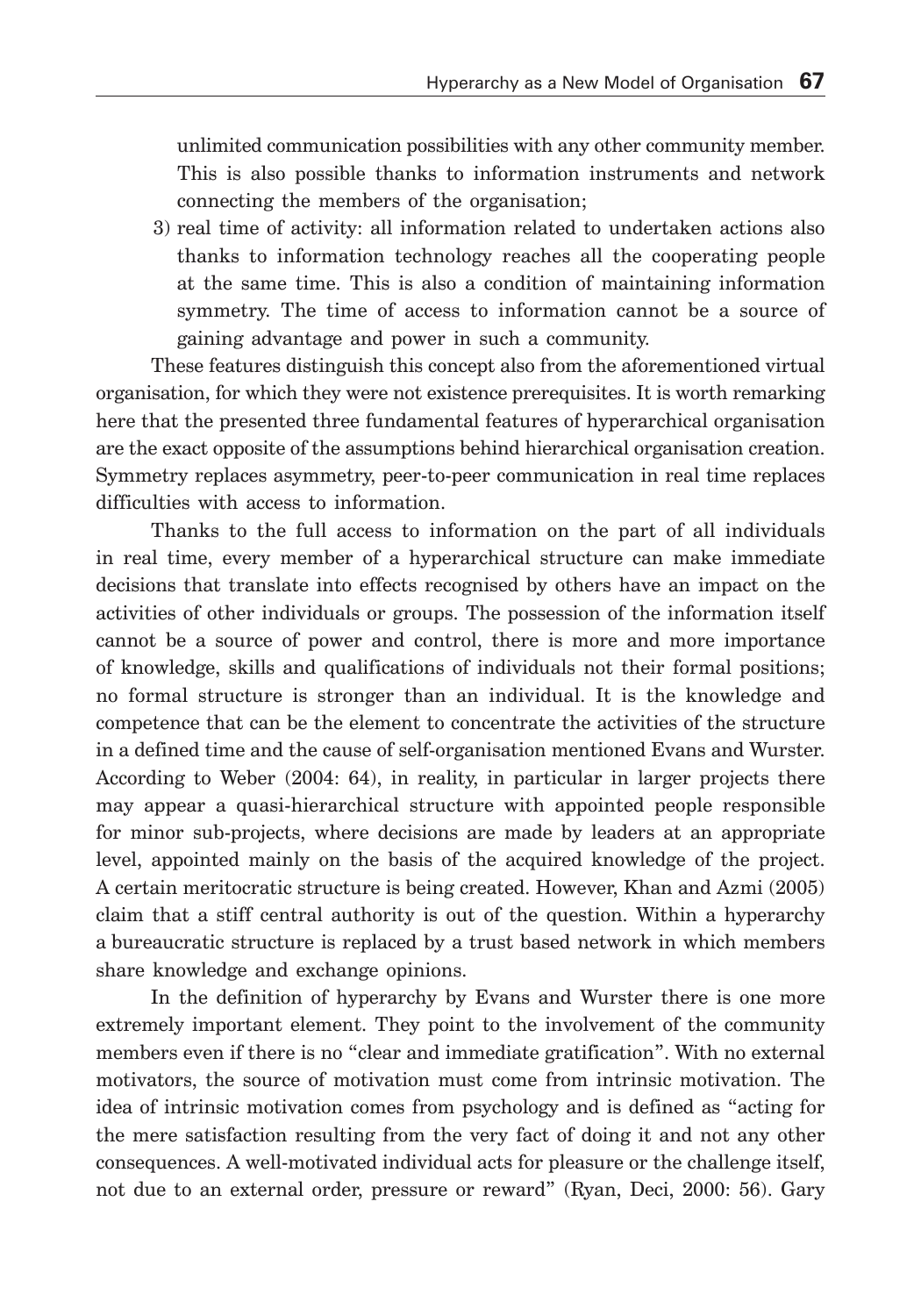unlimited communication possibilities with any other community member. This is also possible thanks to information instruments and network connecting the members of the organisation;

3) real time of activity: all information related to undertaken actions also thanks to information technology reaches all the cooperating people at the same time. This is also a condition of maintaining information symmetry. The time of access to information cannot be a source of gaining advantage and power in such a community.

These features distinguish this concept also from the aforementioned virtual organisation, for which they were not existence prerequisites. It is worth remarking here that the presented three fundamental features of hyperarchical organisation are the exact opposite of the assumptions behind hierarchical organisation creation. Symmetry replaces asymmetry, peer-to-peer communication in real time replaces difficulties with access to information.

Thanks to the full access to information on the part of all individuals in real time, every member of a hyperarchical structure can make immediate decisions that translate into effects recognised by others have an impact on the activities of other individuals or groups. The possession of the information itself cannot be a source of power and control, there is more and more importance of knowledge, skills and qualifications of individuals not their formal positions; no formal structure is stronger than an individual. It is the knowledge and competence that can be the element to concentrate the activities of the structure in a defined time and the cause of self-organisation mentioned Evans and Wurster. According to Weber (2004: 64), in reality, in particular in larger projects there may appear a quasi-hierarchical structure with appointed people responsible for minor sub-projects, where decisions are made by leaders at an appropriate level, appointed mainly on the basis of the acquired knowledge of the project. A certain meritocratic structure is being created. However, Khan and Azmi (2005) claim that a stiff central authority is out of the question. Within a hyperarchy a bureaucratic structure is replaced by a trust based network in which members share knowledge and exchange opinions.

In the definition of hyperarchy by Evans and Wurster there is one more extremely important element. They point to the involvement of the community members even if there is no "clear and immediate gratification". With no external motivators, the source of motivation must come from intrinsic motivation. The idea of intrinsic motivation comes from psychology and is defined as "acting for the mere satisfaction resulting from the very fact of doing it and not any other consequences. A well-motivated individual acts for pleasure or the challenge itself, not due to an external order, pressure or reward" (Ryan, Deci, 2000: 56). Gary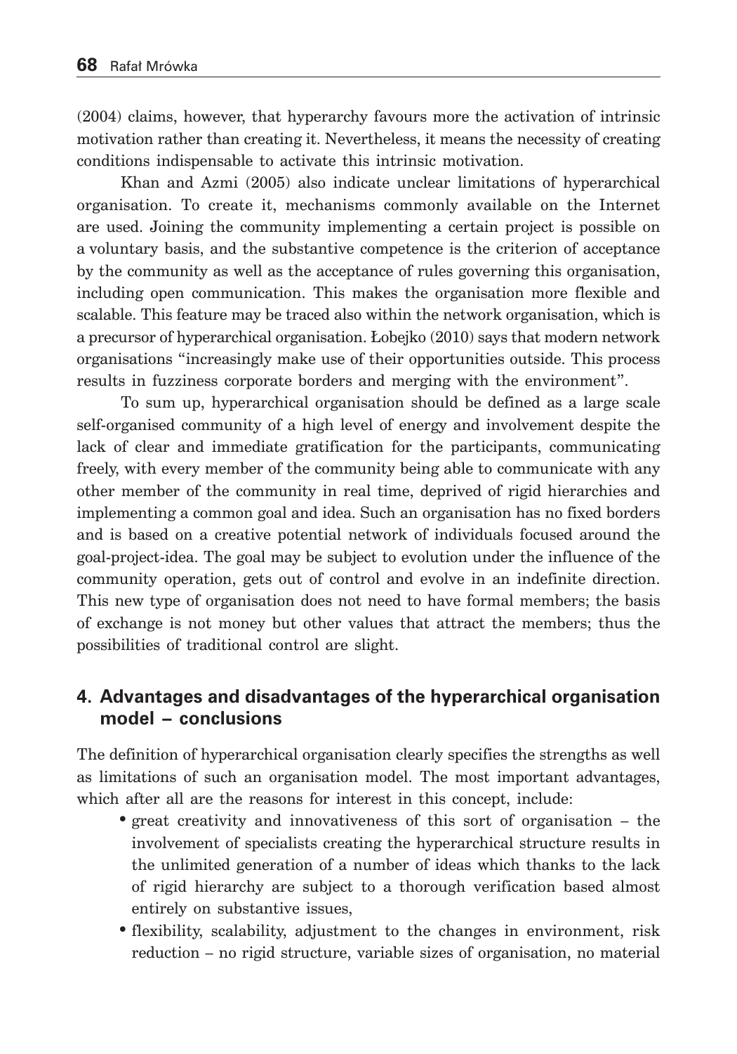(2004) claims, however, that hyperarchy favours more the activation of intrinsic motivation rather than creating it. Nevertheless, it means the necessity of creating conditions indispensable to activate this intrinsic motivation.

Khan and Azmi (2005) also indicate unclear limitations of hyperarchical organisation. To create it, mechanisms commonly available on the Internet are used. Joining the community implementing a certain project is possible on a voluntary basis, and the substantive competence is the criterion of acceptance by the community as well as the acceptance of rules governing this organisation, including open communication. This makes the organisation more flexible and scalable. This feature may be traced also within the network organisation, which is a precursor of hyperarchical organisation. Łobejko (2010) says that modern network organisations "increasingly make use of their opportunities outside. This process results in fuzziness corporate borders and merging with the environment".

To sum up, hyperarchical organisation should be defined as a large scale self-organised community of a high level of energy and involvement despite the lack of clear and immediate gratification for the participants, communicating freely, with every member of the community being able to communicate with any other member of the community in real time, deprived of rigid hierarchies and implementing a common goal and idea. Such an organisation has no fixed borders and is based on a creative potential network of individuals focused around the goal-project-idea. The goal may be subject to evolution under the influence of the community operation, gets out of control and evolve in an indefinite direction. This new type of organisation does not need to have formal members; the basis of exchange is not money but other values that attract the members; thus the possibilities of traditional control are slight.

## 4. Advantages and disadvantages of the hyperarchical organisation model – conclusions

The definition of hyperarchical organisation clearly specifies the strengths as well as limitations of such an organisation model. The most important advantages, which after all are the reasons for interest in this concept, include:

- great creativity and innovativeness of this sort of organisation – the involvement of specialists creating the hyperarchical structure results in the unlimited generation of a number of ideas which thanks to the lack of rigid hierarchy are subject to a thorough verification based almost entirely on substantive issues,
- flexibility, scalability, adjustment to the changes in environment, risk reduction – no rigid structure, variable sizes of organisation, no material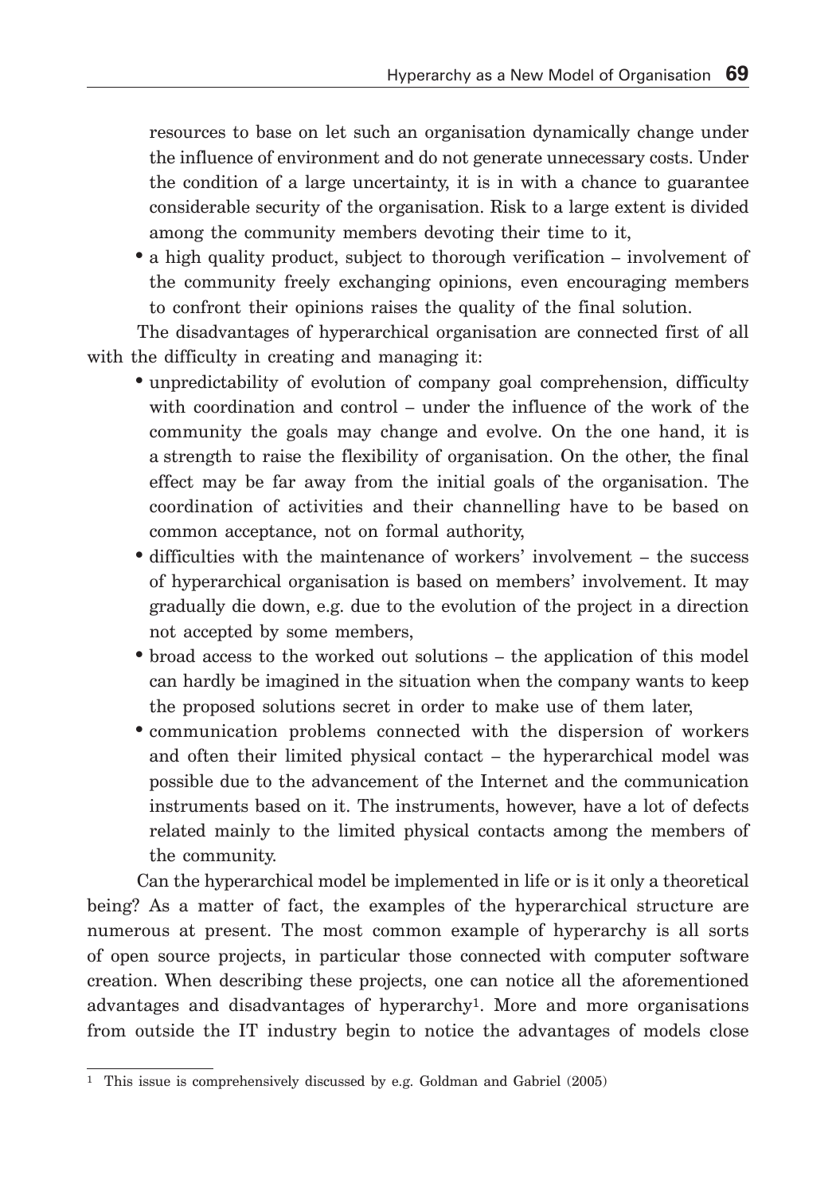resources to base on let such an organisation dynamically change under the influence of environment and do not generate unnecessary costs. Under the condition of a large uncertainty, it is in with a chance to guarantee considerable security of the organisation. Risk to a large extent is divided among the community members devoting their time to it,

- a high quality product, subject to thorough verification – involvement of the community freely exchanging opinions, even encouraging members to confront their opinions raises the quality of the final solution.

The disadvantages of hyperarchical organisation are connected first of all with the difficulty in creating and managing it:

- unpredictability of evolution of company goal comprehension, difficulty with coordination and control – under the influence of the work of the community the goals may change and evolve. On the one hand, it is a strength to raise the flexibility of organisation. On the other, the final effect may be far away from the initial goals of the organisation. The coordination of activities and their channelling have to be based on common acceptance, not on formal authority,
- difficulties with the maintenance of workers' involvement – the success of hyperarchical organisation is based on members' involvement. It may gradually die down, e.g. due to the evolution of the project in a direction not accepted by some members,
- broad access to the worked out solutions – the application of this model can hardly be imagined in the situation when the company wants to keep the proposed solutions secret in order to make use of them later,
- communication problems connected with the dispersion of workers and often their limited physical contact – the hyperarchical model was possible due to the advancement of the Internet and the communication instruments based on it. The instruments, however, have a lot of defects related mainly to the limited physical contacts among the members of the community.

Can the hyperarchical model be implemented in life or is it only a theoretical being? As a matter of fact, the examples of the hyperarchical structure are numerous at present. The most common example of hyperarchy is all sorts of open source projects, in particular those connected with computer software creation. When describing these projects, one can notice all the aforementioned advantages and disadvantages of hyperarchy[1]. More and more organisations from outside the IT industry begin to notice the advantages of models close

[1] This issue is comprehensively discussed by e.g. Goldman and Gabriel (2005)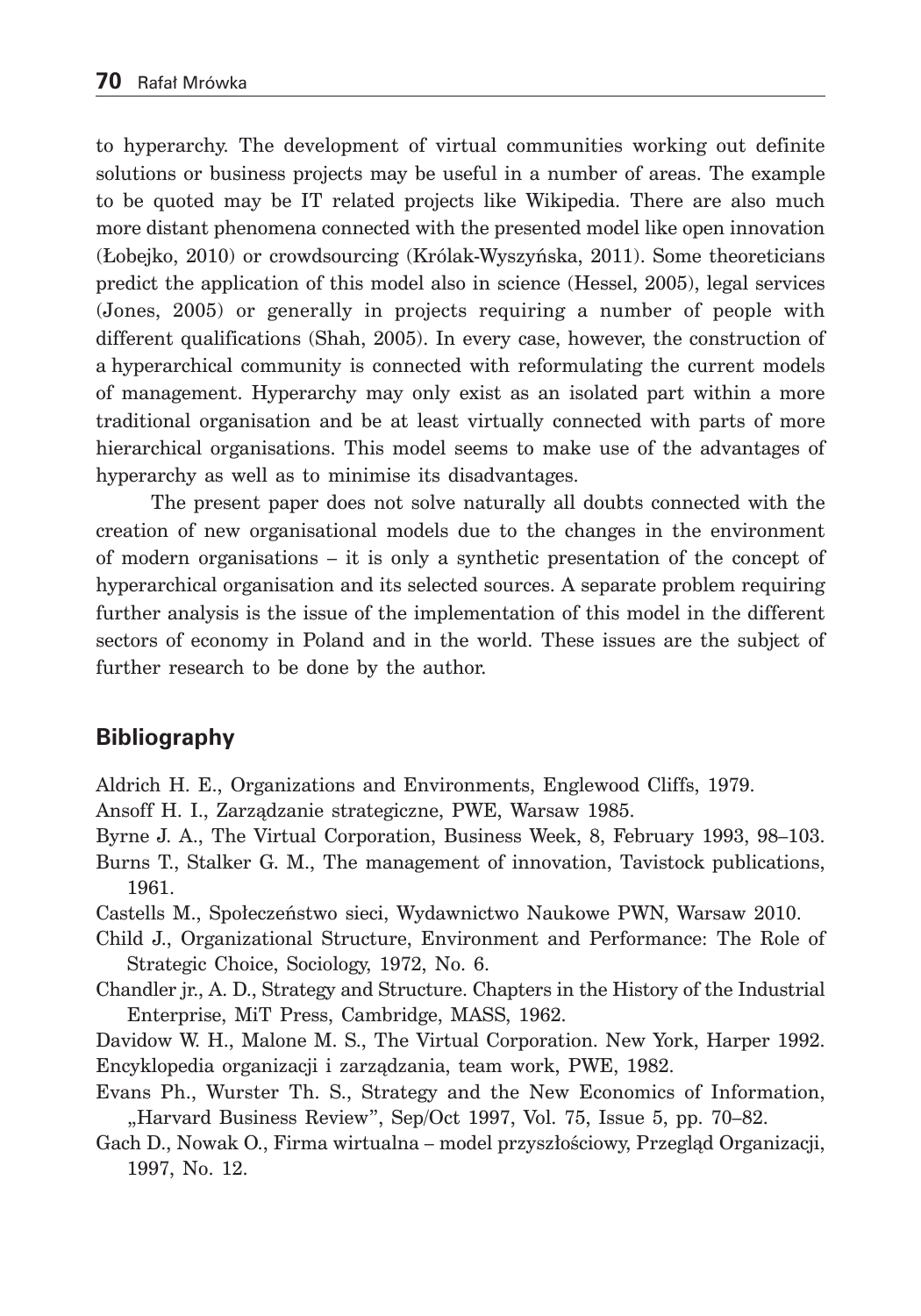to hyperarchy. The development of virtual communities working out definite solutions or business projects may be useful in a number of areas. The example to be quoted may be IT related projects like Wikipedia. There are also much more distant phenomena connected with the presented model like open innovation (Łobejko, 2010) or crowdsourcing (Królak-Wyszyńska, 2011). Some theoreticians predict the application of this model also in science (Hessel, 2005), legal services (Jones, 2005) or generally in projects requiring a number of people with different qualifications (Shah, 2005). In every case, however, the construction of a hyperarchical community is connected with reformulating the current models of management. Hyperarchy may only exist as an isolated part within a more traditional organisation and be at least virtually connected with parts of more hierarchical organisations. This model seems to make use of the advantages of hyperarchy as well as to minimise its disadvantages.

The present paper does not solve naturally all doubts connected with the creation of new organisational models due to the changes in the environment of modern organisations – it is only a synthetic presentation of the concept of hyperarchical organisation and its selected sources. A separate problem requiring further analysis is the issue of the implementation of this model in the different sectors of economy in Poland and in the world. These issues are the subject of further research to be done by the author.

## Bibliography

Aldrich H. E., Organizations and Environments, Englewood Cliffs, 1979.

Ansoff H. I., Zarządzanie strategiczne, PWE, Warsaw 1985.

Byrne J. A., The Virtual Corporation, Business Week, 8, February 1993, 98–103.

Burns T., Stalker G. M., The management of innovation, Tavistock publications, 1961.

Castells M., Społeczeństwo sieci, Wydawnictwo Naukowe PWN, Warsaw 2010.

Child J., Organizational Structure, Environment and Performance: The Role of Strategic Choice, Sociology, 1972, No. 6.

Chandler jr., A. D., Strategy and Structure. Chapters in the History of the Industrial Enterprise, MiT Press, Cambridge, MASS, 1962.

Davidow W. H., Malone M. S., The Virtual Corporation. New York, Harper 1992.

Encyklopedia organizacji i zarządzania, team work, PWE, 1982.

Evans Ph., Wurster Th. S., Strategy and the New Economics of Information, „Harvard Business Review", Sep/Oct 1997, Vol. 75, Issue 5, pp. 70–82.

Gach D., Nowak O., Firma wirtualna – model przyszłościowy, Przegląd Organizacji, 1997, No. 12.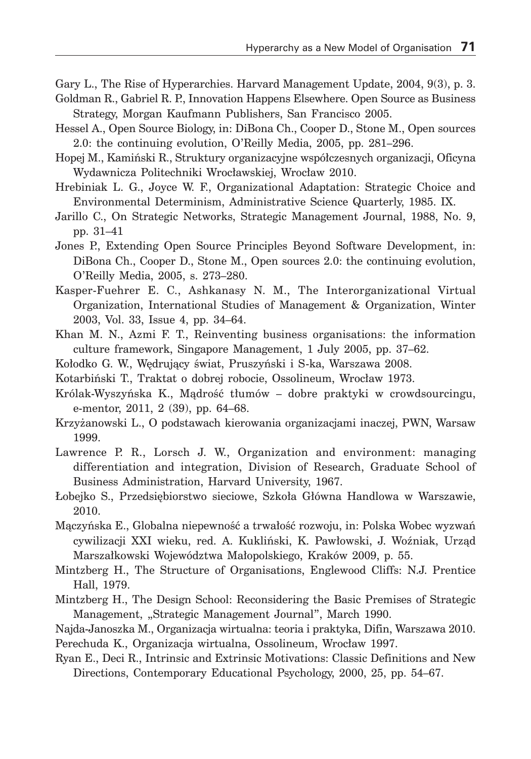Gary L., The Rise of Hyperarchies. Harvard Management Update, 2004, 9(3), p. 3.

Goldman R., Gabriel R. P., Innovation Happens Elsewhere. Open Source as Business Strategy, Morgan Kaufmann Publishers, San Francisco 2005.

Hessel A., Open Source Biology, in: DiBona Ch., Cooper D., Stone M., Open sources 2.0: the continuing evolution, O'Reilly Media, 2005, pp. 281–296.

Hopej M., Kamiński R., Struktury organizacyjne współczesnych organizacji, Oficyna Wydawnicza Politechniki Wrocławskiej, Wrocław 2010.

Hrebiniak L. G., Joyce W. F., Organizational Adaptation: Strategic Choice and Environmental Determinism, Administrative Science Quarterly, 1985. IX.

Jarillo C., On Strategic Networks, Strategic Management Journal, 1988, No. 9, pp. 31–41

Jones P., Extending Open Source Principles Beyond Software Development, in: DiBona Ch., Cooper D., Stone M., Open sources 2.0: the continuing evolution, O'Reilly Media, 2005, s. 273–280.

Kasper-Fuehrer E. C., Ashkanasy N. M., The Interorganizational Virtual Organization, International Studies of Management & Organization, Winter 2003, Vol. 33, Issue 4, pp. 34–64.

Khan M. N., Azmi F. T., Reinventing business organisations: the information culture framework, Singapore Management, 1 July 2005, pp. 37–62.

Kołodko G. W., Wędrujący świat, Pruszyński i S-ka, Warszawa 2008.

Kotarbiński T., Traktat o dobrej robocie, Ossolineum, Wrocław 1973.

Królak-Wyszyńska K., Mądrość tłumów – dobre praktyki w crowdsourcingu, e-mentor, 2011, 2 (39), pp. 64–68.

Krzyżanowski L., O podstawach kierowania organizacjami inaczej, PWN, Warsaw 1999.

Lawrence P. R., Lorsch J. W., Organization and environment: managing differentiation and integration, Division of Research, Graduate School of Business Administration, Harvard University, 1967.

Łobejko S., Przedsiębiorstwo sieciowe, Szkoła Główna Handlowa w Warszawie, 2010.

Mączyńska E., Globalna niepewność a trwałość rozwoju, in: Polska Wobec wyzwań cywilizacji XXI wieku, red. A. Kukliński, K. Pawłowski, J. Woźniak, Urząd Marszałkowski Województwa Małopolskiego, Kraków 2009, p. 55.

Mintzberg H., The Structure of Organisations, Englewood Cliffs: N.J. Prentice Hall, 1979.

Mintzberg H., The Design School: Reconsidering the Basic Premises of Strategic Management, „Strategic Management Journal", March 1990.

Najda-Janoszka M., Organizacja wirtualna: teoria i praktyka, Difin, Warszawa 2010.

Perechuda K., Organizacja wirtualna, Ossolineum, Wrocław 1997.

Ryan E., Deci R., Intrinsic and Extrinsic Motivations: Classic Definitions and New Directions, Contemporary Educational Psychology, 2000, 25, pp. 54–67.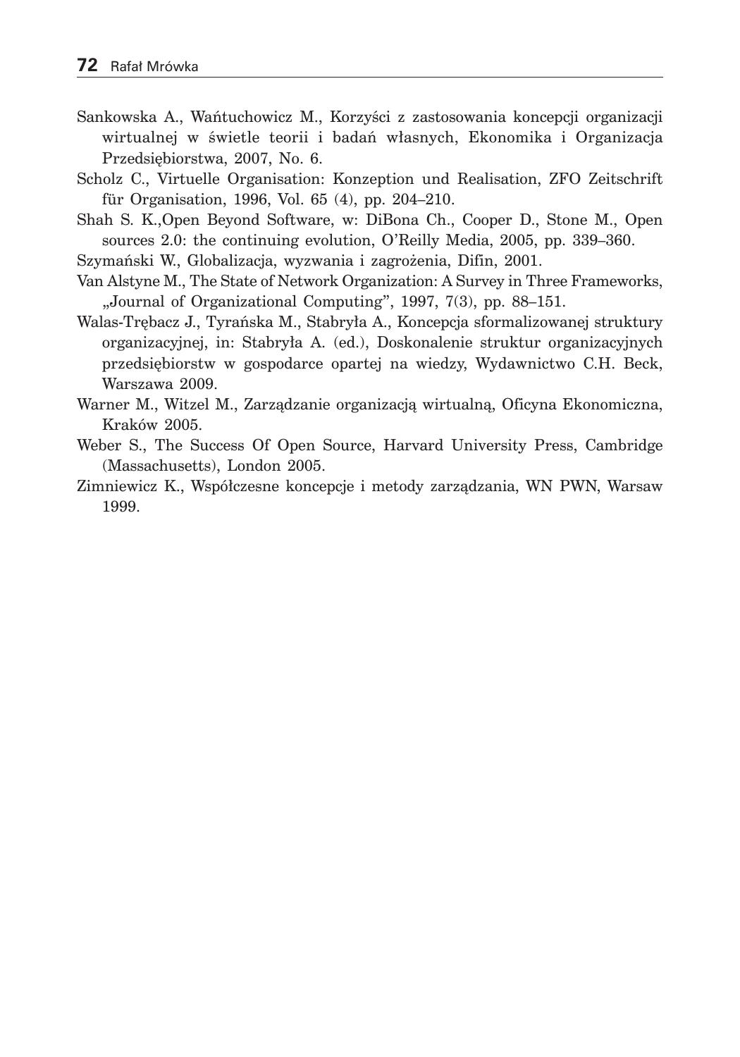Sankowska A., Wańtuchowicz M., Korzyści z zastosowania koncepcji organizacji wirtualnej w świetle teorii i badań własnych, Ekonomika i Organizacja Przedsiębiorstwa, 2007, No. 6.

Scholz C., Virtuelle Organisation: Konzeption und Realisation, ZFO Zeitschrift für Organisation, 1996, Vol. 65 (4), pp. 204–210.

Shah S. K.,Open Beyond Software, w: DiBona Ch., Cooper D., Stone M., Open sources 2.0: the continuing evolution, O'Reilly Media, 2005, pp. 339–360.

Szymański W., Globalizacja, wyzwania i zagrożenia, Difin, 2001.

Van Alstyne M., The State of Network Organization: A Survey in Three Frameworks, „Journal of Organizational Computing", 1997, 7(3), pp. 88–151.

Walas-Trębacz J., Tyrańska M., Stabryła A., Koncepcja sformalizowanej struktury organizacyjnej, in: Stabryła A. (ed.), Doskonalenie struktur organizacyjnych przedsiębiorstw w gospodarce opartej na wiedzy, Wydawnictwo C.H. Beck, Warszawa 2009.

Warner M., Witzel M., Zarządzanie organizacją wirtualną, Oficyna Ekonomiczna, Kraków 2005.

Weber S., The Success Of Open Source, Harvard University Press, Cambridge (Massachusetts), London 2005.

Zimniewicz K., Współczesne koncepcje i metody zarządzania, WN PWN, Warsaw 1999.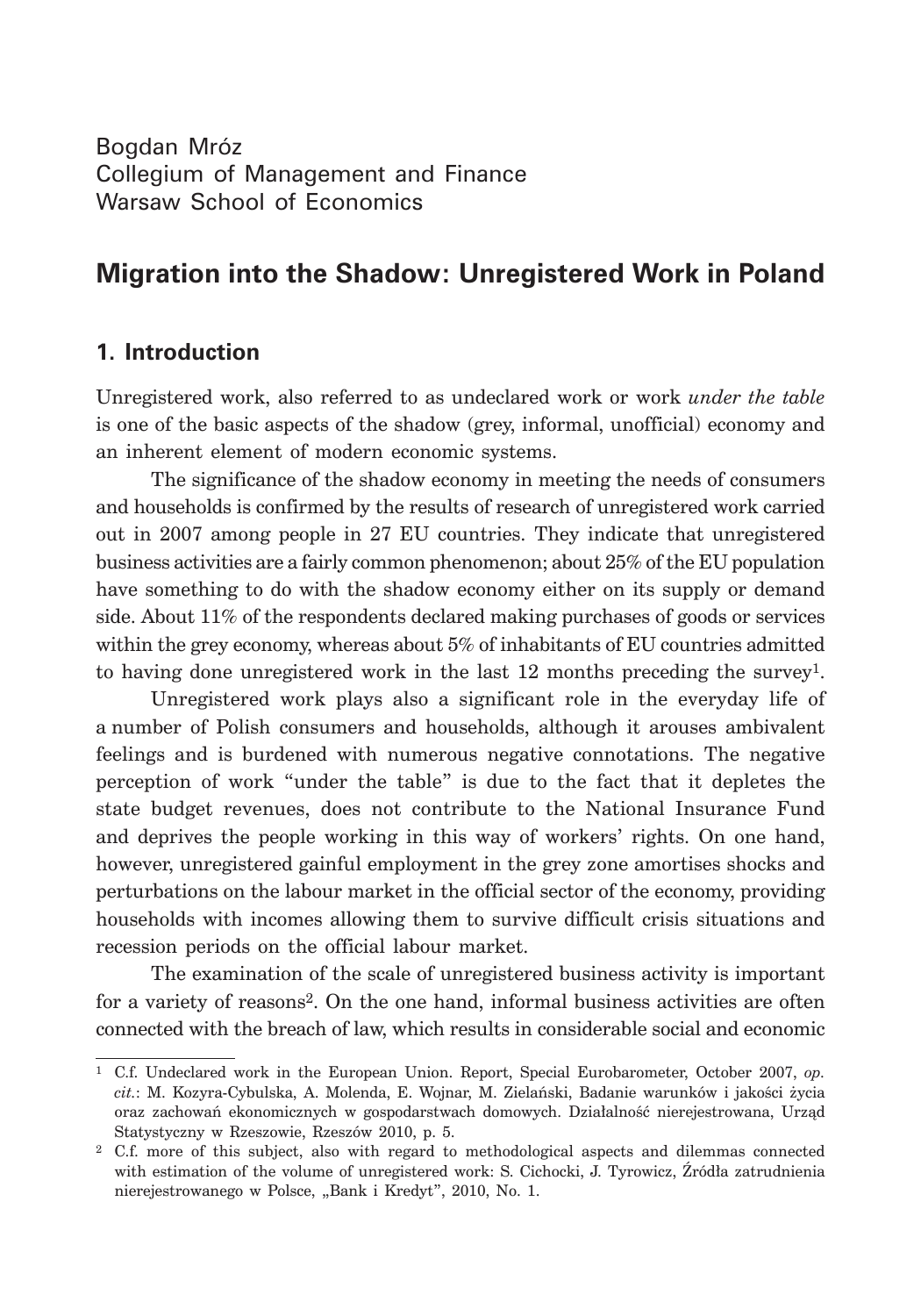Bogdan Mróz
Collegium of Management and Finance
Warsaw School of Economics

# Migration into the Shadow: Unregistered Work in Poland

## 1. Introduction

Unregistered work, also referred to as undeclared work or work *under the table* is one of the basic aspects of the shadow (grey, informal, unofficial) economy and an inherent element of modern economic systems.

The significance of the shadow economy in meeting the needs of consumers and households is confirmed by the results of research of unregistered work carried out in 2007 among people in 27 EU countries. They indicate that unregistered business activities are a fairly common phenomenon; about 25% of the EU population have something to do with the shadow economy either on its supply or demand side. About 11% of the respondents declared making purchases of goods or services within the grey economy, whereas about 5% of inhabitants of EU countries admitted to having done unregistered work in the last 12 months preceding the survey[1].

Unregistered work plays also a significant role in the everyday life of a number of Polish consumers and households, although it arouses ambivalent feelings and is burdened with numerous negative connotations. The negative perception of work "under the table" is due to the fact that it depletes the state budget revenues, does not contribute to the National Insurance Fund and deprives the people working in this way of workers' rights. On one hand, however, unregistered gainful employment in the grey zone amortises shocks and perturbations on the labour market in the official sector of the economy, providing households with incomes allowing them to survive difficult crisis situations and recession periods on the official labour market.

The examination of the scale of unregistered business activity is important for a variety of reasons[2]. On the one hand, informal business activities are often connected with the breach of law, which results in considerable social and economic

---

[1] C.f. Undeclared work in the European Union. Report, Special Eurobarometer, October 2007, *op. cit.*: M. Kozyra-Cybulska, A. Molenda, E. Wojnar, M. Zielański, Badanie warunków i jakości życia oraz zachowań ekonomicznych w gospodarstwach domowych. Działalność nierejestrowana, Urząd Statystyczny w Rzeszowie, Rzeszów 2010, p. 5.

[2] C.f. more of this subject, also with regard to methodological aspects and dilemmas connected with estimation of the volume of unregistered work: S. Cichocki, J. Tyrowicz, Źródła zatrudnienia nierejestrowanego w Polsce, „Bank i Kredyt", 2010, No. 1.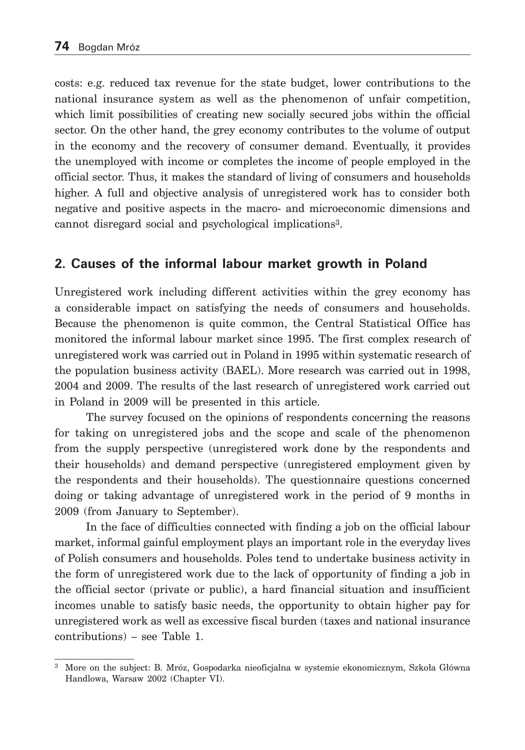costs: e.g. reduced tax revenue for the state budget, lower contributions to the national insurance system as well as the phenomenon of unfair competition, which limit possibilities of creating new socially secured jobs within the official sector. On the other hand, the grey economy contributes to the volume of output in the economy and the recovery of consumer demand. Eventually, it provides the unemployed with income or completes the income of people employed in the official sector. Thus, it makes the standard of living of consumers and households higher. A full and objective analysis of unregistered work has to consider both negative and positive aspects in the macro- and microeconomic dimensions and cannot disregard social and psychological implications[3].

## 2. Causes of the informal labour market growth in Poland

Unregistered work including different activities within the grey economy has a considerable impact on satisfying the needs of consumers and households. Because the phenomenon is quite common, the Central Statistical Office has monitored the informal labour market since 1995. The first complex research of unregistered work was carried out in Poland in 1995 within systematic research of the population business activity (BAEL). More research was carried out in 1998, 2004 and 2009. The results of the last research of unregistered work carried out in Poland in 2009 will be presented in this article.

The survey focused on the opinions of respondents concerning the reasons for taking on unregistered jobs and the scope and scale of the phenomenon from the supply perspective (unregistered work done by the respondents and their households) and demand perspective (unregistered employment given by the respondents and their households). The questionnaire questions concerned doing or taking advantage of unregistered work in the period of 9 months in 2009 (from January to September).

In the face of difficulties connected with finding a job on the official labour market, informal gainful employment plays an important role in the everyday lives of Polish consumers and households. Poles tend to undertake business activity in the form of unregistered work due to the lack of opportunity of finding a job in the official sector (private or public), a hard financial situation and insufficient incomes unable to satisfy basic needs, the opportunity to obtain higher pay for unregistered work as well as excessive fiscal burden (taxes and national insurance contributions) – see Table 1.

[3] More on the subject: B. Mróz, Gospodarka nieoficjalna w systemie ekonomicznym, Szkoła Główna Handlowa, Warsaw 2002 (Chapter VI).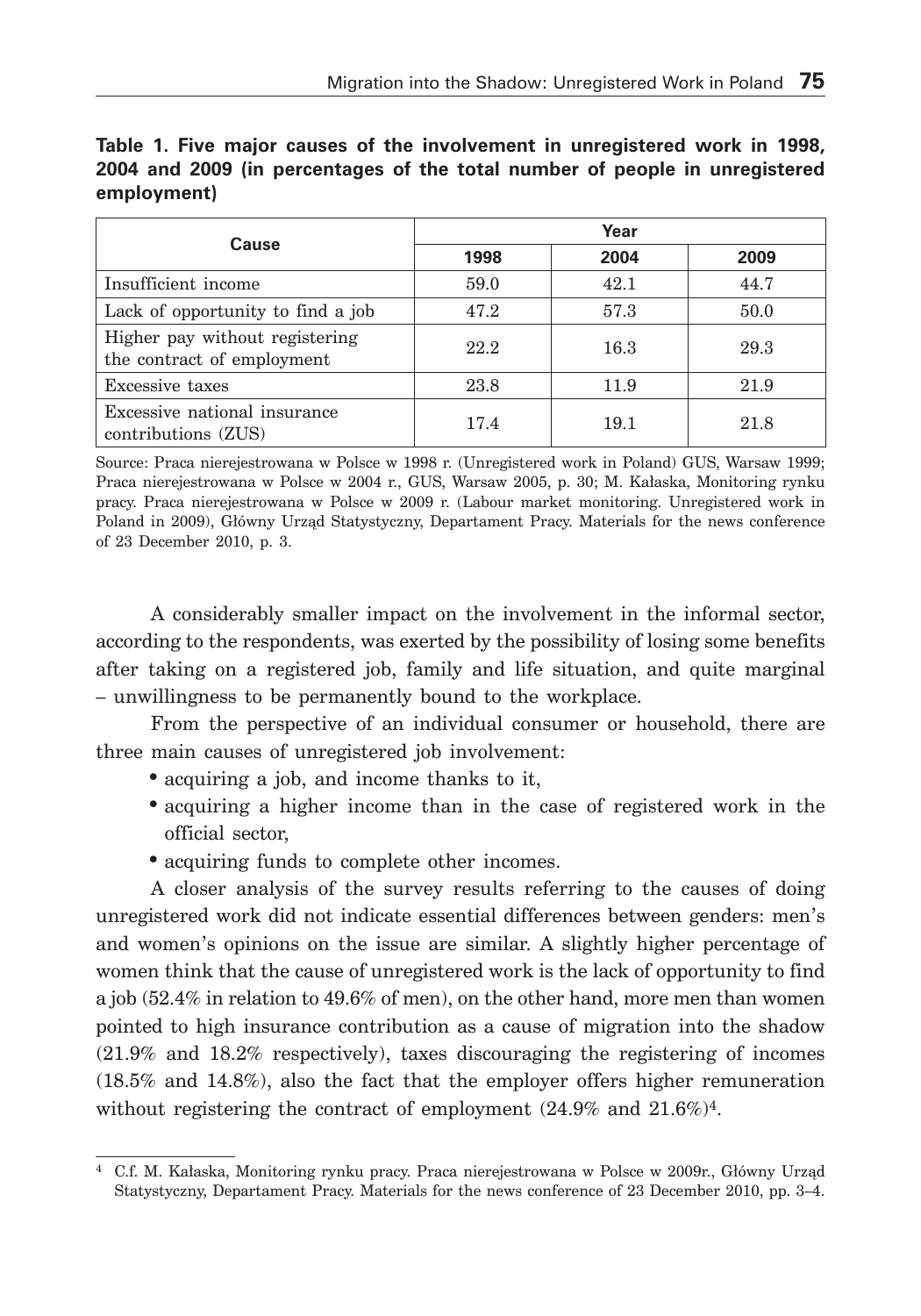**Table 1. Five major causes of the involvement in unregistered work in 1998, 2004 and 2009 (in percentages of the total number of people in unregistered employment)**

| Cause | Year | | |
|---|---|---|---|
| | 1998 | 2004 | 2009 |
| Insufficient income | 59.0 | 42.1 | 44.7 |
| Lack of opportunity to find a job | 47.2 | 57.3 | 50.0 |
| Higher pay without registering the contract of employment | 22.2 | 16.3 | 29.3 |
| Excessive taxes | 23.8 | 11.9 | 21.9 |
| Excessive national insurance contributions (ZUS) | 17.4 | 19.1 | 21.8 |

Source: Praca nierejestrowana w Polsce w 1998 r. (Unregistered work in Poland) GUS, Warsaw 1999; Praca nierejestrowana w Polsce w 2004 r., GUS, Warsaw 2005, p. 30; M. Kałaska, Monitoring rynku pracy. Praca nierejestrowana w Polsce w 2009 r. (Labour market monitoring. Unregistered work in Poland in 2009), Główny Urząd Statystyczny, Departament Pracy. Materials for the news conference of 23 December 2010, p. 3.

A considerably smaller impact on the involvement in the informal sector, according to the respondents, was exerted by the possibility of losing some benefits after taking on a registered job, family and life situation, and quite marginal – unwillingness to be permanently bound to the workplace.

From the perspective of an individual consumer or household, there are three main causes of unregistered job involvement:

- acquiring a job, and income thanks to it,
- acquiring a higher income than in the case of registered work in the official sector,
- acquiring funds to complete other incomes.

A closer analysis of the survey results referring to the causes of doing unregistered work did not indicate essential differences between genders: men's and women's opinions on the issue are similar. A slightly higher percentage of women think that the cause of unregistered work is the lack of opportunity to find a job (52.4% in relation to 49.6% of men), on the other hand, more men than women pointed to high insurance contribution as a cause of migration into the shadow (21.9% and 18.2% respectively), taxes discouraging the registering of incomes (18.5% and 14.8%), also the fact that the employer offers higher remuneration without registering the contract of employment (24.9% and 21.6%)[4].

[4] C.f. M. Kałaska, Monitoring rynku pracy. Praca nierejestrowana w Polsce w 2009r., Główny Urząd Statystyczny, Departament Pracy. Materials for the news conference of 23 December 2010, pp. 3–4.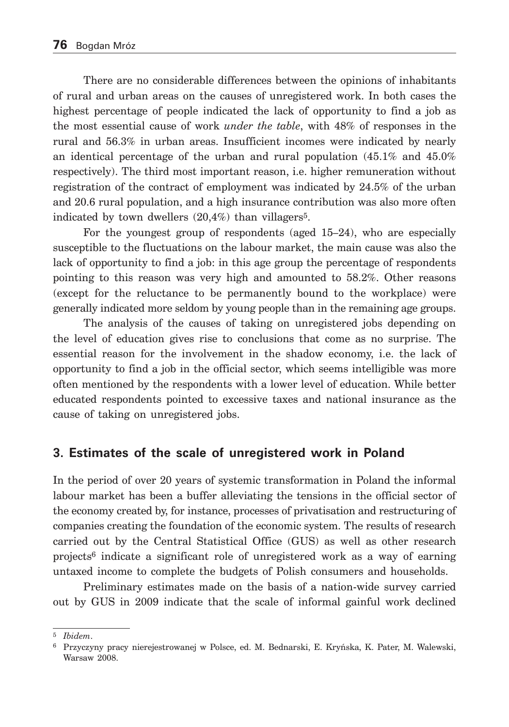There are no considerable differences between the opinions of inhabitants of rural and urban areas on the causes of unregistered work. In both cases the highest percentage of people indicated the lack of opportunity to find a job as the most essential cause of work *under the table*, with 48% of responses in the rural and 56.3% in urban areas. Insufficient incomes were indicated by nearly an identical percentage of the urban and rural population (45.1% and 45.0% respectively). The third most important reason, i.e. higher remuneration without registration of the contract of employment was indicated by 24.5% of the urban and 20.6 rural population, and a high insurance contribution was also more often indicated by town dwellers (20,4%) than villagers[5].

For the youngest group of respondents (aged 15–24), who are especially susceptible to the fluctuations on the labour market, the main cause was also the lack of opportunity to find a job: in this age group the percentage of respondents pointing to this reason was very high and amounted to 58.2%. Other reasons (except for the reluctance to be permanently bound to the workplace) were generally indicated more seldom by young people than in the remaining age groups.

The analysis of the causes of taking on unregistered jobs depending on the level of education gives rise to conclusions that come as no surprise. The essential reason for the involvement in the shadow economy, i.e. the lack of opportunity to find a job in the official sector, which seems intelligible was more often mentioned by the respondents with a lower level of education. While better educated respondents pointed to excessive taxes and national insurance as the cause of taking on unregistered jobs.

## 3. Estimates of the scale of unregistered work in Poland

In the period of over 20 years of systemic transformation in Poland the informal labour market has been a buffer alleviating the tensions in the official sector of the economy created by, for instance, processes of privatisation and restructuring of companies creating the foundation of the economic system. The results of research carried out by the Central Statistical Office (GUS) as well as other research projects[6] indicate a significant role of unregistered work as a way of earning untaxed income to complete the budgets of Polish consumers and households.

Preliminary estimates made on the basis of a nation-wide survey carried out by GUS in 2009 indicate that the scale of informal gainful work declined

---

[5] *Ibidem*.

[6] Przyczyny pracy nierejestrowanej w Polsce, ed. M. Bednarski, E. Kryńska, K. Pater, M. Walewski, Warsaw 2008.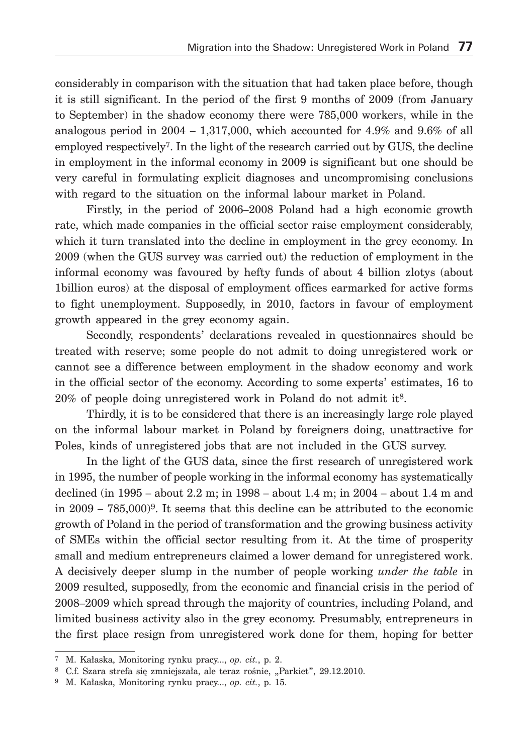considerably in comparison with the situation that had taken place before, though it is still significant. In the period of the first 9 months of 2009 (from January to September) in the shadow economy there were 785,000 workers, while in the analogous period in 2004 – 1,317,000, which accounted for 4.9% and 9.6% of all employed respectively[7]. In the light of the research carried out by GUS, the decline in employment in the informal economy in 2009 is significant but one should be very careful in formulating explicit diagnoses and uncompromising conclusions with regard to the situation on the informal labour market in Poland.

Firstly, in the period of 2006–2008 Poland had a high economic growth rate, which made companies in the official sector raise employment considerably, which it turn translated into the decline in employment in the grey economy. In 2009 (when the GUS survey was carried out) the reduction of employment in the informal economy was favoured by hefty funds of about 4 billion zlotys (about 1billion euros) at the disposal of employment offices earmarked for active forms to fight unemployment. Supposedly, in 2010, factors in favour of employment growth appeared in the grey economy again.

Secondly, respondents' declarations revealed in questionnaires should be treated with reserve; some people do not admit to doing unregistered work or cannot see a difference between employment in the shadow economy and work in the official sector of the economy. According to some experts' estimates, 16 to 20% of people doing unregistered work in Poland do not admit it[8].

Thirdly, it is to be considered that there is an increasingly large role played on the informal labour market in Poland by foreigners doing, unattractive for Poles, kinds of unregistered jobs that are not included in the GUS survey.

In the light of the GUS data, since the first research of unregistered work in 1995, the number of people working in the informal economy has systematically declined (in 1995 – about 2.2 m; in 1998 – about 1.4 m; in 2004 – about 1.4 m and in 2009 – 785,000)[9]. It seems that this decline can be attributed to the economic growth of Poland in the period of transformation and the growing business activity of SMEs within the official sector resulting from it. At the time of prosperity small and medium entrepreneurs claimed a lower demand for unregistered work. A decisively deeper slump in the number of people working *under the table* in 2009 resulted, supposedly, from the economic and financial crisis in the period of 2008–2009 which spread through the majority of countries, including Poland, and limited business activity also in the grey economy. Presumably, entrepreneurs in the first place resign from unregistered work done for them, hoping for better

---

[7] M. Kałaska, Monitoring rynku pracy..., *op. cit.*, p. 2.

[8] C.f. Szara strefa się zmniejszała, ale teraz rośnie, „Parkiet", 29.12.2010.

[9] M. Kałaska, Monitoring rynku pracy..., *op. cit.*, p. 15.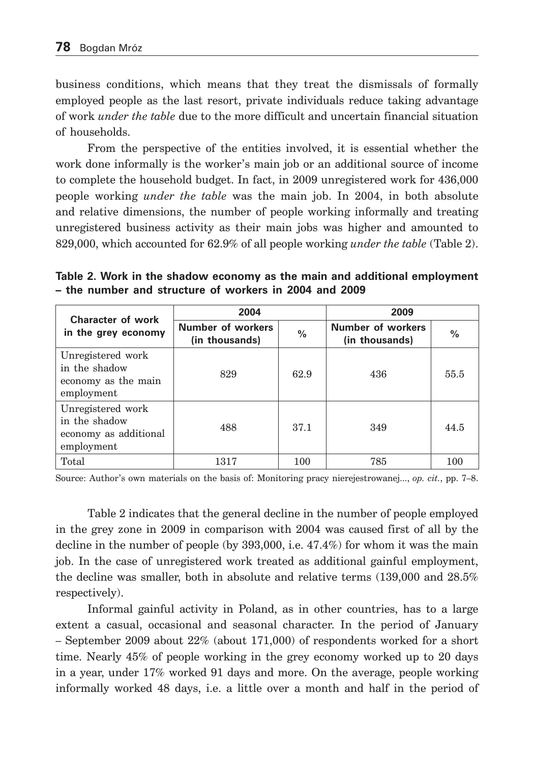business conditions, which means that they treat the dismissals of formally employed people as the last resort, private individuals reduce taking advantage of work *under the table* due to the more difficult and uncertain financial situation of households.

From the perspective of the entities involved, it is essential whether the work done informally is the worker's main job or an additional source of income to complete the household budget. In fact, in 2009 unregistered work for 436,000 people working *under the table* was the main job. In 2004, in both absolute and relative dimensions, the number of people working informally and treating unregistered business activity as their main jobs was higher and amounted to 829,000, which accounted for 62.9% of all people working *under the table* (Table 2).

**Table 2. Work in the shadow economy as the main and additional employment – the number and structure of workers in 2004 and 2009**

| Character of work in the grey economy | 2004 | | 2009 | |
|---|---|---|---|---|
| | Number of workers (in thousands) | % | Number of workers (in thousands) | % |
| Unregistered work in the shadow economy as the main employment | 829 | 62.9 | 436 | 55.5 |
| Unregistered work in the shadow economy as additional employment | 488 | 37.1 | 349 | 44.5 |
| Total | 1317 | 100 | 785 | 100 |

Source: Author's own materials on the basis of: Monitoring pracy nierejestrowanej..., *op. cit.*, pp. 7–8.

Table 2 indicates that the general decline in the number of people employed in the grey zone in 2009 in comparison with 2004 was caused first of all by the decline in the number of people (by 393,000, i.e. 47.4%) for whom it was the main job. In the case of unregistered work treated as additional gainful employment, the decline was smaller, both in absolute and relative terms (139,000 and 28.5% respectively).

Informal gainful activity in Poland, as in other countries, has to a large extent a casual, occasional and seasonal character. In the period of January – September 2009 about 22% (about 171,000) of respondents worked for a short time. Nearly 45% of people working in the grey economy worked up to 20 days in a year, under 17% worked 91 days and more. On the average, people working informally worked 48 days, i.e. a little over a month and half in the period of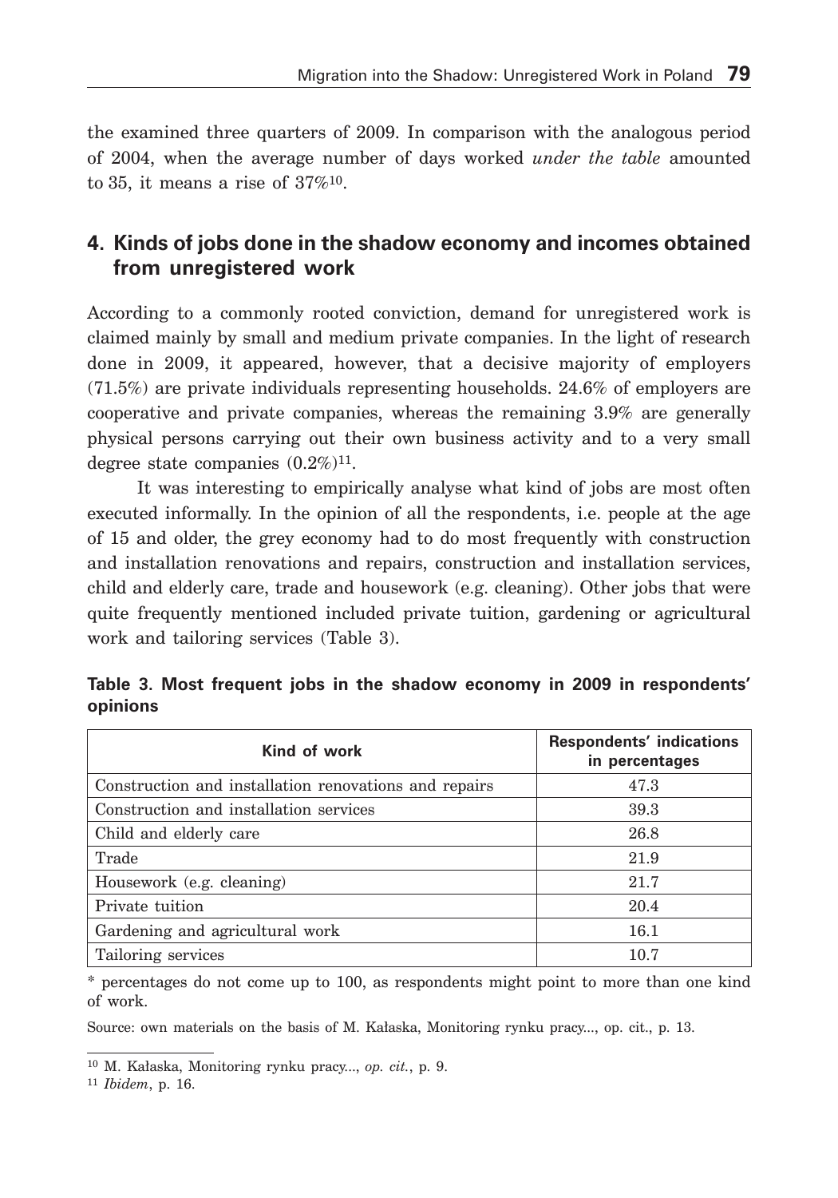the examined three quarters of 2009. In comparison with the analogous period of 2004, when the average number of days worked *under the table* amounted to 35, it means a rise of 37%[10].

## 4. Kinds of jobs done in the shadow economy and incomes obtained from unregistered work

According to a commonly rooted conviction, demand for unregistered work is claimed mainly by small and medium private companies. In the light of research done in 2009, it appeared, however, that a decisive majority of employers (71.5%) are private individuals representing households. 24.6% of employers are cooperative and private companies, whereas the remaining 3.9% are generally physical persons carrying out their own business activity and to a very small degree state companies (0.2%)[11].

It was interesting to empirically analyse what kind of jobs are most often executed informally. In the opinion of all the respondents, i.e. people at the age of 15 and older, the grey economy had to do most frequently with construction and installation renovations and repairs, construction and installation services, child and elderly care, trade and housework (e.g. cleaning). Other jobs that were quite frequently mentioned included private tuition, gardening or agricultural work and tailoring services (Table 3).

**Table 3. Most frequent jobs in the shadow economy in 2009 in respondents' opinions**

| Kind of work | Respondents' indications in percentages |
|---|---|
| Construction and installation renovations and repairs | 47.3 |
| Construction and installation services | 39.3 |
| Child and elderly care | 26.8 |
| Trade | 21.9 |
| Housework (e.g. cleaning) | 21.7 |
| Private tuition | 20.4 |
| Gardening and agricultural work | 16.1 |
| Tailoring services | 10.7 |

* percentages do not come up to 100, as respondents might point to more than one kind of work.

Source: own materials on the basis of M. Kałaska, Monitoring rynku pracy..., op. cit., p. 13.

[10] M. Kałaska, Monitoring rynku pracy..., *op. cit.*, p. 9.

[11] *Ibidem*, p. 16.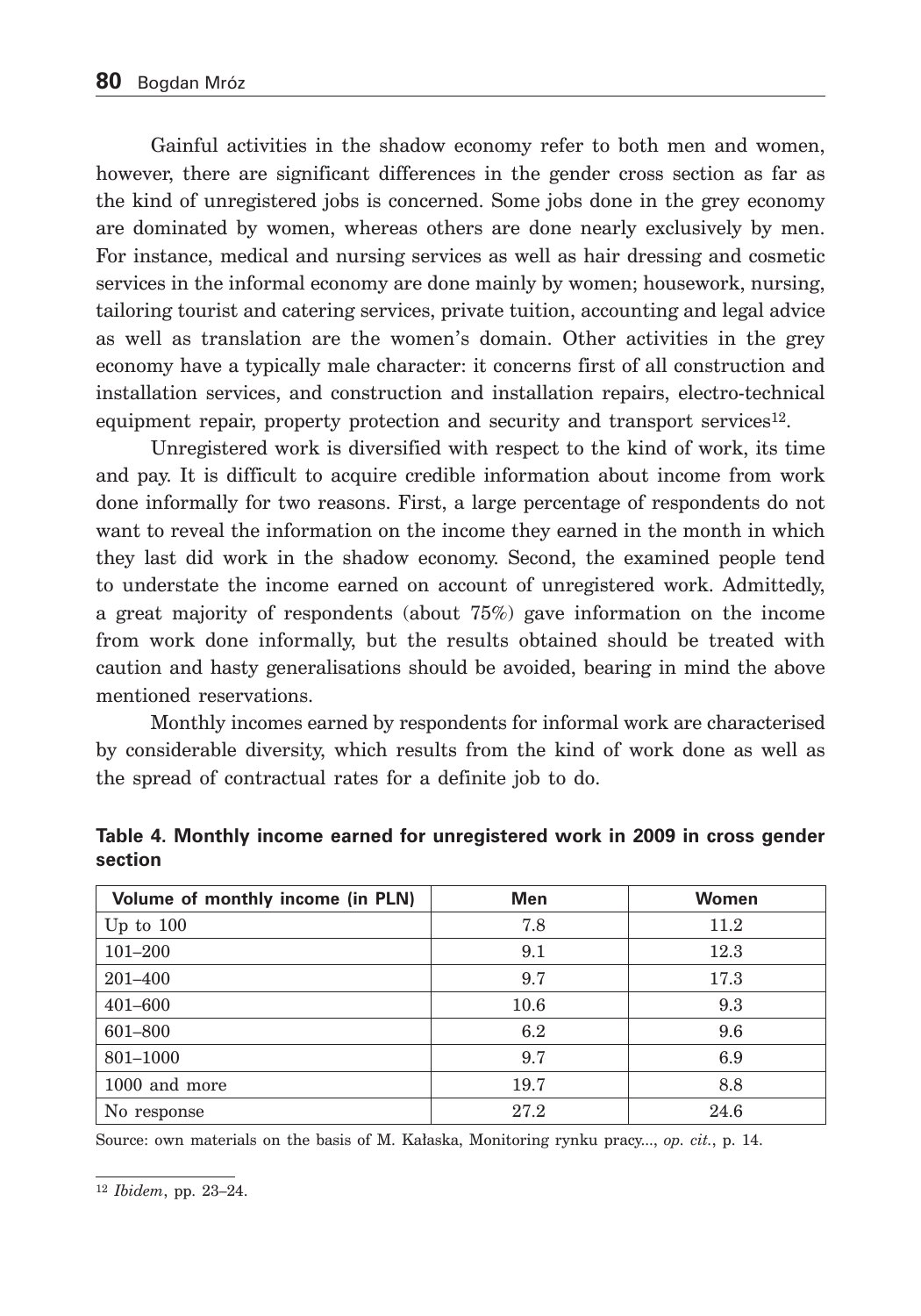Gainful activities in the shadow economy refer to both men and women, however, there are significant differences in the gender cross section as far as the kind of unregistered jobs is concerned. Some jobs done in the grey economy are dominated by women, whereas others are done nearly exclusively by men. For instance, medical and nursing services as well as hair dressing and cosmetic services in the informal economy are done mainly by women; housework, nursing, tailoring tourist and catering services, private tuition, accounting and legal advice as well as translation are the women's domain. Other activities in the grey economy have a typically male character: it concerns first of all construction and installation services, and construction and installation repairs, electro-technical equipment repair, property protection and security and transport services[12].

Unregistered work is diversified with respect to the kind of work, its time and pay. It is difficult to acquire credible information about income from work done informally for two reasons. First, a large percentage of respondents do not want to reveal the information on the income they earned in the month in which they last did work in the shadow economy. Second, the examined people tend to understate the income earned on account of unregistered work. Admittedly, a great majority of respondents (about 75%) gave information on the income from work done informally, but the results obtained should be treated with caution and hasty generalisations should be avoided, bearing in mind the above mentioned reservations.

Monthly incomes earned by respondents for informal work are characterised by considerable diversity, which results from the kind of work done as well as the spread of contractual rates for a definite job to do.

**Table 4. Monthly income earned for unregistered work in 2009 in cross gender section**

| Volume of monthly income (in PLN) | Men | Women |
|---|---|---|
| Up to 100 | 7.8 | 11.2 |
| 101–200 | 9.1 | 12.3 |
| 201–400 | 9.7 | 17.3 |
| 401–600 | 10.6 | 9.3 |
| 601–800 | 6.2 | 9.6 |
| 801–1000 | 9.7 | 6.9 |
| 1000 and more | 19.7 | 8.8 |
| No response | 27.2 | 24.6 |

Source: own materials on the basis of M. Kałaska, Monitoring rynku pracy..., *op. cit.*, p. 14.

---

[12] *Ibidem*, pp. 23–24.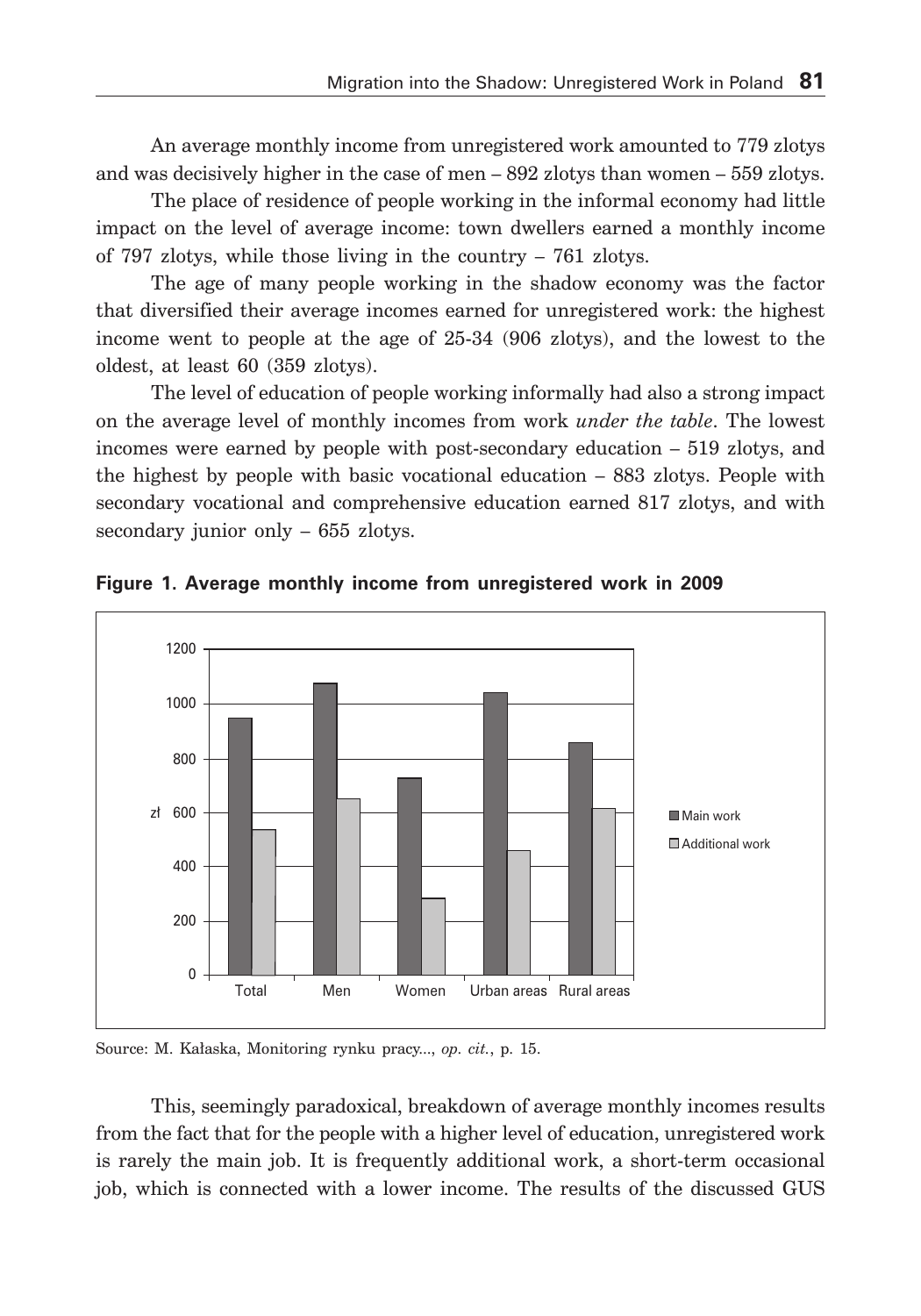An average monthly income from unregistered work amounted to 779 zlotys and was decisively higher in the case of men – 892 zlotys than women – 559 zlotys.

The place of residence of people working in the informal economy had little impact on the level of average income: town dwellers earned a monthly income of 797 zlotys, while those living in the country – 761 zlotys.

The age of many people working in the shadow economy was the factor that diversified their average incomes earned for unregistered work: the highest income went to people at the age of 25-34 (906 zlotys), and the lowest to the oldest, at least 60 (359 zlotys).

The level of education of people working informally had also a strong impact on the average level of monthly incomes from work *under the table*. The lowest incomes were earned by people with post-secondary education – 519 zlotys, and the highest by people with basic vocational education – 883 zlotys. People with secondary vocational and comprehensive education earned 817 zlotys, and with secondary junior only – 655 zlotys.

**Figure 1. Average monthly income from unregistered work in 2009**

Source: M. Kałaska, Monitoring rynku pracy..., *op. cit.*, p. 15.

This, seemingly paradoxical, breakdown of average monthly incomes results from the fact that for the people with a higher level of education, unregistered work is rarely the main job. It is frequently additional work, a short-term occasional job, which is connected with a lower income. The results of the discussed GUS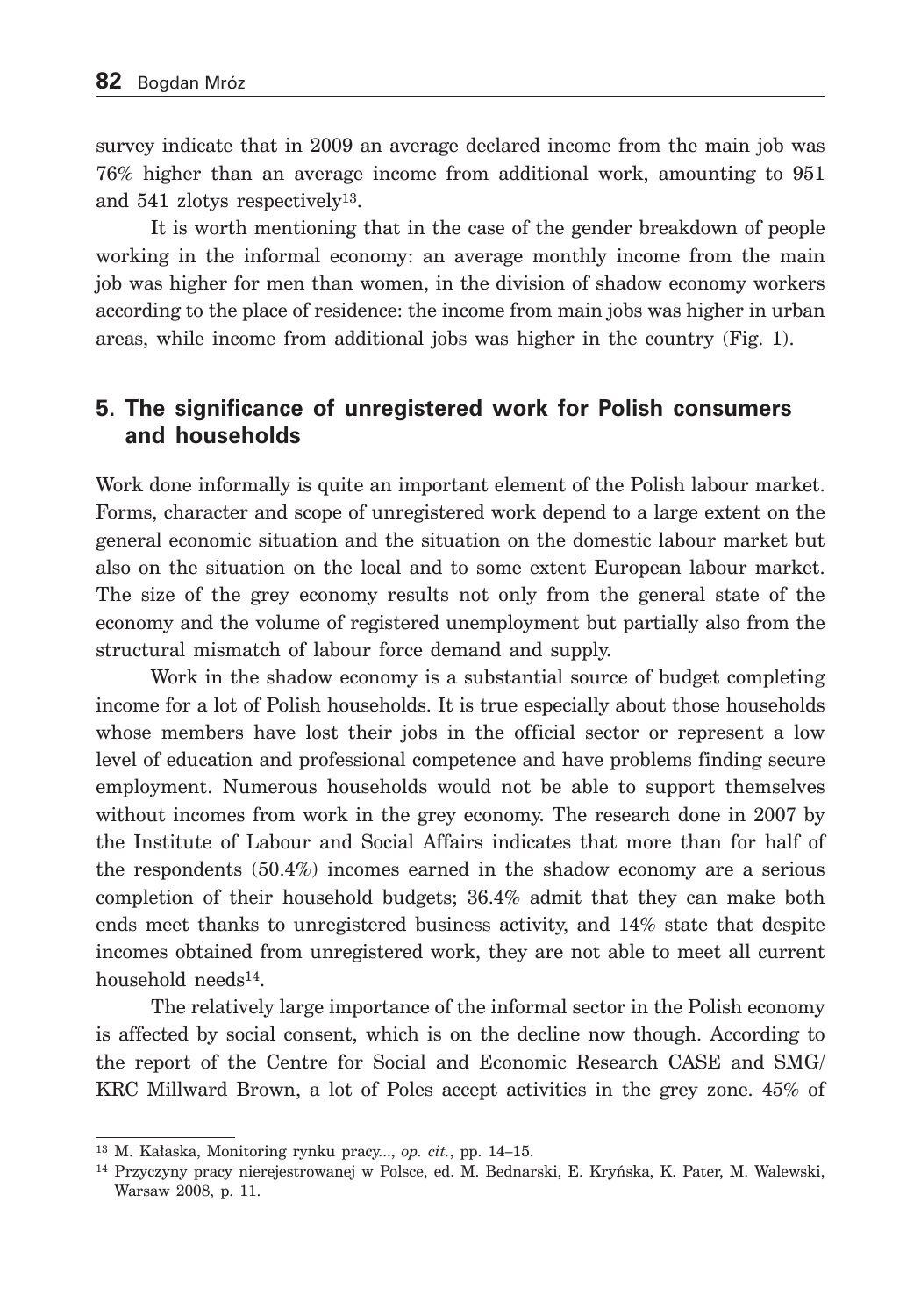survey indicate that in 2009 an average declared income from the main job was 76% higher than an average income from additional work, amounting to 951 and 541 zlotys respectively[13].

It is worth mentioning that in the case of the gender breakdown of people working in the informal economy: an average monthly income from the main job was higher for men than women, in the division of shadow economy workers according to the place of residence: the income from main jobs was higher in urban areas, while income from additional jobs was higher in the country (Fig. 1).

## 5. The significance of unregistered work for Polish consumers and households

Work done informally is quite an important element of the Polish labour market. Forms, character and scope of unregistered work depend to a large extent on the general economic situation and the situation on the domestic labour market but also on the situation on the local and to some extent European labour market. The size of the grey economy results not only from the general state of the economy and the volume of registered unemployment but partially also from the structural mismatch of labour force demand and supply.

Work in the shadow economy is a substantial source of budget completing income for a lot of Polish households. It is true especially about those households whose members have lost their jobs in the official sector or represent a low level of education and professional competence and have problems finding secure employment. Numerous households would not be able to support themselves without incomes from work in the grey economy. The research done in 2007 by the Institute of Labour and Social Affairs indicates that more than for half of the respondents (50.4%) incomes earned in the shadow economy are a serious completion of their household budgets; 36.4% admit that they can make both ends meet thanks to unregistered business activity, and 14% state that despite incomes obtained from unregistered work, they are not able to meet all current household needs[14].

The relatively large importance of the informal sector in the Polish economy is affected by social consent, which is on the decline now though. According to the report of the Centre for Social and Economic Research CASE and SMG/KRC Millward Brown, a lot of Poles accept activities in the grey zone. 45% of

---

[13] M. Kałaska, Monitoring rynku pracy..., *op. cit.*, pp. 14–15.

[14] Przyczyny pracy nierejestrowanej w Polsce, ed. M. Bednarski, E. Kryńska, K. Pater, M. Walewski, Warsaw 2008, p. 11.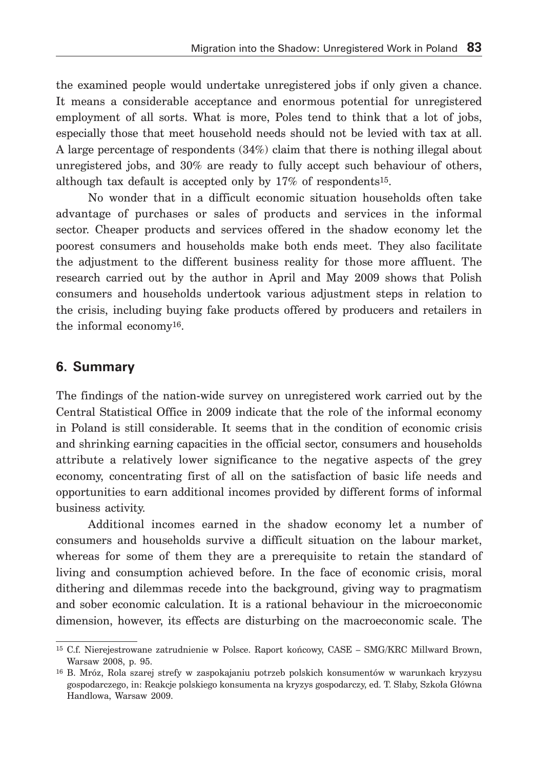the examined people would undertake unregistered jobs if only given a chance. It means a considerable acceptance and enormous potential for unregistered employment of all sorts. What is more, Poles tend to think that a lot of jobs, especially those that meet household needs should not be levied with tax at all. A large percentage of respondents (34%) claim that there is nothing illegal about unregistered jobs, and 30% are ready to fully accept such behaviour of others, although tax default is accepted only by 17% of respondents[15].

No wonder that in a difficult economic situation households often take advantage of purchases or sales of products and services in the informal sector. Cheaper products and services offered in the shadow economy let the poorest consumers and households make both ends meet. They also facilitate the adjustment to the different business reality for those more affluent. The research carried out by the author in April and May 2009 shows that Polish consumers and households undertook various adjustment steps in relation to the crisis, including buying fake products offered by producers and retailers in the informal economy[16].

## 6. Summary

The findings of the nation-wide survey on unregistered work carried out by the Central Statistical Office in 2009 indicate that the role of the informal economy in Poland is still considerable. It seems that in the condition of economic crisis and shrinking earning capacities in the official sector, consumers and households attribute a relatively lower significance to the negative aspects of the grey economy, concentrating first of all on the satisfaction of basic life needs and opportunities to earn additional incomes provided by different forms of informal business activity.

Additional incomes earned in the shadow economy let a number of consumers and households survive a difficult situation on the labour market, whereas for some of them they are a prerequisite to retain the standard of living and consumption achieved before. In the face of economic crisis, moral dithering and dilemmas recede into the background, giving way to pragmatism and sober economic calculation. It is a rational behaviour in the microeconomic dimension, however, its effects are disturbing on the macroeconomic scale. The

---

[15] C.f. Nierejestrowane zatrudnienie w Polsce. Raport końcowy, CASE – SMG/KRC Millward Brown, Warsaw 2008, p. 95.

[16] B. Mróz, Rola szarej strefy w zaspokajaniu potrzeb polskich konsumentów w warunkach kryzysu gospodarczego, in: Reakcje polskiego konsumenta na kryzys gospodarczy, ed. T. Słaby, Szkoła Główna Handlowa, Warsaw 2009.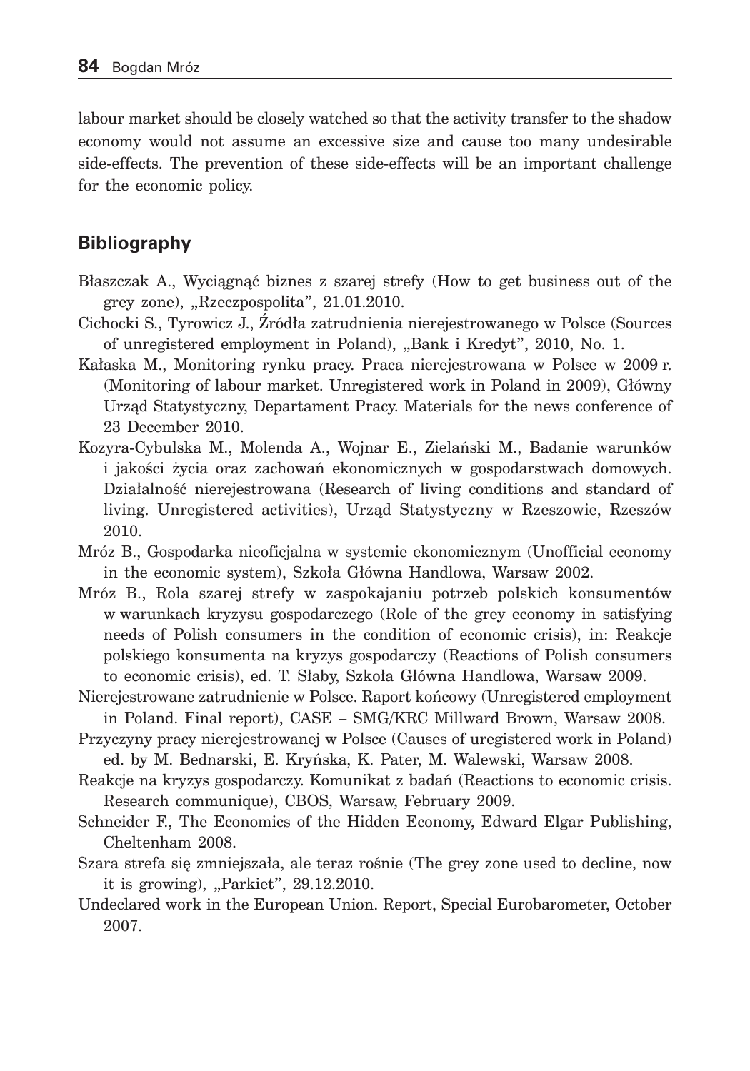labour market should be closely watched so that the activity transfer to the shadow economy would not assume an excessive size and cause too many undesirable side-effects. The prevention of these side-effects will be an important challenge for the economic policy.

## Bibliography

Błaszczak A., Wyciągnąć biznes z szarej strefy (How to get business out of the grey zone), „Rzeczpospolita", 21.01.2010.

Cichocki S., Tyrowicz J., Źródła zatrudnienia nierejestrowanego w Polsce (Sources of unregistered employment in Poland), „Bank i Kredyt", 2010, No. 1.

Kałaska M., Monitoring rynku pracy. Praca nierejestrowana w Polsce w 2009 r. (Monitoring of labour market. Unregistered work in Poland in 2009), Główny Urząd Statystyczny, Departament Pracy. Materials for the news conference of 23 December 2010.

Kozyra-Cybulska M., Molenda A., Wojnar E., Zielański M., Badanie warunków i jakości życia oraz zachowań ekonomicznych w gospodarstwach domowych. Działalność nierejestrowana (Research of living conditions and standard of living. Unregistered activities), Urząd Statystyczny w Rzeszowie, Rzeszów 2010.

Mróz B., Gospodarka nieoficjalna w systemie ekonomicznym (Unofficial economy in the economic system), Szkoła Główna Handlowa, Warsaw 2002.

Mróz B., Rola szarej strefy w zaspokajaniu potrzeb polskich konsumentów w warunkach kryzysu gospodarczego (Role of the grey economy in satisfying needs of Polish consumers in the condition of economic crisis), in: Reakcje polskiego konsumenta na kryzys gospodarczy (Reactions of Polish consumers to economic crisis), ed. T. Słaby, Szkoła Główna Handlowa, Warsaw 2009.

Nierejestrowane zatrudnienie w Polsce. Raport końcowy (Unregistered employment in Poland. Final report), CASE – SMG/KRC Millward Brown, Warsaw 2008.

Przyczyny pracy nierejestrowanej w Polsce (Causes of uregistered work in Poland) ed. by M. Bednarski, E. Kryńska, K. Pater, M. Walewski, Warsaw 2008.

Reakcje na kryzys gospodarczy. Komunikat z badań (Reactions to economic crisis. Research communique), CBOS, Warsaw, February 2009.

Schneider F., The Economics of the Hidden Economy, Edward Elgar Publishing, Cheltenham 2008.

Szara strefa się zmniejszała, ale teraz rośnie (The grey zone used to decline, now it is growing), „Parkiet", 29.12.2010.

Undeclared work in the European Union. Report, Special Eurobarometer, October 2007.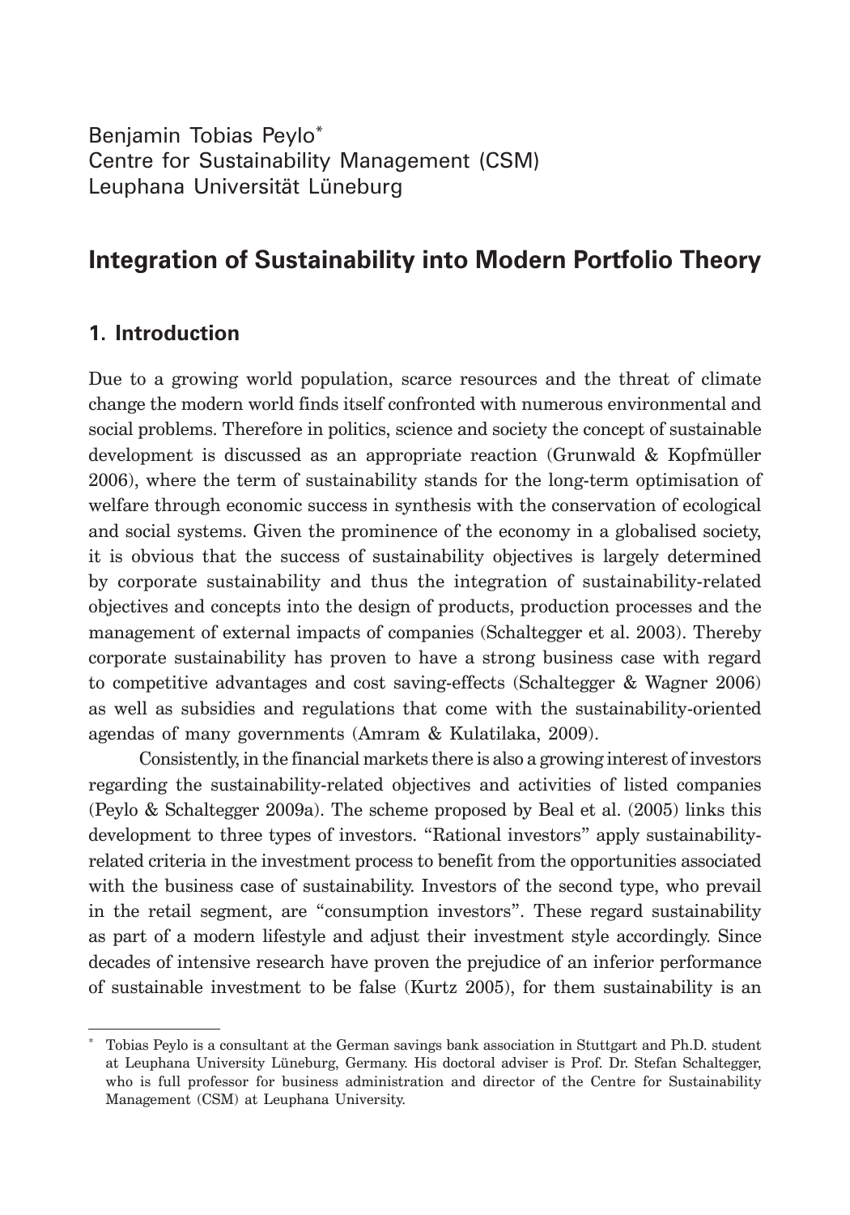Benjamin Tobias Peylo*
Centre for Sustainability Management (CSM)
Leuphana Universität Lüneburg

# Integration of Sustainability into Modern Portfolio Theory

## 1. Introduction

Due to a growing world population, scarce resources and the threat of climate change the modern world finds itself confronted with numerous environmental and social problems. Therefore in politics, science and society the concept of sustainable development is discussed as an appropriate reaction (Grunwald & Kopfmüller 2006), where the term of sustainability stands for the long-term optimisation of welfare through economic success in synthesis with the conservation of ecological and social systems. Given the prominence of the economy in a globalised society, it is obvious that the success of sustainability objectives is largely determined by corporate sustainability and thus the integration of sustainability-related objectives and concepts into the design of products, production processes and the management of external impacts of companies (Schaltegger et al. 2003). Thereby corporate sustainability has proven to have a strong business case with regard to competitive advantages and cost saving-effects (Schaltegger & Wagner 2006) as well as subsidies and regulations that come with the sustainability-oriented agendas of many governments (Amram & Kulatilaka, 2009).

Consistently, in the financial markets there is also a growing interest of investors regarding the sustainability-related objectives and activities of listed companies (Peylo & Schaltegger 2009a). The scheme proposed by Beal et al. (2005) links this development to three types of investors. "Rational investors" apply sustainability-related criteria in the investment process to benefit from the opportunities associated with the business case of sustainability. Investors of the second type, who prevail in the retail segment, are "consumption investors". These regard sustainability as part of a modern lifestyle and adjust their investment style accordingly. Since decades of intensive research have proven the prejudice of an inferior performance of sustainable investment to be false (Kurtz 2005), for them sustainability is an

* Tobias Peylo is a consultant at the German savings bank association in Stuttgart and Ph.D. student at Leuphana University Lüneburg, Germany. His doctoral adviser is Prof. Dr. Stefan Schaltegger, who is full professor for business administration and director of the Centre for Sustainability Management (CSM) at Leuphana University.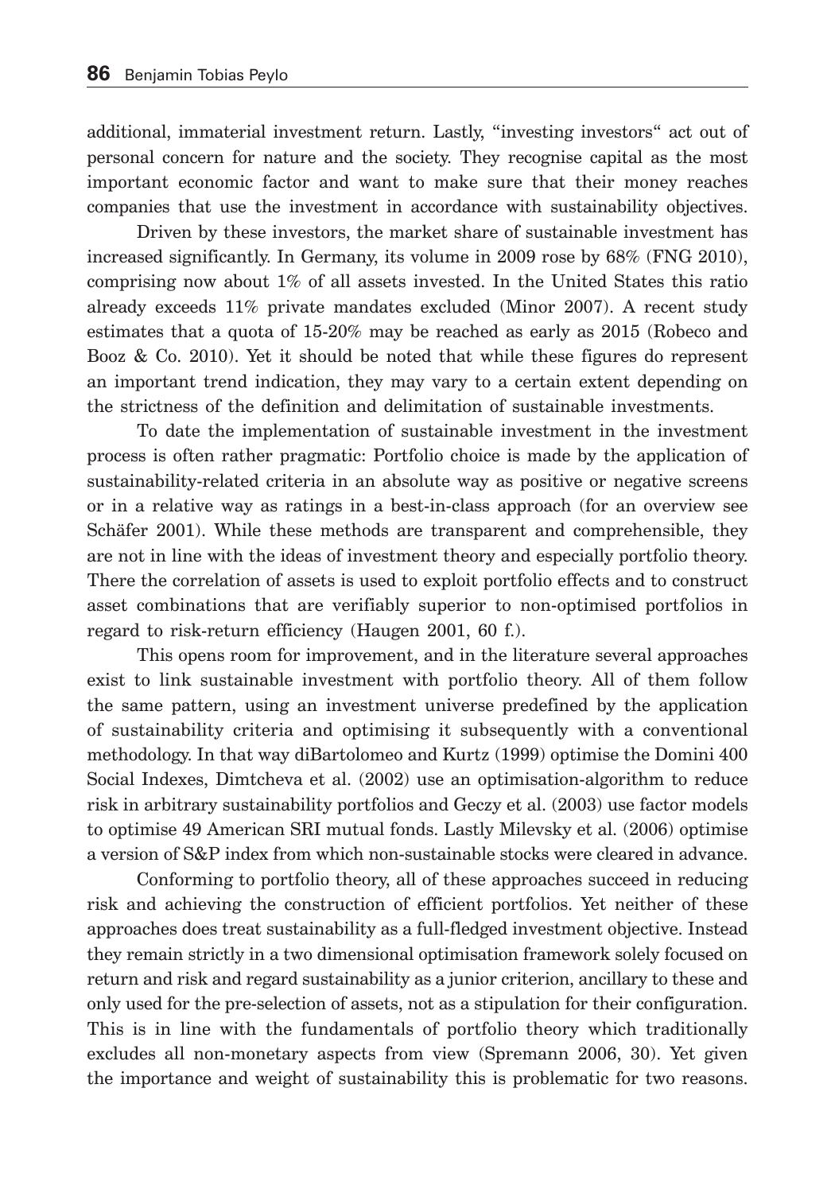additional, immaterial investment return. Lastly, "investing investors" act out of personal concern for nature and the society. They recognise capital as the most important economic factor and want to make sure that their money reaches companies that use the investment in accordance with sustainability objectives.

Driven by these investors, the market share of sustainable investment has increased significantly. In Germany, its volume in 2009 rose by 68% (FNG 2010), comprising now about 1% of all assets invested. In the United States this ratio already exceeds 11% private mandates excluded (Minor 2007). A recent study estimates that a quota of 15-20% may be reached as early as 2015 (Robeco and Booz & Co. 2010). Yet it should be noted that while these figures do represent an important trend indication, they may vary to a certain extent depending on the strictness of the definition and delimitation of sustainable investments.

To date the implementation of sustainable investment in the investment process is often rather pragmatic: Portfolio choice is made by the application of sustainability-related criteria in an absolute way as positive or negative screens or in a relative way as ratings in a best-in-class approach (for an overview see Schäfer 2001). While these methods are transparent and comprehensible, they are not in line with the ideas of investment theory and especially portfolio theory. There the correlation of assets is used to exploit portfolio effects and to construct asset combinations that are verifiably superior to non-optimised portfolios in regard to risk-return efficiency (Haugen 2001, 60 f.).

This opens room for improvement, and in the literature several approaches exist to link sustainable investment with portfolio theory. All of them follow the same pattern, using an investment universe predefined by the application of sustainability criteria and optimising it subsequently with a conventional methodology. In that way diBartolomeo and Kurtz (1999) optimise the Domini 400 Social Indexes, Dimtcheva et al. (2002) use an optimisation-algorithm to reduce risk in arbitrary sustainability portfolios and Geczy et al. (2003) use factor models to optimise 49 American SRI mutual fonds. Lastly Milevsky et al. (2006) optimise a version of S&P index from which non-sustainable stocks were cleared in advance.

Conforming to portfolio theory, all of these approaches succeed in reducing risk and achieving the construction of efficient portfolios. Yet neither of these approaches does treat sustainability as a full-fledged investment objective. Instead they remain strictly in a two dimensional optimisation framework solely focused on return and risk and regard sustainability as a junior criterion, ancillary to these and only used for the pre-selection of assets, not as a stipulation for their configuration. This is in line with the fundamentals of portfolio theory which traditionally excludes all non-monetary aspects from view (Spremann 2006, 30). Yet given the importance and weight of sustainability this is problematic for two reasons.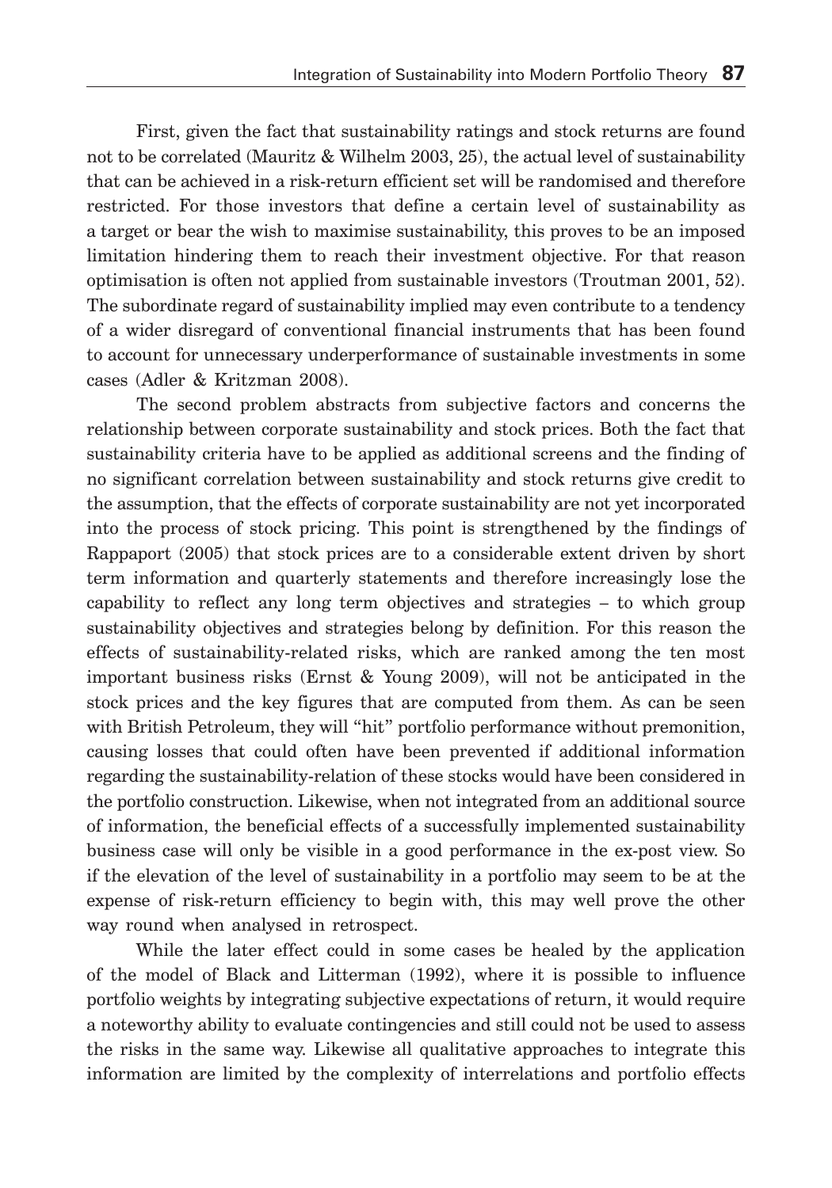First, given the fact that sustainability ratings and stock returns are found not to be correlated (Mauritz & Wilhelm 2003, 25), the actual level of sustainability that can be achieved in a risk-return efficient set will be randomised and therefore restricted. For those investors that define a certain level of sustainability as a target or bear the wish to maximise sustainability, this proves to be an imposed limitation hindering them to reach their investment objective. For that reason optimisation is often not applied from sustainable investors (Troutman 2001, 52). The subordinate regard of sustainability implied may even contribute to a tendency of a wider disregard of conventional financial instruments that has been found to account for unnecessary underperformance of sustainable investments in some cases (Adler & Kritzman 2008).

The second problem abstracts from subjective factors and concerns the relationship between corporate sustainability and stock prices. Both the fact that sustainability criteria have to be applied as additional screens and the finding of no significant correlation between sustainability and stock returns give credit to the assumption, that the effects of corporate sustainability are not yet incorporated into the process of stock pricing. This point is strengthened by the findings of Rappaport (2005) that stock prices are to a considerable extent driven by short term information and quarterly statements and therefore increasingly lose the capability to reflect any long term objectives and strategies – to which group sustainability objectives and strategies belong by definition. For this reason the effects of sustainability-related risks, which are ranked among the ten most important business risks (Ernst & Young 2009), will not be anticipated in the stock prices and the key figures that are computed from them. As can be seen with British Petroleum, they will "hit" portfolio performance without premonition, causing losses that could often have been prevented if additional information regarding the sustainability-relation of these stocks would have been considered in the portfolio construction. Likewise, when not integrated from an additional source of information, the beneficial effects of a successfully implemented sustainability business case will only be visible in a good performance in the ex-post view. So if the elevation of the level of sustainability in a portfolio may seem to be at the expense of risk-return efficiency to begin with, this may well prove the other way round when analysed in retrospect.

While the later effect could in some cases be healed by the application of the model of Black and Litterman (1992), where it is possible to influence portfolio weights by integrating subjective expectations of return, it would require a noteworthy ability to evaluate contingencies and still could not be used to assess the risks in the same way. Likewise all qualitative approaches to integrate this information are limited by the complexity of interrelations and portfolio effects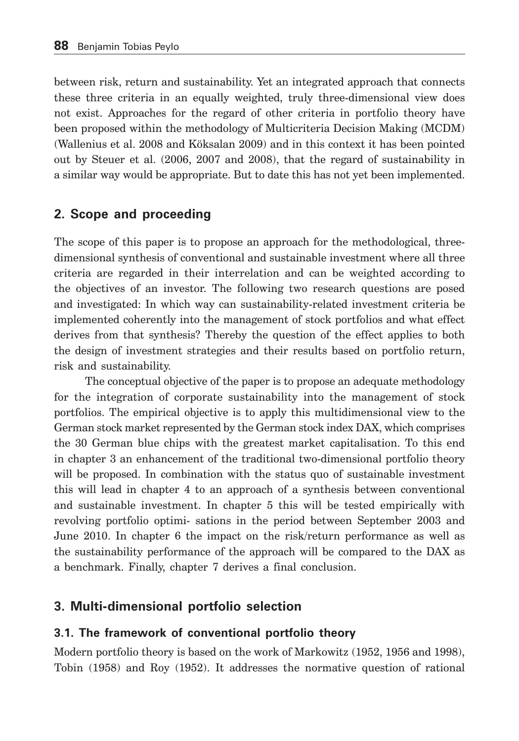between risk, return and sustainability. Yet an integrated approach that connects these three criteria in an equally weighted, truly three-dimensional view does not exist. Approaches for the regard of other criteria in portfolio theory have been proposed within the methodology of Multicriteria Decision Making (MCDM) (Wallenius et al. 2008 and Köksalan 2009) and in this context it has been pointed out by Steuer et al. (2006, 2007 and 2008), that the regard of sustainability in a similar way would be appropriate. But to date this has not yet been implemented.

## 2. Scope and proceeding

The scope of this paper is to propose an approach for the methodological, three-dimensional synthesis of conventional and sustainable investment where all three criteria are regarded in their interrelation and can be weighted according to the objectives of an investor. The following two research questions are posed and investigated: In which way can sustainability-related investment criteria be implemented coherently into the management of stock portfolios and what effect derives from that synthesis? Thereby the question of the effect applies to both the design of investment strategies and their results based on portfolio return, risk and sustainability.

The conceptual objective of the paper is to propose an adequate methodology for the integration of corporate sustainability into the management of stock portfolios. The empirical objective is to apply this multidimensional view to the German stock market represented by the German stock index DAX, which comprises the 30 German blue chips with the greatest market capitalisation. To this end in chapter 3 an enhancement of the traditional two-dimensional portfolio theory will be proposed. In combination with the status quo of sustainable investment this will lead in chapter 4 to an approach of a synthesis between conventional and sustainable investment. In chapter 5 this will be tested empirically with revolving portfolio optimi- sations in the period between September 2003 and June 2010. In chapter 6 the impact on the risk/return performance as well as the sustainability performance of the approach will be compared to the DAX as a benchmark. Finally, chapter 7 derives a final conclusion.

## 3. Multi-dimensional portfolio selection

### 3.1. The framework of conventional portfolio theory

Modern portfolio theory is based on the work of Markowitz (1952, 1956 and 1998), Tobin (1958) and Roy (1952). It addresses the normative question of rational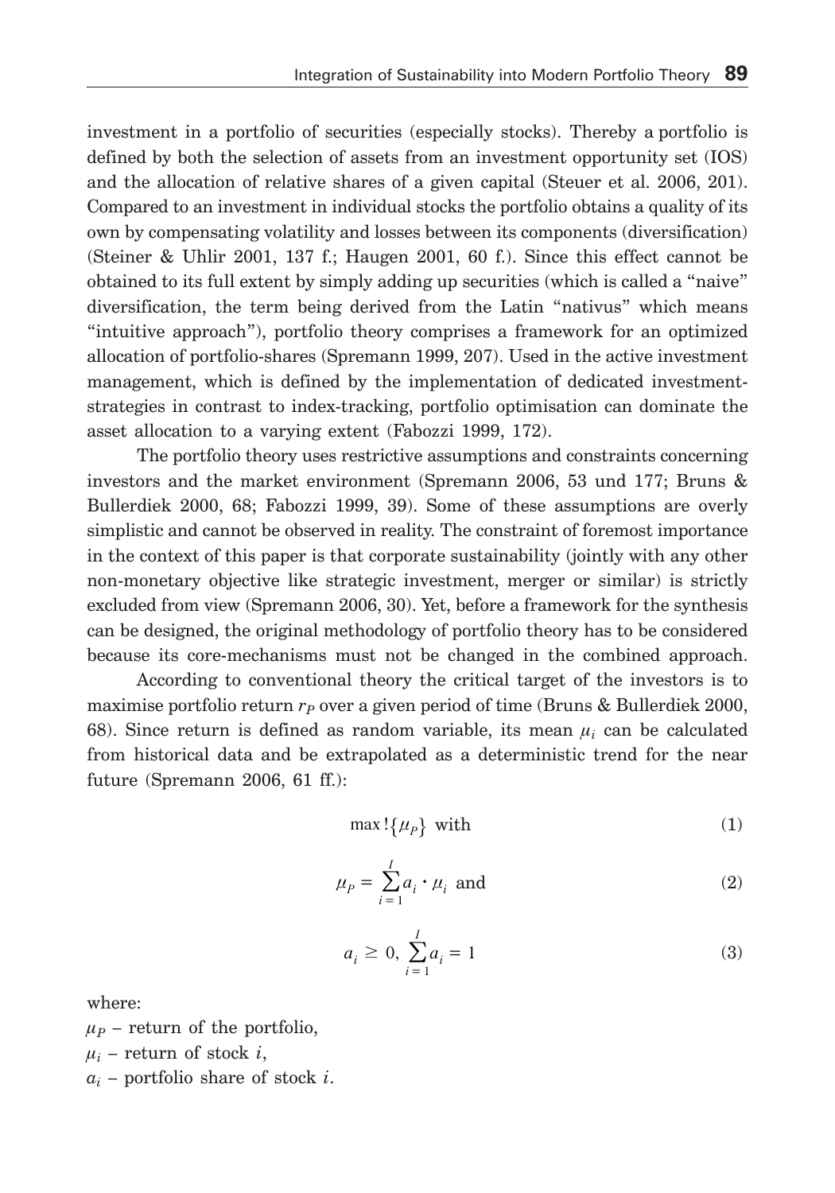investment in a portfolio of securities (especially stocks). Thereby a portfolio is defined by both the selection of assets from an investment opportunity set (IOS) and the allocation of relative shares of a given capital (Steuer et al. 2006, 201). Compared to an investment in individual stocks the portfolio obtains a quality of its own by compensating volatility and losses between its components (diversification) (Steiner & Uhlir 2001, 137 f.; Haugen 2001, 60 f.). Since this effect cannot be obtained to its full extent by simply adding up securities (which is called a "naive" diversification, the term being derived from the Latin "nativus" which means "intuitive approach"), portfolio theory comprises a framework for an optimized allocation of portfolio-shares (Spremann 1999, 207). Used in the active investment management, which is defined by the implementation of dedicated investment-strategies in contrast to index-tracking, portfolio optimisation can dominate the asset allocation to a varying extent (Fabozzi 1999, 172).

The portfolio theory uses restrictive assumptions and constraints concerning investors and the market environment (Spremann 2006, 53 und 177; Bruns & Bullerdiek 2000, 68; Fabozzi 1999, 39). Some of these assumptions are overly simplistic and cannot be observed in reality. The constraint of foremost importance in the context of this paper is that corporate sustainability (jointly with any other non-monetary objective like strategic investment, merger or similar) is strictly excluded from view (Spremann 2006, 30). Yet, before a framework for the synthesis can be designed, the original methodology of portfolio theory has to be considered because its core-mechanisms must not be changed in the combined approach.

According to conventional theory the critical target of the investors is to maximise portfolio return $r_P$ over a given period of time (Bruns & Bullerdiek 2000, 68). Since return is defined as random variable, its mean $\mu_i$ can be calculated from historical data and be extrapolated as a deterministic trend for the near future (Spremann 2006, 61 ff.):

$$\max!\{\mu_P\} \text{ with} \tag{1}$$

$$\mu_P = \sum_{i=1}^{I} a_i \cdot \mu_i \text{ and} \tag{2}$$

$$a_i \geq 0, \sum_{i=1}^{I} a_i = 1 \tag{3}$$

where:

$\mu_P$ – return of the portfolio,
$\mu_i$ – return of stock $i$,
$a_i$ – portfolio share of stock $i$.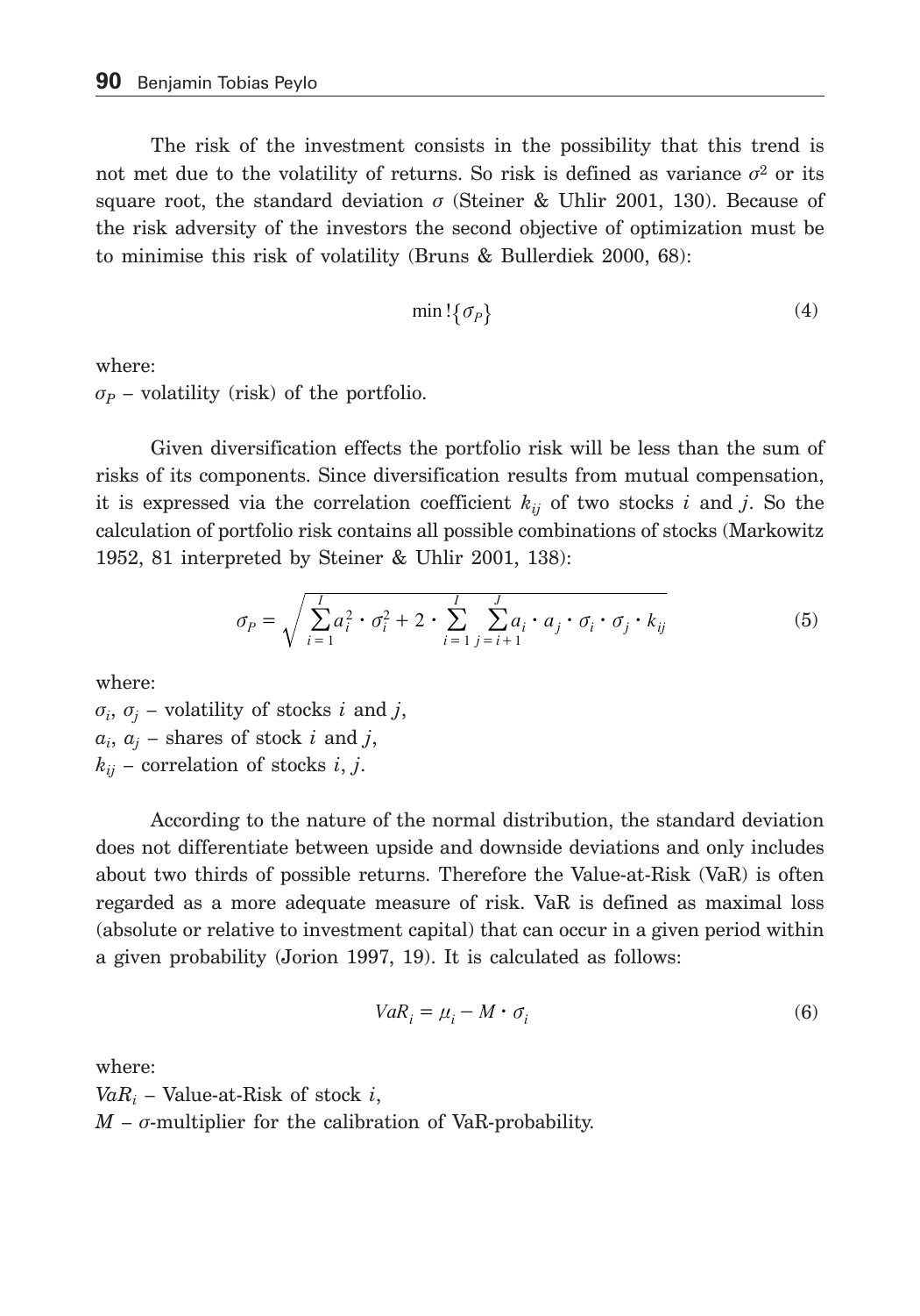The risk of the investment consists in the possibility that this trend is not met due to the volatility of returns. So risk is defined as variance $\sigma^2$ or its square root, the standard deviation $\sigma$ (Steiner & Uhlir 2001, 130). Because of the risk adversity of the investors the second objective of optimization must be to minimise this risk of volatility (Bruns & Bullerdiek 2000, 68):

$$\min!\{\sigma_P\} \tag{4}$$

where:
$\sigma_P$ – volatility (risk) of the portfolio.

Given diversification effects the portfolio risk will be less than the sum of risks of its components. Since diversification results from mutual compensation, it is expressed via the correlation coefficient $k_{ij}$ of two stocks $i$ and $j$. So the calculation of portfolio risk contains all possible combinations of stocks (Markowitz 1952, 81 interpreted by Steiner & Uhlir 2001, 138):

$$\sigma_P = \sqrt{\sum_{i=1}^{I} a_i^2 \cdot \sigma_i^2 + 2 \cdot \sum_{i=1}^{I} \sum_{j=i+1}^{J} a_i \cdot a_j \cdot \sigma_i \cdot \sigma_j \cdot k_{ij}} \tag{5}$$

where:
$\sigma_i$, $\sigma_j$ – volatility of stocks $i$ and $j$,
$a_i$, $a_j$ – shares of stock $i$ and $j$,
$k_{ij}$ – correlation of stocks $i$, $j$.

According to the nature of the normal distribution, the standard deviation does not differentiate between upside and downside deviations and only includes about two thirds of possible returns. Therefore the Value-at-Risk (VaR) is often regarded as a more adequate measure of risk. VaR is defined as maximal loss (absolute or relative to investment capital) that can occur in a given period within a given probability (Jorion 1997, 19). It is calculated as follows:

$$VaR_i = \mu_i - M \cdot \sigma_i \tag{6}$$

where:
$VaR_i$ – Value-at-Risk of stock $i$,
$M$ – $\sigma$-multiplier for the calibration of VaR-probability.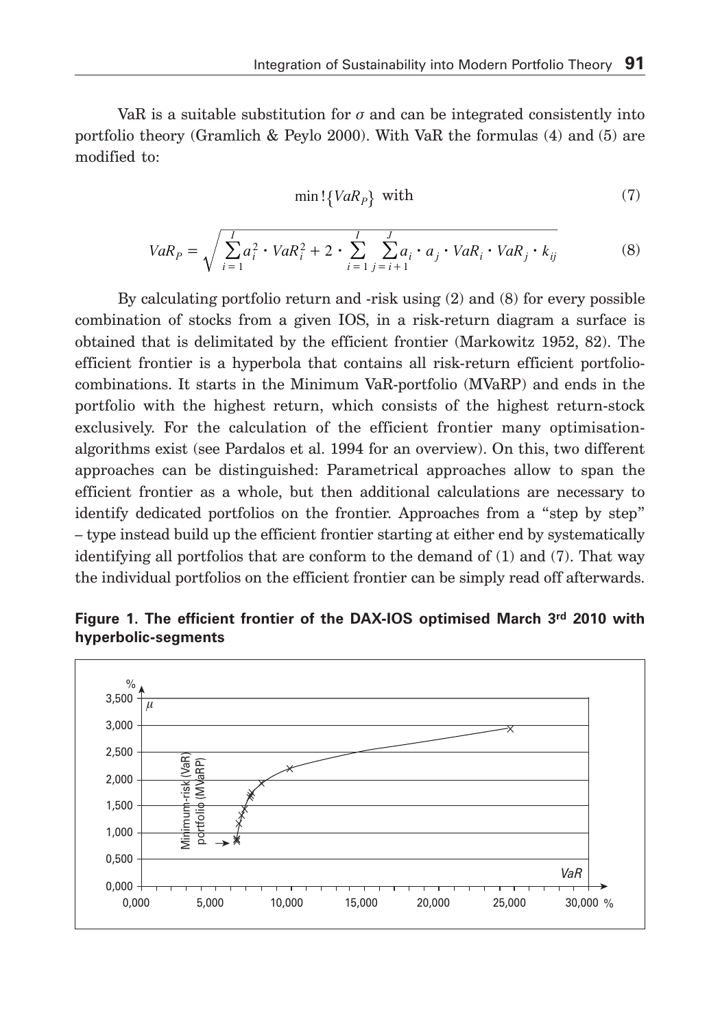VaR is a suitable substitution for $\sigma$ and can be integrated consistently into portfolio theory (Gramlich & Peylo 2000). With VaR the formulas (4) and (5) are modified to:

$$\min!\{VaR_P\} \text{ with} \tag{7}$$

$$VaR_P = \sqrt{\sum_{i=1}^{I} a_i^2 \cdot VaR_i^2 + 2 \cdot \sum_{i=1}^{I} \sum_{j=i+1}^{J} a_i \cdot a_j \cdot VaR_i \cdot VaR_j \cdot k_{ij}} \tag{8}$$

By calculating portfolio return and -risk using (2) and (8) for every possible combination of stocks from a given IOS, in a risk-return diagram a surface is obtained that is delimitated by the efficient frontier (Markowitz 1952, 82). The efficient frontier is a hyperbola that contains all risk-return efficient portfolio-combinations. It starts in the Minimum VaR-portfolio (MVaRP) and ends in the portfolio with the highest return, which consists of the highest return-stock exclusively. For the calculation of the efficient frontier many optimisation-algorithms exist (see Pardalos et al. 1994 for an overview). On this, two different approaches can be distinguished: Parametrical approaches allow to span the efficient frontier as a whole, but then additional calculations are necessary to identify dedicated portfolios on the frontier. Approaches from a "step by step" – type instead build up the efficient frontier starting at either end by systematically identifying all portfolios that are conform to the demand of (1) and (7). That way the individual portfolios on the efficient frontier can be simply read off afterwards.

**Figure 1. The efficient frontier of the DAX-IOS optimised March 3rd 2010 with hyperbolic-segments**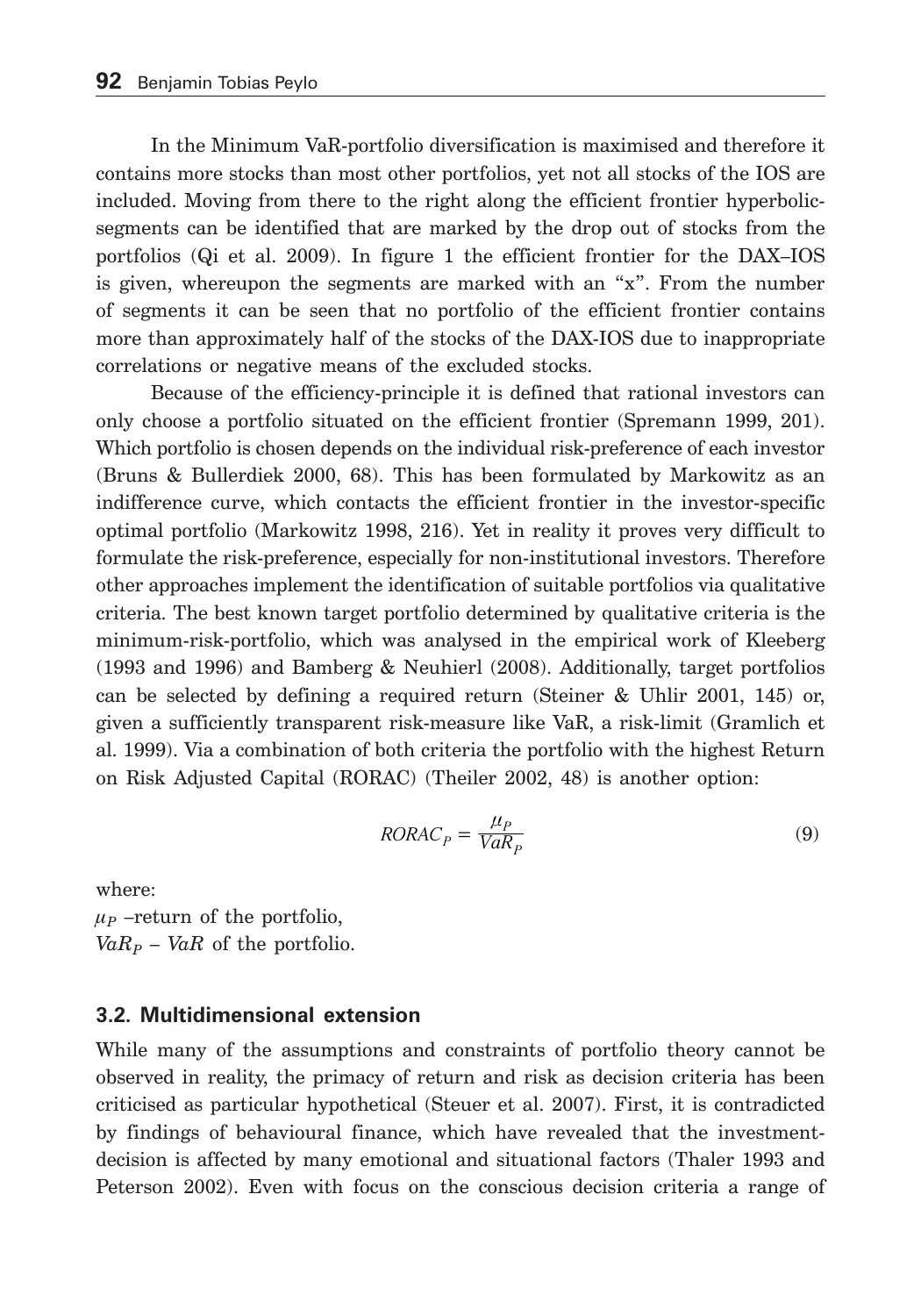In the Minimum VaR-portfolio diversification is maximised and therefore it contains more stocks than most other portfolios, yet not all stocks of the IOS are included. Moving from there to the right along the efficient frontier hyperbolic-segments can be identified that are marked by the drop out of stocks from the portfolios (Qi et al. 2009). In figure 1 the efficient frontier for the DAX–IOS is given, whereupon the segments are marked with an "x". From the number of segments it can be seen that no portfolio of the efficient frontier contains more than approximately half of the stocks of the DAX-IOS due to inappropriate correlations or negative means of the excluded stocks.

Because of the efficiency-principle it is defined that rational investors can only choose a portfolio situated on the efficient frontier (Spremann 1999, 201). Which portfolio is chosen depends on the individual risk-preference of each investor (Bruns & Bullerdiek 2000, 68). This has been formulated by Markowitz as an indifference curve, which contacts the efficient frontier in the investor-specific optimal portfolio (Markowitz 1998, 216). Yet in reality it proves very difficult to formulate the risk-preference, especially for non-institutional investors. Therefore other approaches implement the identification of suitable portfolios via qualitative criteria. The best known target portfolio determined by qualitative criteria is the minimum-risk-portfolio, which was analysed in the empirical work of Kleeberg (1993 and 1996) and Bamberg & Neuhierl (2008). Additionally, target portfolios can be selected by defining a required return (Steiner & Uhlir 2001, 145) or, given a sufficiently transparent risk-measure like VaR, a risk-limit (Gramlich et al. 1999). Via a combination of both criteria the portfolio with the highest Return on Risk Adjusted Capital (RORAC) (Theiler 2002, 48) is another option:

$$RORAC_P = \frac{\mu_P}{VaR_P} \tag{9}$$

where:
$\mu_P$ –return of the portfolio,
$VaR_P$ – $VaR$ of the portfolio.

### 3.2. Multidimensional extension

While many of the assumptions and constraints of portfolio theory cannot be observed in reality, the primacy of return and risk as decision criteria has been criticised as particular hypothetical (Steuer et al. 2007). First, it is contradicted by findings of behavioural finance, which have revealed that the investment-decision is affected by many emotional and situational factors (Thaler 1993 and Peterson 2002). Even with focus on the conscious decision criteria a range of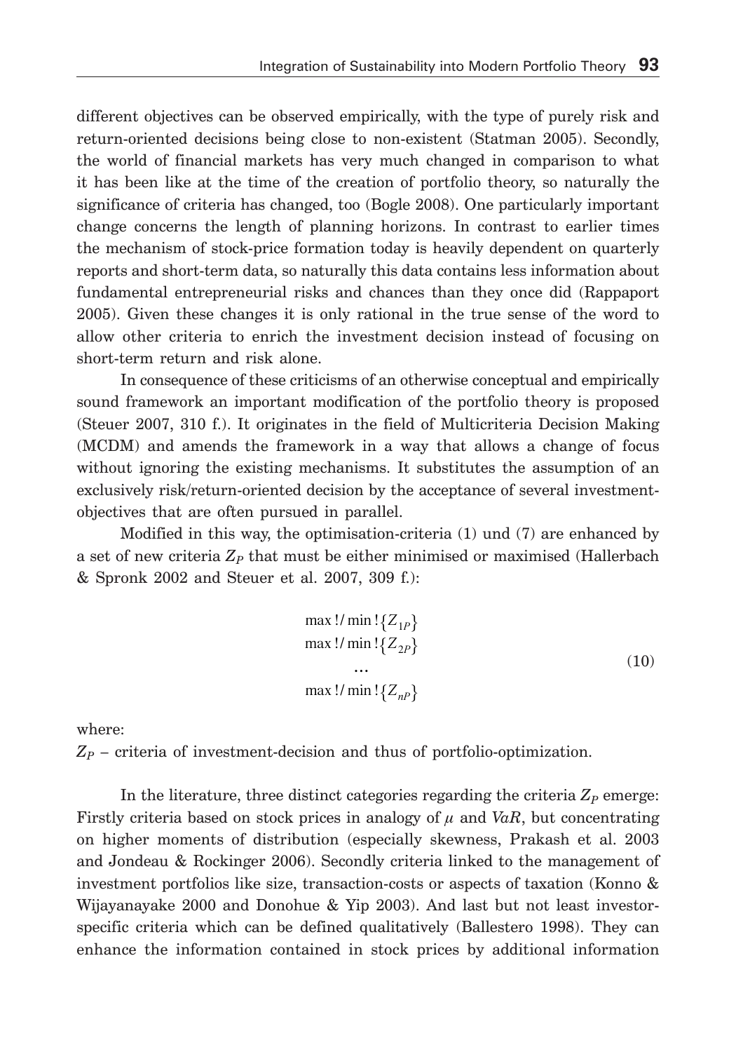different objectives can be observed empirically, with the type of purely risk and return-oriented decisions being close to non-existent (Statman 2005). Secondly, the world of financial markets has very much changed in comparison to what it has been like at the time of the creation of portfolio theory, so naturally the significance of criteria has changed, too (Bogle 2008). One particularly important change concerns the length of planning horizons. In contrast to earlier times the mechanism of stock-price formation today is heavily dependent on quarterly reports and short-term data, so naturally this data contains less information about fundamental entrepreneurial risks and chances than they once did (Rappaport 2005). Given these changes it is only rational in the true sense of the word to allow other criteria to enrich the investment decision instead of focusing on short-term return and risk alone.

In consequence of these criticisms of an otherwise conceptual and empirically sound framework an important modification of the portfolio theory is proposed (Steuer 2007, 310 f.). It originates in the field of Multicriteria Decision Making (MCDM) and amends the framework in a way that allows a change of focus without ignoring the existing mechanisms. It substitutes the assumption of an exclusively risk/return-oriented decision by the acceptance of several investment-objectives that are often pursued in parallel.

Modified in this way, the optimisation-criteria (1) und (7) are enhanced by a set of new criteria $Z_P$ that must be either minimised or maximised (Hallerbach & Spronk 2002 and Steuer et al. 2007, 309 f.):

$$\begin{gathered} \max!/\min!\{Z_{1P}\} \\ \max!/\min!\{Z_{2P}\} \\ \dots \\ \max!/\min!\{Z_{nP}\} \end{gathered} \tag{10}$$

where:

$Z_P$ – criteria of investment-decision and thus of portfolio-optimization.

In the literature, three distinct categories regarding the criteria $Z_P$ emerge: Firstly criteria based on stock prices in analogy of $\mu$ and $VaR$, but concentrating on higher moments of distribution (especially skewness, Prakash et al. 2003 and Jondeau & Rockinger 2006). Secondly criteria linked to the management of investment portfolios like size, transaction-costs or aspects of taxation (Konno & Wijayanayake 2000 and Donohue & Yip 2003). And last but not least investor-specific criteria which can be defined qualitatively (Ballestero 1998). They can enhance the information contained in stock prices by additional information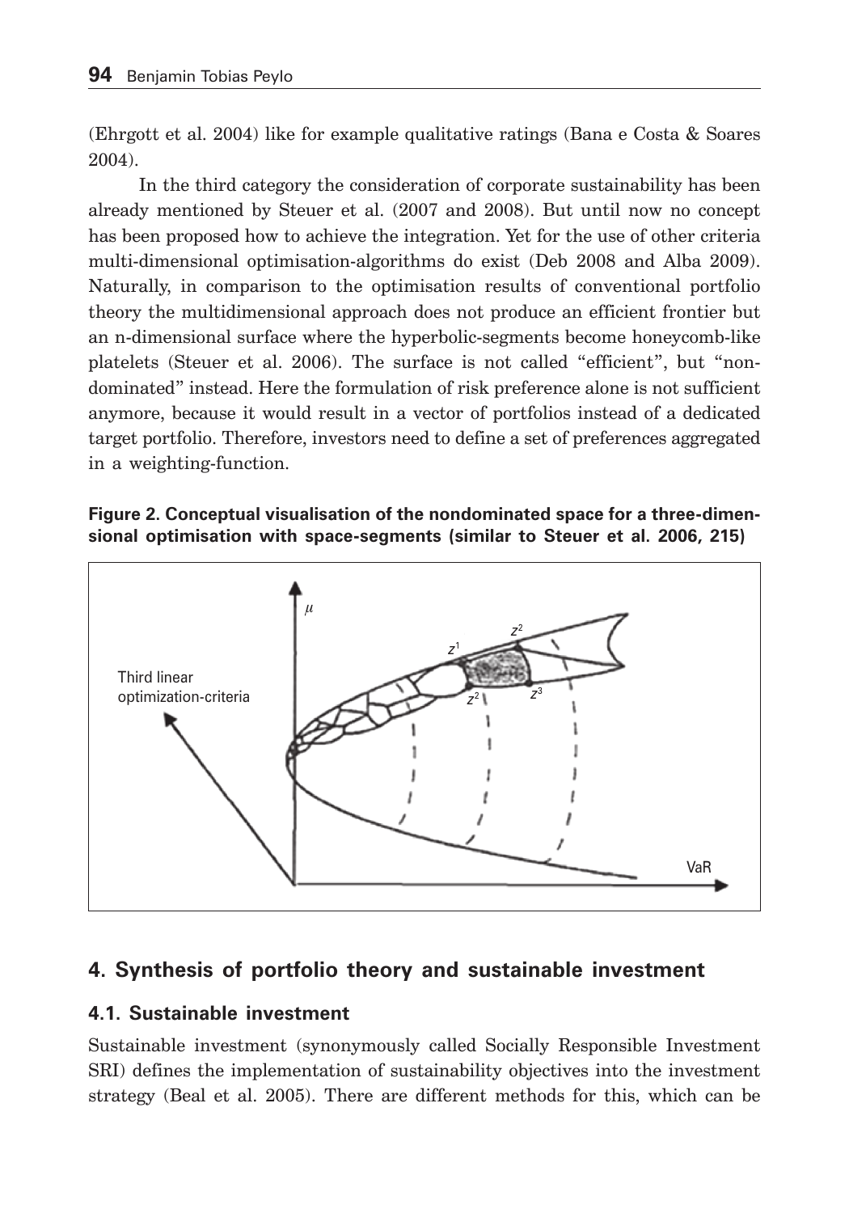(Ehrgott et al. 2004) like for example qualitative ratings (Bana e Costa & Soares 2004).

In the third category the consideration of corporate sustainability has been already mentioned by Steuer et al. (2007 and 2008). But until now no concept has been proposed how to achieve the integration. Yet for the use of other criteria multi-dimensional optimisation-algorithms do exist (Deb 2008 and Alba 2009). Naturally, in comparison to the optimisation results of conventional portfolio theory the multidimensional approach does not produce an efficient frontier but an n-dimensional surface where the hyperbolic-segments become honeycomb-like platelets (Steuer et al. 2006). The surface is not called "efficient", but "nondominated" instead. Here the formulation of risk preference alone is not sufficient anymore, because it would result in a vector of portfolios instead of a dedicated target portfolio. Therefore, investors need to define a set of preferences aggregated in a weighting-function.

**Figure 2. Conceptual visualisation of the nondominated space for a three-dimensional optimisation with space-segments (similar to Steuer et al. 2006, 215)**

## 4. Synthesis of portfolio theory and sustainable investment

### 4.1. Sustainable investment

Sustainable investment (synonymously called Socially Responsible Investment SRI) defines the implementation of sustainability objectives into the investment strategy (Beal et al. 2005). There are different methods for this, which can be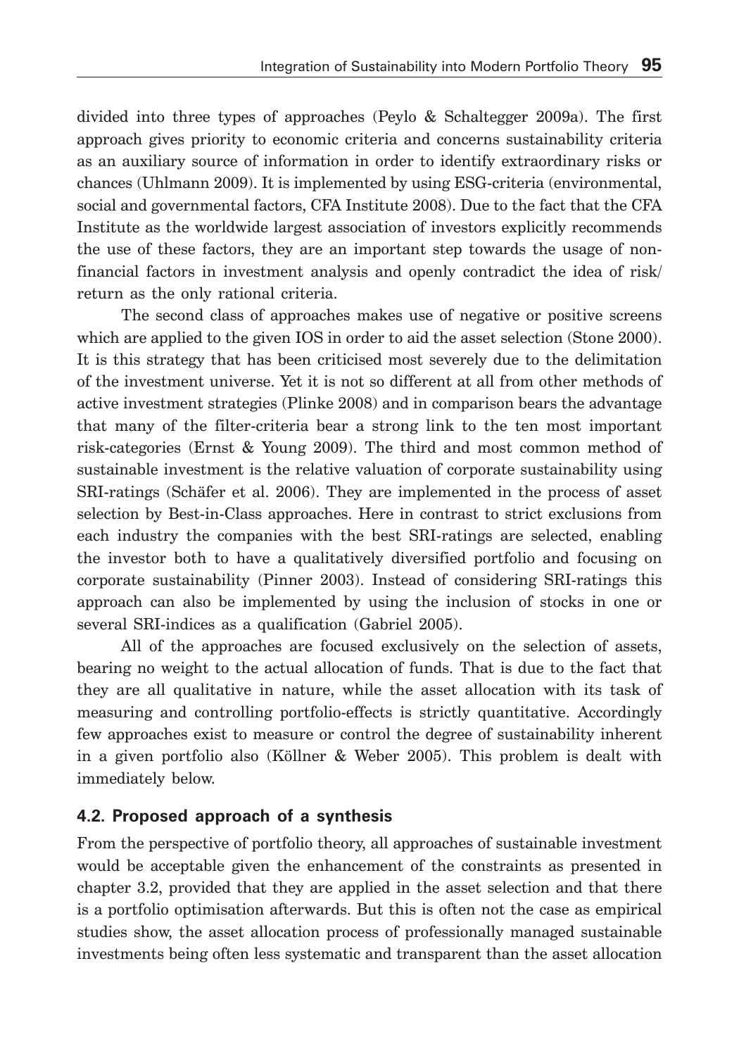divided into three types of approaches (Peylo & Schaltegger 2009a). The first approach gives priority to economic criteria and concerns sustainability criteria as an auxiliary source of information in order to identify extraordinary risks or chances (Uhlmann 2009). It is implemented by using ESG-criteria (environmental, social and governmental factors, CFA Institute 2008). Due to the fact that the CFA Institute as the worldwide largest association of investors explicitly recommends the use of these factors, they are an important step towards the usage of non-financial factors in investment analysis and openly contradict the idea of risk/return as the only rational criteria.

The second class of approaches makes use of negative or positive screens which are applied to the given IOS in order to aid the asset selection (Stone 2000). It is this strategy that has been criticised most severely due to the delimitation of the investment universe. Yet it is not so different at all from other methods of active investment strategies (Plinke 2008) and in comparison bears the advantage that many of the filter-criteria bear a strong link to the ten most important risk-categories (Ernst & Young 2009). The third and most common method of sustainable investment is the relative valuation of corporate sustainability using SRI-ratings (Schäfer et al. 2006). They are implemented in the process of asset selection by Best-in-Class approaches. Here in contrast to strict exclusions from each industry the companies with the best SRI-ratings are selected, enabling the investor both to have a qualitatively diversified portfolio and focusing on corporate sustainability (Pinner 2003). Instead of considering SRI-ratings this approach can also be implemented by using the inclusion of stocks in one or several SRI-indices as a qualification (Gabriel 2005).

All of the approaches are focused exclusively on the selection of assets, bearing no weight to the actual allocation of funds. That is due to the fact that they are all qualitative in nature, while the asset allocation with its task of measuring and controlling portfolio-effects is strictly quantitative. Accordingly few approaches exist to measure or control the degree of sustainability inherent in a given portfolio also (Köllner & Weber 2005). This problem is dealt with immediately below.

### 4.2. Proposed approach of a synthesis

From the perspective of portfolio theory, all approaches of sustainable investment would be acceptable given the enhancement of the constraints as presented in chapter 3.2, provided that they are applied in the asset selection and that there is a portfolio optimisation afterwards. But this is often not the case as empirical studies show, the asset allocation process of professionally managed sustainable investments being often less systematic and transparent than the asset allocation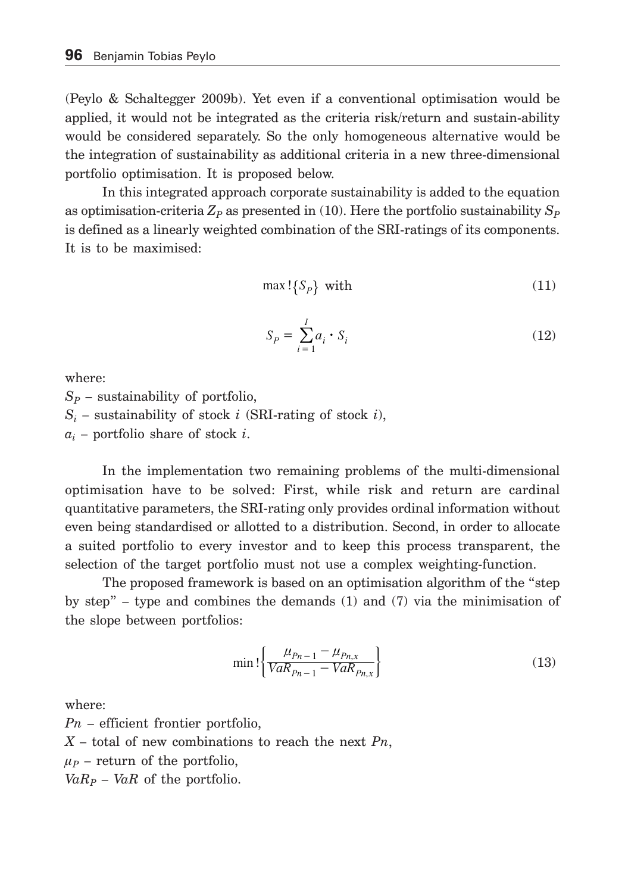(Peylo & Schaltegger 2009b). Yet even if a conventional optimisation would be applied, it would not be integrated as the criteria risk/return and sustain-ability would be considered separately. So the only homogeneous alternative would be the integration of sustainability as additional criteria in a new three-dimensional portfolio optimisation. It is proposed below.

In this integrated approach corporate sustainability is added to the equation as optimisation-criteria $Z_P$ as presented in (10). Here the portfolio sustainability $S_P$ is defined as a linearly weighted combination of the SRI-ratings of its components. It is to be maximised:

$$\max!\{S_P\} \text{ with} \tag{11}$$

$$S_P = \sum_{i=1}^{I} a_i \cdot S_i \tag{12}$$

where:
$S_P$ – sustainability of portfolio,
$S_i$ – sustainability of stock $i$ (SRI-rating of stock $i$),
$a_i$ – portfolio share of stock $i$.

In the implementation two remaining problems of the multi-dimensional optimisation have to be solved: First, while risk and return are cardinal quantitative parameters, the SRI-rating only provides ordinal information without even being standardised or allotted to a distribution. Second, in order to allocate a suited portfolio to every investor and to keep this process transparent, the selection of the target portfolio must not use a complex weighting-function.

The proposed framework is based on an optimisation algorithm of the "step by step" – type and combines the demands (1) and (7) via the minimisation of the slope between portfolios:

$$\min!\left\{\frac{\mu_{Pn-1} - \mu_{Pn,x}}{VaR_{Pn-1} - VaR_{Pn,x}}\right\} \tag{13}$$

where:
$Pn$ – efficient frontier portfolio,
$X$ – total of new combinations to reach the next $Pn$,
$\mu_P$ – return of the portfolio,
$VaR_P$ – $VaR$ of the portfolio.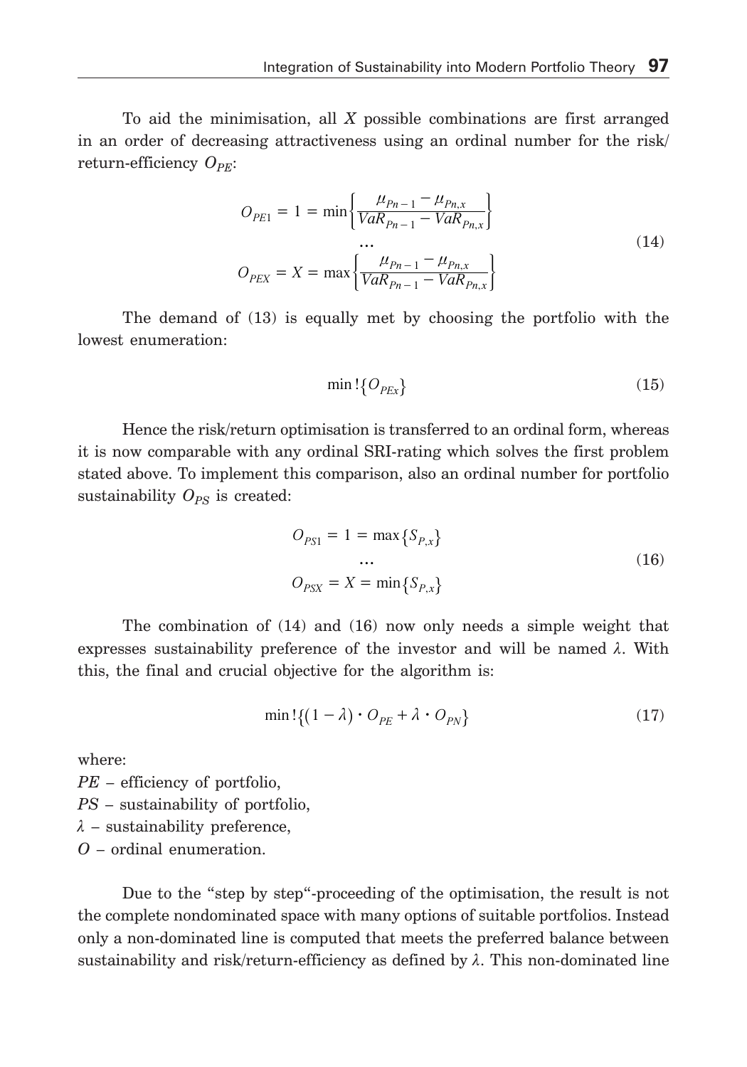To aid the minimisation, all $X$ possible combinations are first arranged in an order of decreasing attractiveness using an ordinal number for the risk/return-efficiency $O_{PE}$:

$$
\begin{gathered}
O_{PE1} = 1 = \min\left\{\frac{\mu_{Pn-1} - \mu_{Pn,x}}{VaR_{Pn-1} - VaR_{Pn,x}}\right\} \\
\dots \\
O_{PEX} = X = \max\left\{\frac{\mu_{Pn-1} - \mu_{Pn,x}}{VaR_{Pn-1} - VaR_{Pn,x}}\right\}
\end{gathered}
\tag{14}
$$

The demand of (13) is equally met by choosing the portfolio with the lowest enumeration:

$$
\min!\{O_{PEx}\}
\tag{15}
$$

Hence the risk/return optimisation is transferred to an ordinal form, whereas it is now comparable with any ordinal SRI-rating which solves the first problem stated above. To implement this comparison, also an ordinal number for portfolio sustainability $O_{PS}$ is created:

$$
\begin{gathered}
O_{PS1} = 1 = \max\{S_{P,x}\} \\
\dots \\
O_{PSX} = X = \min\{S_{P,x}\}
\end{gathered}
\tag{16}
$$

The combination of (14) and (16) now only needs a simple weight that expresses sustainability preference of the investor and will be named $\lambda$. With this, the final and crucial objective for the algorithm is:

$$
\min!\{(1-\lambda) \cdot O_{PE} + \lambda \cdot O_{PN}\}
\tag{17}
$$

where:
$PE$ – efficiency of portfolio,
$PS$ – sustainability of portfolio,
$\lambda$ – sustainability preference,
$O$ – ordinal enumeration.

Due to the "step by step"-proceeding of the optimisation, the result is not the complete nondominated space with many options of suitable portfolios. Instead only a non-dominated line is computed that meets the preferred balance between sustainability and risk/return-efficiency as defined by $\lambda$. This non-dominated line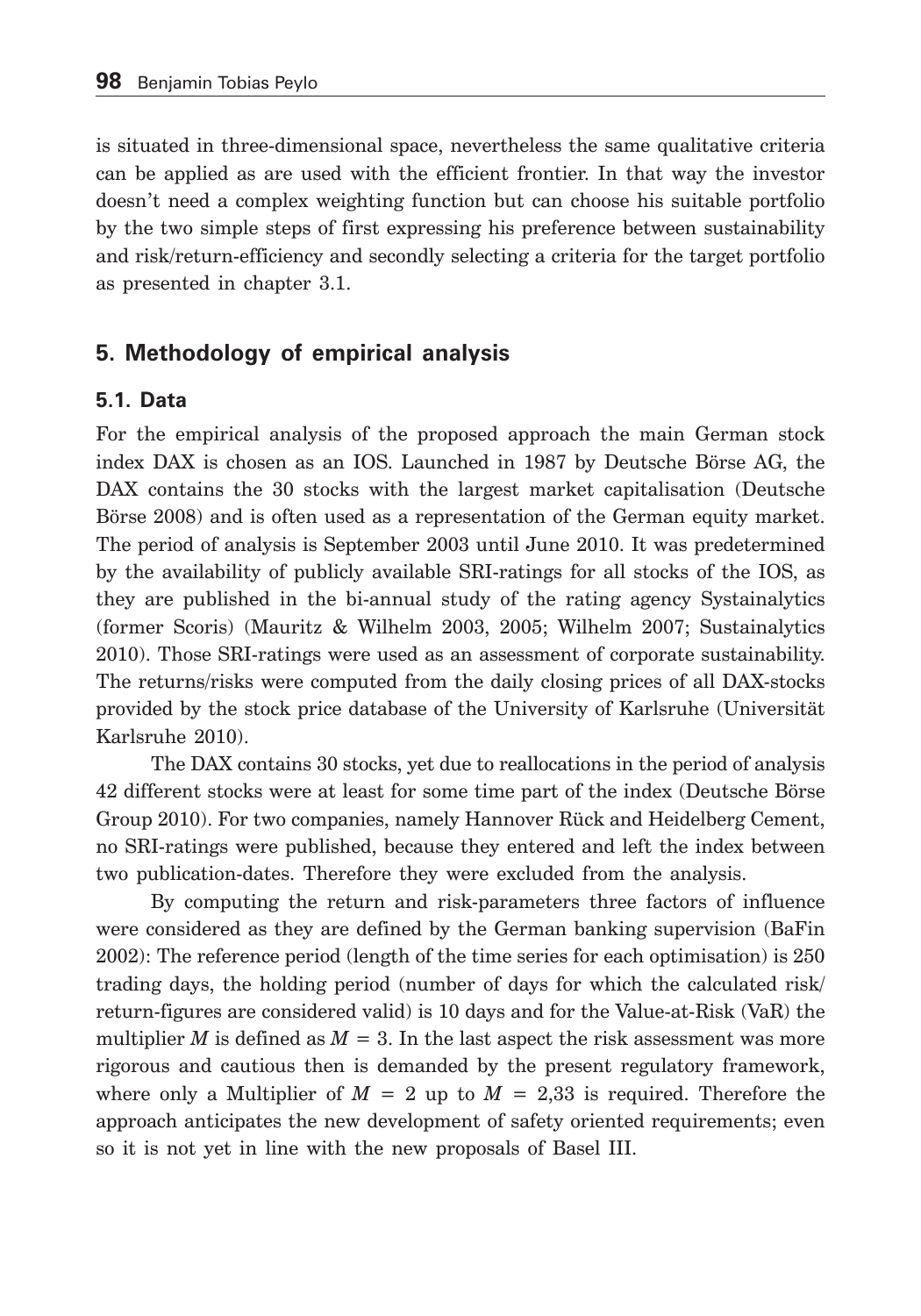is situated in three-dimensional space, nevertheless the same qualitative criteria can be applied as are used with the efficient frontier. In that way the investor doesn't need a complex weighting function but can choose his suitable portfolio by the two simple steps of first expressing his preference between sustainability and risk/return-efficiency and secondly selecting a criteria for the target portfolio as presented in chapter 3.1.

## 5. Methodology of empirical analysis

### 5.1. Data

For the empirical analysis of the proposed approach the main German stock index DAX is chosen as an IOS. Launched in 1987 by Deutsche Börse AG, the DAX contains the 30 stocks with the largest market capitalisation (Deutsche Börse 2008) and is often used as a representation of the German equity market. The period of analysis is September 2003 until June 2010. It was predetermined by the availability of publicly available SRI-ratings for all stocks of the IOS, as they are published in the bi-annual study of the rating agency Systainalytics (former Scoris) (Mauritz & Wilhelm 2003, 2005; Wilhelm 2007; Sustainalytics 2010). Those SRI-ratings were used as an assessment of corporate sustainability. The returns/risks were computed from the daily closing prices of all DAX-stocks provided by the stock price database of the University of Karlsruhe (Universität Karlsruhe 2010).

The DAX contains 30 stocks, yet due to reallocations in the period of analysis 42 different stocks were at least for some time part of the index (Deutsche Börse Group 2010). For two companies, namely Hannover Rück and Heidelberg Cement, no SRI-ratings were published, because they entered and left the index between two publication-dates. Therefore they were excluded from the analysis.

By computing the return and risk-parameters three factors of influence were considered as they are defined by the German banking supervision (BaFin 2002): The reference period (length of the time series for each optimisation) is 250 trading days, the holding period (number of days for which the calculated risk/return-figures are considered valid) is 10 days and for the Value-at-Risk (VaR) the multiplier $M$ is defined as $M = 3$. In the last aspect the risk assessment was more rigorous and cautious then is demanded by the present regulatory framework, where only a Multiplier of $M = 2$ up to $M = 2{,}33$ is required. Therefore the approach anticipates the new development of safety oriented requirements; even so it is not yet in line with the new proposals of Basel III.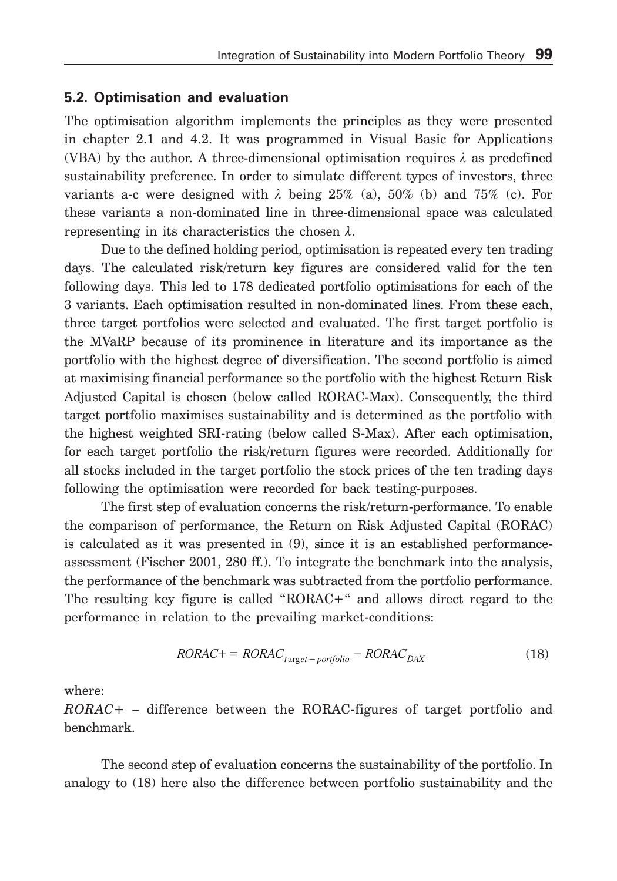## 5.2. Optimisation and evaluation

The optimisation algorithm implements the principles as they were presented in chapter 2.1 and 4.2. It was programmed in Visual Basic for Applications (VBA) by the author. A three-dimensional optimisation requires $\lambda$ as predefined sustainability preference. In order to simulate different types of investors, three variants a-c were designed with $\lambda$ being 25% (a), 50% (b) and 75% (c). For these variants a non-dominated line in three-dimensional space was calculated representing in its characteristics the chosen $\lambda$.

Due to the defined holding period, optimisation is repeated every ten trading days. The calculated risk/return key figures are considered valid for the ten following days. This led to 178 dedicated portfolio optimisations for each of the 3 variants. Each optimisation resulted in non-dominated lines. From these each, three target portfolios were selected and evaluated. The first target portfolio is the MVaRP because of its prominence in literature and its importance as the portfolio with the highest degree of diversification. The second portfolio is aimed at maximising financial performance so the portfolio with the highest Return Risk Adjusted Capital is chosen (below called RORAC-Max). Consequently, the third target portfolio maximises sustainability and is determined as the portfolio with the highest weighted SRI-rating (below called S-Max). After each optimisation, for each target portfolio the risk/return figures were recorded. Additionally for all stocks included in the target portfolio the stock prices of the ten trading days following the optimisation were recorded for back testing-purposes.

The first step of evaluation concerns the risk/return-performance. To enable the comparison of performance, the Return on Risk Adjusted Capital (RORAC) is calculated as it was presented in (9), since it is an established performance-assessment (Fischer 2001, 280 ff.). To integrate the benchmark into the analysis, the performance of the benchmark was subtracted from the portfolio performance. The resulting key figure is called "RORAC+" and allows direct regard to the performance in relation to the prevailing market-conditions:

$$RORAC+ = RORAC_{target-portfolio} - RORAC_{DAX} \tag{18}$$

where:

$RORAC+$ – difference between the RORAC-figures of target portfolio and benchmark.

The second step of evaluation concerns the sustainability of the portfolio. In analogy to (18) here also the difference between portfolio sustainability and the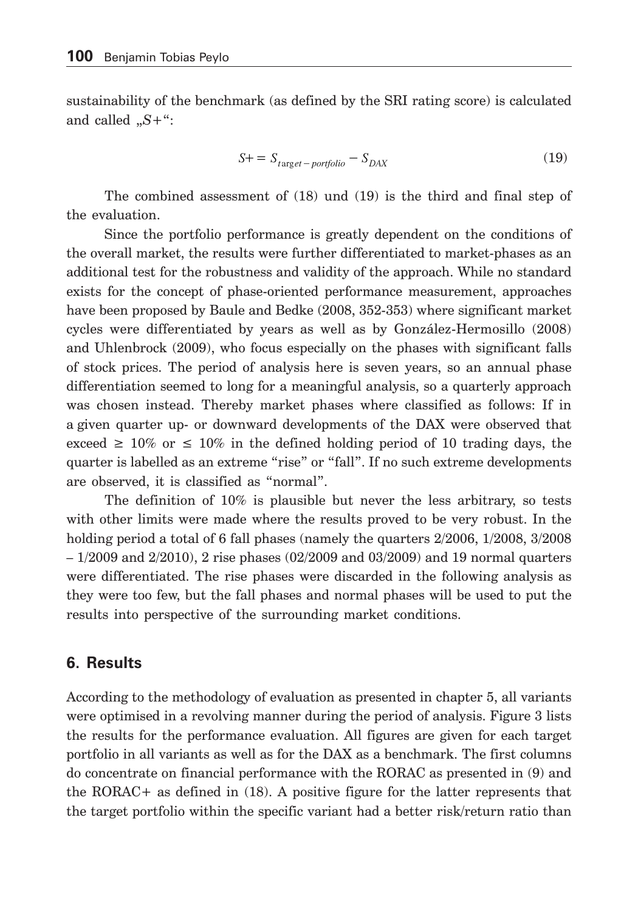sustainability of the benchmark (as defined by the SRI rating score) is calculated and called „*S+*“:

$$S+ = S_{target-portfolio} - S_{DAX} \tag{19}$$

The combined assessment of (18) und (19) is the third and final step of the evaluation.

Since the portfolio performance is greatly dependent on the conditions of the overall market, the results were further differentiated to market-phases as an additional test for the robustness and validity of the approach. While no standard exists for the concept of phase-oriented performance measurement, approaches have been proposed by Baule and Bedke (2008, 352-353) where significant market cycles were differentiated by years as well as by González-Hermosillo (2008) and Uhlenbrock (2009), who focus especially on the phases with significant falls of stock prices. The period of analysis here is seven years, so an annual phase differentiation seemed to long for a meaningful analysis, so a quarterly approach was chosen instead. Thereby market phases where classified as follows: If in a given quarter up- or downward developments of the DAX were observed that exceed $\geq$ 10% or $\leq$ 10% in the defined holding period of 10 trading days, the quarter is labelled as an extreme “rise” or “fall”. If no such extreme developments are observed, it is classified as “normal”.

The definition of 10% is plausible but never the less arbitrary, so tests with other limits were made where the results proved to be very robust. In the holding period a total of 6 fall phases (namely the quarters 2/2006, 1/2008, 3/2008 – 1/2009 and 2/2010), 2 rise phases (02/2009 and 03/2009) and 19 normal quarters were differentiated. The rise phases were discarded in the following analysis as they were too few, but the fall phases and normal phases will be used to put the results into perspective of the surrounding market conditions.

## 6. Results

According to the methodology of evaluation as presented in chapter 5, all variants were optimised in a revolving manner during the period of analysis. Figure 3 lists the results for the performance evaluation. All figures are given for each target portfolio in all variants as well as for the DAX as a benchmark. The first columns do concentrate on financial performance with the RORAC as presented in (9) and the RORAC+ as defined in (18). A positive figure for the latter represents that the target portfolio within the specific variant had a better risk/return ratio than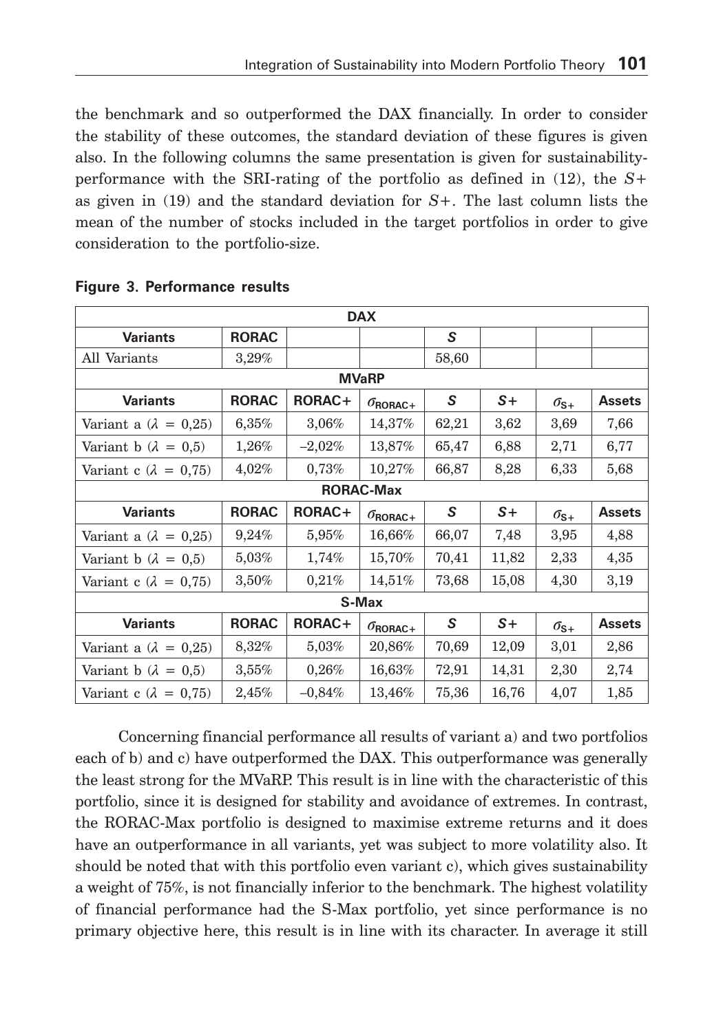the benchmark and so outperformed the DAX financially. In order to consider the stability of these outcomes, the standard deviation of these figures is given also. In the following columns the same presentation is given for sustainability-performance with the SRI-rating of the portfolio as defined in (12), the $S+$ as given in (19) and the standard deviation for $S+$. The last column lists the mean of the number of stocks included in the target portfolios in order to give consideration to the portfolio-size.

**Figure 3. Performance results**

| **DAX** | | | | | | | |
|---|---|---|---|---|---|---|---|
| **Variants** | **RORAC** | | | ***S*** | | | |
| All Variants | 3,29% | | | 58,60 | | | |
| **MVaRP** | | | | | | | |
| **Variants** | **RORAC** | **RORAC+** | $\sigma_{\text{RORAC+}}$ | ***S*** | ***S+*** | $\sigma_{\text{S+}}$ | **Assets** |
| Variant a ($\lambda$ = 0,25) | 6,35% | 3,06% | 14,37% | 62,21 | 3,62 | 3,69 | 7,66 |
| Variant b ($\lambda$ = 0,5) | 1,26% | –2,02% | 13,87% | 65,47 | 6,88 | 2,71 | 6,77 |
| Variant c ($\lambda$ = 0,75) | 4,02% | 0,73% | 10,27% | 66,87 | 8,28 | 6,33 | 5,68 |
| **RORAC-Max** | | | | | | | |
| **Variants** | **RORAC** | **RORAC+** | $\sigma_{\text{RORAC+}}$ | ***S*** | ***S+*** | $\sigma_{\text{S+}}$ | **Assets** |
| Variant a ($\lambda$ = 0,25) | 9,24% | 5,95% | 16,66% | 66,07 | 7,48 | 3,95 | 4,88 |
| Variant b ($\lambda$ = 0,5) | 5,03% | 1,74% | 15,70% | 70,41 | 11,82 | 2,33 | 4,35 |
| Variant c ($\lambda$ = 0,75) | 3,50% | 0,21% | 14,51% | 73,68 | 15,08 | 4,30 | 3,19 |
| **S-Max** | | | | | | | |
| **Variants** | **RORAC** | **RORAC+** | $\sigma_{\text{RORAC+}}$ | ***S*** | ***S+*** | $\sigma_{\text{S+}}$ | **Assets** |
| Variant a ($\lambda$ = 0,25) | 8,32% | 5,03% | 20,86% | 70,69 | 12,09 | 3,01 | 2,86 |
| Variant b ($\lambda$ = 0,5) | 3,55% | 0,26% | 16,63% | 72,91 | 14,31 | 2,30 | 2,74 |
| Variant c ($\lambda$ = 0,75) | 2,45% | –0,84% | 13,46% | 75,36 | 16,76 | 4,07 | 1,85 |

Concerning financial performance all results of variant a) and two portfolios each of b) and c) have outperformed the DAX. This outperformance was generally the least strong for the MVaRP. This result is in line with the characteristic of this portfolio, since it is designed for stability and avoidance of extremes. In contrast, the RORAC-Max portfolio is designed to maximise extreme returns and it does have an outperformance in all variants, yet was subject to more volatility also. It should be noted that with this portfolio even variant c), which gives sustainability a weight of 75%, is not financially inferior to the benchmark. The highest volatility of financial performance had the S-Max portfolio, yet since performance is no primary objective here, this result is in line with its character. In average it still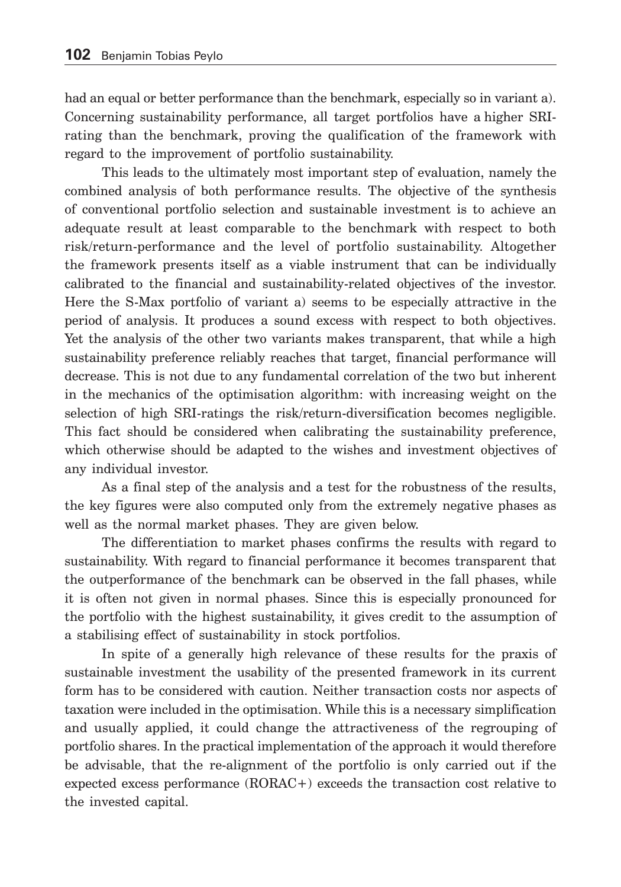had an equal or better performance than the benchmark, especially so in variant a). Concerning sustainability performance, all target portfolios have a higher SRI-rating than the benchmark, proving the qualification of the framework with regard to the improvement of portfolio sustainability.

This leads to the ultimately most important step of evaluation, namely the combined analysis of both performance results. The objective of the synthesis of conventional portfolio selection and sustainable investment is to achieve an adequate result at least comparable to the benchmark with respect to both risk/return-performance and the level of portfolio sustainability. Altogether the framework presents itself as a viable instrument that can be individually calibrated to the financial and sustainability-related objectives of the investor. Here the S-Max portfolio of variant a) seems to be especially attractive in the period of analysis. It produces a sound excess with respect to both objectives. Yet the analysis of the other two variants makes transparent, that while a high sustainability preference reliably reaches that target, financial performance will decrease. This is not due to any fundamental correlation of the two but inherent in the mechanics of the optimisation algorithm: with increasing weight on the selection of high SRI-ratings the risk/return-diversification becomes negligible. This fact should be considered when calibrating the sustainability preference, which otherwise should be adapted to the wishes and investment objectives of any individual investor.

As a final step of the analysis and a test for the robustness of the results, the key figures were also computed only from the extremely negative phases as well as the normal market phases. They are given below.

The differentiation to market phases confirms the results with regard to sustainability. With regard to financial performance it becomes transparent that the outperformance of the benchmark can be observed in the fall phases, while it is often not given in normal phases. Since this is especially pronounced for the portfolio with the highest sustainability, it gives credit to the assumption of a stabilising effect of sustainability in stock portfolios.

In spite of a generally high relevance of these results for the praxis of sustainable investment the usability of the presented framework in its current form has to be considered with caution. Neither transaction costs nor aspects of taxation were included in the optimisation. While this is a necessary simplification and usually applied, it could change the attractiveness of the regrouping of portfolio shares. In the practical implementation of the approach it would therefore be advisable, that the re-alignment of the portfolio is only carried out if the expected excess performance (RORAC+) exceeds the transaction cost relative to the invested capital.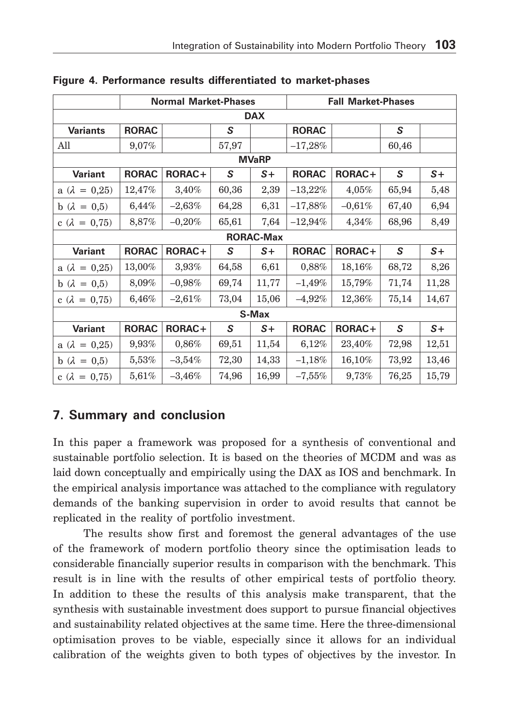**Figure 4. Performance results differentiated to market-phases**

| | Normal Market-Phases | | | | Fall Market-Phases | | | |
|---|---|---|---|---|---|---|---|---|
| **DAX** | | | | | | | | |
| **Variants** | **RORAC** | | ***S*** | | **RORAC** | | ***S*** | |
| All | 9,07% | | 57,97 | | –17,28% | | 60,46 | |
| **MVaRP** | | | | | | | | |
| **Variant** | **RORAC** | **RORAC+** | ***S*** | ***S+*** | **RORAC** | **RORAC+** | ***S*** | ***S+*** |
| a ($\lambda$ = 0,25) | 12,47% | 3,40% | 60,36 | 2,39 | –13,22% | 4,05% | 65,94 | 5,48 |
| b ($\lambda$ = 0,5) | 6,44% | –2,63% | 64,28 | 6,31 | –17,88% | –0,61% | 67,40 | 6,94 |
| c ($\lambda$ = 0,75) | 8,87% | –0,20% | 65,61 | 7,64 | –12,94% | 4,34% | 68,96 | 8,49 |
| **RORAC-Max** | | | | | | | | |
| **Variant** | **RORAC** | **RORAC+** | ***S*** | ***S+*** | **RORAC** | **RORAC+** | ***S*** | ***S+*** |
| a ($\lambda$ = 0,25) | 13,00% | 3,93% | 64,58 | 6,61 | 0,88% | 18,16% | 68,72 | 8,26 |
| b ($\lambda$ = 0,5) | 8,09% | –0,98% | 69,74 | 11,77 | –1,49% | 15,79% | 71,74 | 11,28 |
| c ($\lambda$ = 0,75) | 6,46% | –2,61% | 73,04 | 15,06 | –4,92% | 12,36% | 75,14 | 14,67 |
| **S-Max** | | | | | | | | |
| **Variant** | **RORAC** | **RORAC+** | ***S*** | ***S+*** | **RORAC** | **RORAC+** | ***S*** | ***S+*** |
| a ($\lambda$ = 0,25) | 9,93% | 0,86% | 69,51 | 11,54 | 6,12% | 23,40% | 72,98 | 12,51 |
| b ($\lambda$ = 0,5) | 5,53% | –3,54% | 72,30 | 14,33 | –1,18% | 16,10% | 73,92 | 13,46 |
| c ($\lambda$ = 0,75) | 5,61% | –3,46% | 74,96 | 16,99 | –7,55% | 9,73% | 76,25 | 15,79 |

## 7. Summary and conclusion

In this paper a framework was proposed for a synthesis of conventional and sustainable portfolio selection. It is based on the theories of MCDM and was as laid down conceptually and empirically using the DAX as IOS and benchmark. In the empirical analysis importance was attached to the compliance with regulatory demands of the banking supervision in order to avoid results that cannot be replicated in the reality of portfolio investment.

The results show first and foremost the general advantages of the use of the framework of modern portfolio theory since the optimisation leads to considerable financially superior results in comparison with the benchmark. This result is in line with the results of other empirical tests of portfolio theory. In addition to these the results of this analysis make transparent, that the synthesis with sustainable investment does support to pursue financial objectives and sustainability related objectives at the same time. Here the three-dimensional optimisation proves to be viable, especially since it allows for an individual calibration of the weights given to both types of objectives by the investor. In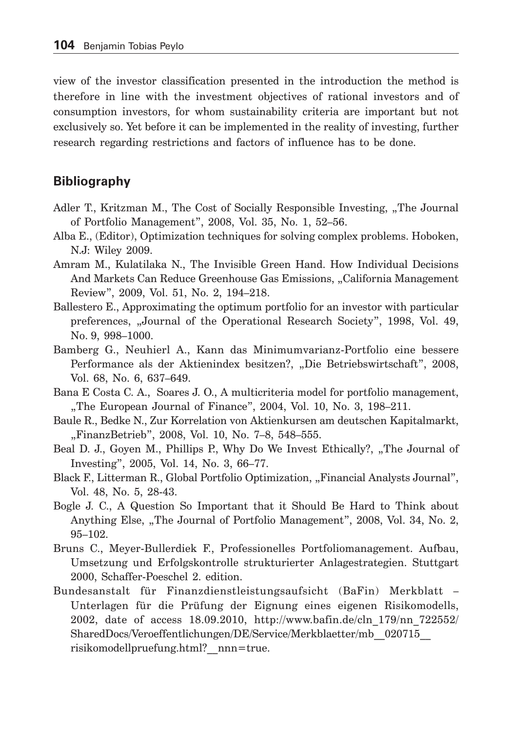view of the investor classification presented in the introduction the method is therefore in line with the investment objectives of rational investors and of consumption investors, for whom sustainability criteria are important but not exclusively so. Yet before it can be implemented in the reality of investing, further research regarding restrictions and factors of influence has to be done.

## Bibliography

Adler T., Kritzman M., The Cost of Socially Responsible Investing, „The Journal of Portfolio Management", 2008, Vol. 35, No. 1, 52–56.

Alba E., (Editor), Optimization techniques for solving complex problems. Hoboken, N.J: Wiley 2009.

Amram M., Kulatilaka N., The Invisible Green Hand. How Individual Decisions And Markets Can Reduce Greenhouse Gas Emissions, „California Management Review", 2009, Vol. 51, No. 2, 194–218.

Ballestero E., Approximating the optimum portfolio for an investor with particular preferences, „Journal of the Operational Research Society", 1998, Vol. 49, No. 9, 998–1000.

Bamberg G., Neuhierl A., Kann das Minimumvarianz-Portfolio eine bessere Performance als der Aktienindex besitzen?, „Die Betriebswirtschaft", 2008, Vol. 68, No. 6, 637–649.

Bana E Costa C. A., Soares J. O., A multicriteria model for portfolio management, „The European Journal of Finance", 2004, Vol. 10, No. 3, 198–211.

Baule R., Bedke N., Zur Korrelation von Aktienkursen am deutschen Kapitalmarkt, „FinanzBetrieb", 2008, Vol. 10, No. 7–8, 548–555.

Beal D. J., Goyen M., Phillips P., Why Do We Invest Ethically?, „The Journal of Investing", 2005, Vol. 14, No. 3, 66–77.

Black F., Litterman R., Global Portfolio Optimization, „Financial Analysts Journal", Vol. 48, No. 5, 28-43.

Bogle J. C., A Question So Important that it Should Be Hard to Think about Anything Else, „The Journal of Portfolio Management", 2008, Vol. 34, No. 2, 95–102.

Bruns C., Meyer-Bullerdiek F., Professionelles Portfoliomanagement. Aufbau, Umsetzung und Erfolgskontrolle strukturierter Anlagestrategien. Stuttgart 2000, Schaffer-Poeschel 2. edition.

Bundesanstalt für Finanzdienstleistungsaufsicht (BaFin) Merkblatt – Unterlagen für die Prüfung der Eignung eines eigenen Risikomodells, 2002, date of access 18.09.2010, http://www.bafin.de/cln_179/nn_722552/SharedDocs/Veroeffentlichungen/DE/Service/Merkblaetter/mb__020715__risikomodellpruefung.html?__nnn=true.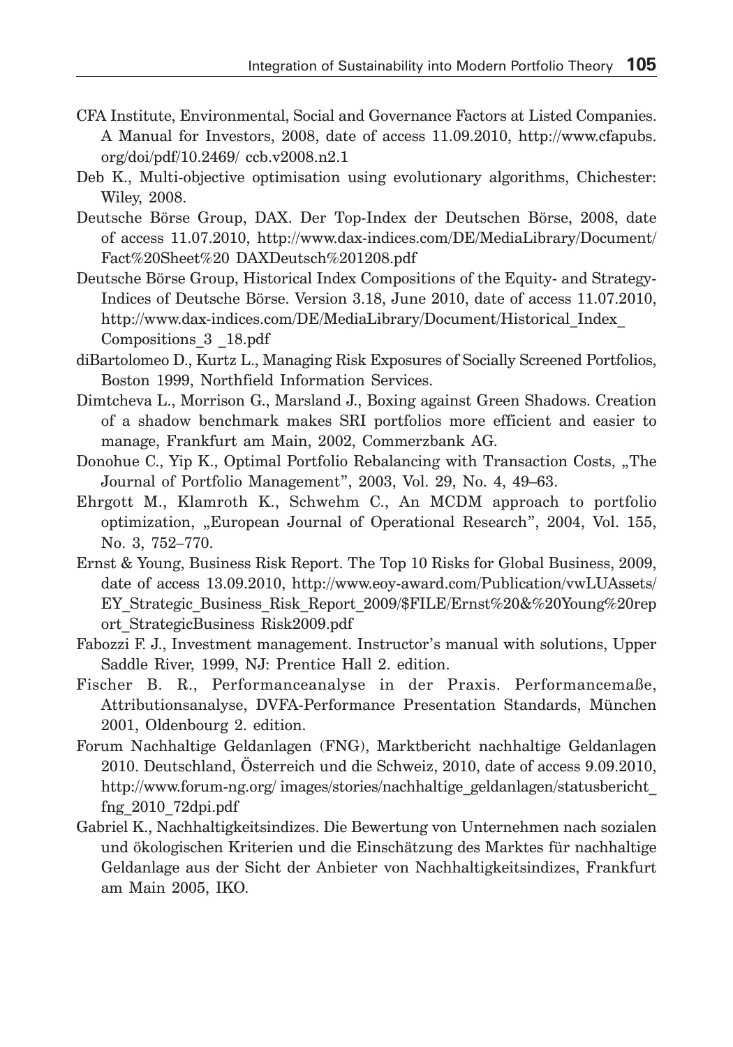CFA Institute, Environmental, Social and Governance Factors at Listed Companies. A Manual for Investors, 2008, date of access 11.09.2010, http://www.cfapubs.org/doi/pdf/10.2469/ ccb.v2008.n2.1

Deb K., Multi-objective optimisation using evolutionary algorithms, Chichester: Wiley, 2008.

Deutsche Börse Group, DAX. Der Top-Index der Deutschen Börse, 2008, date of access 11.07.2010, http://www.dax-indices.com/DE/MediaLibrary/Document/Fact%20Sheet%20 DAXDeutsch%201208.pdf

Deutsche Börse Group, Historical Index Compositions of the Equity- and Strategy-Indices of Deutsche Börse. Version 3.18, June 2010, date of access 11.07.2010, http://www.dax-indices.com/DE/MediaLibrary/Document/Historical_Index_Compositions_3 _18.pdf

diBartolomeo D., Kurtz L., Managing Risk Exposures of Socially Screened Portfolios, Boston 1999, Northfield Information Services.

Dimtcheva L., Morrison G., Marsland J., Boxing against Green Shadows. Creation of a shadow benchmark makes SRI portfolios more efficient and easier to manage, Frankfurt am Main, 2002, Commerzbank AG.

Donohue C., Yip K., Optimal Portfolio Rebalancing with Transaction Costs, „The Journal of Portfolio Management", 2003, Vol. 29, No. 4, 49–63.

Ehrgott M., Klamroth K., Schwehm C., An MCDM approach to portfolio optimization, „European Journal of Operational Research", 2004, Vol. 155, No. 3, 752–770.

Ernst & Young, Business Risk Report. The Top 10 Risks for Global Business, 2009, date of access 13.09.2010, http://www.eoy-award.com/Publication/vwLUAssets/EY_Strategic_Business_Risk_Report_2009/$FILE/Ernst%20&%20Young%20report_StrategicBusiness Risk2009.pdf

Fabozzi F. J., Investment management. Instructor's manual with solutions, Upper Saddle River, 1999, NJ: Prentice Hall 2. edition.

Fischer B. R., Performanceanalyse in der Praxis. Performancemaße, Attributionsanalyse, DVFA-Performance Presentation Standards, München 2001, Oldenbourg 2. edition.

Forum Nachhaltige Geldanlagen (FNG), Marktbericht nachhaltige Geldanlagen 2010. Deutschland, Österreich und die Schweiz, 2010, date of access 9.09.2010, http://www.forum-ng.org/ images/stories/nachhaltige_geldanlagen/statusbericht_fng_2010_72dpi.pdf

Gabriel K., Nachhaltigkeitsindizes. Die Bewertung von Unternehmen nach sozialen und ökologischen Kriterien und die Einschätzung des Marktes für nachhaltige Geldanlage aus der Sicht der Anbieter von Nachhaltigkeitsindizes, Frankfurt am Main 2005, IKO.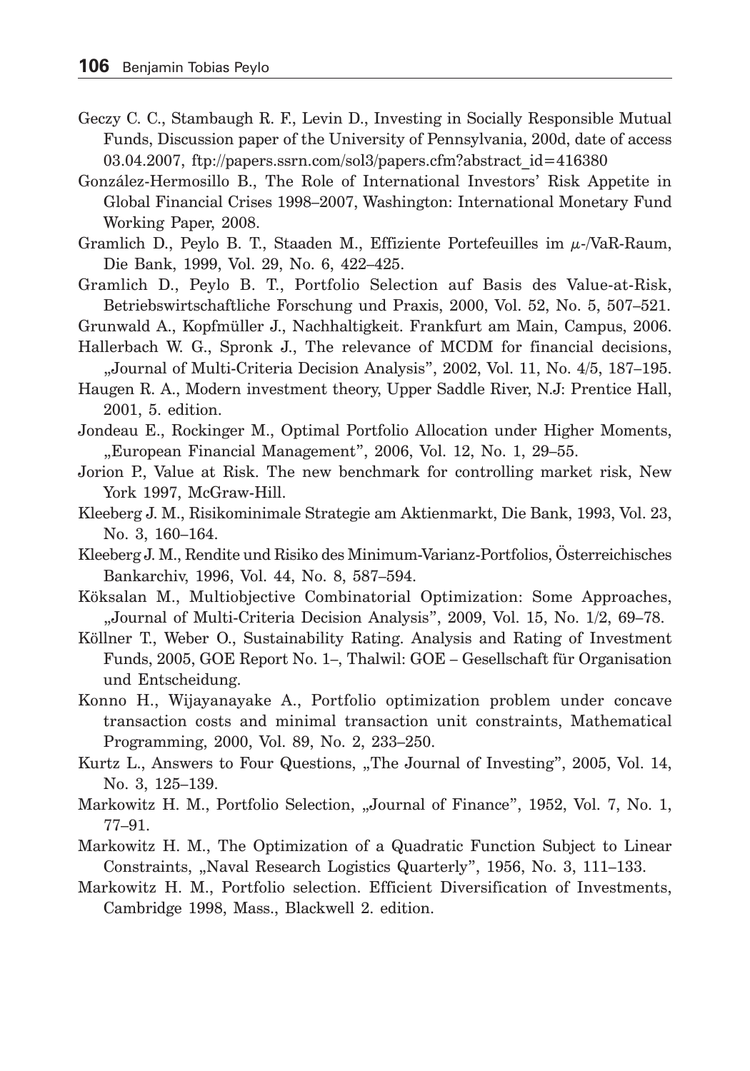Geczy C. C., Stambaugh R. F., Levin D., Investing in Socially Responsible Mutual Funds, Discussion paper of the University of Pennsylvania, 200d, date of access 03.04.2007, ftp://papers.ssrn.com/sol3/papers.cfm?abstract_id=416380

González-Hermosillo B., The Role of International Investors' Risk Appetite in Global Financial Crises 1998–2007, Washington: International Monetary Fund Working Paper, 2008.

Gramlich D., Peylo B. T., Staaden M., Effiziente Portefeuilles im $\mu$-/VaR-Raum, Die Bank, 1999, Vol. 29, No. 6, 422–425.

Gramlich D., Peylo B. T., Portfolio Selection auf Basis des Value-at-Risk, Betriebswirtschaftliche Forschung und Praxis, 2000, Vol. 52, No. 5, 507–521.

Grunwald A., Kopfmüller J., Nachhaltigkeit. Frankfurt am Main, Campus, 2006.

Hallerbach W. G., Spronk J., The relevance of MCDM for financial decisions, „Journal of Multi-Criteria Decision Analysis", 2002, Vol. 11, No. 4/5, 187–195.

Haugen R. A., Modern investment theory, Upper Saddle River, N.J: Prentice Hall, 2001, 5. edition.

Jondeau E., Rockinger M., Optimal Portfolio Allocation under Higher Moments, „European Financial Management", 2006, Vol. 12, No. 1, 29–55.

Jorion P., Value at Risk. The new benchmark for controlling market risk, New York 1997, McGraw-Hill.

Kleeberg J. M., Risikominimale Strategie am Aktienmarkt, Die Bank, 1993, Vol. 23, No. 3, 160–164.

Kleeberg J. M., Rendite und Risiko des Minimum-Varianz-Portfolios, Österreichisches Bankarchiv, 1996, Vol. 44, No. 8, 587–594.

Köksalan M., Multiobjective Combinatorial Optimization: Some Approaches, „Journal of Multi-Criteria Decision Analysis", 2009, Vol. 15, No. 1/2, 69–78.

Köllner T., Weber O., Sustainability Rating. Analysis and Rating of Investment Funds, 2005, GOE Report No. 1–, Thalwil: GOE – Gesellschaft für Organisation und Entscheidung.

Konno H., Wijayanayake A., Portfolio optimization problem under concave transaction costs and minimal transaction unit constraints, Mathematical Programming, 2000, Vol. 89, No. 2, 233–250.

Kurtz L., Answers to Four Questions, „The Journal of Investing", 2005, Vol. 14, No. 3, 125–139.

Markowitz H. M., Portfolio Selection, „Journal of Finance", 1952, Vol. 7, No. 1, 77–91.

Markowitz H. M., The Optimization of a Quadratic Function Subject to Linear Constraints, „Naval Research Logistics Quarterly", 1956, No. 3, 111–133.

Markowitz H. M., Portfolio selection. Efficient Diversification of Investments, Cambridge 1998, Mass., Blackwell 2. edition.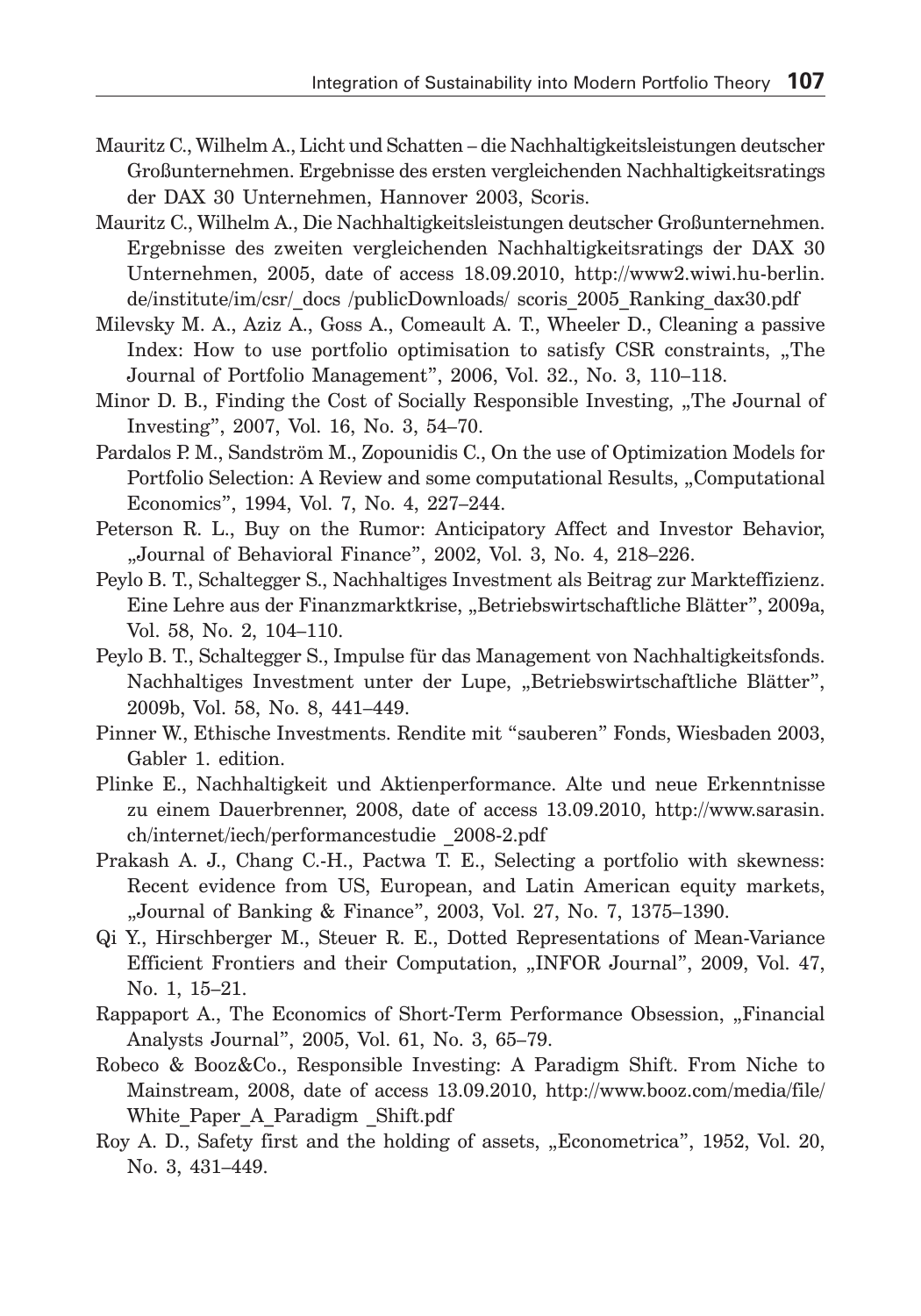Mauritz C., Wilhelm A., Licht und Schatten – die Nachhaltigkeitsleistungen deutscher Großunternehmen. Ergebnisse des ersten vergleichenden Nachhaltigkeitsratings der DAX 30 Unternehmen, Hannover 2003, Scoris.

Mauritz C., Wilhelm A., Die Nachhaltigkeitsleistungen deutscher Großunternehmen. Ergebnisse des zweiten vergleichenden Nachhaltigkeitsratings der DAX 30 Unternehmen, 2005, date of access 18.09.2010, http://www2.wiwi.hu-berlin.de/institute/im/csr/_docs /publicDownloads/ scoris_2005_Ranking_dax30.pdf

Milevsky M. A., Aziz A., Goss A., Comeault A. T., Wheeler D., Cleaning a passive Index: How to use portfolio optimisation to satisfy CSR constraints, „The Journal of Portfolio Management", 2006, Vol. 32., No. 3, 110–118.

Minor D. B., Finding the Cost of Socially Responsible Investing, „The Journal of Investing", 2007, Vol. 16, No. 3, 54–70.

Pardalos P. M., Sandström M., Zopounidis C., On the use of Optimization Models for Portfolio Selection: A Review and some computational Results, „Computational Economics", 1994, Vol. 7, No. 4, 227–244.

Peterson R. L., Buy on the Rumor: Anticipatory Affect and Investor Behavior, „Journal of Behavioral Finance", 2002, Vol. 3, No. 4, 218–226.

Peylo B. T., Schaltegger S., Nachhaltiges Investment als Beitrag zur Markteffizienz. Eine Lehre aus der Finanzmarktkrise, „Betriebswirtschaftliche Blätter", 2009a, Vol. 58, No. 2, 104–110.

Peylo B. T., Schaltegger S., Impulse für das Management von Nachhaltigkeitsfonds. Nachhaltiges Investment unter der Lupe, „Betriebswirtschaftliche Blätter", 2009b, Vol. 58, No. 8, 441–449.

Pinner W., Ethische Investments. Rendite mit "sauberen" Fonds, Wiesbaden 2003, Gabler 1. edition.

Plinke E., Nachhaltigkeit und Aktienperformance. Alte und neue Erkenntnisse zu einem Dauerbrenner, 2008, date of access 13.09.2010, http://www.sarasin.ch/internet/iech/performancestudie _2008-2.pdf

Prakash A. J., Chang C.-H., Pactwa T. E., Selecting a portfolio with skewness: Recent evidence from US, European, and Latin American equity markets, „Journal of Banking & Finance", 2003, Vol. 27, No. 7, 1375–1390.

Qi Y., Hirschberger M., Steuer R. E., Dotted Representations of Mean-Variance Efficient Frontiers and their Computation, „INFOR Journal", 2009, Vol. 47, No. 1, 15–21.

Rappaport A., The Economics of Short-Term Performance Obsession, „Financial Analysts Journal", 2005, Vol. 61, No. 3, 65–79.

Robeco & Booz&Co., Responsible Investing: A Paradigm Shift. From Niche to Mainstream, 2008, date of access 13.09.2010, http://www.booz.com/media/file/White_Paper_A_Paradigm _Shift.pdf

Roy A. D., Safety first and the holding of assets, „Econometrica", 1952, Vol. 20, No. 3, 431–449.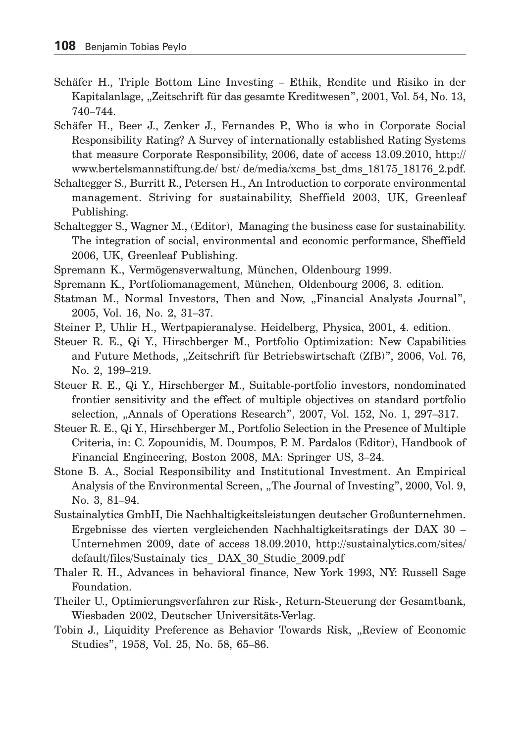Schäfer H., Triple Bottom Line Investing – Ethik, Rendite und Risiko in der Kapitalanlage, „Zeitschrift für das gesamte Kreditwesen", 2001, Vol. 54, No. 13, 740–744.

Schäfer H., Beer J., Zenker J., Fernandes P., Who is who in Corporate Social Responsibility Rating? A Survey of internationally established Rating Systems that measure Corporate Responsibility, 2006, date of access 13.09.2010, http://www.bertelsmannstiftung.de/ bst/ de/media/xcms_bst_dms_18175_18176_2.pdf.

Schaltegger S., Burritt R., Petersen H., An Introduction to corporate environmental management. Striving for sustainability, Sheffield 2003, UK, Greenleaf Publishing.

Schaltegger S., Wagner M., (Editor), Managing the business case for sustainability. The integration of social, environmental and economic performance, Sheffield 2006, UK, Greenleaf Publishing.

Spremann K., Vermögensverwaltung, München, Oldenbourg 1999.

Spremann K., Portfoliomanagement, München, Oldenbourg 2006, 3. edition.

Statman M., Normal Investors, Then and Now, „Financial Analysts Journal", 2005, Vol. 16, No. 2, 31–37.

Steiner P., Uhlir H., Wertpapieranalyse. Heidelberg, Physica, 2001, 4. edition.

Steuer R. E., Qi Y., Hirschberger M., Portfolio Optimization: New Capabilities and Future Methods, „Zeitschrift für Betriebswirtschaft (ZfB)", 2006, Vol. 76, No. 2, 199–219.

Steuer R. E., Qi Y., Hirschberger M., Suitable-portfolio investors, nondominated frontier sensitivity and the effect of multiple objectives on standard portfolio selection, „Annals of Operations Research", 2007, Vol. 152, No. 1, 297–317.

Steuer R. E., Qi Y., Hirschberger M., Portfolio Selection in the Presence of Multiple Criteria, in: C. Zopounidis, M. Doumpos, P. M. Pardalos (Editor), Handbook of Financial Engineering, Boston 2008, MA: Springer US, 3–24.

Stone B. A., Social Responsibility and Institutional Investment. An Empirical Analysis of the Environmental Screen, „The Journal of Investing", 2000, Vol. 9, No. 3, 81–94.

Sustainalytics GmbH, Die Nachhaltigkeitsleistungen deutscher Großunternehmen. Ergebnisse des vierten vergleichenden Nachhaltigkeitsratings der DAX 30 – Unternehmen 2009, date of access 18.09.2010, http://sustainalytics.com/sites/default/files/Sustainaly tics_ DAX_30_Studie_2009.pdf

Thaler R. H., Advances in behavioral finance, New York 1993, NY: Russell Sage Foundation.

Theiler U., Optimierungsverfahren zur Risk-, Return-Steuerung der Gesamtbank, Wiesbaden 2002, Deutscher Universitäts-Verlag.

Tobin J., Liquidity Preference as Behavior Towards Risk, „Review of Economic Studies", 1958, Vol. 25, No. 58, 65–86.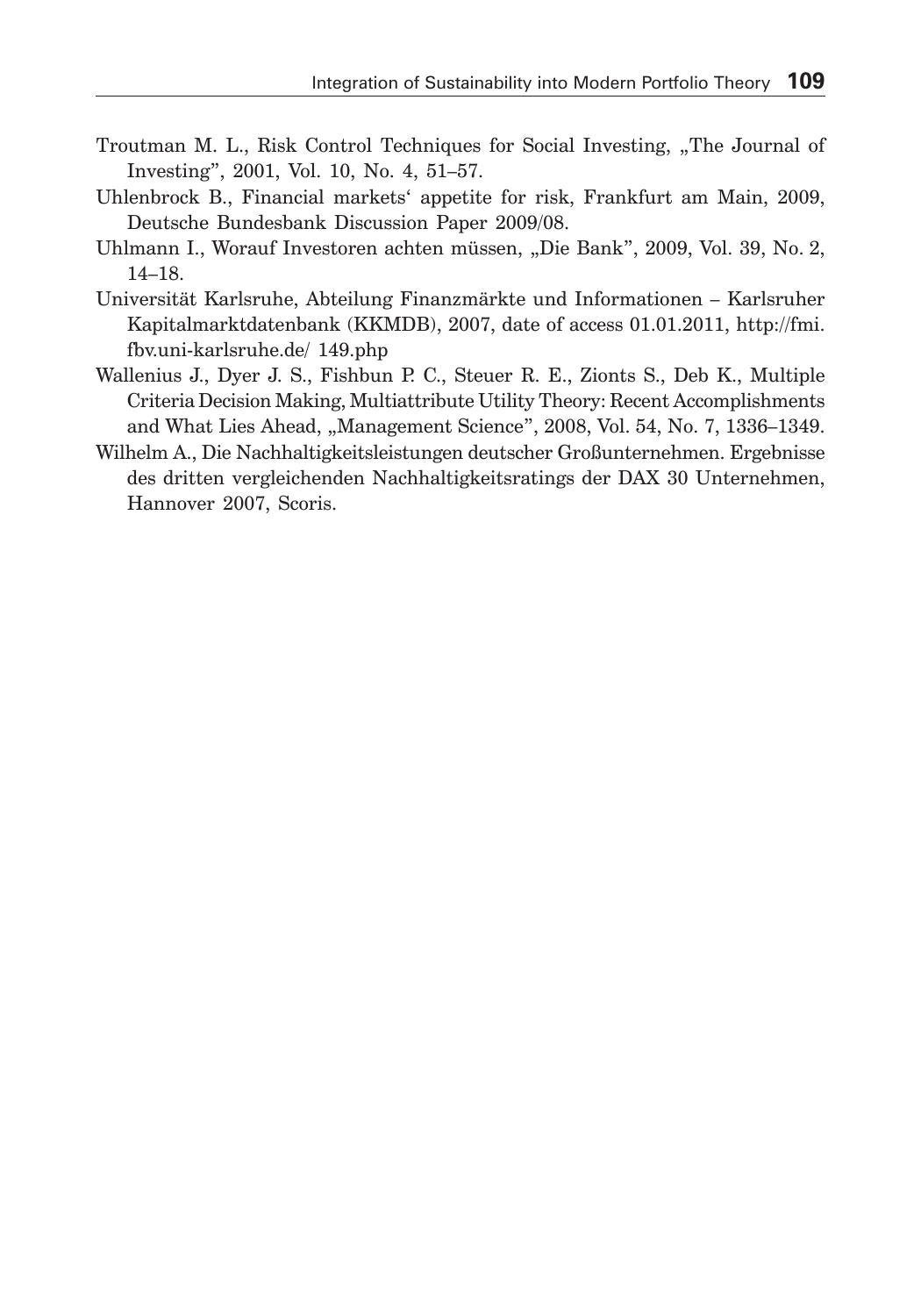Troutman M. L., Risk Control Techniques for Social Investing, „The Journal of Investing", 2001, Vol. 10, No. 4, 51–57.

Uhlenbrock B., Financial markets' appetite for risk, Frankfurt am Main, 2009, Deutsche Bundesbank Discussion Paper 2009/08.

Uhlmann I., Worauf Investoren achten müssen, „Die Bank", 2009, Vol. 39, No. 2, 14–18.

Universität Karlsruhe, Abteilung Finanzmärkte und Informationen – Karlsruher Kapitalmarktdatenbank (KKMDB), 2007, date of access 01.01.2011, http://fmi.fbv.uni-karlsruhe.de/ 149.php

Wallenius J., Dyer J. S., Fishbun P. C., Steuer R. E., Zionts S., Deb K., Multiple Criteria Decision Making, Multiattribute Utility Theory: Recent Accomplishments and What Lies Ahead, „Management Science", 2008, Vol. 54, No. 7, 1336–1349.

Wilhelm A., Die Nachhaltigkeitsleistungen deutscher Großunternehmen. Ergebnisse des dritten vergleichenden Nachhaltigkeitsratings der DAX 30 Unternehmen, Hannover 2007, Scoris.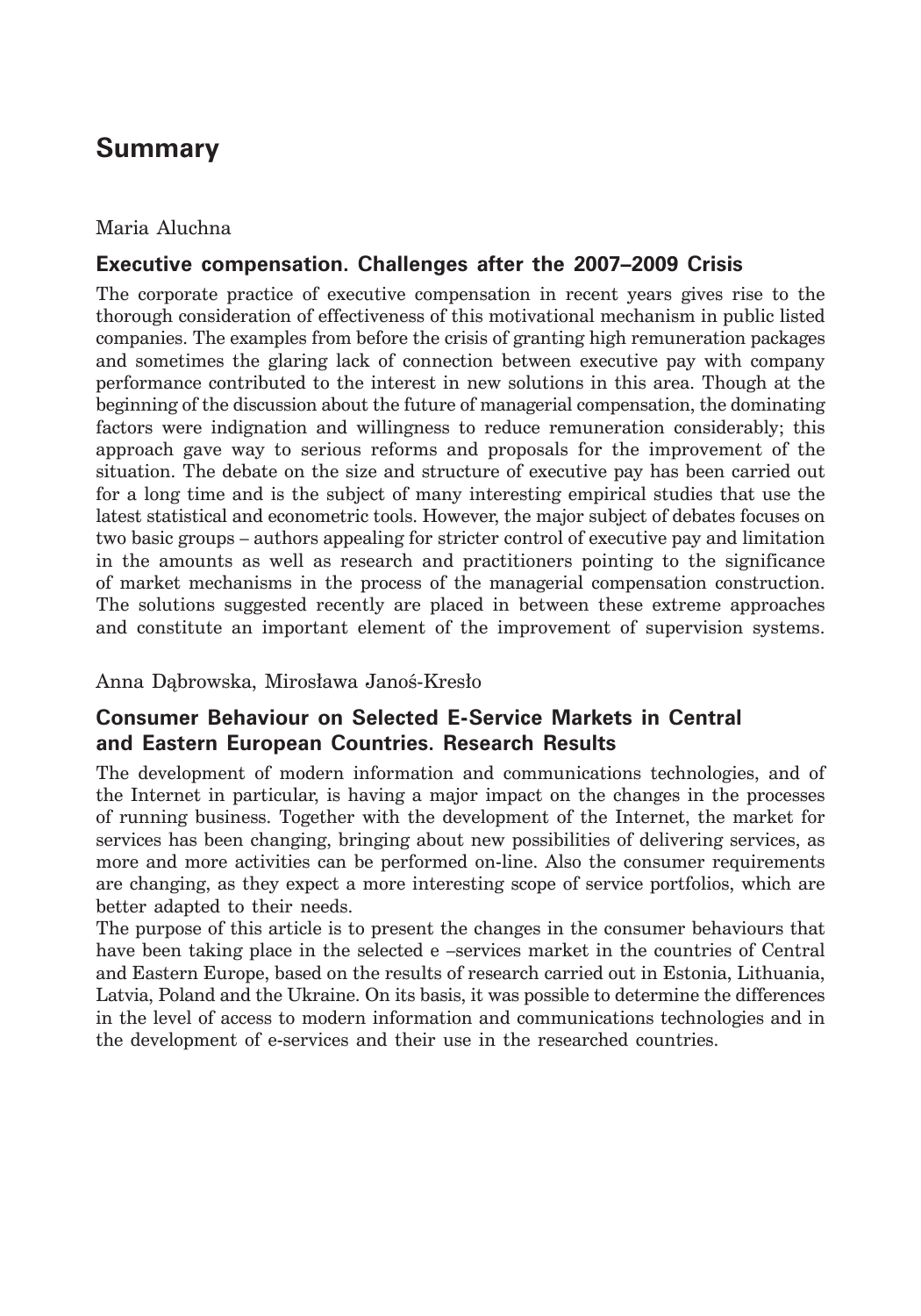# Summary

Maria Aluchna

## Executive compensation. Challenges after the 2007–2009 Crisis

The corporate practice of executive compensation in recent years gives rise to the thorough consideration of effectiveness of this motivational mechanism in public listed companies. The examples from before the crisis of granting high remuneration packages and sometimes the glaring lack of connection between executive pay with company performance contributed to the interest in new solutions in this area. Though at the beginning of the discussion about the future of managerial compensation, the dominating factors were indignation and willingness to reduce remuneration considerably; this approach gave way to serious reforms and proposals for the improvement of the situation. The debate on the size and structure of executive pay has been carried out for a long time and is the subject of many interesting empirical studies that use the latest statistical and econometric tools. However, the major subject of debates focuses on two basic groups – authors appealing for stricter control of executive pay and limitation in the amounts as well as research and practitioners pointing to the significance of market mechanisms in the process of the managerial compensation construction. The solutions suggested recently are placed in between these extreme approaches and constitute an important element of the improvement of supervision systems.

Anna Dąbrowska, Mirosława Janoś-Kresło

## Consumer Behaviour on Selected E-Service Markets in Central and Eastern European Countries. Research Results

The development of modern information and communications technologies, and of the Internet in particular, is having a major impact on the changes in the processes of running business. Together with the development of the Internet, the market for services has been changing, bringing about new possibilities of delivering services, as more and more activities can be performed on-line. Also the consumer requirements are changing, as they expect a more interesting scope of service portfolios, which are better adapted to their needs.

The purpose of this article is to present the changes in the consumer behaviours that have been taking place in the selected e –services market in the countries of Central and Eastern Europe, based on the results of research carried out in Estonia, Lithuania, Latvia, Poland and the Ukraine. On its basis, it was possible to determine the differences in the level of access to modern information and communications technologies and in the development of e-services and their use in the researched countries.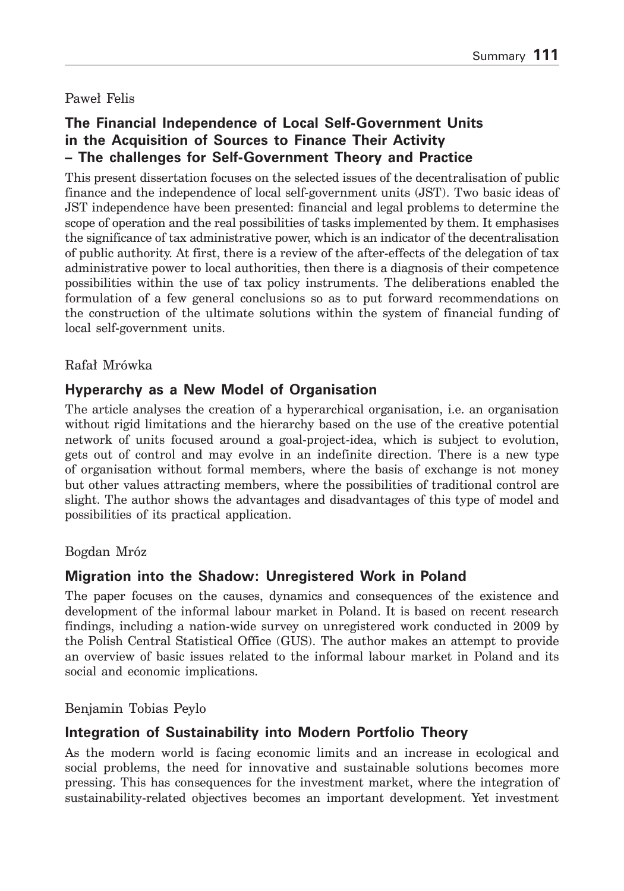Paweł Felis

### The Financial Independence of Local Self-Government Units in the Acquisition of Sources to Finance Their Activity – The challenges for Self-Government Theory and Practice

This present dissertation focuses on the selected issues of the decentralisation of public finance and the independence of local self-government units (JST). Two basic ideas of JST independence have been presented: financial and legal problems to determine the scope of operation and the real possibilities of tasks implemented by them. It emphasises the significance of tax administrative power, which is an indicator of the decentralisation of public authority. At first, there is a review of the after-effects of the delegation of tax administrative power to local authorities, then there is a diagnosis of their competence possibilities within the use of tax policy instruments. The deliberations enabled the formulation of a few general conclusions so as to put forward recommendations on the construction of the ultimate solutions within the system of financial funding of local self-government units.

Rafał Mrówka

### Hyperarchy as a New Model of Organisation

The article analyses the creation of a hyperarchical organisation, i.e. an organisation without rigid limitations and the hierarchy based on the use of the creative potential network of units focused around a goal-project-idea, which is subject to evolution, gets out of control and may evolve in an indefinite direction. There is a new type of organisation without formal members, where the basis of exchange is not money but other values attracting members, where the possibilities of traditional control are slight. The author shows the advantages and disadvantages of this type of model and possibilities of its practical application.

Bogdan Mróz

### Migration into the Shadow: Unregistered Work in Poland

The paper focuses on the causes, dynamics and consequences of the existence and development of the informal labour market in Poland. It is based on recent research findings, including a nation-wide survey on unregistered work conducted in 2009 by the Polish Central Statistical Office (GUS). The author makes an attempt to provide an overview of basic issues related to the informal labour market in Poland and its social and economic implications.

Benjamin Tobias Peylo

### Integration of Sustainability into Modern Portfolio Theory

As the modern world is facing economic limits and an increase in ecological and social problems, the need for innovative and sustainable solutions becomes more pressing. This has consequences for the investment market, where the integration of sustainability-related objectives becomes an important development. Yet investment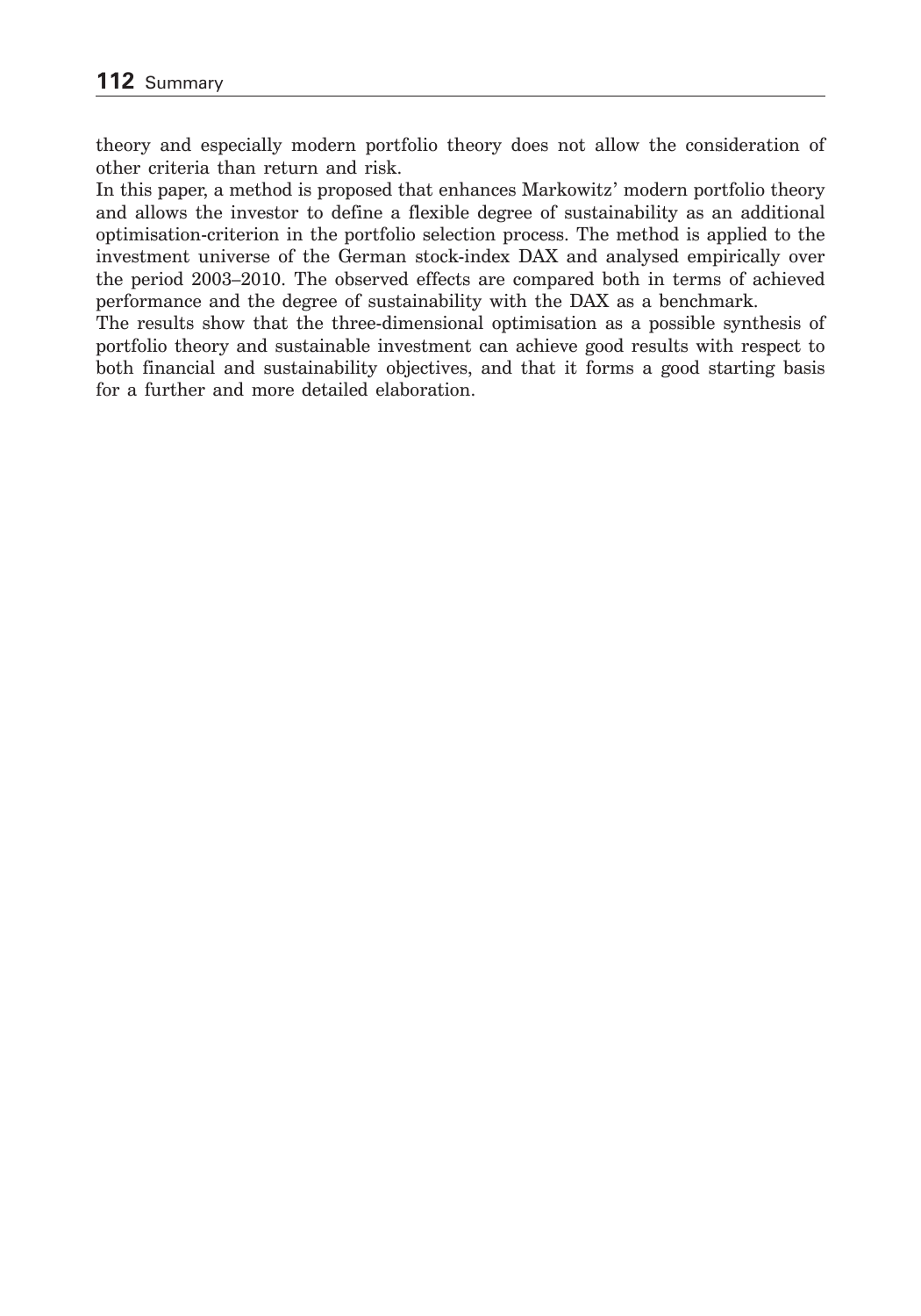theory and especially modern portfolio theory does not allow the consideration of other criteria than return and risk.

In this paper, a method is proposed that enhances Markowitz' modern portfolio theory and allows the investor to define a flexible degree of sustainability as an additional optimisation-criterion in the portfolio selection process. The method is applied to the investment universe of the German stock-index DAX and analysed empirically over the period 2003–2010. The observed effects are compared both in terms of achieved performance and the degree of sustainability with the DAX as a benchmark.

The results show that the three-dimensional optimisation as a possible synthesis of portfolio theory and sustainable investment can achieve good results with respect to both financial and sustainability objectives, and that it forms a good starting basis for a further and more detailed elaboration.